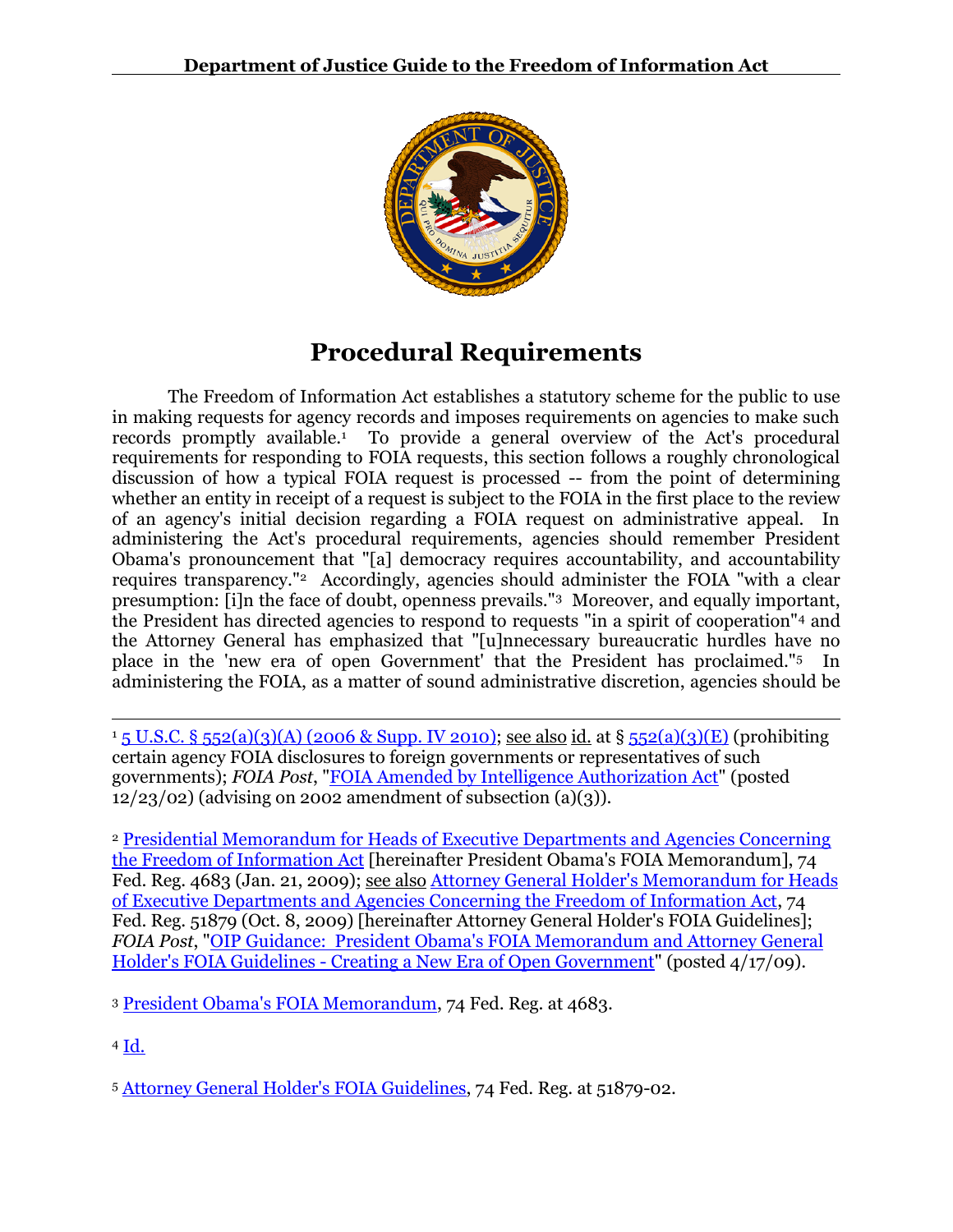# Procedural Requirements

The Freedom of Information Act establishes a statutory scheme for the public to use in making requests for agency records and imposes requirements on agencies to make such records promptly available.[1] To provide a general overview of the Act's procedural requirements for responding to FOIA requests, this section follows a roughly chronological discussion of how a typical FOIA request is processed -- from the point of determining whether an entity in receipt of a request is subject to the FOIA in the first place to the review of an agency's initial decision regarding a FOIA request on administrative appeal. In administering the Act's procedural requirements, agencies should remember President Obama's pronouncement that "[a] democracy requires accountability, and accountability requires transparency."[2] Accordingly, agencies should administer the FOIA "with a clear presumption: [i]n the face of doubt, openness prevails."[3] Moreover, and equally important, the President has directed agencies to respond to requests "in a spirit of cooperation"[4] and the Attorney General has emphasized that "[u]nnecessary bureaucratic hurdles have no place in the 'new era of open Government' that the President has proclaimed."[5] In administering the FOIA, as a matter of sound administrative discretion, agencies should be

---

[1] 5 U.S.C. § 552(a)(3)(A) (2006 & Supp. IV 2010); see also id. at § 552(a)(3)(E) (prohibiting certain agency FOIA disclosures to foreign governments or representatives of such governments); *FOIA Post*, "FOIA Amended by Intelligence Authorization Act" (posted 12/23/02) (advising on 2002 amendment of subsection (a)(3)).

[2] Presidential Memorandum for Heads of Executive Departments and Agencies Concerning the Freedom of Information Act [hereinafter President Obama's FOIA Memorandum], 74 Fed. Reg. 4683 (Jan. 21, 2009); see also Attorney General Holder's Memorandum for Heads of Executive Departments and Agencies Concerning the Freedom of Information Act, 74 Fed. Reg. 51879 (Oct. 8, 2009) [hereinafter Attorney General Holder's FOIA Guidelines]; *FOIA Post*, "OIP Guidance: President Obama's FOIA Memorandum and Attorney General Holder's FOIA Guidelines - Creating a New Era of Open Government" (posted 4/17/09).

[3] President Obama's FOIA Memorandum, 74 Fed. Reg. at 4683.

[4] Id.

[5] Attorney General Holder's FOIA Guidelines, 74 Fed. Reg. at 51879-02.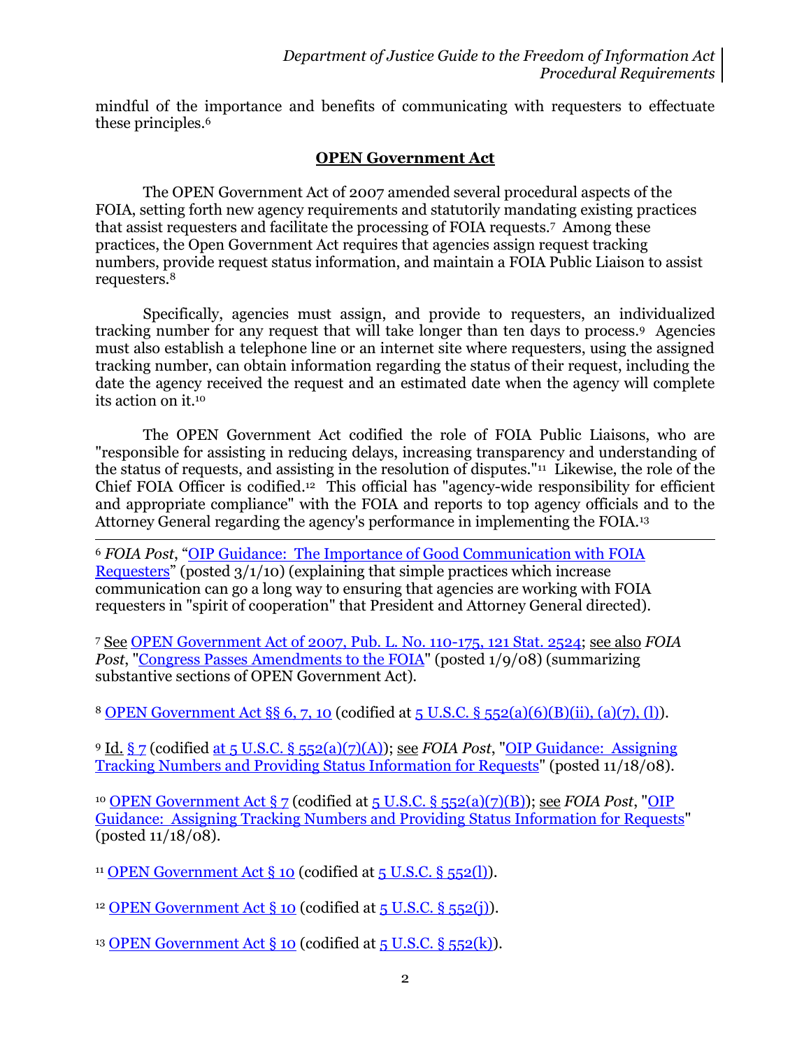mindful of the importance and benefits of communicating with requesters to effectuate these principles.[6]

## OPEN Government Act

The OPEN Government Act of 2007 amended several procedural aspects of the FOIA, setting forth new agency requirements and statutorily mandating existing practices that assist requesters and facilitate the processing of FOIA requests.[7] Among these practices, the Open Government Act requires that agencies assign request tracking numbers, provide request status information, and maintain a FOIA Public Liaison to assist requesters.[8]

Specifically, agencies must assign, and provide to requesters, an individualized tracking number for any request that will take longer than ten days to process.[9] Agencies must also establish a telephone line or an internet site where requesters, using the assigned tracking number, can obtain information regarding the status of their request, including the date the agency received the request and an estimated date when the agency will complete its action on it.[10]

The OPEN Government Act codified the role of FOIA Public Liaisons, who are "responsible for assisting in reducing delays, increasing transparency and understanding of the status of requests, and assisting in the resolution of disputes."[11] Likewise, the role of the Chief FOIA Officer is codified.[12] This official has "agency-wide responsibility for efficient and appropriate compliance" with the FOIA and reports to top agency officials and to the Attorney General regarding the agency's performance in implementing the FOIA.[13]

---

[6] *FOIA Post*, "OIP Guidance: The Importance of Good Communication with FOIA Requesters" (posted 3/1/10) (explaining that simple practices which increase communication can go a long way to ensuring that agencies are working with FOIA requesters in "spirit of cooperation" that President and Attorney General directed).

[7] See OPEN Government Act of 2007, Pub. L. No. 110-175, 121 Stat. 2524; see also *FOIA Post*, "Congress Passes Amendments to the FOIA" (posted 1/9/08) (summarizing substantive sections of OPEN Government Act).

[8] OPEN Government Act §§ 6, 7, 10 (codified at 5 U.S.C. § 552(a)(6)(B)(ii), (a)(7), (l)).

[9] Id. § 7 (codified at 5 U.S.C. § 552(a)(7)(A)); see *FOIA Post*, "OIP Guidance: Assigning Tracking Numbers and Providing Status Information for Requests" (posted 11/18/08).

[10] OPEN Government Act § 7 (codified at 5 U.S.C. § 552(a)(7)(B)); see *FOIA Post*, "OIP Guidance: Assigning Tracking Numbers and Providing Status Information for Requests" (posted 11/18/08).

[11] OPEN Government Act § 10 (codified at 5 U.S.C. § 552(l)).

[12] OPEN Government Act § 10 (codified at 5 U.S.C. § 552(j)).

[13] OPEN Government Act § 10 (codified at 5 U.S.C. § 552(k)).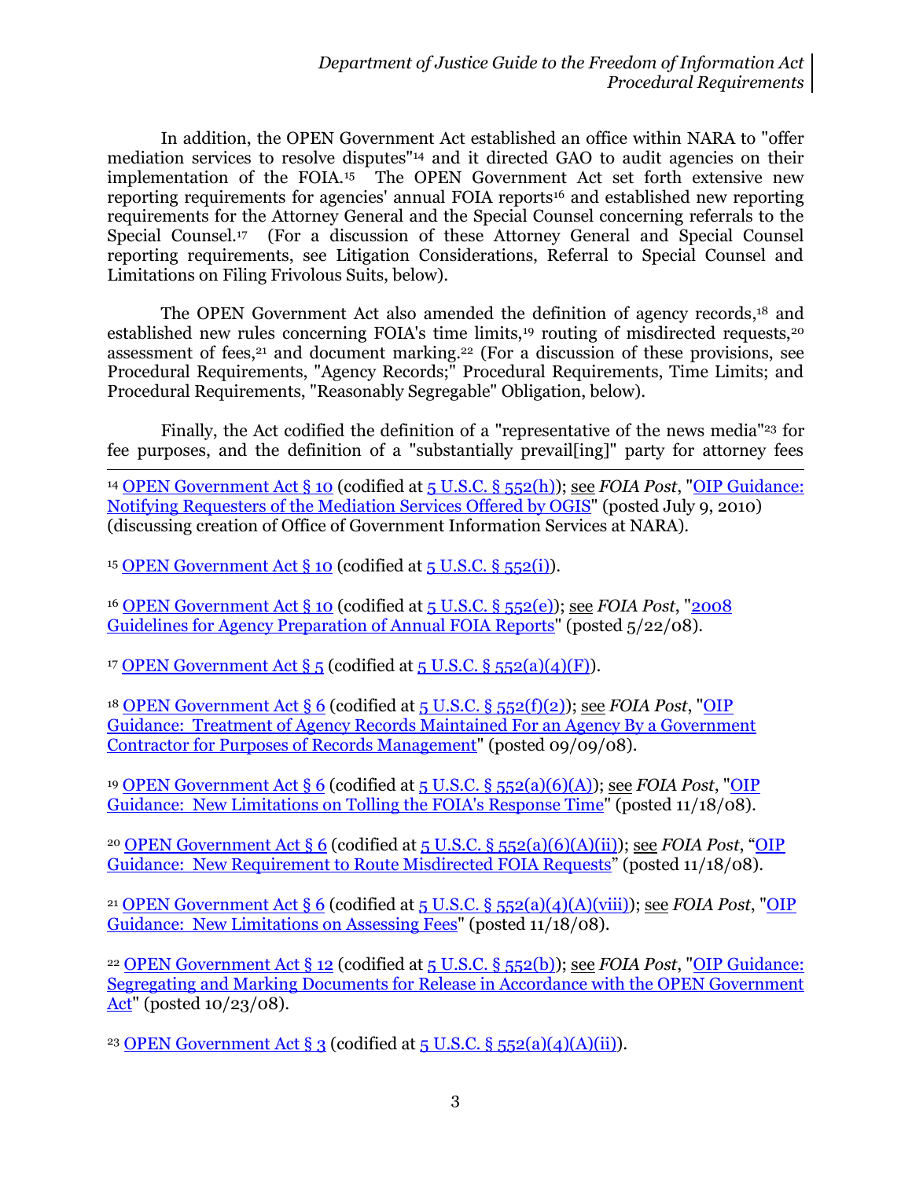In addition, the OPEN Government Act established an office within NARA to "offer mediation services to resolve disputes"[14] and it directed GAO to audit agencies on their implementation of the FOIA.[15] The OPEN Government Act set forth extensive new reporting requirements for agencies' annual FOIA reports[16] and established new reporting requirements for the Attorney General and the Special Counsel concerning referrals to the Special Counsel.[17] (For a discussion of these Attorney General and Special Counsel reporting requirements, see Litigation Considerations, Referral to Special Counsel and Limitations on Filing Frivolous Suits, below).

The OPEN Government Act also amended the definition of agency records,[18] and established new rules concerning FOIA's time limits,[19] routing of misdirected requests,[20] assessment of fees,[21] and document marking.[22] (For a discussion of these provisions, see Procedural Requirements, "Agency Records;" Procedural Requirements, Time Limits; and Procedural Requirements, "Reasonably Segregable" Obligation, below).

Finally, the Act codified the definition of a "representative of the news media"[23] for fee purposes, and the definition of a "substantially prevail[ing]" party for attorney fees

---

[14] OPEN Government Act § 10 (codified at 5 U.S.C. § 552(h)); see *FOIA Post*, "OIP Guidance: Notifying Requesters of the Mediation Services Offered by OGIS" (posted July 9, 2010) (discussing creation of Office of Government Information Services at NARA).

[15] OPEN Government Act § 10 (codified at 5 U.S.C. § 552(i)).

[16] OPEN Government Act § 10 (codified at 5 U.S.C. § 552(e)); see *FOIA Post*, "2008 Guidelines for Agency Preparation of Annual FOIA Reports" (posted 5/22/08).

[17] OPEN Government Act § 5 (codified at 5 U.S.C. § 552(a)(4)(F)).

[18] OPEN Government Act § 6 (codified at 5 U.S.C. § 552(f)(2)); see *FOIA Post*, "OIP Guidance: Treatment of Agency Records Maintained For an Agency By a Government Contractor for Purposes of Records Management" (posted 09/09/08).

[19] OPEN Government Act § 6 (codified at 5 U.S.C. § 552(a)(6)(A)); see *FOIA Post*, "OIP Guidance: New Limitations on Tolling the FOIA's Response Time" (posted 11/18/08).

[20] OPEN Government Act § 6 (codified at 5 U.S.C. § 552(a)(6)(A)(ii)); see *FOIA Post*, "OIP Guidance: New Requirement to Route Misdirected FOIA Requests" (posted 11/18/08).

[21] OPEN Government Act § 6 (codified at 5 U.S.C. § 552(a)(4)(A)(viii)); see *FOIA Post*, "OIP Guidance: New Limitations on Assessing Fees" (posted 11/18/08).

[22] OPEN Government Act § 12 (codified at 5 U.S.C. § 552(b)); see *FOIA Post*, "OIP Guidance: Segregating and Marking Documents for Release in Accordance with the OPEN Government Act" (posted 10/23/08).

[23] OPEN Government Act § 3 (codified at 5 U.S.C. § 552(a)(4)(A)(ii)).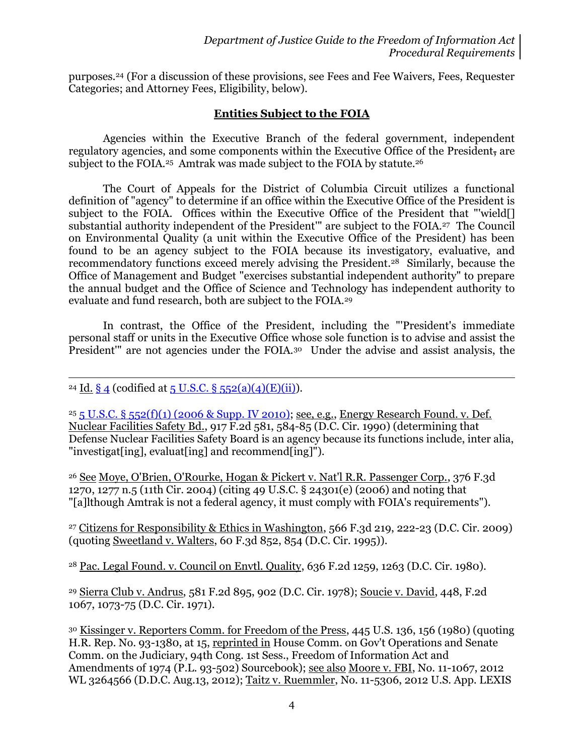purposes.[24] (For a discussion of these provisions, see Fees and Fee Waivers, Fees, Requester Categories; and Attorney Fees, Eligibility, below).

## **Entities Subject to the FOIA**

Agencies within the Executive Branch of the federal government, independent regulatory agencies, and some components within the Executive Office of the President, are subject to the FOIA.[25] Amtrak was made subject to the FOIA by statute.[26]

The Court of Appeals for the District of Columbia Circuit utilizes a functional definition of "agency" to determine if an office within the Executive Office of the President is subject to the FOIA. Offices within the Executive Office of the President that "'wield[] substantial authority independent of the President'" are subject to the FOIA.[27] The Council on Environmental Quality (a unit within the Executive Office of the President) has been found to be an agency subject to the FOIA because its investigatory, evaluative, and recommendatory functions exceed merely advising the President.[28] Similarly, because the Office of Management and Budget "exercises substantial independent authority" to prepare the annual budget and the Office of Science and Technology has independent authority to evaluate and fund research, both are subject to the FOIA.[29]

In contrast, the Office of the President, including the "'President's immediate personal staff or units in the Executive Office whose sole function is to advise and assist the President'" are not agencies under the FOIA.[30] Under the advise and assist analysis, the

---

[24] Id. § 4 (codified at 5 U.S.C. § 552(a)(4)(E)(ii)).

[25] 5 U.S.C. § 552(f)(1) (2006 & Supp. IV 2010); see, e.g., Energy Research Found. v. Def. Nuclear Facilities Safety Bd., 917 F.2d 581, 584-85 (D.C. Cir. 1990) (determining that Defense Nuclear Facilities Safety Board is an agency because its functions include, inter alia, "investigat[ing], evaluat[ing] and recommend[ing]").

[26] See Moye, O'Brien, O'Rourke, Hogan & Pickert v. Nat'l R.R. Passenger Corp., 376 F.3d 1270, 1277 n.5 (11th Cir. 2004) (citing 49 U.S.C. § 24301(e) (2006) and noting that "[a]lthough Amtrak is not a federal agency, it must comply with FOIA's requirements").

[27] Citizens for Responsibility & Ethics in Washington, 566 F.3d 219, 222-23 (D.C. Cir. 2009) (quoting Sweetland v. Walters, 60 F.3d 852, 854 (D.C. Cir. 1995)).

[28] Pac. Legal Found. v. Council on Envtl. Quality, 636 F.2d 1259, 1263 (D.C. Cir. 1980).

[29] Sierra Club v. Andrus, 581 F.2d 895, 902 (D.C. Cir. 1978); Soucie v. David, 448, F.2d 1067, 1073-75 (D.C. Cir. 1971).

[30] Kissinger v. Reporters Comm. for Freedom of the Press, 445 U.S. 136, 156 (1980) (quoting H.R. Rep. No. 93-1380, at 15, reprinted in House Comm. on Gov't Operations and Senate Comm. on the Judiciary, 94th Cong. 1st Sess., Freedom of Information Act and Amendments of 1974 (P.L. 93-502) Sourcebook); see also Moore v. FBI, No. 11-1067, 2012 WL 3264566 (D.D.C. Aug.13, 2012); Taitz v. Ruemmler, No. 11-5306, 2012 U.S. App. LEXIS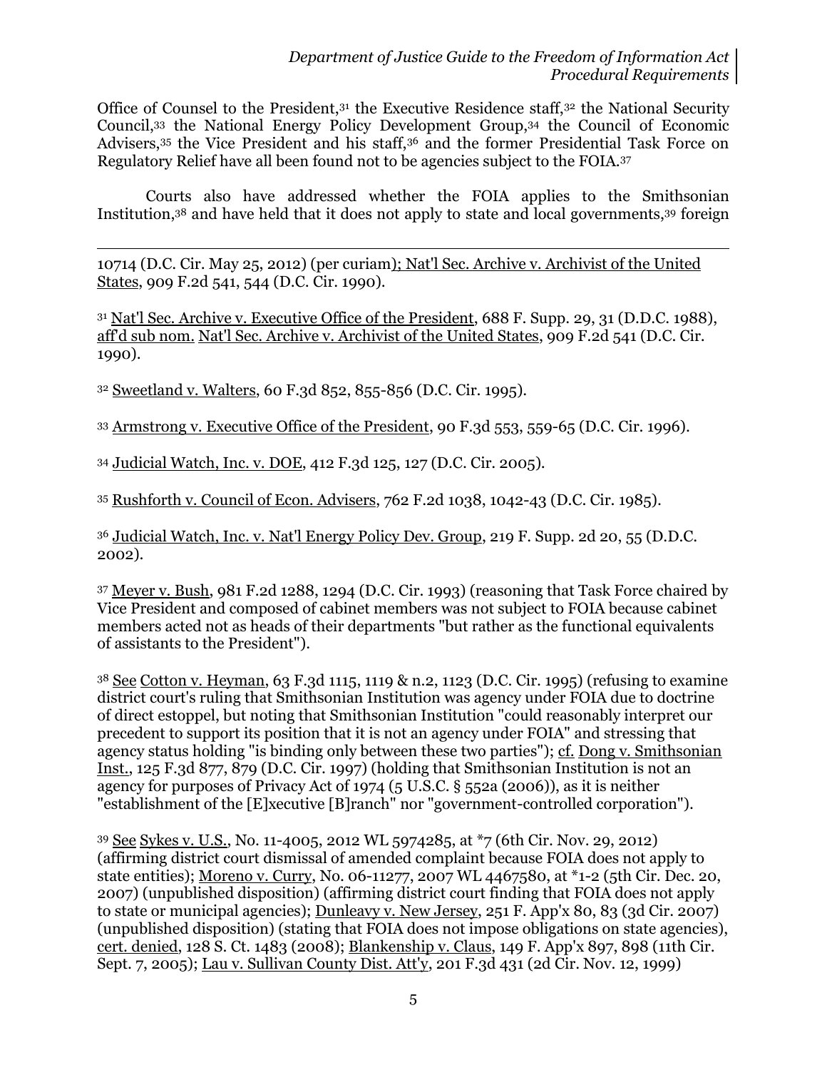Office of Counsel to the President,[31] the Executive Residence staff,[32] the National Security Council,[33] the National Energy Policy Development Group,[34] the Council of Economic Advisers,[35] the Vice President and his staff,[36] and the former Presidential Task Force on Regulatory Relief have all been found not to be agencies subject to the FOIA.[37]

Courts also have addressed whether the FOIA applies to the Smithsonian Institution,[38] and have held that it does not apply to state and local governments,[39] foreign

---

10714 (D.C. Cir. May 25, 2012) (per curiam); Nat'l Sec. Archive v. Archivist of the United States, 909 F.2d 541, 544 (D.C. Cir. 1990).

[31] Nat'l Sec. Archive v. Executive Office of the President, 688 F. Supp. 29, 31 (D.D.C. 1988), aff'd sub nom. Nat'l Sec. Archive v. Archivist of the United States, 909 F.2d 541 (D.C. Cir. 1990).

[32] Sweetland v. Walters, 60 F.3d 852, 855-856 (D.C. Cir. 1995).

[33] Armstrong v. Executive Office of the President, 90 F.3d 553, 559-65 (D.C. Cir. 1996).

[34] Judicial Watch, Inc. v. DOE, 412 F.3d 125, 127 (D.C. Cir. 2005).

[35] Rushforth v. Council of Econ. Advisers, 762 F.2d 1038, 1042-43 (D.C. Cir. 1985).

[36] Judicial Watch, Inc. v. Nat'l Energy Policy Dev. Group, 219 F. Supp. 2d 20, 55 (D.D.C. 2002).

[37] Meyer v. Bush, 981 F.2d 1288, 1294 (D.C. Cir. 1993) (reasoning that Task Force chaired by Vice President and composed of cabinet members was not subject to FOIA because cabinet members acted not as heads of their departments "but rather as the functional equivalents of assistants to the President").

[38] See Cotton v. Heyman, 63 F.3d 1115, 1119 & n.2, 1123 (D.C. Cir. 1995) (refusing to examine district court's ruling that Smithsonian Institution was agency under FOIA due to doctrine of direct estoppel, but noting that Smithsonian Institution "could reasonably interpret our precedent to support its position that it is not an agency under FOIA" and stressing that agency status holding "is binding only between these two parties"); cf. Dong v. Smithsonian Inst., 125 F.3d 877, 879 (D.C. Cir. 1997) (holding that Smithsonian Institution is not an agency for purposes of Privacy Act of 1974 (5 U.S.C. § 552a (2006)), as it is neither "establishment of the [E]xecutive [B]ranch" nor "government-controlled corporation").

[39] See Sykes v. U.S., No. 11-4005, 2012 WL 5974285, at *7 (6th Cir. Nov. 29, 2012) (affirming district court dismissal of amended complaint because FOIA does not apply to state entities); Moreno v. Curry, No. 06-11277, 2007 WL 4467580, at *1-2 (5th Cir. Dec. 20, 2007) (unpublished disposition) (affirming district court finding that FOIA does not apply to state or municipal agencies); Dunleavy v. New Jersey, 251 F. App'x 80, 83 (3d Cir. 2007) (unpublished disposition) (stating that FOIA does not impose obligations on state agencies), cert. denied, 128 S. Ct. 1483 (2008); Blankenship v. Claus, 149 F. App'x 897, 898 (11th Cir. Sept. 7, 2005); Lau v. Sullivan County Dist. Att'y, 201 F.3d 431 (2d Cir. Nov. 12, 1999)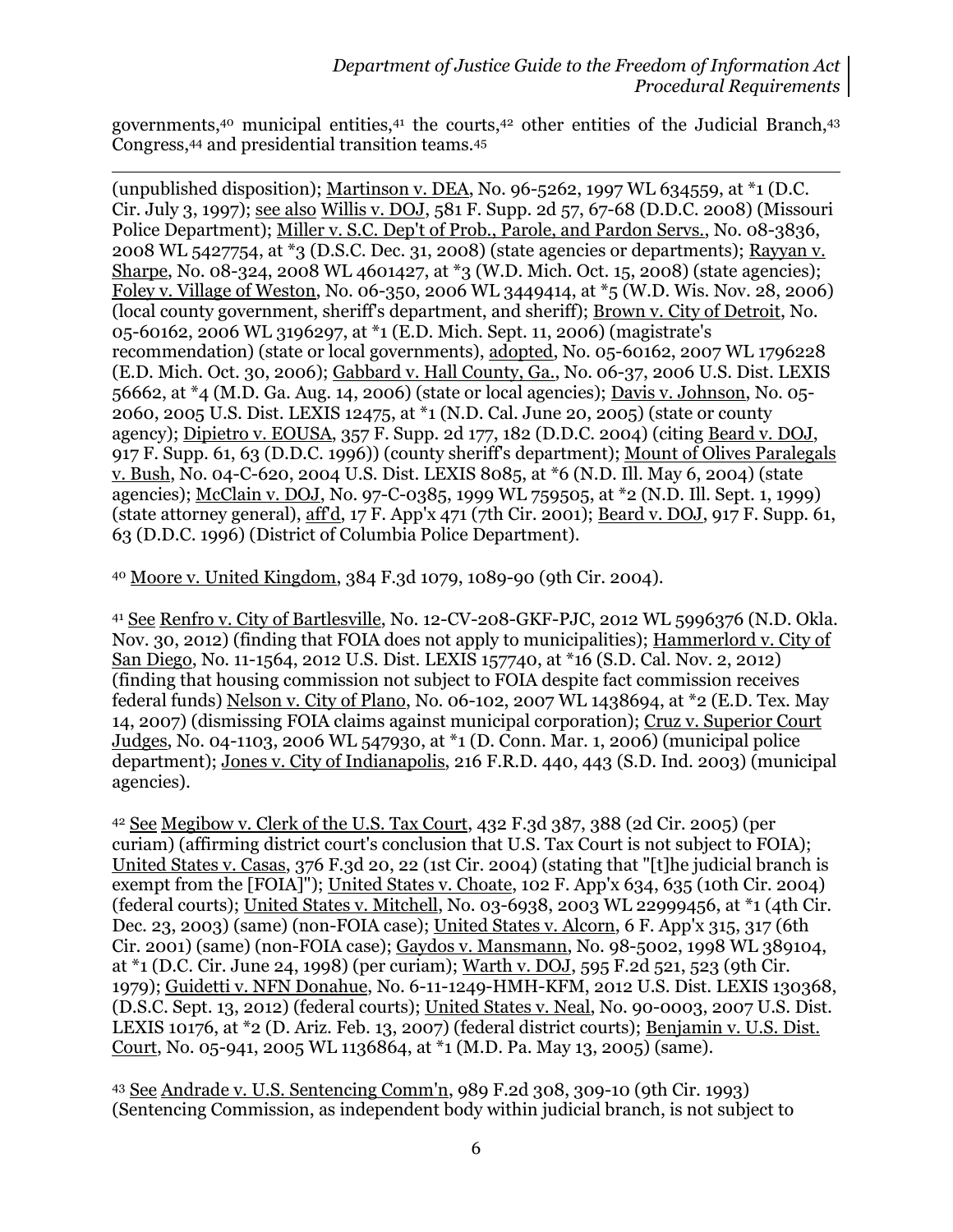governments,[40] municipal entities,[41] the courts,[42] other entities of the Judicial Branch,[43] Congress,[44] and presidential transition teams.[45]

---

(unpublished disposition); Martinson v. DEA, No. 96-5262, 1997 WL 634559, at *1 (D.C. Cir. July 3, 1997); see also Willis v. DOJ, 581 F. Supp. 2d 57, 67-68 (D.D.C. 2008) (Missouri Police Department); Miller v. S.C. Dep't of Prob., Parole, and Pardon Servs., No. 08-3836, 2008 WL 5427754, at *3 (D.S.C. Dec. 31, 2008) (state agencies or departments); Rayyan v. Sharpe, No. 08-324, 2008 WL 4601427, at *3 (W.D. Mich. Oct. 15, 2008) (state agencies); Foley v. Village of Weston, No. 06-350, 2006 WL 3449414, at *5 (W.D. Wis. Nov. 28, 2006) (local county government, sheriff's department, and sheriff); Brown v. City of Detroit, No. 05-60162, 2006 WL 3196297, at *1 (E.D. Mich. Sept. 11, 2006) (magistrate's recommendation) (state or local governments), adopted, No. 05-60162, 2007 WL 1796228 (E.D. Mich. Oct. 30, 2006); Gabbard v. Hall County, Ga., No. 06-37, 2006 U.S. Dist. LEXIS 56662, at *4 (M.D. Ga. Aug. 14, 2006) (state or local agencies); Davis v. Johnson, No. 05-2060, 2005 U.S. Dist. LEXIS 12475, at *1 (N.D. Cal. June 20, 2005) (state or county agency); Dipietro v. EOUSA, 357 F. Supp. 2d 177, 182 (D.D.C. 2004) (citing Beard v. DOJ, 917 F. Supp. 61, 63 (D.D.C. 1996)) (county sheriff's department); Mount of Olives Paralegals v. Bush, No. 04-C-620, 2004 U.S. Dist. LEXIS 8085, at *6 (N.D. Ill. May 6, 2004) (state agencies); McClain v. DOJ, No. 97-C-0385, 1999 WL 759505, at *2 (N.D. Ill. Sept. 1, 1999) (state attorney general), aff'd, 17 F. App'x 471 (7th Cir. 2001); Beard v. DOJ, 917 F. Supp. 61, 63 (D.D.C. 1996) (District of Columbia Police Department).

[40] Moore v. United Kingdom, 384 F.3d 1079, 1089-90 (9th Cir. 2004).

[41] See Renfro v. City of Bartlesville, No. 12-CV-208-GKF-PJC, 2012 WL 5996376 (N.D. Okla. Nov. 30, 2012) (finding that FOIA does not apply to municipalities); Hammerlord v. City of San Diego, No. 11-1564, 2012 U.S. Dist. LEXIS 157740, at *16 (S.D. Cal. Nov. 2, 2012) (finding that housing commission not subject to FOIA despite fact commission receives federal funds) Nelson v. City of Plano, No. 06-102, 2007 WL 1438694, at *2 (E.D. Tex. May 14, 2007) (dismissing FOIA claims against municipal corporation); Cruz v. Superior Court Judges, No. 04-1103, 2006 WL 547930, at *1 (D. Conn. Mar. 1, 2006) (municipal police department); Jones v. City of Indianapolis, 216 F.R.D. 440, 443 (S.D. Ind. 2003) (municipal agencies).

[42] See Megibow v. Clerk of the U.S. Tax Court, 432 F.3d 387, 388 (2d Cir. 2005) (per curiam) (affirming district court's conclusion that U.S. Tax Court is not subject to FOIA); United States v. Casas, 376 F.3d 20, 22 (1st Cir. 2004) (stating that "[t]he judicial branch is exempt from the [FOIA]"); United States v. Choate, 102 F. App'x 634, 635 (10th Cir. 2004) (federal courts); United States v. Mitchell, No. 03-6938, 2003 WL 22999456, at *1 (4th Cir. Dec. 23, 2003) (same) (non-FOIA case); United States v. Alcorn, 6 F. App'x 315, 317 (6th Cir. 2001) (same) (non-FOIA case); Gaydos v. Mansmann, No. 98-5002, 1998 WL 389104, at *1 (D.C. Cir. June 24, 1998) (per curiam); Warth v. DOJ, 595 F.2d 521, 523 (9th Cir. 1979); Guidetti v. NFN Donahue, No. 6-11-1249-HMH-KFM, 2012 U.S. Dist. LEXIS 130368, (D.S.C. Sept. 13, 2012) (federal courts); United States v. Neal, No. 90-0003, 2007 U.S. Dist. LEXIS 10176, at *2 (D. Ariz. Feb. 13, 2007) (federal district courts); Benjamin v. U.S. Dist. Court, No. 05-941, 2005 WL 1136864, at *1 (M.D. Pa. May 13, 2005) (same).

[43] See Andrade v. U.S. Sentencing Comm'n, 989 F.2d 308, 309-10 (9th Cir. 1993) (Sentencing Commission, as independent body within judicial branch, is not subject to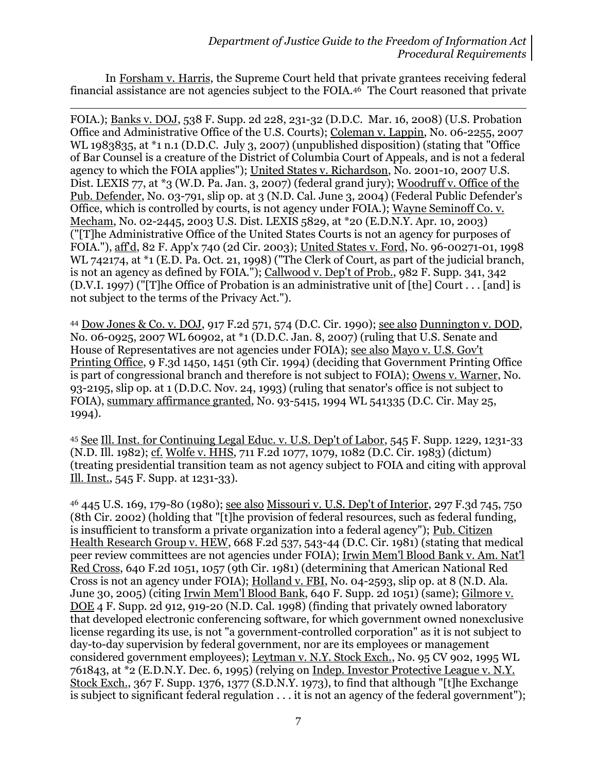In Forsham v. Harris, the Supreme Court held that private grantees receiving federal financial assistance are not agencies subject to the FOIA.[46] The Court reasoned that private

---

FOIA.); Banks v. DOJ, 538 F. Supp. 2d 228, 231-32 (D.D.C. Mar. 16, 2008) (U.S. Probation Office and Administrative Office of the U.S. Courts); Coleman v. Lappin, No. 06-2255, 2007 WL 1983835, at *1 n.1 (D.D.C. July 3, 2007) (unpublished disposition) (stating that "Office of Bar Counsel is a creature of the District of Columbia Court of Appeals, and is not a federal agency to which the FOIA applies"); United States v. Richardson, No. 2001-10, 2007 U.S. Dist. LEXIS 77, at *3 (W.D. Pa. Jan. 3, 2007) (federal grand jury); Woodruff v. Office of the Pub. Defender, No. 03-791, slip op. at 3 (N.D. Cal. June 3, 2004) (Federal Public Defender's Office, which is controlled by courts, is not agency under FOIA.); Wayne Seminoff Co. v. Mecham, No. 02-2445, 2003 U.S. Dist. LEXIS 5829, at *20 (E.D.N.Y. Apr. 10, 2003) ("[T]he Administrative Office of the United States Courts is not an agency for purposes of FOIA."), aff'd, 82 F. App'x 740 (2d Cir. 2003); United States v. Ford, No. 96-00271-01, 1998 WL 742174, at *1 (E.D. Pa. Oct. 21, 1998) ("The Clerk of Court, as part of the judicial branch, is not an agency as defined by FOIA."); Callwood v. Dep't of Prob., 982 F. Supp. 341, 342 (D.V.I. 1997) ("[T]he Office of Probation is an administrative unit of [the] Court . . . [and] is not subject to the terms of the Privacy Act.").

[44] Dow Jones & Co. v. DOJ, 917 F.2d 571, 574 (D.C. Cir. 1990); see also Dunnington v. DOD, No. 06-0925, 2007 WL 60902, at *1 (D.D.C. Jan. 8, 2007) (ruling that U.S. Senate and House of Representatives are not agencies under FOIA); see also Mayo v. U.S. Gov't Printing Office, 9 F.3d 1450, 1451 (9th Cir. 1994) (deciding that Government Printing Office is part of congressional branch and therefore is not subject to FOIA); Owens v. Warner, No. 93-2195, slip op. at 1 (D.D.C. Nov. 24, 1993) (ruling that senator's office is not subject to FOIA), summary affirmance granted, No. 93-5415, 1994 WL 541335 (D.C. Cir. May 25, 1994).

[45] See Ill. Inst. for Continuing Legal Educ. v. U.S. Dep't of Labor, 545 F. Supp. 1229, 1231-33 (N.D. Ill. 1982); cf. Wolfe v. HHS, 711 F.2d 1077, 1079, 1082 (D.C. Cir. 1983) (dictum) (treating presidential transition team as not agency subject to FOIA and citing with approval Ill. Inst., 545 F. Supp. at 1231-33).

[46] 445 U.S. 169, 179-80 (1980); see also Missouri v. U.S. Dep't of Interior, 297 F.3d 745, 750 (8th Cir. 2002) (holding that "[t]he provision of federal resources, such as federal funding, is insufficient to transform a private organization into a federal agency"); Pub. Citizen Health Research Group v. HEW, 668 F.2d 537, 543-44 (D.C. Cir. 1981) (stating that medical peer review committees are not agencies under FOIA); Irwin Mem'l Blood Bank v. Am. Nat'l Red Cross, 640 F.2d 1051, 1057 (9th Cir. 1981) (determining that American National Red Cross is not an agency under FOIA); Holland v. FBI, No. 04-2593, slip op. at 8 (N.D. Ala. June 30, 2005) (citing Irwin Mem'l Blood Bank, 640 F. Supp. 2d 1051) (same); Gilmore v. DOE 4 F. Supp. 2d 912, 919-20 (N.D. Cal. 1998) (finding that privately owned laboratory that developed electronic conferencing software, for which government owned nonexclusive license regarding its use, is not "a government-controlled corporation" as it is not subject to day-to-day supervision by federal government, nor are its employees or management considered government employees); Leytman v. N.Y. Stock Exch., No. 95 CV 902, 1995 WL 761843, at *2 (E.D.N.Y. Dec. 6, 1995) (relying on Indep. Investor Protective League v. N.Y. Stock Exch., 367 F. Supp. 1376, 1377 (S.D.N.Y. 1973), to find that although "[t]he Exchange is subject to significant federal regulation . . . it is not an agency of the federal government");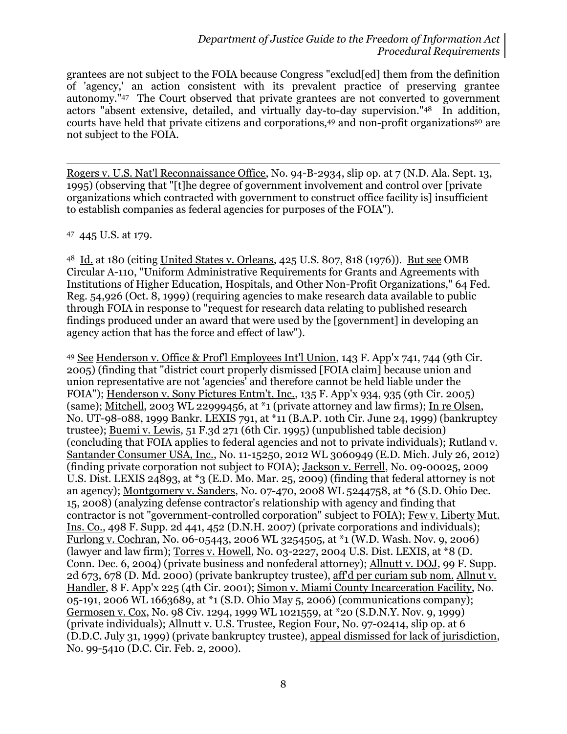grantees are not subject to the FOIA because Congress "exclud[ed] them from the definition of 'agency,' an action consistent with its prevalent practice of preserving grantee autonomy."[47] The Court observed that private grantees are not converted to government actors "absent extensive, detailed, and virtually day-to-day supervision."[48] In addition, courts have held that private citizens and corporations,[49] and non-profit organizations[50] are not subject to the FOIA.

---

Rogers v. U.S. Nat'l Reconnaissance Office, No. 94-B-2934, slip op. at 7 (N.D. Ala. Sept. 13, 1995) (observing that "[t]he degree of government involvement and control over [private organizations which contracted with government to construct office facility is] insufficient to establish companies as federal agencies for purposes of the FOIA").

[47] 445 U.S. at 179.

[48] Id. at 180 (citing United States v. Orleans, 425 U.S. 807, 818 (1976)). But see OMB Circular A-110, "Uniform Administrative Requirements for Grants and Agreements with Institutions of Higher Education, Hospitals, and Other Non-Profit Organizations," 64 Fed. Reg. 54,926 (Oct. 8, 1999) (requiring agencies to make research data available to public through FOIA in response to "request for research data relating to published research findings produced under an award that were used by the [government] in developing an agency action that has the force and effect of law").

[49] See Henderson v. Office & Prof'l Employees Int'l Union, 143 F. App'x 741, 744 (9th Cir. 2005) (finding that "district court properly dismissed [FOIA claim] because union and union representative are not 'agencies' and therefore cannot be held liable under the FOIA"); Henderson v. Sony Pictures Entm't, Inc., 135 F. App'x 934, 935 (9th Cir. 2005) (same); Mitchell, 2003 WL 22999456, at *1 (private attorney and law firms); In re Olsen, No. UT-98-088, 1999 Bankr. LEXIS 791, at *11 (B.A.P. 10th Cir. June 24, 1999) (bankruptcy trustee); Buemi v. Lewis, 51 F.3d 271 (6th Cir. 1995) (unpublished table decision) (concluding that FOIA applies to federal agencies and not to private individuals); Rutland v. Santander Consumer USA, Inc., No. 11-15250, 2012 WL 3060949 (E.D. Mich. July 26, 2012) (finding private corporation not subject to FOIA); Jackson v. Ferrell, No. 09-00025, 2009 U.S. Dist. LEXIS 24893, at *3 (E.D. Mo. Mar. 25, 2009) (finding that federal attorney is not an agency); Montgomery v. Sanders, No. 07-470, 2008 WL 5244758, at *6 (S.D. Ohio Dec. 15, 2008) (analyzing defense contractor's relationship with agency and finding that contractor is not "government-controlled corporation" subject to FOIA); Few v. Liberty Mut. Ins. Co., 498 F. Supp. 2d 441, 452 (D.N.H. 2007) (private corporations and individuals); Furlong v. Cochran, No. 06-05443, 2006 WL 3254505, at *1 (W.D. Wash. Nov. 9, 2006) (lawyer and law firm); Torres v. Howell, No. 03-2227, 2004 U.S. Dist. LEXIS, at *8 (D. Conn. Dec. 6, 2004) (private business and nonfederal attorney); Allnutt v. DOJ, 99 F. Supp. 2d 673, 678 (D. Md. 2000) (private bankruptcy trustee), aff'd per curiam sub nom. Allnut v. Handler, 8 F. App'x 225 (4th Cir. 2001); Simon v. Miami County Incarceration Facility, No. 05-191, 2006 WL 1663689, at *1 (S.D. Ohio May 5, 2006) (communications company); Germosen v. Cox, No. 98 Civ. 1294, 1999 WL 1021559, at *20 (S.D.N.Y. Nov. 9, 1999) (private individuals); Allnutt v. U.S. Trustee, Region Four, No. 97-02414, slip op. at 6 (D.D.C. July 31, 1999) (private bankruptcy trustee), appeal dismissed for lack of jurisdiction, No. 99-5410 (D.C. Cir. Feb. 2, 2000).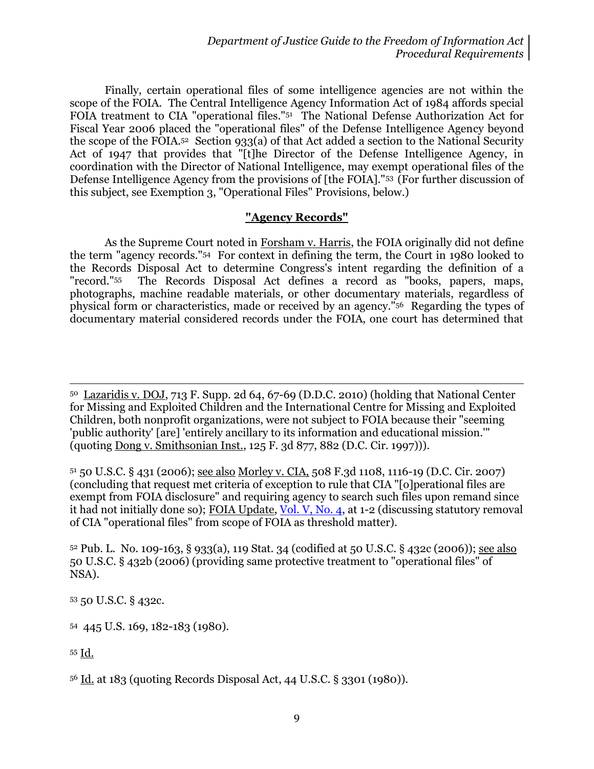Finally, certain operational files of some intelligence agencies are not within the scope of the FOIA. The Central Intelligence Agency Information Act of 1984 affords special FOIA treatment to CIA "operational files."[51] The National Defense Authorization Act for Fiscal Year 2006 placed the "operational files" of the Defense Intelligence Agency beyond the scope of the FOIA.[52] Section 933(a) of that Act added a section to the National Security Act of 1947 that provides that "[t]he Director of the Defense Intelligence Agency, in coordination with the Director of National Intelligence, may exempt operational files of the Defense Intelligence Agency from the provisions of [the FOIA]."[53] (For further discussion of this subject, see Exemption 3, "Operational Files" Provisions, below.)

## "Agency Records"

As the Supreme Court noted in Forsham v. Harris, the FOIA originally did not define the term "agency records."[54] For context in defining the term, the Court in 1980 looked to the Records Disposal Act to determine Congress's intent regarding the definition of a "record."[55] The Records Disposal Act defines a record as "books, papers, maps, photographs, machine readable materials, or other documentary materials, regardless of physical form or characteristics, made or received by an agency."[56] Regarding the types of documentary material considered records under the FOIA, one court has determined that

---

[50] Lazaridis v. DOJ, 713 F. Supp. 2d 64, 67-69 (D.D.C. 2010) (holding that National Center for Missing and Exploited Children and the International Centre for Missing and Exploited Children, both nonprofit organizations, were not subject to FOIA because their "seeming 'public authority' [are] 'entirely ancillary to its information and educational mission.'" (quoting Dong v. Smithsonian Inst., 125 F. 3d 877, 882 (D.C. Cir. 1997))).

[51] 50 U.S.C. § 431 (2006); see also Morley v. CIA, 508 F.3d 1108, 1116-19 (D.C. Cir. 2007) (concluding that request met criteria of exception to rule that CIA "[o]perational files are exempt from FOIA disclosure" and requiring agency to search such files upon remand since it had not initially done so); FOIA Update, Vol. V, No. 4, at 1-2 (discussing statutory removal of CIA "operational files" from scope of FOIA as threshold matter).

[52] Pub. L. No. 109-163, § 933(a), 119 Stat. 34 (codified at 50 U.S.C. § 432c (2006)); see also 50 U.S.C. § 432b (2006) (providing same protective treatment to "operational files" of NSA).

[53] 50 U.S.C. § 432c.

[54] 445 U.S. 169, 182-183 (1980).

[55] Id.

[56] Id. at 183 (quoting Records Disposal Act, 44 U.S.C. § 3301 (1980)).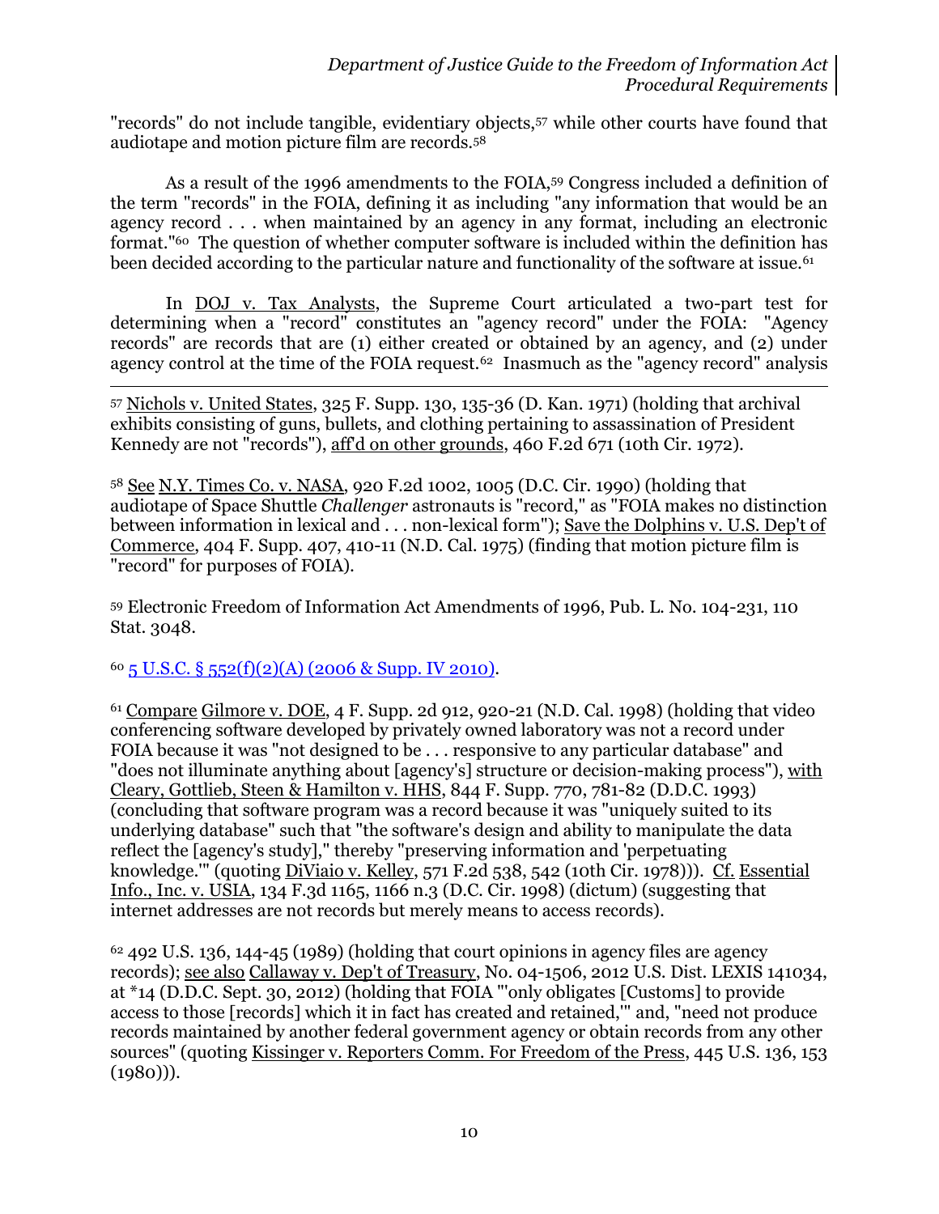"records" do not include tangible, evidentiary objects,[57] while other courts have found that audiotape and motion picture film are records.[58]

As a result of the 1996 amendments to the FOIA,[59] Congress included a definition of the term "records" in the FOIA, defining it as including "any information that would be an agency record . . . when maintained by an agency in any format, including an electronic format."[60] The question of whether computer software is included within the definition has been decided according to the particular nature and functionality of the software at issue.[61]

In DOJ v. Tax Analysts, the Supreme Court articulated a two-part test for determining when a "record" constitutes an "agency record" under the FOIA: "Agency records" are records that are (1) either created or obtained by an agency, and (2) under agency control at the time of the FOIA request.[62] Inasmuch as the "agency record" analysis

---

[57] Nichols v. United States, 325 F. Supp. 130, 135-36 (D. Kan. 1971) (holding that archival exhibits consisting of guns, bullets, and clothing pertaining to assassination of President Kennedy are not "records"), aff'd on other grounds, 460 F.2d 671 (10th Cir. 1972).

[58] See N.Y. Times Co. v. NASA, 920 F.2d 1002, 1005 (D.C. Cir. 1990) (holding that audiotape of Space Shuttle *Challenger* astronauts is "record," as "FOIA makes no distinction between information in lexical and . . . non-lexical form"); Save the Dolphins v. U.S. Dep't of Commerce, 404 F. Supp. 407, 410-11 (N.D. Cal. 1975) (finding that motion picture film is "record" for purposes of FOIA).

[59] Electronic Freedom of Information Act Amendments of 1996, Pub. L. No. 104-231, 110 Stat. 3048.

[60] 5 U.S.C. § 552(f)(2)(A) (2006 & Supp. IV 2010).

[61] Compare Gilmore v. DOE, 4 F. Supp. 2d 912, 920-21 (N.D. Cal. 1998) (holding that video conferencing software developed by privately owned laboratory was not a record under FOIA because it was "not designed to be . . . responsive to any particular database" and "does not illuminate anything about [agency's] structure or decision-making process"), with Cleary, Gottlieb, Steen & Hamilton v. HHS, 844 F. Supp. 770, 781-82 (D.D.C. 1993) (concluding that software program was a record because it was "uniquely suited to its underlying database" such that "the software's design and ability to manipulate the data reflect the [agency's study]," thereby "preserving information and 'perpetuating knowledge.'" (quoting DiViaio v. Kelley, 571 F.2d 538, 542 (10th Cir. 1978))). Cf. Essential Info., Inc. v. USIA, 134 F.3d 1165, 1166 n.3 (D.C. Cir. 1998) (dictum) (suggesting that internet addresses are not records but merely means to access records).

[62] 492 U.S. 136, 144-45 (1989) (holding that court opinions in agency files are agency records); see also Callaway v. Dep't of Treasury, No. 04-1506, 2012 U.S. Dist. LEXIS 141034, at *14 (D.D.C. Sept. 30, 2012) (holding that FOIA "'only obligates [Customs] to provide access to those [records] which it in fact has created and retained,'" and, "need not produce records maintained by another federal government agency or obtain records from any other sources" (quoting Kissinger v. Reporters Comm. For Freedom of the Press, 445 U.S. 136, 153 (1980))).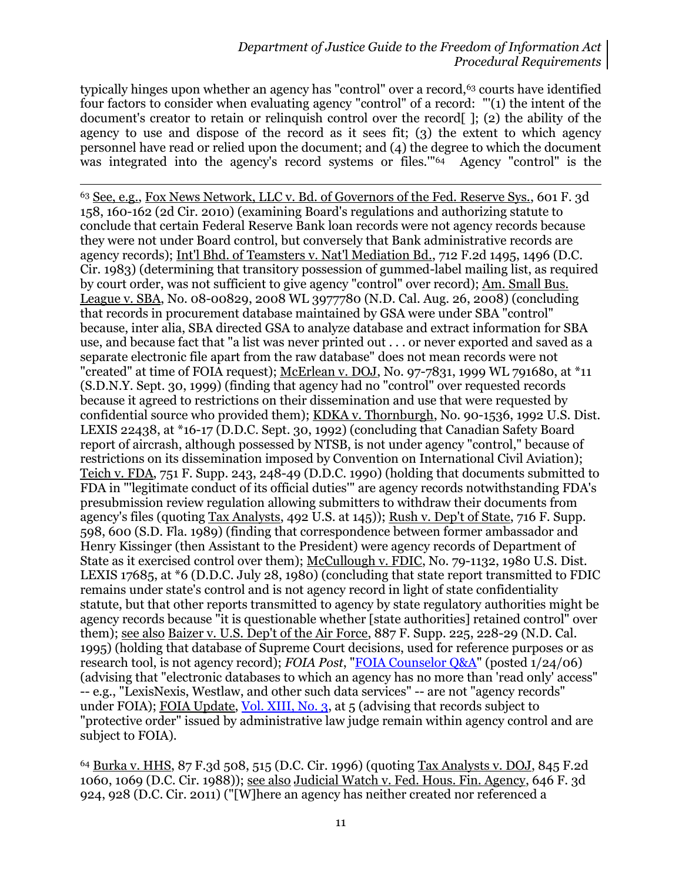typically hinges upon whether an agency has "control" over a record,[63] courts have identified four factors to consider when evaluating agency "control" of a record: "'(1) the intent of the document's creator to retain or relinquish control over the record[ ]; (2) the ability of the agency to use and dispose of the record as it sees fit; (3) the extent to which agency personnel have read or relied upon the document; and (4) the degree to which the document was integrated into the agency's record systems or files.'"[64] Agency "control" is the

---

[63] See, e.g., Fox News Network, LLC v. Bd. of Governors of the Fed. Reserve Sys., 601 F. 3d 158, 160-162 (2d Cir. 2010) (examining Board's regulations and authorizing statute to conclude that certain Federal Reserve Bank loan records were not agency records because they were not under Board control, but conversely that Bank administrative records are agency records); Int'l Bhd. of Teamsters v. Nat'l Mediation Bd., 712 F.2d 1495, 1496 (D.C. Cir. 1983) (determining that transitory possession of gummed-label mailing list, as required by court order, was not sufficient to give agency "control" over record); Am. Small Bus. League v. SBA, No. 08-00829, 2008 WL 3977780 (N.D. Cal. Aug. 26, 2008) (concluding that records in procurement database maintained by GSA were under SBA "control" because, inter alia, SBA directed GSA to analyze database and extract information for SBA use, and because fact that "a list was never printed out . . . or never exported and saved as a separate electronic file apart from the raw database" does not mean records were not "created" at time of FOIA request); McErlean v. DOJ, No. 97-7831, 1999 WL 791680, at *11 (S.D.N.Y. Sept. 30, 1999) (finding that agency had no "control" over requested records because it agreed to restrictions on their dissemination and use that were requested by confidential source who provided them); KDKA v. Thornburgh, No. 90-1536, 1992 U.S. Dist. LEXIS 22438, at *16-17 (D.D.C. Sept. 30, 1992) (concluding that Canadian Safety Board report of aircrash, although possessed by NTSB, is not under agency "control," because of restrictions on its dissemination imposed by Convention on International Civil Aviation); Teich v. FDA, 751 F. Supp. 243, 248-49 (D.D.C. 1990) (holding that documents submitted to FDA in "'legitimate conduct of its official duties'" are agency records notwithstanding FDA's presubmission review regulation allowing submitters to withdraw their documents from agency's files (quoting Tax Analysts, 492 U.S. at 145)); Rush v. Dep't of State, 716 F. Supp. 598, 600 (S.D. Fla. 1989) (finding that correspondence between former ambassador and Henry Kissinger (then Assistant to the President) were agency records of Department of State as it exercised control over them); McCullough v. FDIC, No. 79-1132, 1980 U.S. Dist. LEXIS 17685, at *6 (D.D.C. July 28, 1980) (concluding that state report transmitted to FDIC remains under state's control and is not agency record in light of state confidentiality statute, but that other reports transmitted to agency by state regulatory authorities might be agency records because "it is questionable whether [state authorities] retained control" over them); see also Baizer v. U.S. Dep't of the Air Force, 887 F. Supp. 225, 228-29 (N.D. Cal. 1995) (holding that database of Supreme Court decisions, used for reference purposes or as research tool, is not agency record); *FOIA Post*, "FOIA Counselor Q&A" (posted 1/24/06) (advising that "electronic databases to which an agency has no more than 'read only' access" -- e.g., "LexisNexis, Westlaw, and other such data services" -- are not "agency records" under FOIA); FOIA Update, Vol. XIII, No. 3, at 5 (advising that records subject to "protective order" issued by administrative law judge remain within agency control and are subject to FOIA).

[64] Burka v. HHS, 87 F.3d 508, 515 (D.C. Cir. 1996) (quoting Tax Analysts v. DOJ, 845 F.2d 1060, 1069 (D.C. Cir. 1988)); see also Judicial Watch v. Fed. Hous. Fin. Agency, 646 F. 3d 924, 928 (D.C. Cir. 2011) ("[W]here an agency has neither created nor referenced a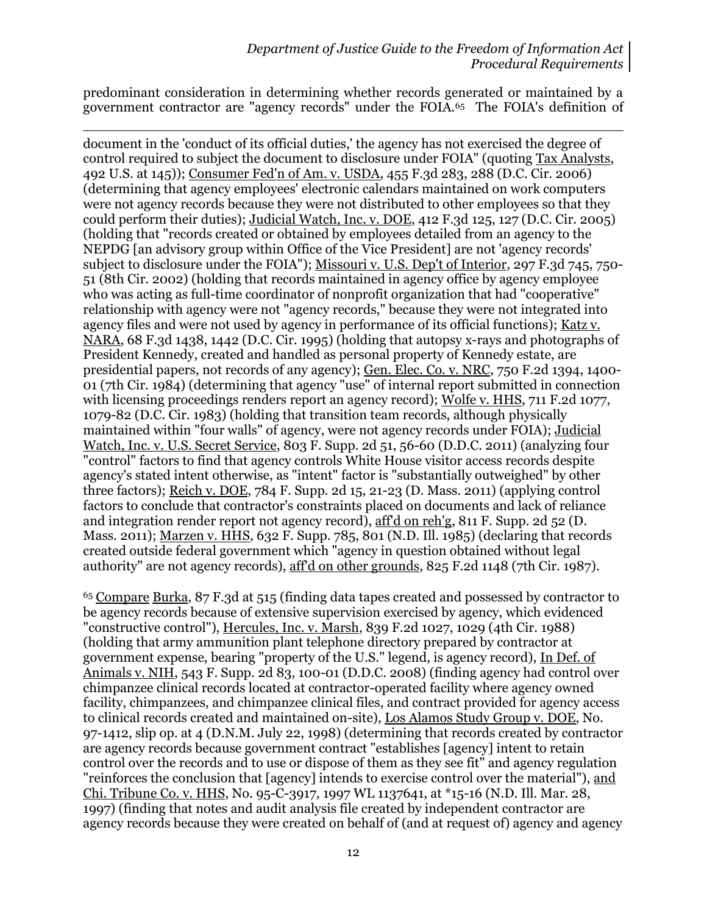predominant consideration in determining whether records generated or maintained by a government contractor are "agency records" under the FOIA.[65] The FOIA's definition of

---

document in the 'conduct of its official duties,' the agency has not exercised the degree of control required to subject the document to disclosure under FOIA" (quoting Tax Analysts, 492 U.S. at 145)); Consumer Fed'n of Am. v. USDA, 455 F.3d 283, 288 (D.C. Cir. 2006) (determining that agency employees' electronic calendars maintained on work computers were not agency records because they were not distributed to other employees so that they could perform their duties); Judicial Watch, Inc. v. DOE, 412 F.3d 125, 127 (D.C. Cir. 2005) (holding that "records created or obtained by employees detailed from an agency to the NEPDG [an advisory group within Office of the Vice President] are not 'agency records' subject to disclosure under the FOIA"); Missouri v. U.S. Dep't of Interior, 297 F.3d 745, 750-51 (8th Cir. 2002) (holding that records maintained in agency office by agency employee who was acting as full-time coordinator of nonprofit organization that had "cooperative" relationship with agency were not "agency records," because they were not integrated into agency files and were not used by agency in performance of its official functions); Katz v. NARA, 68 F.3d 1438, 1442 (D.C. Cir. 1995) (holding that autopsy x-rays and photographs of President Kennedy, created and handled as personal property of Kennedy estate, are presidential papers, not records of any agency); Gen. Elec. Co. v. NRC, 750 F.2d 1394, 1400-01 (7th Cir. 1984) (determining that agency "use" of internal report submitted in connection with licensing proceedings renders report an agency record); Wolfe v. HHS, 711 F.2d 1077, 1079-82 (D.C. Cir. 1983) (holding that transition team records, although physically maintained within "four walls" of agency, were not agency records under FOIA); Judicial Watch, Inc. v. U.S. Secret Service, 803 F. Supp. 2d 51, 56-60 (D.D.C. 2011) (analyzing four "control" factors to find that agency controls White House visitor access records despite agency's stated intent otherwise, as "intent" factor is "substantially outweighed" by other three factors); Reich v. DOE, 784 F. Supp. 2d 15, 21-23 (D. Mass. 2011) (applying control factors to conclude that contractor's constraints placed on documents and lack of reliance and integration render report not agency record), aff'd on reh'g, 811 F. Supp. 2d 52 (D. Mass. 2011); Marzen v. HHS, 632 F. Supp. 785, 801 (N.D. Ill. 1985) (declaring that records created outside federal government which "agency in question obtained without legal authority" are not agency records), aff'd on other grounds, 825 F.2d 1148 (7th Cir. 1987).

[65] Compare Burka, 87 F.3d at 515 (finding data tapes created and possessed by contractor to be agency records because of extensive supervision exercised by agency, which evidenced "constructive control"), Hercules, Inc. v. Marsh, 839 F.2d 1027, 1029 (4th Cir. 1988) (holding that army ammunition plant telephone directory prepared by contractor at government expense, bearing "property of the U.S." legend, is agency record), In Def. of Animals v. NIH, 543 F. Supp. 2d 83, 100-01 (D.D.C. 2008) (finding agency had control over chimpanzee clinical records located at contractor-operated facility where agency owned facility, chimpanzees, and chimpanzee clinical files, and contract provided for agency access to clinical records created and maintained on-site), Los Alamos Study Group v. DOE, No. 97-1412, slip op. at 4 (D.N.M. July 22, 1998) (determining that records created by contractor are agency records because government contract "establishes [agency] intent to retain control over the records and to use or dispose of them as they see fit" and agency regulation "reinforces the conclusion that [agency] intends to exercise control over the material"), and Chi. Tribune Co. v. HHS, No. 95-C-3917, 1997 WL 1137641, at *15-16 (N.D. Ill. Mar. 28, 1997) (finding that notes and audit analysis file created by independent contractor are agency records because they were created on behalf of (and at request of) agency and agency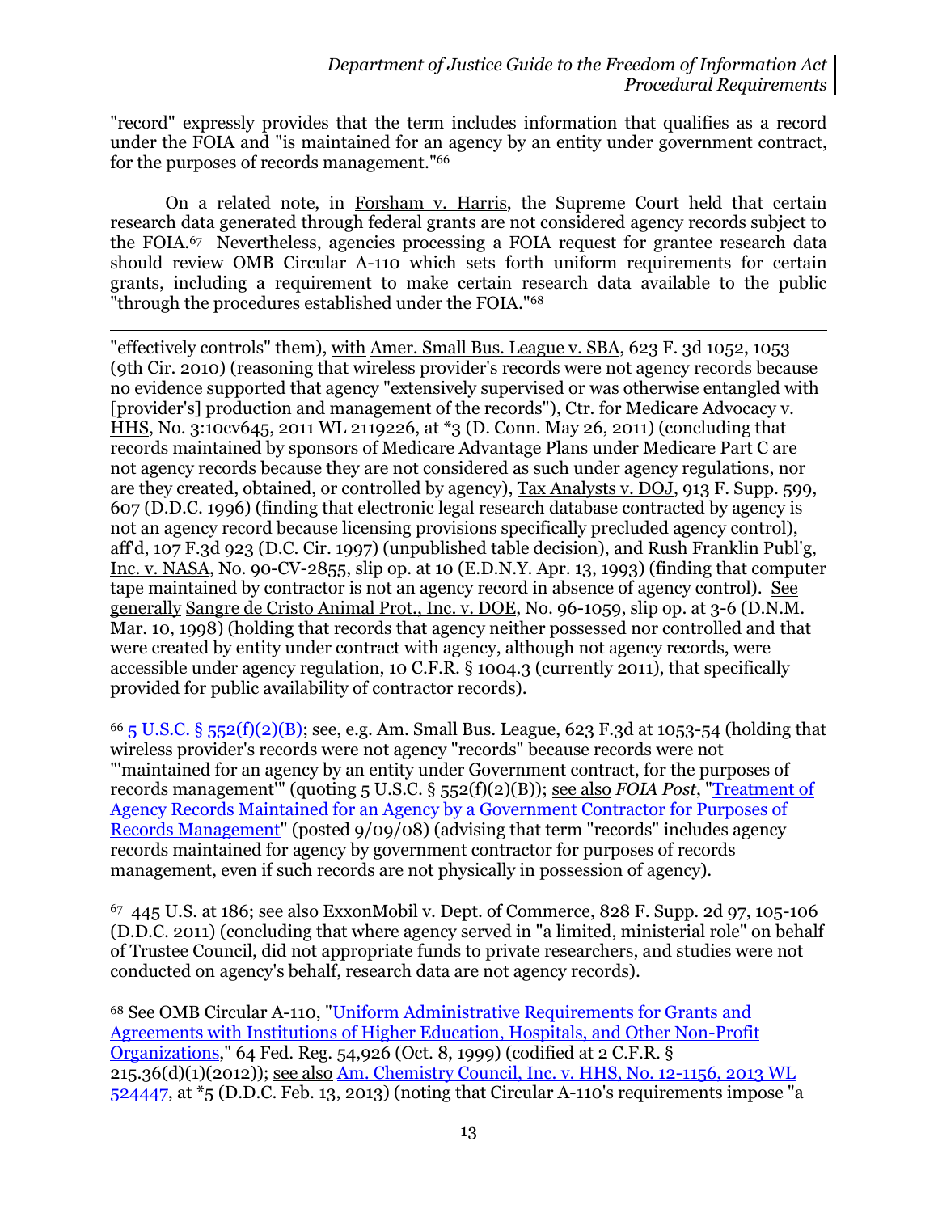"record" expressly provides that the term includes information that qualifies as a record under the FOIA and "is maintained for an agency by an entity under government contract, for the purposes of records management."[66]

On a related note, in Forsham v. Harris, the Supreme Court held that certain research data generated through federal grants are not considered agency records subject to the FOIA.[67] Nevertheless, agencies processing a FOIA request for grantee research data should review OMB Circular A-110 which sets forth uniform requirements for certain grants, including a requirement to make certain research data available to the public "through the procedures established under the FOIA."[68]

---

"effectively controls" them), with Amer. Small Bus. League v. SBA, 623 F. 3d 1052, 1053 (9th Cir. 2010) (reasoning that wireless provider's records were not agency records because no evidence supported that agency "extensively supervised or was otherwise entangled with [provider's] production and management of the records"), Ctr. for Medicare Advocacy v. HHS, No. 3:10cv645, 2011 WL 2119226, at *3 (D. Conn. May 26, 2011) (concluding that records maintained by sponsors of Medicare Advantage Plans under Medicare Part C are not agency records because they are not considered as such under agency regulations, nor are they created, obtained, or controlled by agency), Tax Analysts v. DOJ, 913 F. Supp. 599, 607 (D.D.C. 1996) (finding that electronic legal research database contracted by agency is not an agency record because licensing provisions specifically precluded agency control), aff'd, 107 F.3d 923 (D.C. Cir. 1997) (unpublished table decision), and Rush Franklin Publ'g, Inc. v. NASA, No. 90-CV-2855, slip op. at 10 (E.D.N.Y. Apr. 13, 1993) (finding that computer tape maintained by contractor is not an agency record in absence of agency control). See generally Sangre de Cristo Animal Prot., Inc. v. DOE, No. 96-1059, slip op. at 3-6 (D.N.M. Mar. 10, 1998) (holding that records that agency neither possessed nor controlled and that were created by entity under contract with agency, although not agency records, were accessible under agency regulation, 10 C.F.R. § 1004.3 (currently 2011), that specifically provided for public availability of contractor records).

[66] 5 U.S.C. § 552(f)(2)(B); see, e.g. Am. Small Bus. League, 623 F.3d at 1053-54 (holding that wireless provider's records were not agency "records" because records were not "'maintained for an agency by an entity under Government contract, for the purposes of records management'" (quoting 5 U.S.C. § 552(f)(2)(B)); see also *FOIA Post*, "Treatment of Agency Records Maintained for an Agency by a Government Contractor for Purposes of Records Management" (posted 9/09/08) (advising that term "records" includes agency records maintained for agency by government contractor for purposes of records management, even if such records are not physically in possession of agency).

[67] 445 U.S. at 186; see also ExxonMobil v. Dept. of Commerce, 828 F. Supp. 2d 97, 105-106 (D.D.C. 2011) (concluding that where agency served in "a limited, ministerial role" on behalf of Trustee Council, did not appropriate funds to private researchers, and studies were not conducted on agency's behalf, research data are not agency records).

[68] See OMB Circular A-110, "Uniform Administrative Requirements for Grants and Agreements with Institutions of Higher Education, Hospitals, and Other Non-Profit Organizations," 64 Fed. Reg. 54,926 (Oct. 8, 1999) (codified at 2 C.F.R. § 215.36(d)(1)(2012)); see also Am. Chemistry Council, Inc. v. HHS, No. 12-1156, 2013 WL 524447, at *5 (D.D.C. Feb. 13, 2013) (noting that Circular A-110's requirements impose "a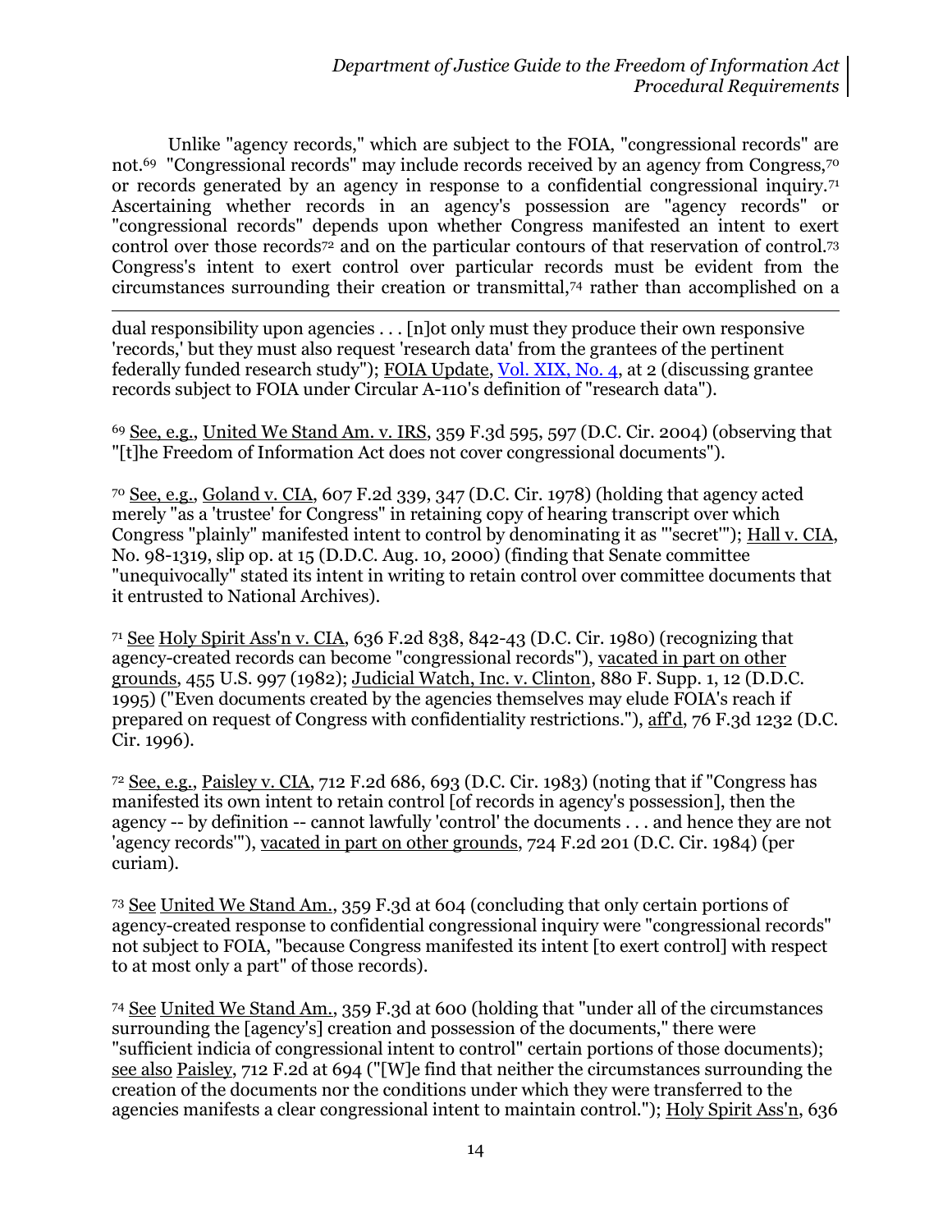Unlike "agency records," which are subject to the FOIA, "congressional records" are not.[69] "Congressional records" may include records received by an agency from Congress,[70] or records generated by an agency in response to a confidential congressional inquiry.[71] Ascertaining whether records in an agency's possession are "agency records" or "congressional records" depends upon whether Congress manifested an intent to exert control over those records[72] and on the particular contours of that reservation of control.[73] Congress's intent to exert control over particular records must be evident from the circumstances surrounding their creation or transmittal,[74] rather than accomplished on a

---

dual responsibility upon agencies . . . [n]ot only must they produce their own responsive 'records,' but they must also request 'research data' from the grantees of the pertinent federally funded research study"); FOIA Update, Vol. XIX, No. 4, at 2 (discussing grantee records subject to FOIA under Circular A-110's definition of "research data").

[69] See, e.g., United We Stand Am. v. IRS, 359 F.3d 595, 597 (D.C. Cir. 2004) (observing that "[t]he Freedom of Information Act does not cover congressional documents").

[70] See, e.g., Goland v. CIA, 607 F.2d 339, 347 (D.C. Cir. 1978) (holding that agency acted merely "as a 'trustee' for Congress" in retaining copy of hearing transcript over which Congress "plainly" manifested intent to control by denominating it as "'secret'"); Hall v. CIA, No. 98-1319, slip op. at 15 (D.D.C. Aug. 10, 2000) (finding that Senate committee "unequivocally" stated its intent in writing to retain control over committee documents that it entrusted to National Archives).

[71] See Holy Spirit Ass'n v. CIA, 636 F.2d 838, 842-43 (D.C. Cir. 1980) (recognizing that agency-created records can become "congressional records"), vacated in part on other grounds, 455 U.S. 997 (1982); Judicial Watch, Inc. v. Clinton, 880 F. Supp. 1, 12 (D.D.C. 1995) ("Even documents created by the agencies themselves may elude FOIA's reach if prepared on request of Congress with confidentiality restrictions."), aff'd, 76 F.3d 1232 (D.C. Cir. 1996).

[72] See, e.g., Paisley v. CIA, 712 F.2d 686, 693 (D.C. Cir. 1983) (noting that if "Congress has manifested its own intent to retain control [of records in agency's possession], then the agency -- by definition -- cannot lawfully 'control' the documents . . . and hence they are not 'agency records'"), vacated in part on other grounds, 724 F.2d 201 (D.C. Cir. 1984) (per curiam).

[73] See United We Stand Am., 359 F.3d at 604 (concluding that only certain portions of agency-created response to confidential congressional inquiry were "congressional records" not subject to FOIA, "because Congress manifested its intent [to exert control] with respect to at most only a part" of those records).

[74] See United We Stand Am., 359 F.3d at 600 (holding that "under all of the circumstances surrounding the [agency's] creation and possession of the documents," there were "sufficient indicia of congressional intent to control" certain portions of those documents); see also Paisley, 712 F.2d at 694 ("[W]e find that neither the circumstances surrounding the creation of the documents nor the conditions under which they were transferred to the agencies manifests a clear congressional intent to maintain control."); Holy Spirit Ass'n, 636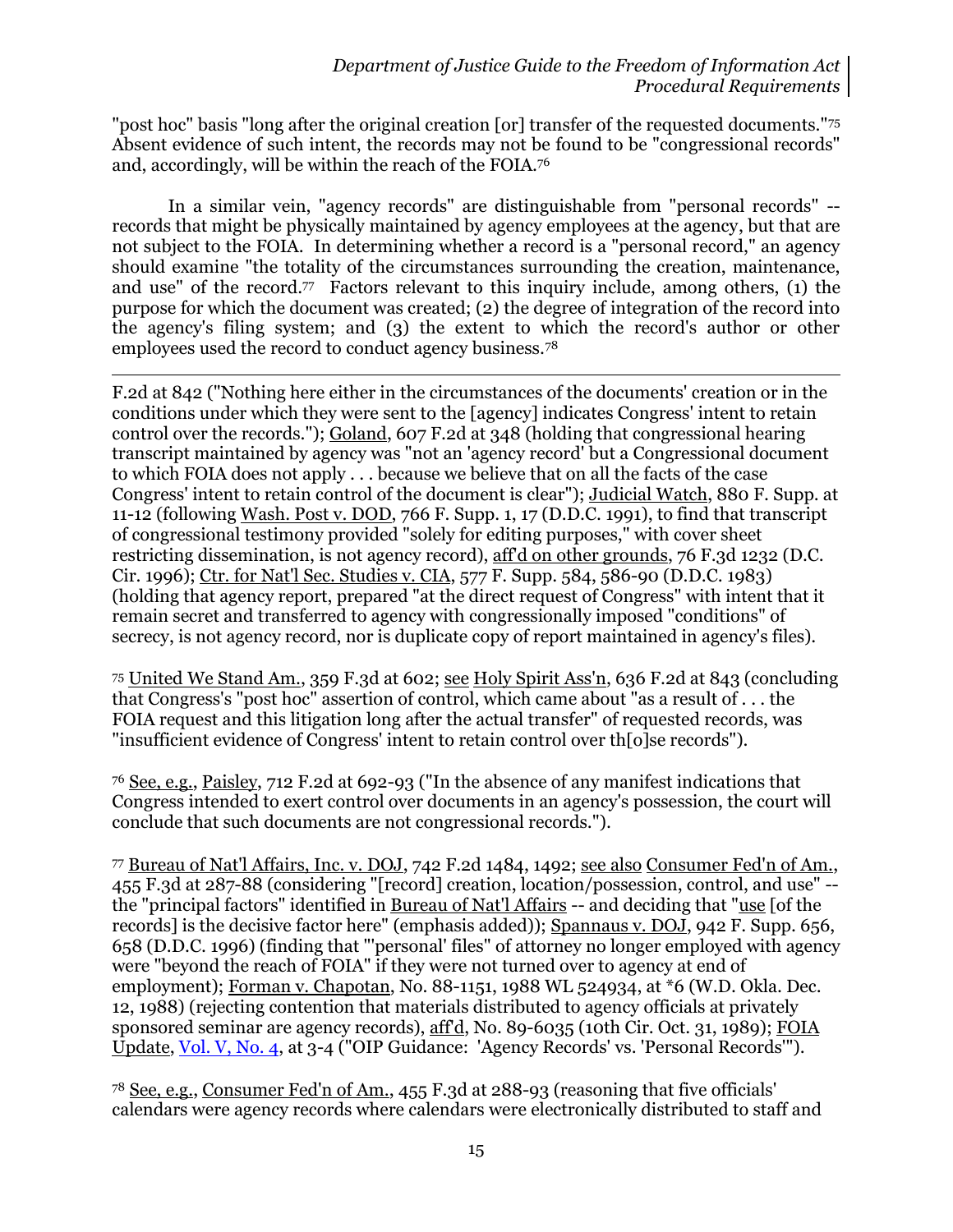"post hoc" basis "long after the original creation [or] transfer of the requested documents."[75] Absent evidence of such intent, the records may not be found to be "congressional records" and, accordingly, will be within the reach of the FOIA.[76]

In a similar vein, "agency records" are distinguishable from "personal records" -- records that might be physically maintained by agency employees at the agency, but that are not subject to the FOIA. In determining whether a record is a "personal record," an agency should examine "the totality of the circumstances surrounding the creation, maintenance, and use" of the record.[77] Factors relevant to this inquiry include, among others, (1) the purpose for which the document was created; (2) the degree of integration of the record into the agency's filing system; and (3) the extent to which the record's author or other employees used the record to conduct agency business.[78]

---

F.2d at 842 ("Nothing here either in the circumstances of the documents' creation or in the conditions under which they were sent to the [agency] indicates Congress' intent to retain control over the records."); Goland, 607 F.2d at 348 (holding that congressional hearing transcript maintained by agency was "not an 'agency record' but a Congressional document to which FOIA does not apply . . . because we believe that on all the facts of the case Congress' intent to retain control of the document is clear"); Judicial Watch, 880 F. Supp. at 11-12 (following Wash. Post v. DOD, 766 F. Supp. 1, 17 (D.D.C. 1991), to find that transcript of congressional testimony provided "solely for editing purposes," with cover sheet restricting dissemination, is not agency record), aff'd on other grounds, 76 F.3d 1232 (D.C. Cir. 1996); Ctr. for Nat'l Sec. Studies v. CIA, 577 F. Supp. 584, 586-90 (D.D.C. 1983) (holding that agency report, prepared "at the direct request of Congress" with intent that it remain secret and transferred to agency with congressionally imposed "conditions" of secrecy, is not agency record, nor is duplicate copy of report maintained in agency's files).

[75] United We Stand Am., 359 F.3d at 602; see Holy Spirit Ass'n, 636 F.2d at 843 (concluding that Congress's "post hoc" assertion of control, which came about "as a result of . . . the FOIA request and this litigation long after the actual transfer" of requested records, was "insufficient evidence of Congress' intent to retain control over th[o]se records").

[76] See, e.g., Paisley, 712 F.2d at 692-93 ("In the absence of any manifest indications that Congress intended to exert control over documents in an agency's possession, the court will conclude that such documents are not congressional records.").

[77] Bureau of Nat'l Affairs, Inc. v. DOJ, 742 F.2d 1484, 1492; see also Consumer Fed'n of Am., 455 F.3d at 287-88 (considering "[record] creation, location/possession, control, and use" -- the "principal factors" identified in Bureau of Nat'l Affairs -- and deciding that "use [of the records] is the decisive factor here" (emphasis added)); Spannaus v. DOJ, 942 F. Supp. 656, 658 (D.D.C. 1996) (finding that "'personal' files" of attorney no longer employed with agency were "beyond the reach of FOIA" if they were not turned over to agency at end of employment); Forman v. Chapotan, No. 88-1151, 1988 WL 524934, at *6 (W.D. Okla. Dec. 12, 1988) (rejecting contention that materials distributed to agency officials at privately sponsored seminar are agency records), aff'd, No. 89-6035 (10th Cir. Oct. 31, 1989); FOIA Update, Vol. V, No. 4, at 3-4 ("OIP Guidance: 'Agency Records' vs. 'Personal Records'").

[78] See, e.g., Consumer Fed'n of Am., 455 F.3d at 288-93 (reasoning that five officials' calendars were agency records where calendars were electronically distributed to staff and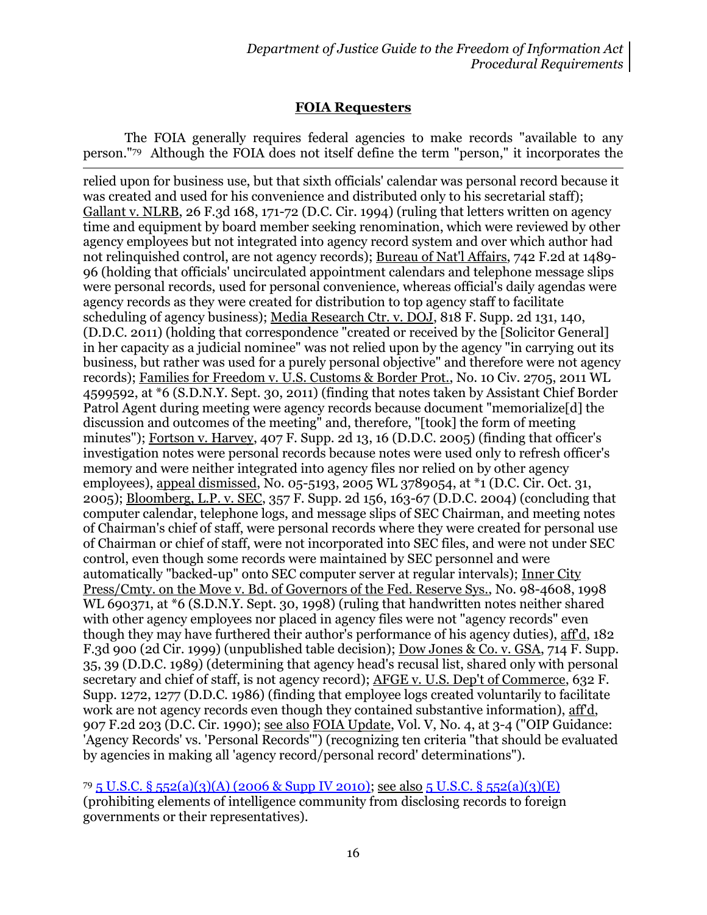## FOIA Requesters

The FOIA generally requires federal agencies to make records "available to any person."[79] Although the FOIA does not itself define the term "person," it incorporates the

---

relied upon for business use, but that sixth officials' calendar was personal record because it was created and used for his convenience and distributed only to his secretarial staff); Gallant v. NLRB, 26 F.3d 168, 171-72 (D.C. Cir. 1994) (ruling that letters written on agency time and equipment by board member seeking renomination, which were reviewed by other agency employees but not integrated into agency record system and over which author had not relinquished control, are not agency records); Bureau of Nat'l Affairs, 742 F.2d at 1489-96 (holding that officials' uncirculated appointment calendars and telephone message slips were personal records, used for personal convenience, whereas official's daily agendas were agency records as they were created for distribution to top agency staff to facilitate scheduling of agency business); Media Research Ctr. v. DOJ, 818 F. Supp. 2d 131, 140, (D.D.C. 2011) (holding that correspondence "created or received by the [Solicitor General] in her capacity as a judicial nominee" was not relied upon by the agency "in carrying out its business, but rather was used for a purely personal objective" and therefore were not agency records); Families for Freedom v. U.S. Customs & Border Prot., No. 10 Civ. 2705, 2011 WL 4599592, at *6 (S.D.N.Y. Sept. 30, 2011) (finding that notes taken by Assistant Chief Border Patrol Agent during meeting were agency records because document "memorialize[d] the discussion and outcomes of the meeting" and, therefore, "[took] the form of meeting minutes"); Fortson v. Harvey, 407 F. Supp. 2d 13, 16 (D.D.C. 2005) (finding that officer's investigation notes were personal records because notes were used only to refresh officer's memory and were neither integrated into agency files nor relied on by other agency employees), appeal dismissed, No. 05-5193, 2005 WL 3789054, at *1 (D.C. Cir. Oct. 31, 2005); Bloomberg, L.P. v. SEC, 357 F. Supp. 2d 156, 163-67 (D.D.C. 2004) (concluding that computer calendar, telephone logs, and message slips of SEC Chairman, and meeting notes of Chairman's chief of staff, were personal records where they were created for personal use of Chairman or chief of staff, were not incorporated into SEC files, and were not under SEC control, even though some records were maintained by SEC personnel and were automatically "backed-up" onto SEC computer server at regular intervals); Inner City Press/Cmty. on the Move v. Bd. of Governors of the Fed. Reserve Sys., No. 98-4608, 1998 WL 690371, at *6 (S.D.N.Y. Sept. 30, 1998) (ruling that handwritten notes neither shared with other agency employees nor placed in agency files were not "agency records" even though they may have furthered their author's performance of his agency duties), aff'd, 182 F.3d 900 (2d Cir. 1999) (unpublished table decision); Dow Jones & Co. v. GSA, 714 F. Supp. 35, 39 (D.D.C. 1989) (determining that agency head's recusal list, shared only with personal secretary and chief of staff, is not agency record); AFGE v. U.S. Dep't of Commerce, 632 F. Supp. 1272, 1277 (D.D.C. 1986) (finding that employee logs created voluntarily to facilitate work are not agency records even though they contained substantive information), aff'd, 907 F.2d 203 (D.C. Cir. 1990); see also FOIA Update, Vol. V, No. 4, at 3-4 ("OIP Guidance: 'Agency Records' vs. 'Personal Records'") (recognizing ten criteria "that should be evaluated by agencies in making all 'agency record/personal record' determinations").

[79] 5 U.S.C. § 552(a)(3)(A) (2006 & Supp IV 2010); see also 5 U.S.C. § 552(a)(3)(E) (prohibiting elements of intelligence community from disclosing records to foreign governments or their representatives).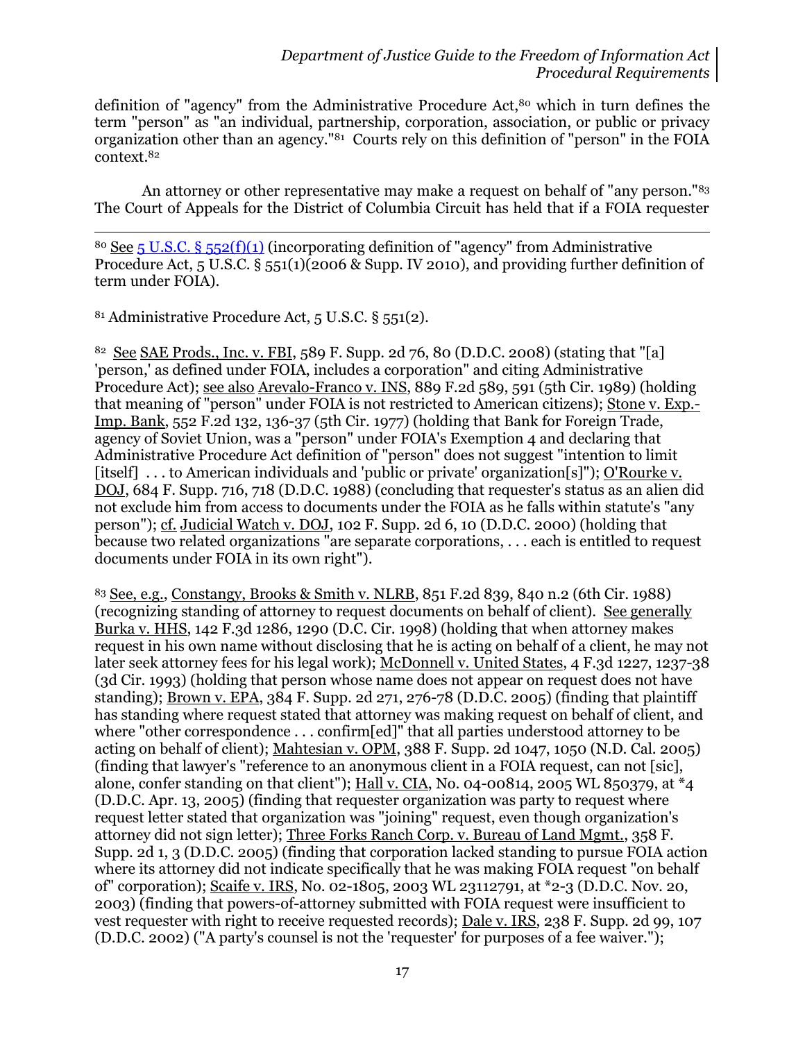definition of "agency" from the Administrative Procedure Act,[80] which in turn defines the term "person" as "an individual, partnership, corporation, association, or public or privacy organization other than an agency."[81] Courts rely on this definition of "person" in the FOIA context.[82]

An attorney or other representative may make a request on behalf of "any person."[83] The Court of Appeals for the District of Columbia Circuit has held that if a FOIA requester

---

[80] See 5 U.S.C. § 552(f)(1) (incorporating definition of "agency" from Administrative Procedure Act, 5 U.S.C. § 551(1)(2006 & Supp. IV 2010), and providing further definition of term under FOIA).

[81] Administrative Procedure Act, 5 U.S.C. § 551(2).

[82] See SAE Prods., Inc. v. FBI, 589 F. Supp. 2d 76, 80 (D.D.C. 2008) (stating that "[a] 'person,' as defined under FOIA, includes a corporation" and citing Administrative Procedure Act); see also Arevalo-Franco v. INS, 889 F.2d 589, 591 (5th Cir. 1989) (holding that meaning of "person" under FOIA is not restricted to American citizens); Stone v. Exp.-Imp. Bank, 552 F.2d 132, 136-37 (5th Cir. 1977) (holding that Bank for Foreign Trade, agency of Soviet Union, was a "person" under FOIA's Exemption 4 and declaring that Administrative Procedure Act definition of "person" does not suggest "intention to limit [itself] . . . to American individuals and 'public or private' organization[s]"); O'Rourke v. DOJ, 684 F. Supp. 716, 718 (D.D.C. 1988) (concluding that requester's status as an alien did not exclude him from access to documents under the FOIA as he falls within statute's "any person"); cf. Judicial Watch v. DOJ, 102 F. Supp. 2d 6, 10 (D.D.C. 2000) (holding that because two related organizations "are separate corporations, . . . each is entitled to request documents under FOIA in its own right").

[83] See, e.g., Constangy, Brooks & Smith v. NLRB, 851 F.2d 839, 840 n.2 (6th Cir. 1988) (recognizing standing of attorney to request documents on behalf of client). See generally Burka v. HHS, 142 F.3d 1286, 1290 (D.C. Cir. 1998) (holding that when attorney makes request in his own name without disclosing that he is acting on behalf of a client, he may not later seek attorney fees for his legal work); McDonnell v. United States, 4 F.3d 1227, 1237-38 (3d Cir. 1993) (holding that person whose name does not appear on request does not have standing); Brown v. EPA, 384 F. Supp. 2d 271, 276-78 (D.D.C. 2005) (finding that plaintiff has standing where request stated that attorney was making request on behalf of client, and where "other correspondence . . . confirm[ed]" that all parties understood attorney to be acting on behalf of client); Mahtesian v. OPM, 388 F. Supp. 2d 1047, 1050 (N.D. Cal. 2005) (finding that lawyer's "reference to an anonymous client in a FOIA request, can not [sic], alone, confer standing on that client"); Hall v. CIA, No. 04-00814, 2005 WL 850379, at *4 (D.D.C. Apr. 13, 2005) (finding that requester organization was party to request where request letter stated that organization was "joining" request, even though organization's attorney did not sign letter); Three Forks Ranch Corp. v. Bureau of Land Mgmt., 358 F. Supp. 2d 1, 3 (D.D.C. 2005) (finding that corporation lacked standing to pursue FOIA action where its attorney did not indicate specifically that he was making FOIA request "on behalf of" corporation); Scaife v. IRS, No. 02-1805, 2003 WL 23112791, at *2-3 (D.D.C. Nov. 20, 2003) (finding that powers-of-attorney submitted with FOIA request were insufficient to vest requester with right to receive requested records); Dale v. IRS, 238 F. Supp. 2d 99, 107 (D.D.C. 2002) ("A party's counsel is not the 'requester' for purposes of a fee waiver.");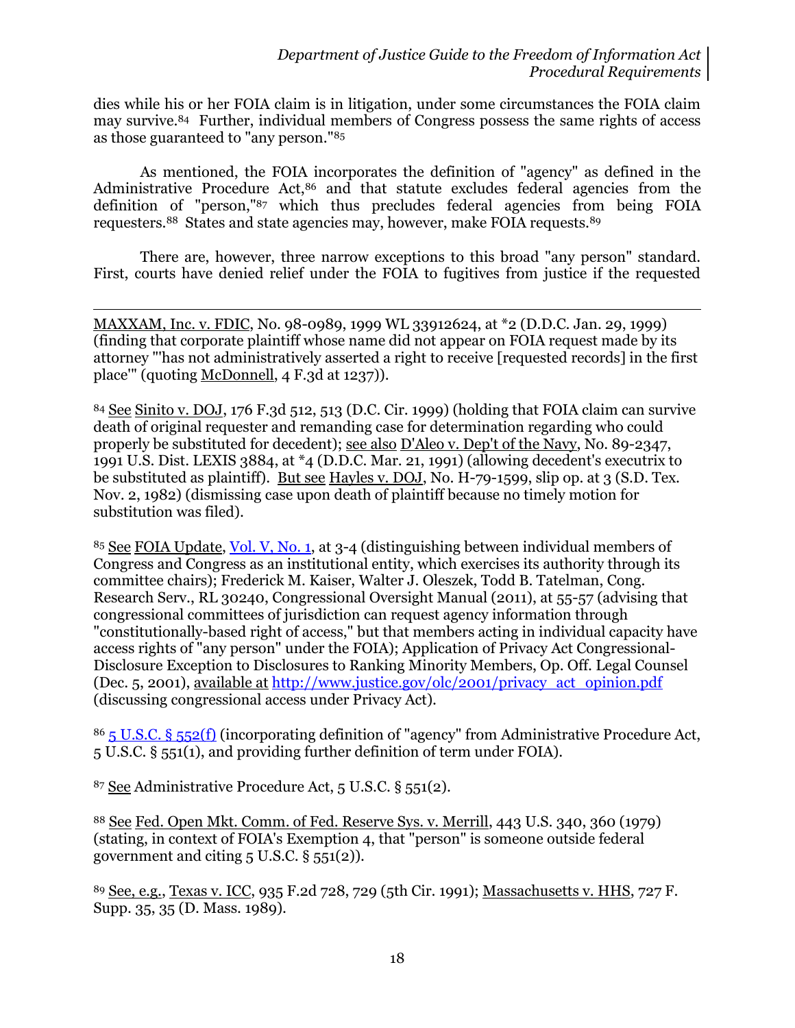dies while his or her FOIA claim is in litigation, under some circumstances the FOIA claim may survive.[84] Further, individual members of Congress possess the same rights of access as those guaranteed to "any person."[85]

As mentioned, the FOIA incorporates the definition of "agency" as defined in the Administrative Procedure Act,[86] and that statute excludes federal agencies from the definition of "person,"[87] which thus precludes federal agencies from being FOIA requesters.[88] States and state agencies may, however, make FOIA requests.[89]

There are, however, three narrow exceptions to this broad "any person" standard. First, courts have denied relief under the FOIA to fugitives from justice if the requested

---

MAXXAM, Inc. v. FDIC, No. 98-0989, 1999 WL 33912624, at *2 (D.D.C. Jan. 29, 1999) (finding that corporate plaintiff whose name did not appear on FOIA request made by its attorney "'has not administratively asserted a right to receive [requested records] in the first place'" (quoting McDonnell, 4 F.3d at 1237)).

[84] See Sinito v. DOJ, 176 F.3d 512, 513 (D.C. Cir. 1999) (holding that FOIA claim can survive death of original requester and remanding case for determination regarding who could properly be substituted for decedent); see also D'Aleo v. Dep't of the Navy, No. 89-2347, 1991 U.S. Dist. LEXIS 3884, at *4 (D.D.C. Mar. 21, 1991) (allowing decedent's executrix to be substituted as plaintiff). But see Hayles v. DOJ, No. H-79-1599, slip op. at 3 (S.D. Tex. Nov. 2, 1982) (dismissing case upon death of plaintiff because no timely motion for substitution was filed).

[85] See FOIA Update, Vol. V, No. 1, at 3-4 (distinguishing between individual members of Congress and Congress as an institutional entity, which exercises its authority through its committee chairs); Frederick M. Kaiser, Walter J. Oleszek, Todd B. Tatelman, Cong. Research Serv., RL 30240, Congressional Oversight Manual (2011), at 55-57 (advising that congressional committees of jurisdiction can request agency information through "constitutionally-based right of access," but that members acting in individual capacity have access rights of "any person" under the FOIA); Application of Privacy Act Congressional-Disclosure Exception to Disclosures to Ranking Minority Members, Op. Off. Legal Counsel (Dec. 5, 2001), available at http://www.justice.gov/olc/2001/privacy_act_opinion.pdf (discussing congressional access under Privacy Act).

[86] 5 U.S.C. § 552(f) (incorporating definition of "agency" from Administrative Procedure Act, 5 U.S.C. § 551(1), and providing further definition of term under FOIA).

[87] See Administrative Procedure Act, 5 U.S.C. § 551(2).

[88] See Fed. Open Mkt. Comm. of Fed. Reserve Sys. v. Merrill, 443 U.S. 340, 360 (1979) (stating, in context of FOIA's Exemption 4, that "person" is someone outside federal government and citing 5 U.S.C. § 551(2)).

[89] See, e.g., Texas v. ICC, 935 F.2d 728, 729 (5th Cir. 1991); Massachusetts v. HHS, 727 F. Supp. 35, 35 (D. Mass. 1989).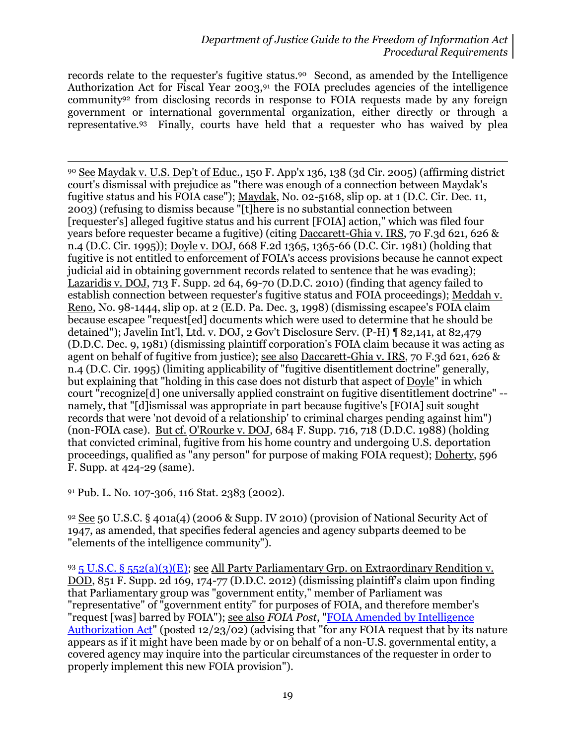records relate to the requester's fugitive status.[90] Second, as amended by the Intelligence Authorization Act for Fiscal Year 2003,[91] the FOIA precludes agencies of the intelligence community[92] from disclosing records in response to FOIA requests made by any foreign government or international governmental organization, either directly or through a representative.[93] Finally, courts have held that a requester who has waived by plea

---

[90] See Maydak v. U.S. Dep't of Educ., 150 F. App'x 136, 138 (3d Cir. 2005) (affirming district court's dismissal with prejudice as "there was enough of a connection between Maydak's fugitive status and his FOIA case"); Maydak, No. 02-5168, slip op. at 1 (D.C. Cir. Dec. 11, 2003) (refusing to dismiss because "[t]here is no substantial connection between [requester's] alleged fugitive status and his current [FOIA] action," which was filed four years before requester became a fugitive) (citing Daccarett-Ghia v. IRS, 70 F.3d 621, 626 & n.4 (D.C. Cir. 1995)); Doyle v. DOJ, 668 F.2d 1365, 1365-66 (D.C. Cir. 1981) (holding that fugitive is not entitled to enforcement of FOIA's access provisions because he cannot expect judicial aid in obtaining government records related to sentence that he was evading); Lazaridis v. DOJ, 713 F. Supp. 2d 64, 69-70 (D.D.C. 2010) (finding that agency failed to establish connection between requester's fugitive status and FOIA proceedings); Meddah v. Reno, No. 98-1444, slip op. at 2 (E.D. Pa. Dec. 3, 1998) (dismissing escapee's FOIA claim because escapee "request[ed] documents which were used to determine that he should be detained"); Javelin Int'l, Ltd. v. DOJ, 2 Gov't Disclosure Serv. (P-H) ¶ 82,141, at 82,479 (D.D.C. Dec. 9, 1981) (dismissing plaintiff corporation's FOIA claim because it was acting as agent on behalf of fugitive from justice); see also Daccarett-Ghia v. IRS, 70 F.3d 621, 626 & n.4 (D.C. Cir. 1995) (limiting applicability of "fugitive disentitlement doctrine" generally, but explaining that "holding in this case does not disturb that aspect of Doyle" in which court "recognize[d] one universally applied constraint on fugitive disentitlement doctrine" -- namely, that "[d]ismissal was appropriate in part because fugitive's [FOIA] suit sought records that were 'not devoid of a relationship' to criminal charges pending against him") (non-FOIA case). But cf. O'Rourke v. DOJ, 684 F. Supp. 716, 718 (D.D.C. 1988) (holding that convicted criminal, fugitive from his home country and undergoing U.S. deportation proceedings, qualified as "any person" for purpose of making FOIA request); Doherty, 596 F. Supp. at 424-29 (same).

[91] Pub. L. No. 107-306, 116 Stat. 2383 (2002).

[92] See 50 U.S.C. § 401a(4) (2006 & Supp. IV 2010) (provision of National Security Act of 1947, as amended, that specifies federal agencies and agency subparts deemed to be "elements of the intelligence community").

[93] 5 U.S.C. § 552(a)(3)(E); see All Party Parliamentary Grp. on Extraordinary Rendition v. DOD, 851 F. Supp. 2d 169, 174-77 (D.D.C. 2012) (dismissing plaintiff's claim upon finding that Parliamentary group was "government entity," member of Parliament was "representative" of "government entity" for purposes of FOIA, and therefore member's "request [was] barred by FOIA"); see also *FOIA Post*, "FOIA Amended by Intelligence Authorization Act" (posted 12/23/02) (advising that "for any FOIA request that by its nature appears as if it might have been made by or on behalf of a non-U.S. governmental entity, a covered agency may inquire into the particular circumstances of the requester in order to properly implement this new FOIA provision").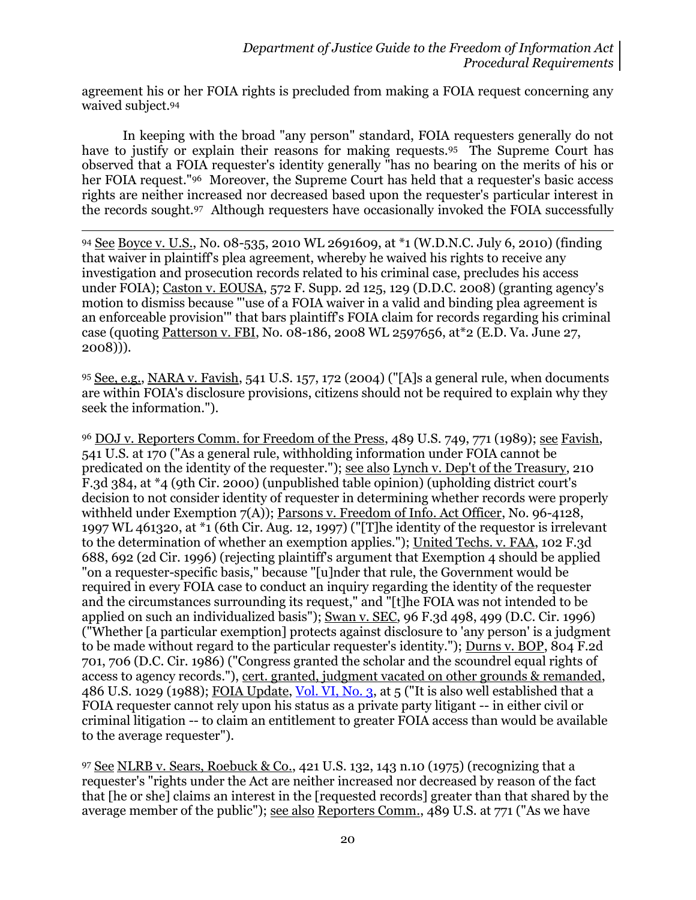agreement his or her FOIA rights is precluded from making a FOIA request concerning any waived subject.[94]

In keeping with the broad "any person" standard, FOIA requesters generally do not have to justify or explain their reasons for making requests.[95] The Supreme Court has observed that a FOIA requester's identity generally "has no bearing on the merits of his or her FOIA request."[96] Moreover, the Supreme Court has held that a requester's basic access rights are neither increased nor decreased based upon the requester's particular interest in the records sought.[97] Although requesters have occasionally invoked the FOIA successfully

---

[94] See Boyce v. U.S., No. 08-535, 2010 WL 2691609, at *1 (W.D.N.C. July 6, 2010) (finding that waiver in plaintiff's plea agreement, whereby he waived his rights to receive any investigation and prosecution records related to his criminal case, precludes his access under FOIA); Caston v. EOUSA, 572 F. Supp. 2d 125, 129 (D.D.C. 2008) (granting agency's motion to dismiss because "'use of a FOIA waiver in a valid and binding plea agreement is an enforceable provision'" that bars plaintiff's FOIA claim for records regarding his criminal case (quoting Patterson v. FBI, No. 08-186, 2008 WL 2597656, at*2 (E.D. Va. June 27, 2008))).

[95] See, e.g., NARA v. Favish, 541 U.S. 157, 172 (2004) ("[A]s a general rule, when documents are within FOIA's disclosure provisions, citizens should not be required to explain why they seek the information.").

[96] DOJ v. Reporters Comm. for Freedom of the Press, 489 U.S. 749, 771 (1989); see Favish, 541 U.S. at 170 ("As a general rule, withholding information under FOIA cannot be predicated on the identity of the requester."); see also Lynch v. Dep't of the Treasury, 210 F.3d 384, at *4 (9th Cir. 2000) (unpublished table opinion) (upholding district court's decision to not consider identity of requester in determining whether records were properly withheld under Exemption 7(A)); Parsons v. Freedom of Info. Act Officer, No. 96-4128, 1997 WL 461320, at *1 (6th Cir. Aug. 12, 1997) ("[T]he identity of the requestor is irrelevant to the determination of whether an exemption applies."); United Techs. v. FAA, 102 F.3d 688, 692 (2d Cir. 1996) (rejecting plaintiff's argument that Exemption 4 should be applied "on a requester-specific basis," because "[u]nder that rule, the Government would be required in every FOIA case to conduct an inquiry regarding the identity of the requester and the circumstances surrounding its request," and "[t]he FOIA was not intended to be applied on such an individualized basis"); Swan v. SEC, 96 F.3d 498, 499 (D.C. Cir. 1996) ("Whether [a particular exemption] protects against disclosure to 'any person' is a judgment to be made without regard to the particular requester's identity."); Durns v. BOP, 804 F.2d 701, 706 (D.C. Cir. 1986) ("Congress granted the scholar and the scoundrel equal rights of access to agency records."), cert. granted, judgment vacated on other grounds & remanded, 486 U.S. 1029 (1988); FOIA Update, Vol. VI, No. 3, at 5 ("It is also well established that a FOIA requester cannot rely upon his status as a private party litigant -- in either civil or criminal litigation -- to claim an entitlement to greater FOIA access than would be available to the average requester").

[97] See NLRB v. Sears, Roebuck & Co., 421 U.S. 132, 143 n.10 (1975) (recognizing that a requester's "rights under the Act are neither increased nor decreased by reason of the fact that [he or she] claims an interest in the [requested records] greater than that shared by the average member of the public"); see also Reporters Comm., 489 U.S. at 771 ("As we have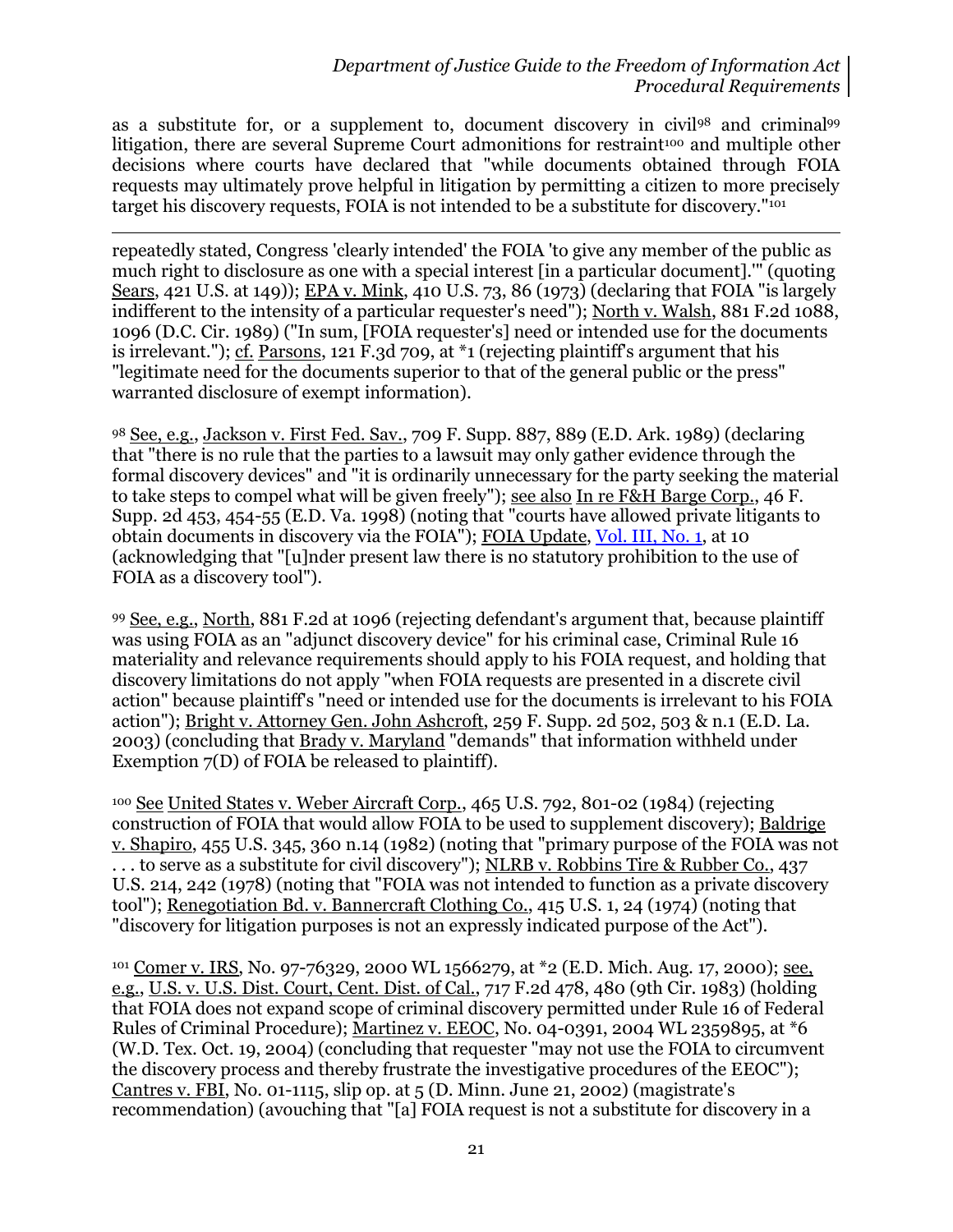as a substitute for, or a supplement to, document discovery in civil[98] and criminal[99] litigation, there are several Supreme Court admonitions for restraint[100] and multiple other decisions where courts have declared that "while documents obtained through FOIA requests may ultimately prove helpful in litigation by permitting a citizen to more precisely target his discovery requests, FOIA is not intended to be a substitute for discovery."[101]

---

repeatedly stated, Congress 'clearly intended' the FOIA 'to give any member of the public as much right to disclosure as one with a special interest [in a particular document].'" (quoting Sears, 421 U.S. at 149)); EPA v. Mink, 410 U.S. 73, 86 (1973) (declaring that FOIA "is largely indifferent to the intensity of a particular requester's need"); North v. Walsh, 881 F.2d 1088, 1096 (D.C. Cir. 1989) ("In sum, [FOIA requester's] need or intended use for the documents is irrelevant."); cf. Parsons, 121 F.3d 709, at *1 (rejecting plaintiff's argument that his "legitimate need for the documents superior to that of the general public or the press" warranted disclosure of exempt information).

[98] See, e.g., Jackson v. First Fed. Sav., 709 F. Supp. 887, 889 (E.D. Ark. 1989) (declaring that "there is no rule that the parties to a lawsuit may only gather evidence through the formal discovery devices" and "it is ordinarily unnecessary for the party seeking the material to take steps to compel what will be given freely"); see also In re F&H Barge Corp., 46 F. Supp. 2d 453, 454-55 (E.D. Va. 1998) (noting that "courts have allowed private litigants to obtain documents in discovery via the FOIA"); FOIA Update, Vol. III, No. 1, at 10 (acknowledging that "[u]nder present law there is no statutory prohibition to the use of FOIA as a discovery tool").

[99] See, e.g., North, 881 F.2d at 1096 (rejecting defendant's argument that, because plaintiff was using FOIA as an "adjunct discovery device" for his criminal case, Criminal Rule 16 materiality and relevance requirements should apply to his FOIA request, and holding that discovery limitations do not apply "when FOIA requests are presented in a discrete civil action" because plaintiff's "need or intended use for the documents is irrelevant to his FOIA action"); Bright v. Attorney Gen. John Ashcroft, 259 F. Supp. 2d 502, 503 & n.1 (E.D. La. 2003) (concluding that Brady v. Maryland "demands" that information withheld under Exemption 7(D) of FOIA be released to plaintiff).

[100] See United States v. Weber Aircraft Corp., 465 U.S. 792, 801-02 (1984) (rejecting construction of FOIA that would allow FOIA to be used to supplement discovery); Baldrige v. Shapiro, 455 U.S. 345, 360 n.14 (1982) (noting that "primary purpose of the FOIA was not . . . to serve as a substitute for civil discovery"); NLRB v. Robbins Tire & Rubber Co., 437 U.S. 214, 242 (1978) (noting that "FOIA was not intended to function as a private discovery tool"); Renegotiation Bd. v. Bannercraft Clothing Co., 415 U.S. 1, 24 (1974) (noting that "discovery for litigation purposes is not an expressly indicated purpose of the Act").

[101] Comer v. IRS, No. 97-76329, 2000 WL 1566279, at *2 (E.D. Mich. Aug. 17, 2000); see, e.g., U.S. v. U.S. Dist. Court, Cent. Dist. of Cal., 717 F.2d 478, 480 (9th Cir. 1983) (holding that FOIA does not expand scope of criminal discovery permitted under Rule 16 of Federal Rules of Criminal Procedure); Martinez v. EEOC, No. 04-0391, 2004 WL 2359895, at *6 (W.D. Tex. Oct. 19, 2004) (concluding that requester "may not use the FOIA to circumvent the discovery process and thereby frustrate the investigative procedures of the EEOC"); Cantres v. FBI, No. 01-1115, slip op. at 5 (D. Minn. June 21, 2002) (magistrate's recommendation) (avouching that "[a] FOIA request is not a substitute for discovery in a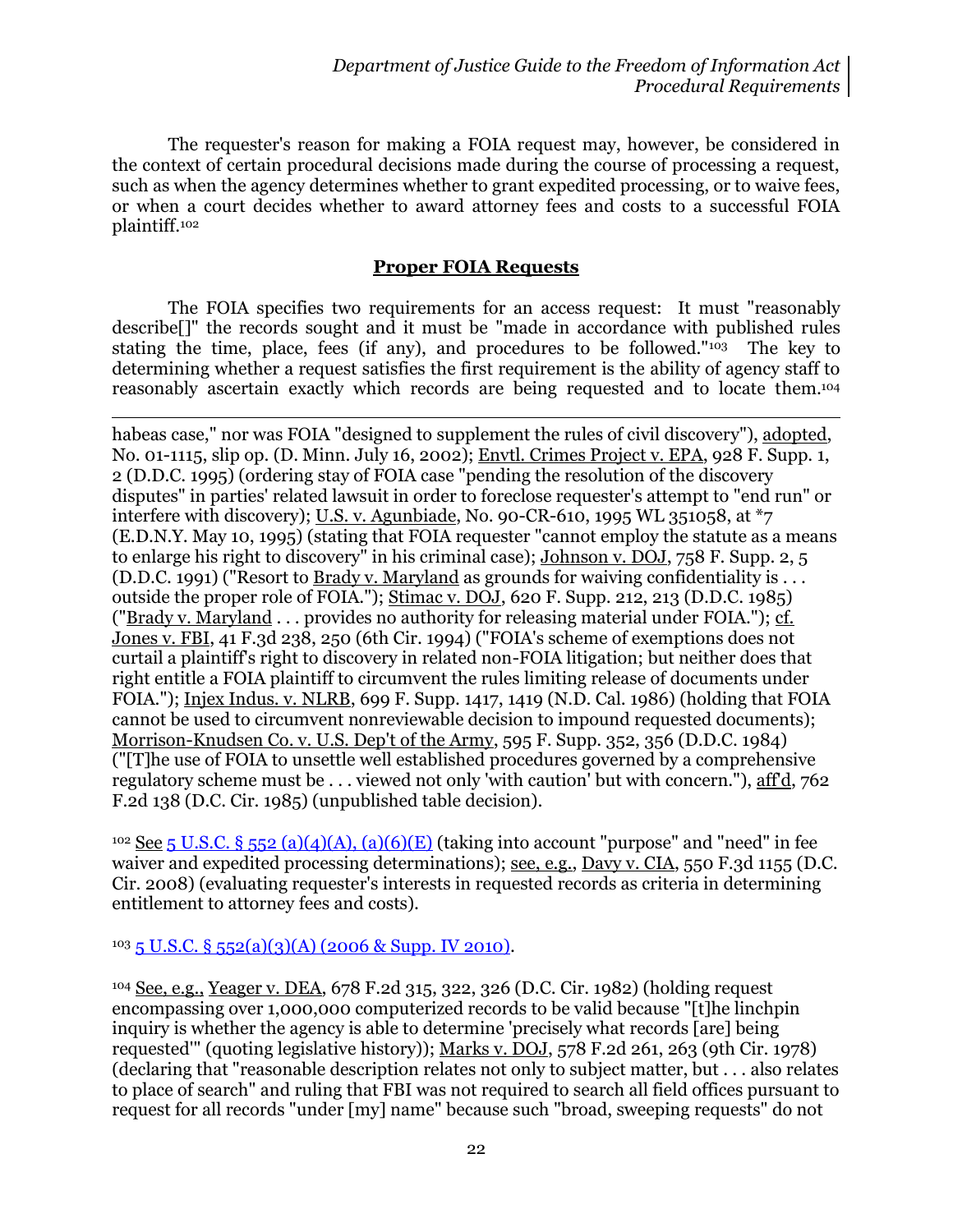The requester's reason for making a FOIA request may, however, be considered in the context of certain procedural decisions made during the course of processing a request, such as when the agency determines whether to grant expedited processing, or to waive fees, or when a court decides whether to award attorney fees and costs to a successful FOIA plaintiff.[102]

## Proper FOIA Requests

The FOIA specifies two requirements for an access request: It must "reasonably describe[]" the records sought and it must be "made in accordance with published rules stating the time, place, fees (if any), and procedures to be followed."[103] The key to determining whether a request satisfies the first requirement is the ability of agency staff to reasonably ascertain exactly which records are being requested and to locate them.[104]

---

habeas case," nor was FOIA "designed to supplement the rules of civil discovery"), adopted, No. 01-1115, slip op. (D. Minn. July 16, 2002); Envtl. Crimes Project v. EPA, 928 F. Supp. 1, 2 (D.D.C. 1995) (ordering stay of FOIA case "pending the resolution of the discovery disputes" in parties' related lawsuit in order to foreclose requester's attempt to "end run" or interfere with discovery); U.S. v. Agunbiade, No. 90-CR-610, 1995 WL 351058, at *7 (E.D.N.Y. May 10, 1995) (stating that FOIA requester "cannot employ the statute as a means to enlarge his right to discovery" in his criminal case); Johnson v. DOJ, 758 F. Supp. 2, 5 (D.D.C. 1991) ("Resort to Brady v. Maryland as grounds for waiving confidentiality is . . . outside the proper role of FOIA."); Stimac v. DOJ, 620 F. Supp. 212, 213 (D.D.C. 1985) ("Brady v. Maryland . . . provides no authority for releasing material under FOIA."); cf. Jones v. FBI, 41 F.3d 238, 250 (6th Cir. 1994) ("FOIA's scheme of exemptions does not curtail a plaintiff's right to discovery in related non-FOIA litigation; but neither does that right entitle a FOIA plaintiff to circumvent the rules limiting release of documents under FOIA."); Injex Indus. v. NLRB, 699 F. Supp. 1417, 1419 (N.D. Cal. 1986) (holding that FOIA cannot be used to circumvent nonreviewable decision to impound requested documents); Morrison-Knudsen Co. v. U.S. Dep't of the Army, 595 F. Supp. 352, 356 (D.D.C. 1984) ("[T]he use of FOIA to unsettle well established procedures governed by a comprehensive regulatory scheme must be . . . viewed not only 'with caution' but with concern."), aff'd, 762 F.2d 138 (D.C. Cir. 1985) (unpublished table decision).

[102] See 5 U.S.C. § 552 (a)(4)(A), (a)(6)(E) (taking into account "purpose" and "need" in fee waiver and expedited processing determinations); see, e.g., Davy v. CIA, 550 F.3d 1155 (D.C. Cir. 2008) (evaluating requester's interests in requested records as criteria in determining entitlement to attorney fees and costs).

[103] 5 U.S.C. § 552(a)(3)(A) (2006 & Supp. IV 2010).

[104] See, e.g., Yeager v. DEA, 678 F.2d 315, 322, 326 (D.C. Cir. 1982) (holding request encompassing over 1,000,000 computerized records to be valid because "[t]he linchpin inquiry is whether the agency is able to determine 'precisely what records [are] being requested'" (quoting legislative history)); Marks v. DOJ, 578 F.2d 261, 263 (9th Cir. 1978) (declaring that "reasonable description relates not only to subject matter, but . . . also relates to place of search" and ruling that FBI was not required to search all field offices pursuant to request for all records "under [my] name" because such "broad, sweeping requests" do not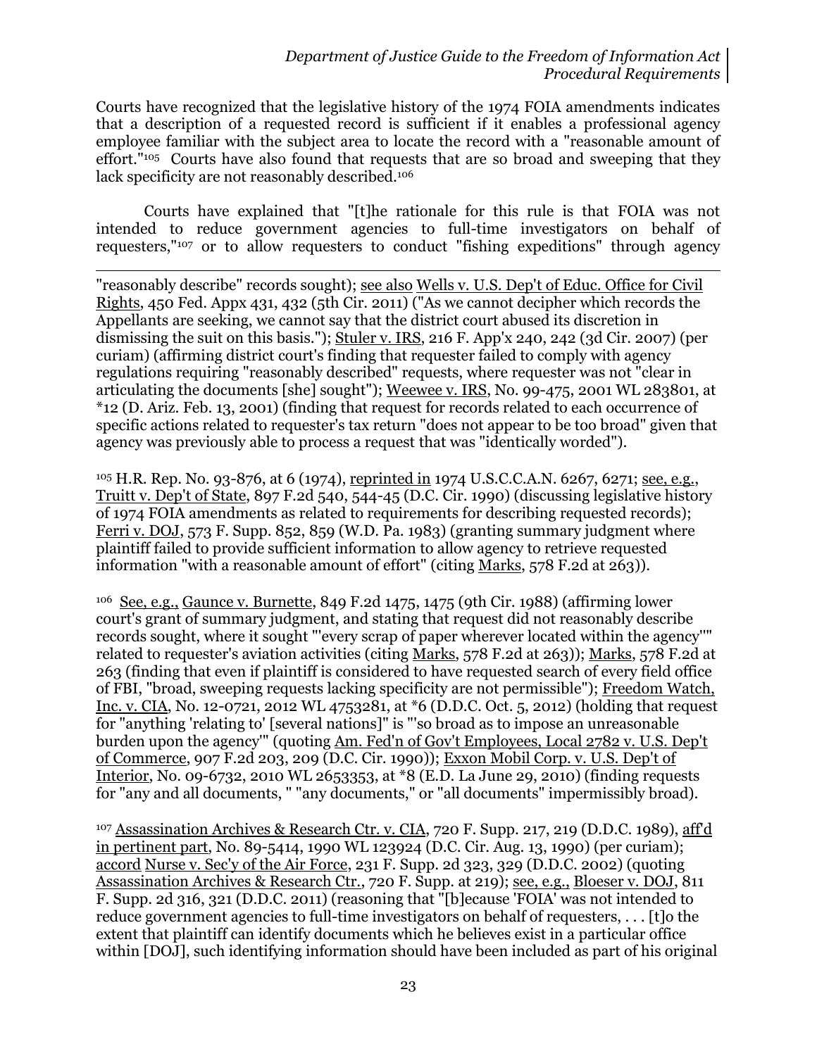Courts have recognized that the legislative history of the 1974 FOIA amendments indicates that a description of a requested record is sufficient if it enables a professional agency employee familiar with the subject area to locate the record with a "reasonable amount of effort."[105] Courts have also found that requests that are so broad and sweeping that they lack specificity are not reasonably described.[106]

Courts have explained that "[t]he rationale for this rule is that FOIA was not intended to reduce government agencies to full-time investigators on behalf of requesters,"[107] or to allow requesters to conduct "fishing expeditions" through agency

---

"reasonably describe" records sought); see also Wells v. U.S. Dep't of Educ. Office for Civil Rights, 450 Fed. Appx 431, 432 (5th Cir. 2011) ("As we cannot decipher which records the Appellants are seeking, we cannot say that the district court abused its discretion in dismissing the suit on this basis."); Stuler v. IRS, 216 F. App'x 240, 242 (3d Cir. 2007) (per curiam) (affirming district court's finding that requester failed to comply with agency regulations requiring "reasonably described" requests, where requester was not "clear in articulating the documents [she] sought"); Weewee v. IRS, No. 99-475, 2001 WL 283801, at *12 (D. Ariz. Feb. 13, 2001) (finding that request for records related to each occurrence of specific actions related to requester's tax return "does not appear to be too broad" given that agency was previously able to process a request that was "identically worded").

[105] H.R. Rep. No. 93-876, at 6 (1974), reprinted in 1974 U.S.C.C.A.N. 6267, 6271; see, e.g., Truitt v. Dep't of State, 897 F.2d 540, 544-45 (D.C. Cir. 1990) (discussing legislative history of 1974 FOIA amendments as related to requirements for describing requested records); Ferri v. DOJ, 573 F. Supp. 852, 859 (W.D. Pa. 1983) (granting summary judgment where plaintiff failed to provide sufficient information to allow agency to retrieve requested information "with a reasonable amount of effort" (citing Marks, 578 F.2d at 263)).

[106] See, e.g., Gaunce v. Burnette, 849 F.2d 1475, 1475 (9th Cir. 1988) (affirming lower court's grant of summary judgment, and stating that request did not reasonably describe records sought, where it sought "'every scrap of paper wherever located within the agency'" related to requester's aviation activities (citing Marks, 578 F.2d at 263)); Marks, 578 F.2d at 263 (finding that even if plaintiff is considered to have requested search of every field office of FBI, "broad, sweeping requests lacking specificity are not permissible"); Freedom Watch, Inc. v. CIA, No. 12-0721, 2012 WL 4753281, at *6 (D.D.C. Oct. 5, 2012) (holding that request for "anything 'relating to' [several nations]" is "'so broad as to impose an unreasonable burden upon the agency'" (quoting Am. Fed'n of Gov't Employees, Local 2782 v. U.S. Dep't of Commerce, 907 F.2d 203, 209 (D.C. Cir. 1990)); Exxon Mobil Corp. v. U.S. Dep't of Interior, No. 09-6732, 2010 WL 2653353, at *8 (E.D. La June 29, 2010) (finding requests for "any and all documents, " "any documents," or "all documents" impermissibly broad).

[107] Assassination Archives & Research Ctr. v. CIA, 720 F. Supp. 217, 219 (D.D.C. 1989), aff'd in pertinent part, No. 89-5414, 1990 WL 123924 (D.C. Cir. Aug. 13, 1990) (per curiam); accord Nurse v. Sec'y of the Air Force, 231 F. Supp. 2d 323, 329 (D.D.C. 2002) (quoting Assassination Archives & Research Ctr., 720 F. Supp. at 219); see, e.g., Bloeser v. DOJ, 811 F. Supp. 2d 316, 321 (D.D.C. 2011) (reasoning that "[b]ecause 'FOIA' was not intended to reduce government agencies to full-time investigators on behalf of requesters, . . . [t]o the extent that plaintiff can identify documents which he believes exist in a particular office within [DOJ], such identifying information should have been included as part of his original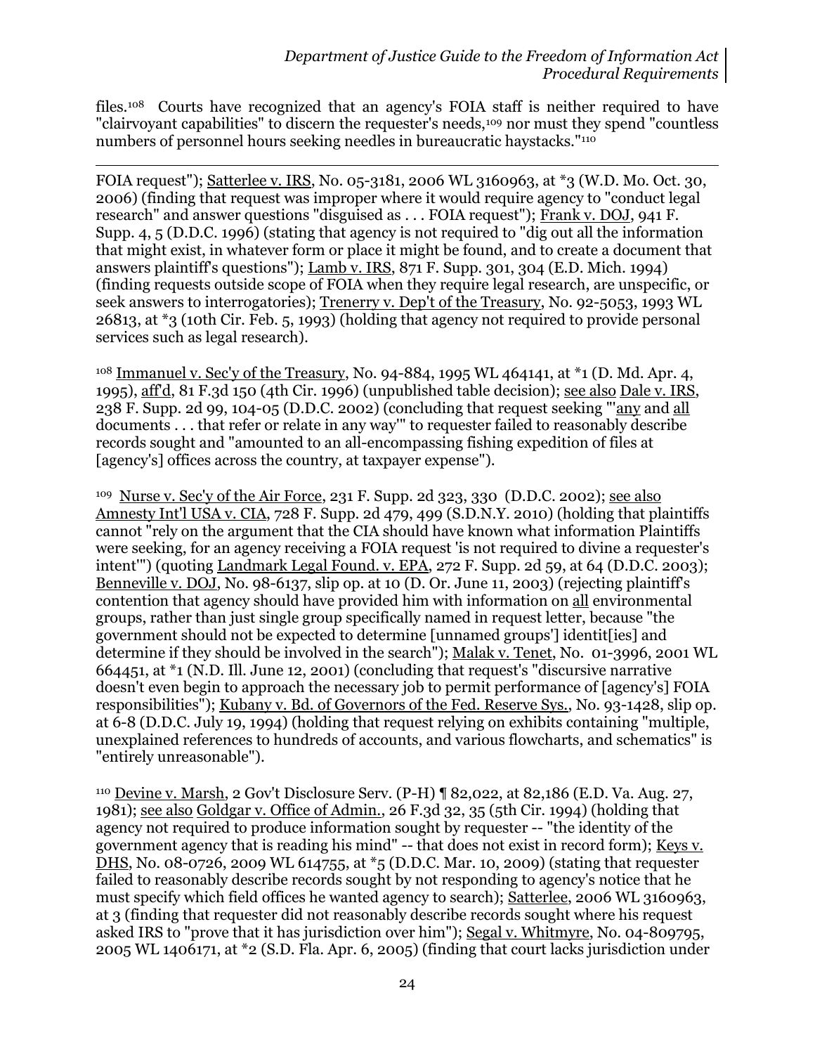files.[108] Courts have recognized that an agency's FOIA staff is neither required to have "clairvoyant capabilities" to discern the requester's needs,[109] nor must they spend "countless numbers of personnel hours seeking needles in bureaucratic haystacks."[110]

---

FOIA request"); Satterlee v. IRS, No. 05-3181, 2006 WL 3160963, at *3 (W.D. Mo. Oct. 30, 2006) (finding that request was improper where it would require agency to "conduct legal research" and answer questions "disguised as . . . FOIA request"); Frank v. DOJ, 941 F. Supp. 4, 5 (D.D.C. 1996) (stating that agency is not required to "dig out all the information that might exist, in whatever form or place it might be found, and to create a document that answers plaintiff's questions"); Lamb v. IRS, 871 F. Supp. 301, 304 (E.D. Mich. 1994) (finding requests outside scope of FOIA when they require legal research, are unspecific, or seek answers to interrogatories); Trenerry v. Dep't of the Treasury, No. 92-5053, 1993 WL 26813, at *3 (10th Cir. Feb. 5, 1993) (holding that agency not required to provide personal services such as legal research).

[108] Immanuel v. Sec'y of the Treasury, No. 94-884, 1995 WL 464141, at *1 (D. Md. Apr. 4, 1995), aff'd, 81 F.3d 150 (4th Cir. 1996) (unpublished table decision); see also Dale v. IRS, 238 F. Supp. 2d 99, 104-05 (D.D.C. 2002) (concluding that request seeking "'any and all documents . . . that refer or relate in any way'" to requester failed to reasonably describe records sought and "amounted to an all-encompassing fishing expedition of files at [agency's] offices across the country, at taxpayer expense").

[109] Nurse v. Sec'y of the Air Force, 231 F. Supp. 2d 323, 330 (D.D.C. 2002); see also Amnesty Int'l USA v. CIA, 728 F. Supp. 2d 479, 499 (S.D.N.Y. 2010) (holding that plaintiffs cannot "rely on the argument that the CIA should have known what information Plaintiffs were seeking, for an agency receiving a FOIA request 'is not required to divine a requester's intent'") (quoting Landmark Legal Found. v. EPA, 272 F. Supp. 2d 59, at 64 (D.D.C. 2003); Benneville v. DOJ, No. 98-6137, slip op. at 10 (D. Or. June 11, 2003) (rejecting plaintiff's contention that agency should have provided him with information on all environmental groups, rather than just single group specifically named in request letter, because "the government should not be expected to determine [unnamed groups'] identit[ies] and determine if they should be involved in the search"); Malak v. Tenet, No. 01-3996, 2001 WL 664451, at *1 (N.D. Ill. June 12, 2001) (concluding that request's "discursive narrative doesn't even begin to approach the necessary job to permit performance of [agency's] FOIA responsibilities"); Kubany v. Bd. of Governors of the Fed. Reserve Sys., No. 93-1428, slip op. at 6-8 (D.D.C. July 19, 1994) (holding that request relying on exhibits containing "multiple, unexplained references to hundreds of accounts, and various flowcharts, and schematics" is "entirely unreasonable").

[110] Devine v. Marsh, 2 Gov't Disclosure Serv. (P-H) ¶ 82,022, at 82,186 (E.D. Va. Aug. 27, 1981); see also Goldgar v. Office of Admin., 26 F.3d 32, 35 (5th Cir. 1994) (holding that agency not required to produce information sought by requester -- "the identity of the government agency that is reading his mind" -- that does not exist in record form); Keys v. DHS, No. 08-0726, 2009 WL 614755, at *5 (D.D.C. Mar. 10, 2009) (stating that requester failed to reasonably describe records sought by not responding to agency's notice that he must specify which field offices he wanted agency to search); Satterlee, 2006 WL 3160963, at 3 (finding that requester did not reasonably describe records sought where his request asked IRS to "prove that it has jurisdiction over him"); Segal v. Whitmyre, No. 04-809795, 2005 WL 1406171, at *2 (S.D. Fla. Apr. 6, 2005) (finding that court lacks jurisdiction under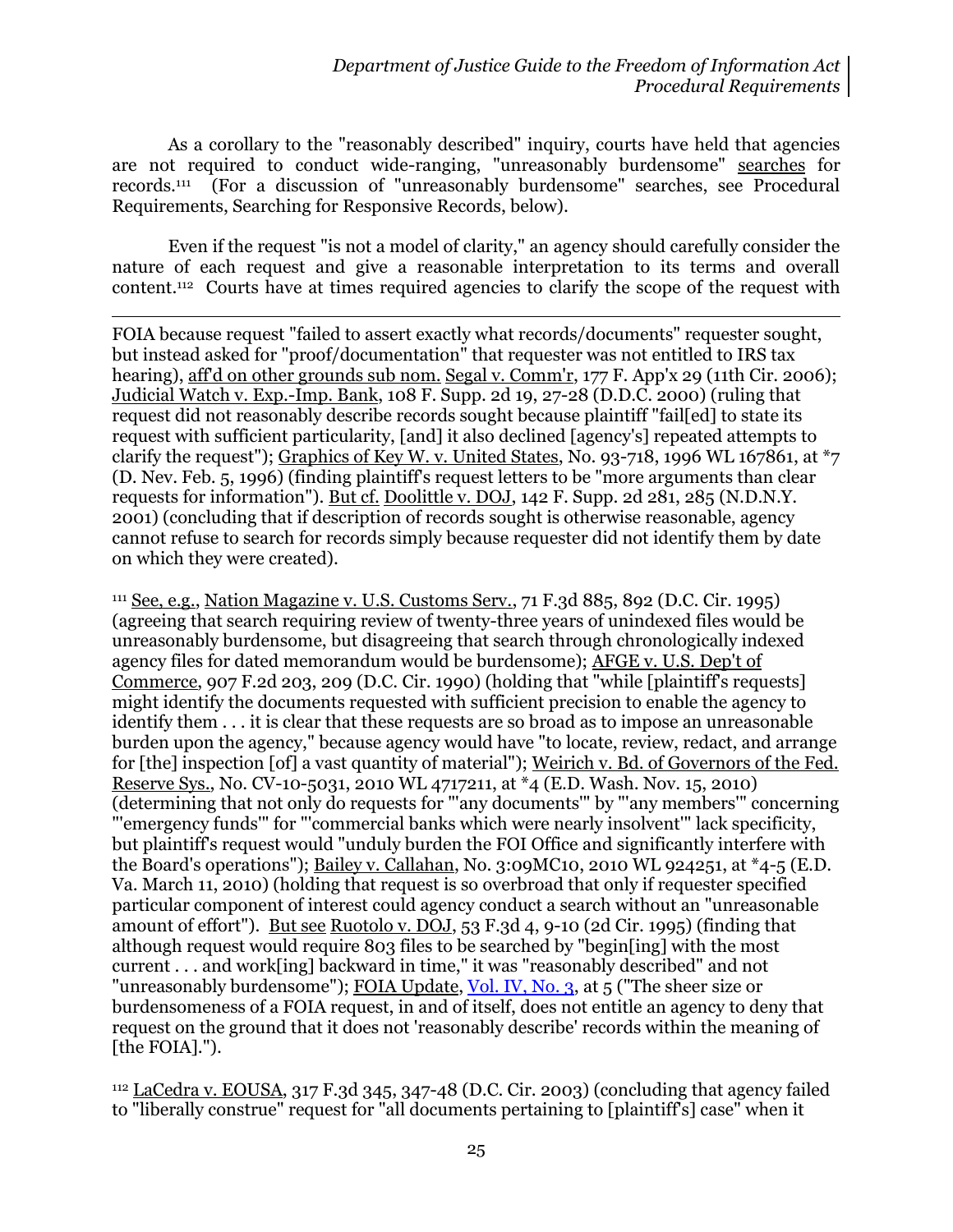As a corollary to the "reasonably described" inquiry, courts have held that agencies are not required to conduct wide-ranging, "unreasonably burdensome" searches for records.[111] (For a discussion of "unreasonably burdensome" searches, see Procedural Requirements, Searching for Responsive Records, below).

Even if the request "is not a model of clarity," an agency should carefully consider the nature of each request and give a reasonable interpretation to its terms and overall content.[112] Courts have at times required agencies to clarify the scope of the request with

---

FOIA because request "failed to assert exactly what records/documents" requester sought, but instead asked for "proof/documentation" that requester was not entitled to IRS tax hearing), aff'd on other grounds sub nom. Segal v. Comm'r, 177 F. App'x 29 (11th Cir. 2006); Judicial Watch v. Exp.-Imp. Bank, 108 F. Supp. 2d 19, 27-28 (D.D.C. 2000) (ruling that request did not reasonably describe records sought because plaintiff "fail[ed] to state its request with sufficient particularity, [and] it also declined [agency's] repeated attempts to clarify the request"); Graphics of Key W. v. United States, No. 93-718, 1996 WL 167861, at *7 (D. Nev. Feb. 5, 1996) (finding plaintiff's request letters to be "more arguments than clear requests for information"). But cf. Doolittle v. DOJ, 142 F. Supp. 2d 281, 285 (N.D.N.Y. 2001) (concluding that if description of records sought is otherwise reasonable, agency cannot refuse to search for records simply because requester did not identify them by date on which they were created).

[111] See, e.g., Nation Magazine v. U.S. Customs Serv., 71 F.3d 885, 892 (D.C. Cir. 1995) (agreeing that search requiring review of twenty-three years of unindexed files would be unreasonably burdensome, but disagreeing that search through chronologically indexed agency files for dated memorandum would be burdensome); AFGE v. U.S. Dep't of Commerce, 907 F.2d 203, 209 (D.C. Cir. 1990) (holding that "while [plaintiff's requests] might identify the documents requested with sufficient precision to enable the agency to identify them . . . it is clear that these requests are so broad as to impose an unreasonable burden upon the agency," because agency would have "to locate, review, redact, and arrange for [the] inspection [of] a vast quantity of material"); Weirich v. Bd. of Governors of the Fed. Reserve Sys., No. CV-10-5031, 2010 WL 4717211, at *4 (E.D. Wash. Nov. 15, 2010) (determining that not only do requests for "'any documents'" by "'any members'" concerning "'emergency funds'" for "'commercial banks which were nearly insolvent'" lack specificity, but plaintiff's request would "unduly burden the FOI Office and significantly interfere with the Board's operations"); Bailey v. Callahan, No. 3:09MC10, 2010 WL 924251, at *4-5 (E.D. Va. March 11, 2010) (holding that request is so overbroad that only if requester specified particular component of interest could agency conduct a search without an "unreasonable amount of effort"). But see Ruotolo v. DOJ, 53 F.3d 4, 9-10 (2d Cir. 1995) (finding that although request would require 803 files to be searched by "begin[ing] with the most current . . . and work[ing] backward in time," it was "reasonably described" and not "unreasonably burdensome"); FOIA Update, Vol. IV, No. 3, at 5 ("The sheer size or burdensomeness of a FOIA request, in and of itself, does not entitle an agency to deny that request on the ground that it does not 'reasonably describe' records within the meaning of [the FOIA].").

[112] LaCedra v. EOUSA, 317 F.3d 345, 347-48 (D.C. Cir. 2003) (concluding that agency failed to "liberally construe" request for "all documents pertaining to [plaintiff's] case" when it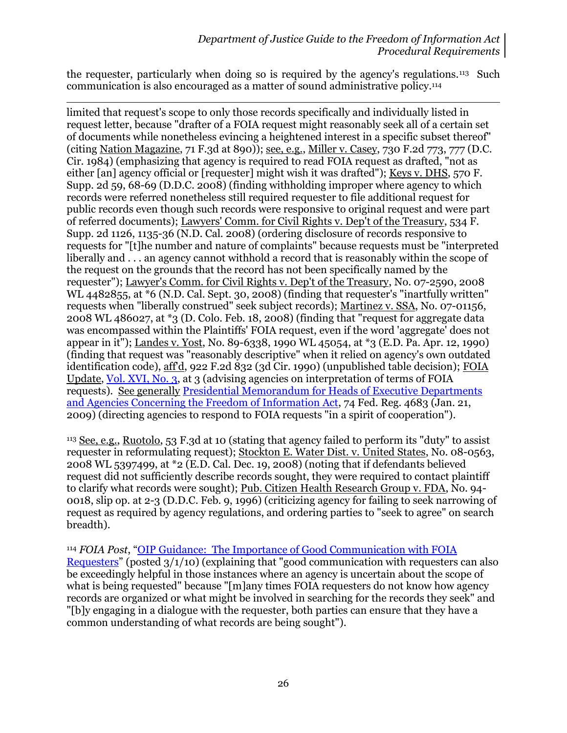the requester, particularly when doing so is required by the agency's regulations.[113] Such communication is also encouraged as a matter of sound administrative policy.[114]

---

limited that request's scope to only those records specifically and individually listed in request letter, because "drafter of a FOIA request might reasonably seek all of a certain set of documents while nonetheless evincing a heightened interest in a specific subset thereof" (citing Nation Magazine, 71 F.3d at 890)); see, e.g., Miller v. Casey, 730 F.2d 773, 777 (D.C. Cir. 1984) (emphasizing that agency is required to read FOIA request as drafted, "not as either [an] agency official or [requester] might wish it was drafted"); Keys v. DHS, 570 F. Supp. 2d 59, 68-69 (D.D.C. 2008) (finding withholding improper where agency to which records were referred nonetheless still required requester to file additional request for public records even though such records were responsive to original request and were part of referred documents); Lawyers' Comm. for Civil Rights v. Dep't of the Treasury, 534 F. Supp. 2d 1126, 1135-36 (N.D. Cal. 2008) (ordering disclosure of records responsive to requests for "[t]he number and nature of complaints" because requests must be "interpreted liberally and . . . an agency cannot withhold a record that is reasonably within the scope of the request on the grounds that the record has not been specifically named by the requester"); Lawyer's Comm. for Civil Rights v. Dep't of the Treasury, No. 07-2590, 2008 WL 4482855, at *6 (N.D. Cal. Sept. 30, 2008) (finding that requester's "inartfully written" requests when "liberally construed" seek subject records); Martinez v. SSA, No. 07-01156, 2008 WL 486027, at *3 (D. Colo. Feb. 18, 2008) (finding that "request for aggregate data was encompassed within the Plaintiffs' FOIA request, even if the word 'aggregate' does not appear in it"); Landes v. Yost, No. 89-6338, 1990 WL 45054, at *3 (E.D. Pa. Apr. 12, 1990) (finding that request was "reasonably descriptive" when it relied on agency's own outdated identification code), aff'd, 922 F.2d 832 (3d Cir. 1990) (unpublished table decision); FOIA Update, Vol. XVI, No. 3, at 3 (advising agencies on interpretation of terms of FOIA requests). See generally Presidential Memorandum for Heads of Executive Departments and Agencies Concerning the Freedom of Information Act, 74 Fed. Reg. 4683 (Jan. 21, 2009) (directing agencies to respond to FOIA requests "in a spirit of cooperation").

[113] See, e.g., Ruotolo, 53 F.3d at 10 (stating that agency failed to perform its "duty" to assist requester in reformulating request); Stockton E. Water Dist. v. United States, No. 08-0563, 2008 WL 5397499, at *2 (E.D. Cal. Dec. 19, 2008) (noting that if defendants believed request did not sufficiently describe records sought, they were required to contact plaintiff to clarify what records were sought); Pub. Citizen Health Research Group v. FDA, No. 94-0018, slip op. at 2-3 (D.D.C. Feb. 9, 1996) (criticizing agency for failing to seek narrowing of request as required by agency regulations, and ordering parties to "seek to agree" on search breadth).

[114] *FOIA Post*, "OIP Guidance: The Importance of Good Communication with FOIA Requesters" (posted 3/1/10) (explaining that "good communication with requesters can also be exceedingly helpful in those instances where an agency is uncertain about the scope of what is being requested" because "[m]any times FOIA requesters do not know how agency records are organized or what might be involved in searching for the records they seek" and "[b]y engaging in a dialogue with the requester, both parties can ensure that they have a common understanding of what records are being sought").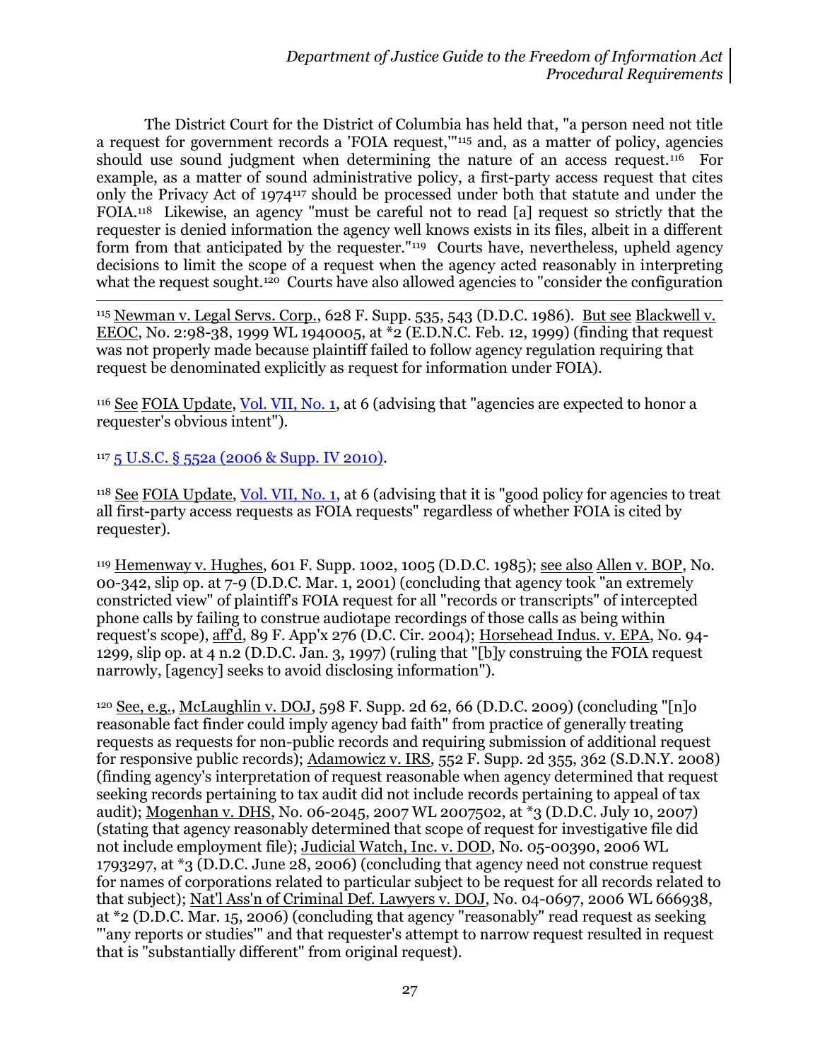The District Court for the District of Columbia has held that, "a person need not title a request for government records a 'FOIA request,'"[115] and, as a matter of policy, agencies should use sound judgment when determining the nature of an access request.[116] For example, as a matter of sound administrative policy, a first-party access request that cites only the Privacy Act of 1974[117] should be processed under both that statute and under the FOIA.[118] Likewise, an agency "must be careful not to read [a] request so strictly that the requester is denied information the agency well knows exists in its files, albeit in a different form from that anticipated by the requester."[119] Courts have, nevertheless, upheld agency decisions to limit the scope of a request when the agency acted reasonably in interpreting what the request sought.[120] Courts have also allowed agencies to "consider the configuration

---

[115] Newman v. Legal Servs. Corp., 628 F. Supp. 535, 543 (D.D.C. 1986). But see Blackwell v. EEOC, No. 2:98-38, 1999 WL 1940005, at *2 (E.D.N.C. Feb. 12, 1999) (finding that request was not properly made because plaintiff failed to follow agency regulation requiring that request be denominated explicitly as request for information under FOIA).

[116] See FOIA Update, Vol. VII, No. 1, at 6 (advising that "agencies are expected to honor a requester's obvious intent").

[117] 5 U.S.C. § 552a (2006 & Supp. IV 2010).

[118] See FOIA Update, Vol. VII, No. 1, at 6 (advising that it is "good policy for agencies to treat all first-party access requests as FOIA requests" regardless of whether FOIA is cited by requester).

[119] Hemenway v. Hughes, 601 F. Supp. 1002, 1005 (D.D.C. 1985); see also Allen v. BOP, No. 00-342, slip op. at 7-9 (D.D.C. Mar. 1, 2001) (concluding that agency took "an extremely constricted view" of plaintiff's FOIA request for all "records or transcripts" of intercepted phone calls by failing to construe audiotape recordings of those calls as being within request's scope), aff'd, 89 F. App'x 276 (D.C. Cir. 2004); Horsehead Indus. v. EPA, No. 94-1299, slip op. at 4 n.2 (D.D.C. Jan. 3, 1997) (ruling that "[b]y construing the FOIA request narrowly, [agency] seeks to avoid disclosing information").

[120] See, e.g., McLaughlin v. DOJ, 598 F. Supp. 2d 62, 66 (D.D.C. 2009) (concluding "[n]o reasonable fact finder could imply agency bad faith" from practice of generally treating requests as requests for non-public records and requiring submission of additional request for responsive public records); Adamowicz v. IRS, 552 F. Supp. 2d 355, 362 (S.D.N.Y. 2008) (finding agency's interpretation of request reasonable when agency determined that request seeking records pertaining to tax audit did not include records pertaining to appeal of tax audit); Mogenhan v. DHS, No. 06-2045, 2007 WL 2007502, at *3 (D.D.C. July 10, 2007) (stating that agency reasonably determined that scope of request for investigative file did not include employment file); Judicial Watch, Inc. v. DOD, No. 05-00390, 2006 WL 1793297, at *3 (D.D.C. June 28, 2006) (concluding that agency need not construe request for names of corporations related to particular subject to be request for all records related to that subject); Nat'l Ass'n of Criminal Def. Lawyers v. DOJ, No. 04-0697, 2006 WL 666938, at *2 (D.D.C. Mar. 15, 2006) (concluding that agency "reasonably" read request as seeking "'any reports or studies'" and that requester's attempt to narrow request resulted in request that is "substantially different" from original request).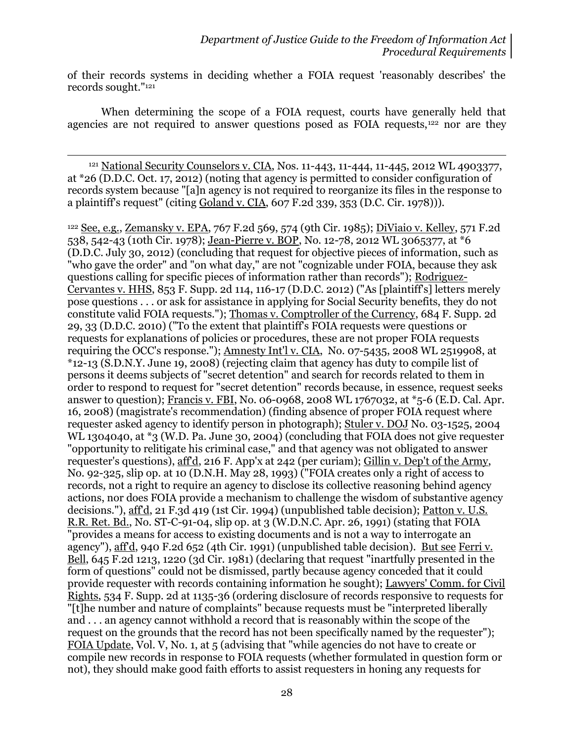of their records systems in deciding whether a FOIA request 'reasonably describes' the records sought."[121]

When determining the scope of a FOIA request, courts have generally held that agencies are not required to answer questions posed as FOIA requests,[122] nor are they

---

[121] National Security Counselors v. CIA, Nos. 11-443, 11-444, 11-445, 2012 WL 4903377, at *26 (D.D.C. Oct. 17, 2012) (noting that agency is permitted to consider configuration of records system because "[a]n agency is not required to reorganize its files in the response to a plaintiff's request" (citing Goland v. CIA, 607 F.2d 339, 353 (D.C. Cir. 1978))).

[122] See, e.g., Zemansky v. EPA, 767 F.2d 569, 574 (9th Cir. 1985); DiViaio v. Kelley, 571 F.2d 538, 542-43 (10th Cir. 1978); Jean-Pierre v. BOP, No. 12-78, 2012 WL 3065377, at *6 (D.D.C. July 30, 2012) (concluding that request for objective pieces of information, such as "who gave the order" and "on what day," are not "cognizable under FOIA, because they ask questions calling for specific pieces of information rather than records"); Rodriguez-Cervantes v. HHS, 853 F. Supp. 2d 114, 116-17 (D.D.C. 2012) ("As [plaintiff's] letters merely pose questions . . . or ask for assistance in applying for Social Security benefits, they do not constitute valid FOIA requests."); Thomas v. Comptroller of the Currency, 684 F. Supp. 2d 29, 33 (D.D.C. 2010) ("To the extent that plaintiff's FOIA requests were questions or requests for explanations of policies or procedures, these are not proper FOIA requests requiring the OCC's response."); Amnesty Int'l v. CIA, No. 07-5435, 2008 WL 2519908, at *12-13 (S.D.N.Y. June 19, 2008) (rejecting claim that agency has duty to compile list of persons it deems subjects of "secret detention" and search for records related to them in order to respond to request for "secret detention" records because, in essence, request seeks answer to question); Francis v. FBI, No. 06-0968, 2008 WL 1767032, at *5-6 (E.D. Cal. Apr. 16, 2008) (magistrate's recommendation) (finding absence of proper FOIA request where requester asked agency to identify person in photograph); Stuler v. DOJ No. 03-1525, 2004 WL 1304040, at *3 (W.D. Pa. June 30, 2004) (concluding that FOIA does not give requester "opportunity to relitigate his criminal case," and that agency was not obligated to answer requester's questions), aff'd, 216 F. App'x at 242 (per curiam); Gillin v. Dep't of the Army, No. 92-325, slip op. at 10 (D.N.H. May 28, 1993) ("FOIA creates only a right of access to records, not a right to require an agency to disclose its collective reasoning behind agency actions, nor does FOIA provide a mechanism to challenge the wisdom of substantive agency decisions."), aff'd, 21 F.3d 419 (1st Cir. 1994) (unpublished table decision); Patton v. U.S. R.R. Ret. Bd., No. ST-C-91-04, slip op. at 3 (W.D.N.C. Apr. 26, 1991) (stating that FOIA "provides a means for access to existing documents and is not a way to interrogate an agency"), aff'd, 940 F.2d 652 (4th Cir. 1991) (unpublished table decision). But see Ferri v. Bell, 645 F.2d 1213, 1220 (3d Cir. 1981) (declaring that request "inartfully presented in the form of questions" could not be dismissed, partly because agency conceded that it could provide requester with records containing information he sought); Lawyers' Comm. for Civil Rights, 534 F. Supp. 2d at 1135-36 (ordering disclosure of records responsive to requests for "[t]he number and nature of complaints" because requests must be "interpreted liberally and . . . an agency cannot withhold a record that is reasonably within the scope of the request on the grounds that the record has not been specifically named by the requester"); FOIA Update, Vol. V, No. 1, at 5 (advising that "while agencies do not have to create or compile new records in response to FOIA requests (whether formulated in question form or not), they should make good faith efforts to assist requesters in honing any requests for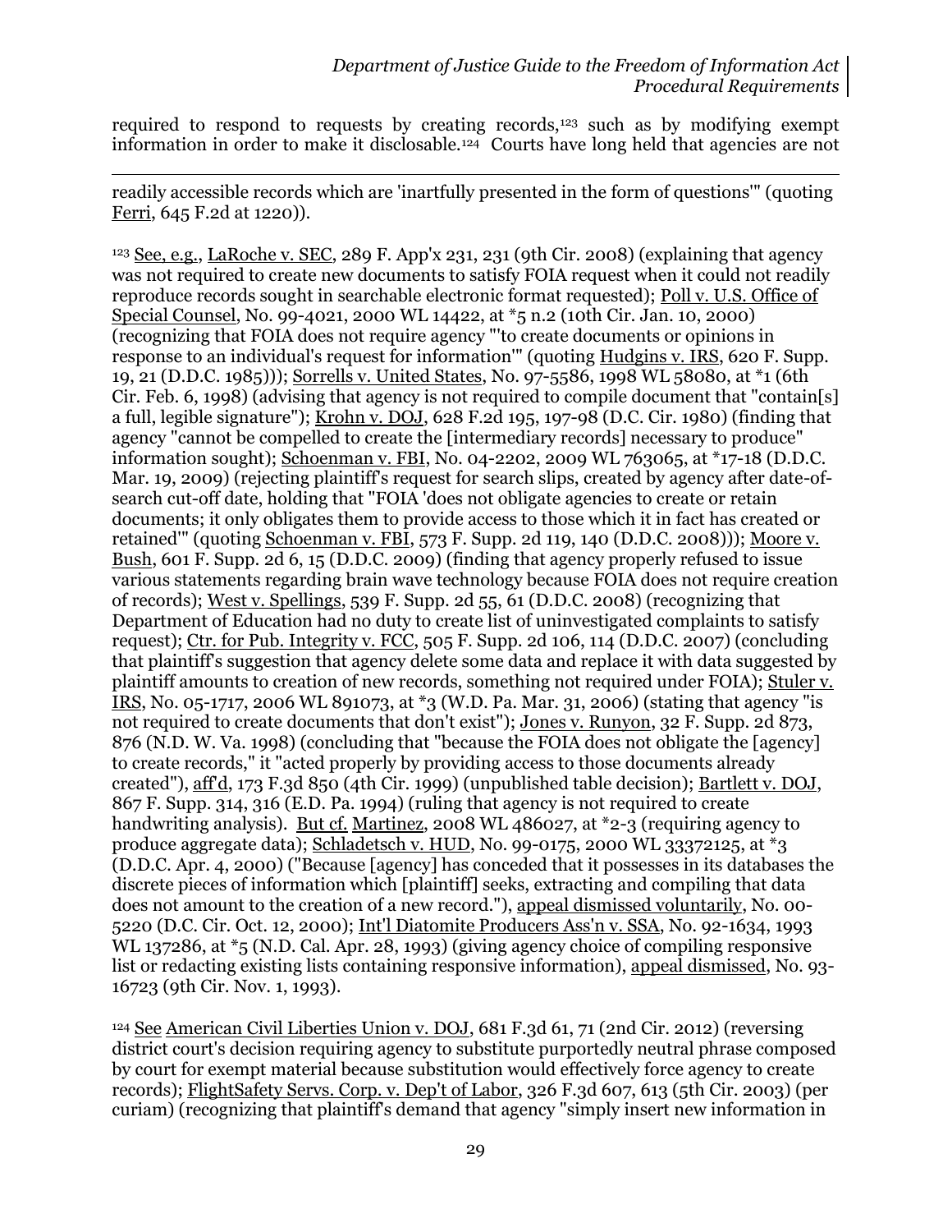required to respond to requests by creating records,[123] such as by modifying exempt information in order to make it disclosable.[124] Courts have long held that agencies are not

---

readily accessible records which are 'inartfully presented in the form of questions'" (quoting Ferri, 645 F.2d at 1220)).

[123] See, e.g., LaRoche v. SEC, 289 F. App'x 231, 231 (9th Cir. 2008) (explaining that agency was not required to create new documents to satisfy FOIA request when it could not readily reproduce records sought in searchable electronic format requested); Poll v. U.S. Office of Special Counsel, No. 99-4021, 2000 WL 14422, at *5 n.2 (10th Cir. Jan. 10, 2000) (recognizing that FOIA does not require agency "'to create documents or opinions in response to an individual's request for information'" (quoting Hudgins v. IRS, 620 F. Supp. 19, 21 (D.D.C. 1985))); Sorrells v. United States, No. 97-5586, 1998 WL 58080, at *1 (6th Cir. Feb. 6, 1998) (advising that agency is not required to compile document that "contain[s] a full, legible signature"); Krohn v. DOJ, 628 F.2d 195, 197-98 (D.C. Cir. 1980) (finding that agency "cannot be compelled to create the [intermediary records] necessary to produce" information sought); Schoenman v. FBI, No. 04-2202, 2009 WL 763065, at *17-18 (D.D.C. Mar. 19, 2009) (rejecting plaintiff's request for search slips, created by agency after date-of-search cut-off date, holding that "FOIA 'does not obligate agencies to create or retain documents; it only obligates them to provide access to those which it in fact has created or retained'" (quoting Schoenman v. FBI, 573 F. Supp. 2d 119, 140 (D.D.C. 2008))); Moore v. Bush, 601 F. Supp. 2d 6, 15 (D.D.C. 2009) (finding that agency properly refused to issue various statements regarding brain wave technology because FOIA does not require creation of records); West v. Spellings, 539 F. Supp. 2d 55, 61 (D.D.C. 2008) (recognizing that Department of Education had no duty to create list of uninvestigated complaints to satisfy request); Ctr. for Pub. Integrity v. FCC, 505 F. Supp. 2d 106, 114 (D.D.C. 2007) (concluding that plaintiff's suggestion that agency delete some data and replace it with data suggested by plaintiff amounts to creation of new records, something not required under FOIA); Stuler v. IRS, No. 05-1717, 2006 WL 891073, at *3 (W.D. Pa. Mar. 31, 2006) (stating that agency "is not required to create documents that don't exist"); Jones v. Runyon, 32 F. Supp. 2d 873, 876 (N.D. W. Va. 1998) (concluding that "because the FOIA does not obligate the [agency] to create records," it "acted properly by providing access to those documents already created"), aff'd, 173 F.3d 850 (4th Cir. 1999) (unpublished table decision); Bartlett v. DOJ, 867 F. Supp. 314, 316 (E.D. Pa. 1994) (ruling that agency is not required to create handwriting analysis). But cf. Martinez, 2008 WL 486027, at *2-3 (requiring agency to produce aggregate data); Schladetsch v. HUD, No. 99-0175, 2000 WL 33372125, at *3 (D.D.C. Apr. 4, 2000) ("Because [agency] has conceded that it possesses in its databases the discrete pieces of information which [plaintiff] seeks, extracting and compiling that data does not amount to the creation of a new record."), appeal dismissed voluntarily, No. 00-5220 (D.C. Cir. Oct. 12, 2000); Int'l Diatomite Producers Ass'n v. SSA, No. 92-1634, 1993 WL 137286, at *5 (N.D. Cal. Apr. 28, 1993) (giving agency choice of compiling responsive list or redacting existing lists containing responsive information), appeal dismissed, No. 93-16723 (9th Cir. Nov. 1, 1993).

[124] See American Civil Liberties Union v. DOJ, 681 F.3d 61, 71 (2nd Cir. 2012) (reversing district court's decision requiring agency to substitute purportedly neutral phrase composed by court for exempt material because substitution would effectively force agency to create records); FlightSafety Servs. Corp. v. Dep't of Labor, 326 F.3d 607, 613 (5th Cir. 2003) (per curiam) (recognizing that plaintiff's demand that agency "simply insert new information in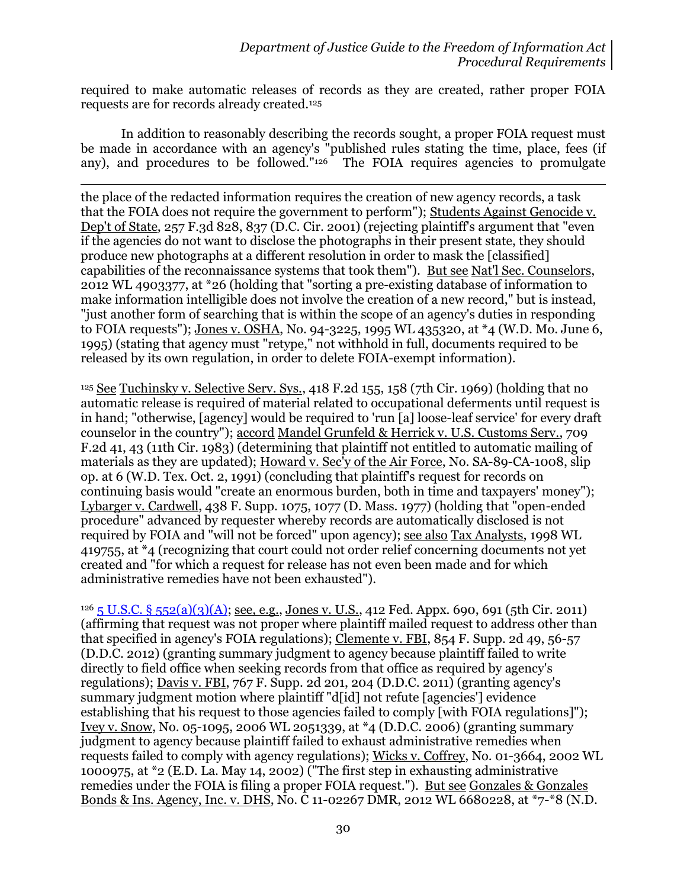required to make automatic releases of records as they are created, rather proper FOIA requests are for records already created.[125]

In addition to reasonably describing the records sought, a proper FOIA request must be made in accordance with an agency's "published rules stating the time, place, fees (if any), and procedures to be followed."[126] The FOIA requires agencies to promulgate

---

the place of the redacted information requires the creation of new agency records, a task that the FOIA does not require the government to perform"); Students Against Genocide v. Dep't of State, 257 F.3d 828, 837 (D.C. Cir. 2001) (rejecting plaintiff's argument that "even if the agencies do not want to disclose the photographs in their present state, they should produce new photographs at a different resolution in order to mask the [classified] capabilities of the reconnaissance systems that took them"). But see Nat'l Sec. Counselors, 2012 WL 4903377, at *26 (holding that "sorting a pre-existing database of information to make information intelligible does not involve the creation of a new record," but is instead, "just another form of searching that is within the scope of an agency's duties in responding to FOIA requests"); Jones v. OSHA, No. 94-3225, 1995 WL 435320, at *4 (W.D. Mo. June 6, 1995) (stating that agency must "retype," not withhold in full, documents required to be released by its own regulation, in order to delete FOIA-exempt information).

[125] See Tuchinsky v. Selective Serv. Sys., 418 F.2d 155, 158 (7th Cir. 1969) (holding that no automatic release is required of material related to occupational deferments until request is in hand; "otherwise, [agency] would be required to 'run [a] loose-leaf service' for every draft counselor in the country"); accord Mandel Grunfeld & Herrick v. U.S. Customs Serv., 709 F.2d 41, 43 (11th Cir. 1983) (determining that plaintiff not entitled to automatic mailing of materials as they are updated); Howard v. Sec'y of the Air Force, No. SA-89-CA-1008, slip op. at 6 (W.D. Tex. Oct. 2, 1991) (concluding that plaintiff's request for records on continuing basis would "create an enormous burden, both in time and taxpayers' money"); Lybarger v. Cardwell, 438 F. Supp. 1075, 1077 (D. Mass. 1977) (holding that "open-ended procedure" advanced by requester whereby records are automatically disclosed is not required by FOIA and "will not be forced" upon agency); see also Tax Analysts, 1998 WL 419755, at *4 (recognizing that court could not order relief concerning documents not yet created and "for which a request for release has not even been made and for which administrative remedies have not been exhausted").

[126] 5 U.S.C. § 552(a)(3)(A); see, e.g., Jones v. U.S., 412 Fed. Appx. 690, 691 (5th Cir. 2011) (affirming that request was not proper where plaintiff mailed request to address other than that specified in agency's FOIA regulations); Clemente v. FBI, 854 F. Supp. 2d 49, 56-57 (D.D.C. 2012) (granting summary judgment to agency because plaintiff failed to write directly to field office when seeking records from that office as required by agency's regulations); Davis v. FBI, 767 F. Supp. 2d 201, 204 (D.D.C. 2011) (granting agency's summary judgment motion where plaintiff "d[id] not refute [agencies'] evidence establishing that his request to those agencies failed to comply [with FOIA regulations]"); Ivey v. Snow, No. 05-1095, 2006 WL 2051339, at *4 (D.D.C. 2006) (granting summary judgment to agency because plaintiff failed to exhaust administrative remedies when requests failed to comply with agency regulations); Wicks v. Coffrey, No. 01-3664, 2002 WL 1000975, at *2 (E.D. La. May 14, 2002) ("The first step in exhausting administrative remedies under the FOIA is filing a proper FOIA request."). But see Gonzales & Gonzales Bonds & Ins. Agency, Inc. v. DHS, No. C 11-02267 DMR, 2012 WL 6680228, at *7-*8 (N.D.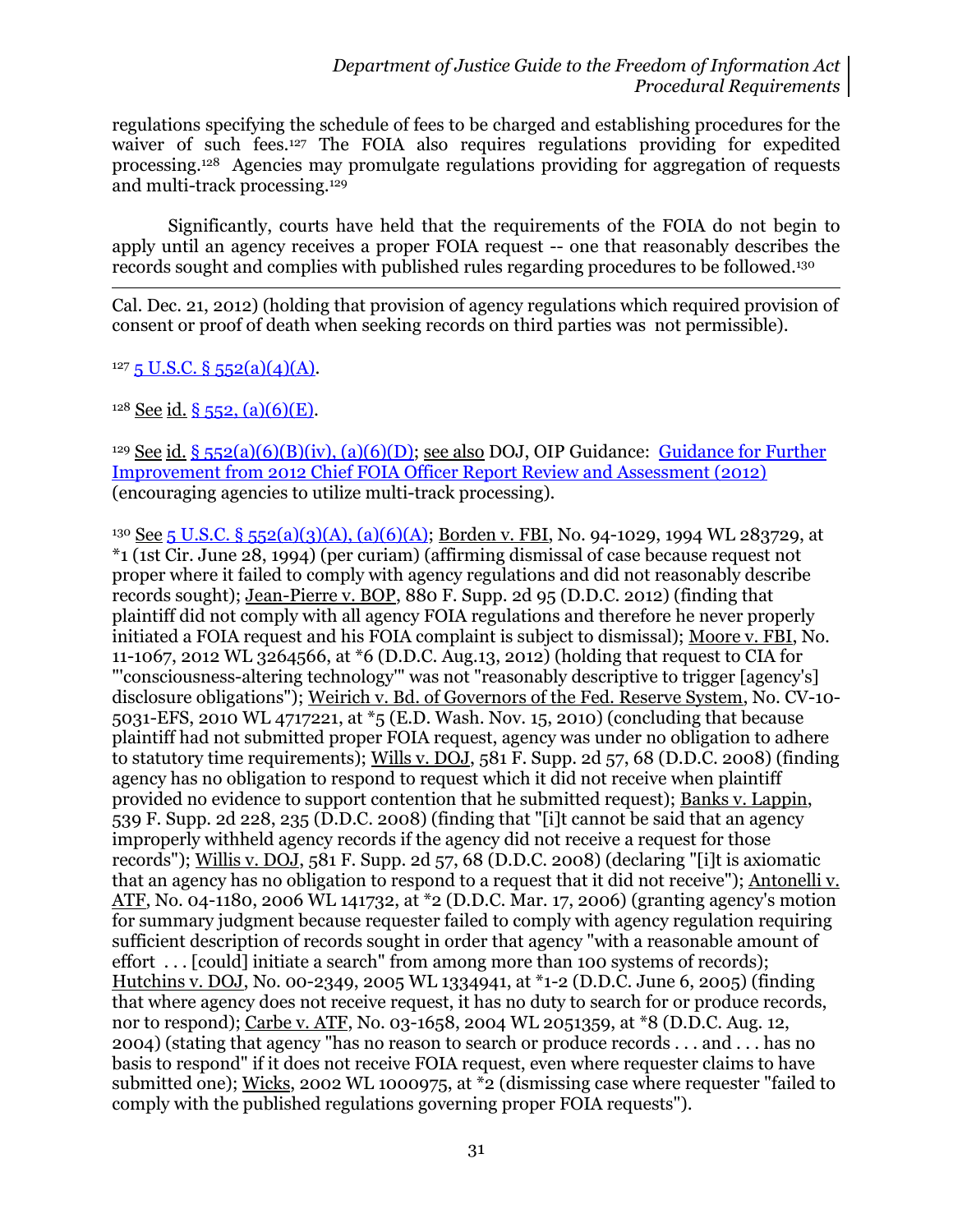regulations specifying the schedule of fees to be charged and establishing procedures for the waiver of such fees.[127] The FOIA also requires regulations providing for expedited processing.[128] Agencies may promulgate regulations providing for aggregation of requests and multi-track processing.[129]

Significantly, courts have held that the requirements of the FOIA do not begin to apply until an agency receives a proper FOIA request -- one that reasonably describes the records sought and complies with published rules regarding procedures to be followed.[130]

---

Cal. Dec. 21, 2012) (holding that provision of agency regulations which required provision of consent or proof of death when seeking records on third parties was not permissible).

[127] 5 U.S.C. § 552(a)(4)(A).

[128] See id. § 552, (a)(6)(E).

[129] See id. § 552(a)(6)(B)(iv), (a)(6)(D); see also DOJ, OIP Guidance: Guidance for Further Improvement from 2012 Chief FOIA Officer Report Review and Assessment (2012) (encouraging agencies to utilize multi-track processing).

[130] See 5 U.S.C. § 552(a)(3)(A), (a)(6)(A); Borden v. FBI, No. 94-1029, 1994 WL 283729, at *1 (1st Cir. June 28, 1994) (per curiam) (affirming dismissal of case because request not proper where it failed to comply with agency regulations and did not reasonably describe records sought); Jean-Pierre v. BOP, 880 F. Supp. 2d 95 (D.D.C. 2012) (finding that plaintiff did not comply with all agency FOIA regulations and therefore he never properly initiated a FOIA request and his FOIA complaint is subject to dismissal); Moore v. FBI, No. 11-1067, 2012 WL 3264566, at *6 (D.D.C. Aug.13, 2012) (holding that request to CIA for "'consciousness-altering technology'" was not "reasonably descriptive to trigger [agency's] disclosure obligations"); Weirich v. Bd. of Governors of the Fed. Reserve System, No. CV-10-5031-EFS, 2010 WL 4717221, at *5 (E.D. Wash. Nov. 15, 2010) (concluding that because plaintiff had not submitted proper FOIA request, agency was under no obligation to adhere to statutory time requirements); Wills v. DOJ, 581 F. Supp. 2d 57, 68 (D.D.C. 2008) (finding agency has no obligation to respond to request which it did not receive when plaintiff provided no evidence to support contention that he submitted request); Banks v. Lappin, 539 F. Supp. 2d 228, 235 (D.D.C. 2008) (finding that "[i]t cannot be said that an agency improperly withheld agency records if the agency did not receive a request for those records"); Willis v. DOJ, 581 F. Supp. 2d 57, 68 (D.D.C. 2008) (declaring "[i]t is axiomatic that an agency has no obligation to respond to a request that it did not receive"); Antonelli v. ATF, No. 04-1180, 2006 WL 141732, at *2 (D.D.C. Mar. 17, 2006) (granting agency's motion for summary judgment because requester failed to comply with agency regulation requiring sufficient description of records sought in order that agency "with a reasonable amount of effort . . . [could] initiate a search" from among more than 100 systems of records); Hutchins v. DOJ, No. 00-2349, 2005 WL 1334941, at *1-2 (D.D.C. June 6, 2005) (finding that where agency does not receive request, it has no duty to search for or produce records, nor to respond); Carbe v. ATF, No. 03-1658, 2004 WL 2051359, at *8 (D.D.C. Aug. 12, 2004) (stating that agency "has no reason to search or produce records . . . and . . . has no basis to respond" if it does not receive FOIA request, even where requester claims to have submitted one); Wicks, 2002 WL 1000975, at *2 (dismissing case where requester "failed to comply with the published regulations governing proper FOIA requests").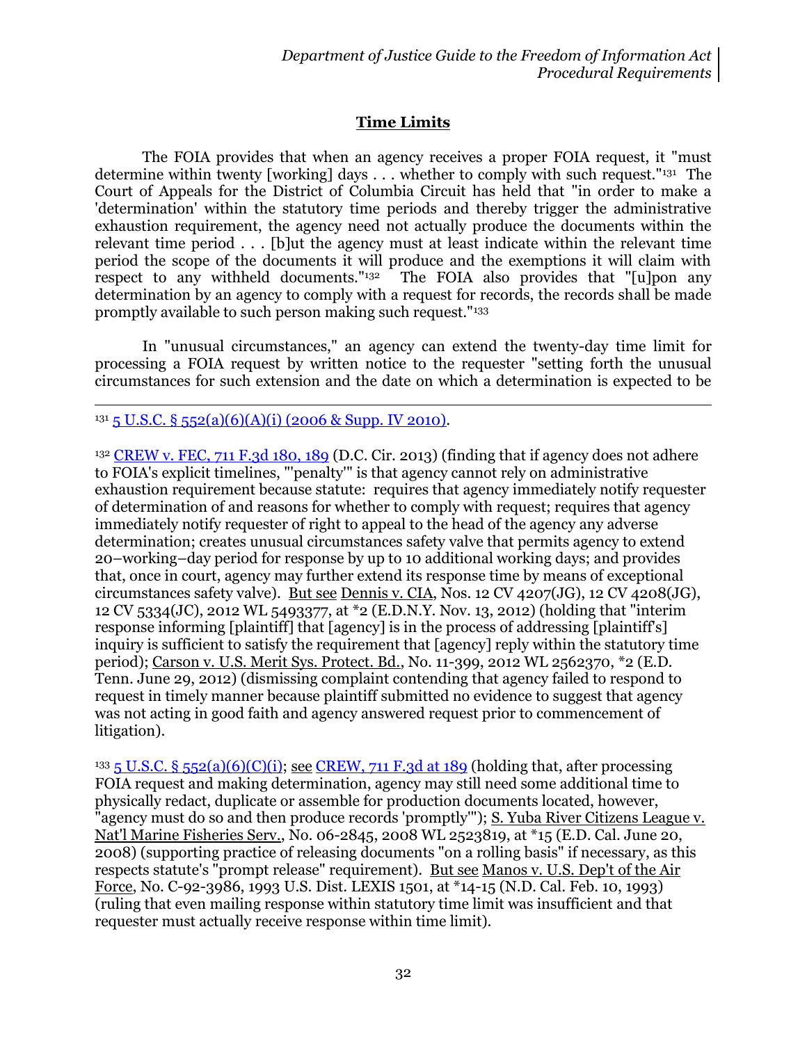## Time Limits

The FOIA provides that when an agency receives a proper FOIA request, it "must determine within twenty [working] days . . . whether to comply with such request."[131] The Court of Appeals for the District of Columbia Circuit has held that "in order to make a 'determination' within the statutory time periods and thereby trigger the administrative exhaustion requirement, the agency need not actually produce the documents within the relevant time period . . . [b]ut the agency must at least indicate within the relevant time period the scope of the documents it will produce and the exemptions it will claim with respect to any withheld documents."[132] The FOIA also provides that "[u]pon any determination by an agency to comply with a request for records, the records shall be made promptly available to such person making such request."[133]

In "unusual circumstances," an agency can extend the twenty-day time limit for processing a FOIA request by written notice to the requester "setting forth the unusual circumstances for such extension and the date on which a determination is expected to be

---

[131] 5 U.S.C. § 552(a)(6)(A)(i) (2006 & Supp. IV 2010).

[132] CREW v. FEC, 711 F.3d 180, 189 (D.C. Cir. 2013) (finding that if agency does not adhere to FOIA's explicit timelines, "'penalty'" is that agency cannot rely on administrative exhaustion requirement because statute: requires that agency immediately notify requester of determination of and reasons for whether to comply with request; requires that agency immediately notify requester of right to appeal to the head of the agency any adverse determination; creates unusual circumstances safety valve that permits agency to extend 20–working–day period for response by up to 10 additional working days; and provides that, once in court, agency may further extend its response time by means of exceptional circumstances safety valve). But see Dennis v. CIA, Nos. 12 CV 4207(JG), 12 CV 4208(JG), 12 CV 5334(JC), 2012 WL 5493377, at *2 (E.D.N.Y. Nov. 13, 2012) (holding that "interim response informing [plaintiff] that [agency] is in the process of addressing [plaintiff's] inquiry is sufficient to satisfy the requirement that [agency] reply within the statutory time period); Carson v. U.S. Merit Sys. Protect. Bd., No. 11-399, 2012 WL 2562370, *2 (E.D. Tenn. June 29, 2012) (dismissing complaint contending that agency failed to respond to request in timely manner because plaintiff submitted no evidence to suggest that agency was not acting in good faith and agency answered request prior to commencement of litigation).

[133] 5 U.S.C. § 552(a)(6)(C)(i); see CREW, 711 F.3d at 189 (holding that, after processing FOIA request and making determination, agency may still need some additional time to physically redact, duplicate or assemble for production documents located, however, "agency must do so and then produce records 'promptly'"); S. Yuba River Citizens League v. Nat'l Marine Fisheries Serv., No. 06-2845, 2008 WL 2523819, at *15 (E.D. Cal. June 20, 2008) (supporting practice of releasing documents "on a rolling basis" if necessary, as this respects statute's "prompt release" requirement). But see Manos v. U.S. Dep't of the Air Force, No. C-92-3986, 1993 U.S. Dist. LEXIS 1501, at *14-15 (N.D. Cal. Feb. 10, 1993) (ruling that even mailing response within statutory time limit was insufficient and that requester must actually receive response within time limit).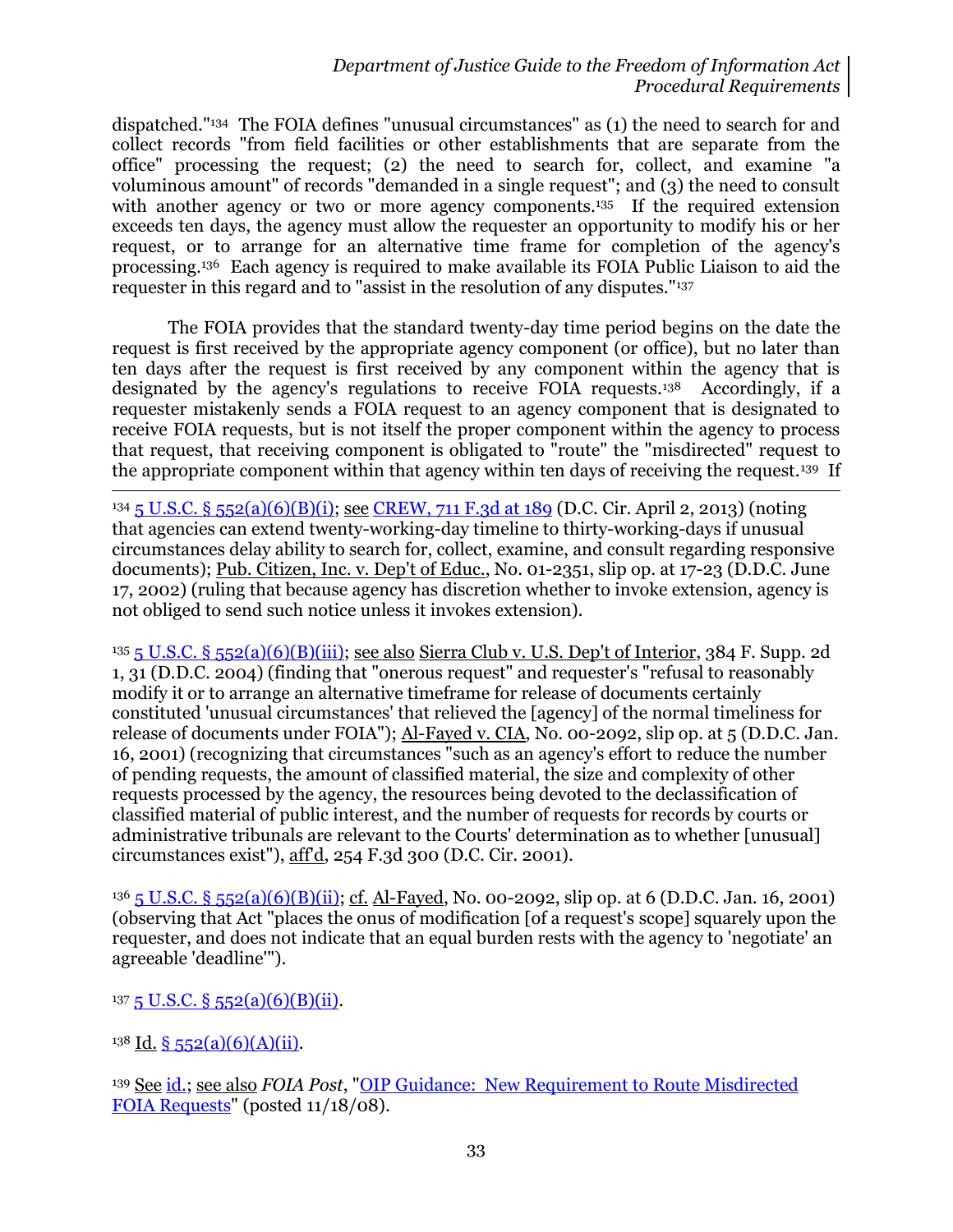dispatched."[134] The FOIA defines "unusual circumstances" as (1) the need to search for and collect records "from field facilities or other establishments that are separate from the office" processing the request; (2) the need to search for, collect, and examine "a voluminous amount" of records "demanded in a single request"; and (3) the need to consult with another agency or two or more agency components.[135] If the required extension exceeds ten days, the agency must allow the requester an opportunity to modify his or her request, or to arrange for an alternative time frame for completion of the agency's processing.[136] Each agency is required to make available its FOIA Public Liaison to aid the requester in this regard and to "assist in the resolution of any disputes."[137]

The FOIA provides that the standard twenty-day time period begins on the date the request is first received by the appropriate agency component (or office), but no later than ten days after the request is first received by any component within the agency that is designated by the agency's regulations to receive FOIA requests.[138] Accordingly, if a requester mistakenly sends a FOIA request to an agency component that is designated to receive FOIA requests, but is not itself the proper component within the agency to process that request, that receiving component is obligated to "route" the "misdirected" request to the appropriate component within that agency within ten days of receiving the request.[139] If

---

[134] 5 U.S.C. § 552(a)(6)(B)(i); see CREW, 711 F.3d at 189 (D.C. Cir. April 2, 2013) (noting that agencies can extend twenty-working-day timeline to thirty-working-days if unusual circumstances delay ability to search for, collect, examine, and consult regarding responsive documents); Pub. Citizen, Inc. v. Dep't of Educ., No. 01-2351, slip op. at 17-23 (D.D.C. June 17, 2002) (ruling that because agency has discretion whether to invoke extension, agency is not obliged to send such notice unless it invokes extension).

[135] 5 U.S.C. § 552(a)(6)(B)(iii); see also Sierra Club v. U.S. Dep't of Interior, 384 F. Supp. 2d 1, 31 (D.D.C. 2004) (finding that "onerous request" and requester's "refusal to reasonably modify it or to arrange an alternative timeframe for release of documents certainly constituted 'unusual circumstances' that relieved the [agency] of the normal timeliness for release of documents under FOIA"); Al-Fayed v. CIA, No. 00-2092, slip op. at 5 (D.D.C. Jan. 16, 2001) (recognizing that circumstances "such as an agency's effort to reduce the number of pending requests, the amount of classified material, the size and complexity of other requests processed by the agency, the resources being devoted to the declassification of classified material of public interest, and the number of requests for records by courts or administrative tribunals are relevant to the Courts' determination as to whether [unusual] circumstances exist"), aff'd, 254 F.3d 300 (D.C. Cir. 2001).

[136] 5 U.S.C. § 552(a)(6)(B)(ii); cf. Al-Fayed, No. 00-2092, slip op. at 6 (D.D.C. Jan. 16, 2001) (observing that Act "places the onus of modification [of a request's scope] squarely upon the requester, and does not indicate that an equal burden rests with the agency to 'negotiate' an agreeable 'deadline'").

[137] 5 U.S.C. § 552(a)(6)(B)(ii).

[138] Id. § 552(a)(6)(A)(ii).

[139] See id.; see also *FOIA Post*, "OIP Guidance: New Requirement to Route Misdirected FOIA Requests" (posted 11/18/08).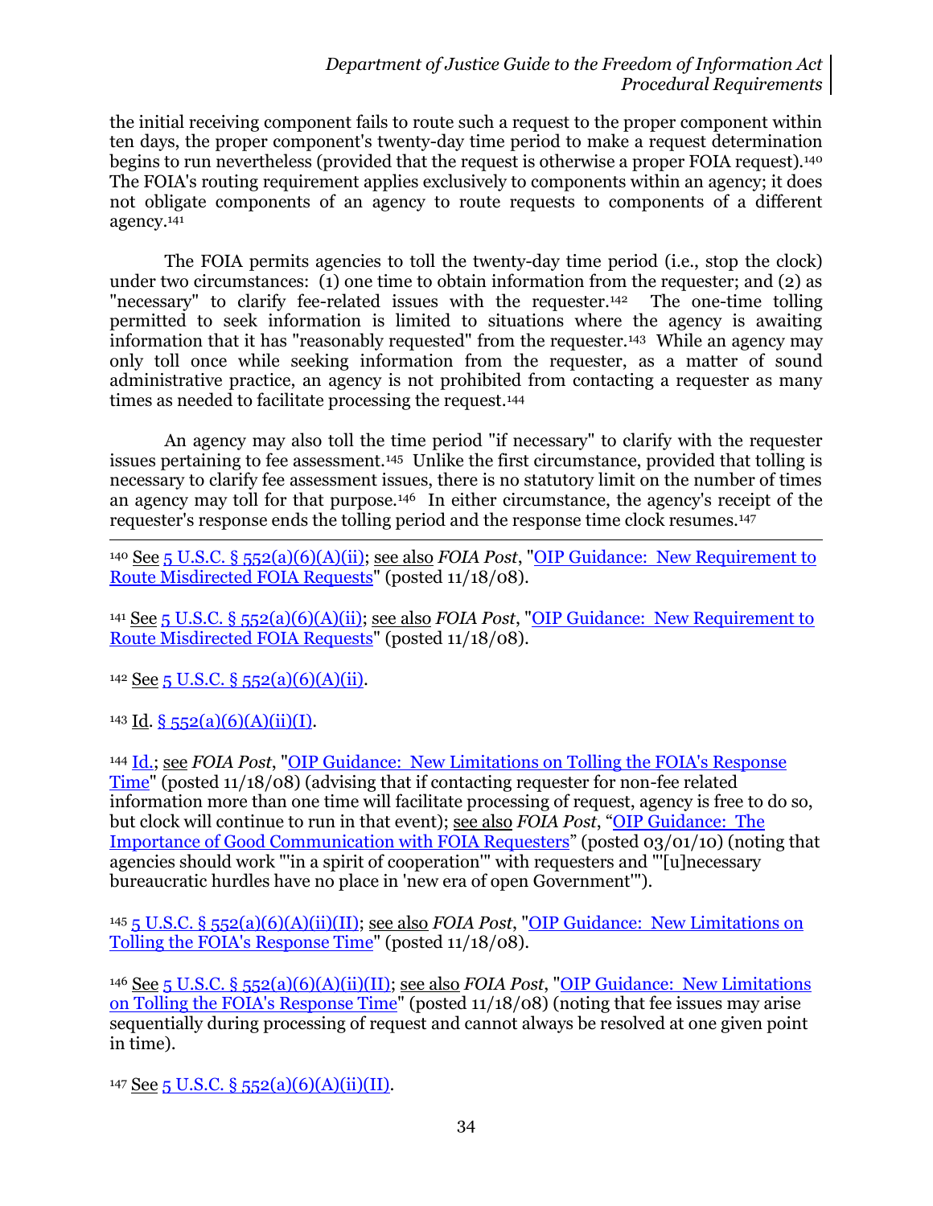the initial receiving component fails to route such a request to the proper component within ten days, the proper component's twenty-day time period to make a request determination begins to run nevertheless (provided that the request is otherwise a proper FOIA request).[140] The FOIA's routing requirement applies exclusively to components within an agency; it does not obligate components of an agency to route requests to components of a different agency.[141]

The FOIA permits agencies to toll the twenty-day time period (i.e., stop the clock) under two circumstances: (1) one time to obtain information from the requester; and (2) as "necessary" to clarify fee-related issues with the requester.[142] The one-time tolling permitted to seek information is limited to situations where the agency is awaiting information that it has "reasonably requested" from the requester.[143] While an agency may only toll once while seeking information from the requester, as a matter of sound administrative practice, an agency is not prohibited from contacting a requester as many times as needed to facilitate processing the request.[144]

An agency may also toll the time period "if necessary" to clarify with the requester issues pertaining to fee assessment.[145] Unlike the first circumstance, provided that tolling is necessary to clarify fee assessment issues, there is no statutory limit on the number of times an agency may toll for that purpose.[146] In either circumstance, the agency's receipt of the requester's response ends the tolling period and the response time clock resumes.[147]

---

[140] See 5 U.S.C. § 552(a)(6)(A)(ii); see also *FOIA Post*, "OIP Guidance: New Requirement to Route Misdirected FOIA Requests" (posted 11/18/08).

[141] See 5 U.S.C. § 552(a)(6)(A)(ii); see also *FOIA Post*, "OIP Guidance: New Requirement to Route Misdirected FOIA Requests" (posted 11/18/08).

[142] See 5 U.S.C. § 552(a)(6)(A)(ii).

[143] Id. § 552(a)(6)(A)(ii)(I).

[144] Id.; see *FOIA Post*, "OIP Guidance: New Limitations on Tolling the FOIA's Response Time" (posted 11/18/08) (advising that if contacting requester for non-fee related information more than one time will facilitate processing of request, agency is free to do so, but clock will continue to run in that event); see also *FOIA Post*, "OIP Guidance: The Importance of Good Communication with FOIA Requesters" (posted 03/01/10) (noting that agencies should work "'in a spirit of cooperation'" with requesters and "'[u]necessary bureaucratic hurdles have no place in 'new era of open Government'").

[145] 5 U.S.C. § 552(a)(6)(A)(ii)(II); see also *FOIA Post*, "OIP Guidance: New Limitations on Tolling the FOIA's Response Time" (posted 11/18/08).

[146] See 5 U.S.C. § 552(a)(6)(A)(ii)(II); see also *FOIA Post*, "OIP Guidance: New Limitations on Tolling the FOIA's Response Time" (posted 11/18/08) (noting that fee issues may arise sequentially during processing of request and cannot always be resolved at one given point in time).

[147] See 5 U.S.C. § 552(a)(6)(A)(ii)(II).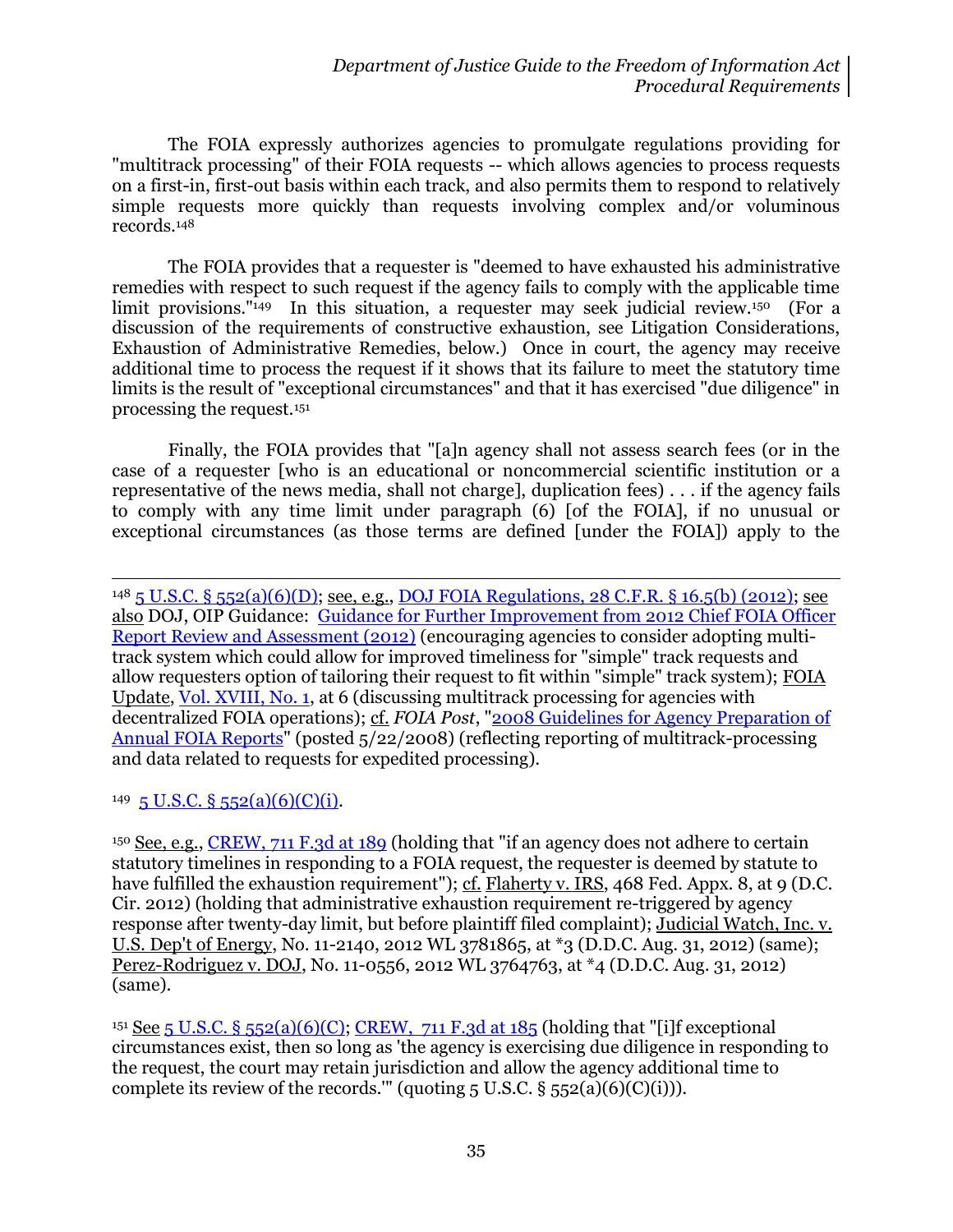The FOIA expressly authorizes agencies to promulgate regulations providing for "multitrack processing" of their FOIA requests -- which allows agencies to process requests on a first-in, first-out basis within each track, and also permits them to respond to relatively simple requests more quickly than requests involving complex and/or voluminous records.[148]

The FOIA provides that a requester is "deemed to have exhausted his administrative remedies with respect to such request if the agency fails to comply with the applicable time limit provisions."[149] In this situation, a requester may seek judicial review.[150] (For a discussion of the requirements of constructive exhaustion, see Litigation Considerations, Exhaustion of Administrative Remedies, below.) Once in court, the agency may receive additional time to process the request if it shows that its failure to meet the statutory time limits is the result of "exceptional circumstances" and that it has exercised "due diligence" in processing the request.[151]

Finally, the FOIA provides that "[a]n agency shall not assess search fees (or in the case of a requester [who is an educational or noncommercial scientific institution or a representative of the news media, shall not charge], duplication fees) . . . if the agency fails to comply with any time limit under paragraph (6) [of the FOIA], if no unusual or exceptional circumstances (as those terms are defined [under the FOIA]) apply to the

---

[148] 5 U.S.C. § 552(a)(6)(D); see, e.g., DOJ FOIA Regulations, 28 C.F.R. § 16.5(b) (2012); see also DOJ, OIP Guidance: Guidance for Further Improvement from 2012 Chief FOIA Officer Report Review and Assessment (2012) (encouraging agencies to consider adopting multi-track system which could allow for improved timeliness for "simple" track requests and allow requesters option of tailoring their request to fit within "simple" track system); FOIA Update, Vol. XVIII, No. 1, at 6 (discussing multitrack processing for agencies with decentralized FOIA operations); cf. *FOIA Post*, "2008 Guidelines for Agency Preparation of Annual FOIA Reports" (posted 5/22/2008) (reflecting reporting of multitrack-processing and data related to requests for expedited processing).

[149] 5 U.S.C. § 552(a)(6)(C)(i).

[150] See, e.g., CREW, 711 F.3d at 189 (holding that "if an agency does not adhere to certain statutory timelines in responding to a FOIA request, the requester is deemed by statute to have fulfilled the exhaustion requirement"); cf. Flaherty v. IRS, 468 Fed. Appx. 8, at 9 (D.C. Cir. 2012) (holding that administrative exhaustion requirement re-triggered by agency response after twenty-day limit, but before plaintiff filed complaint); Judicial Watch, Inc. v. U.S. Dep't of Energy, No. 11-2140, 2012 WL 3781865, at *3 (D.D.C. Aug. 31, 2012) (same); Perez-Rodriguez v. DOJ, No. 11-0556, 2012 WL 3764763, at *4 (D.D.C. Aug. 31, 2012) (same).

[151] See 5 U.S.C. § 552(a)(6)(C); CREW, 711 F.3d at 185 (holding that "[i]f exceptional circumstances exist, then so long as 'the agency is exercising due diligence in responding to the request, the court may retain jurisdiction and allow the agency additional time to complete its review of the records.'" (quoting 5 U.S.C. § 552(a)(6)(C)(i))).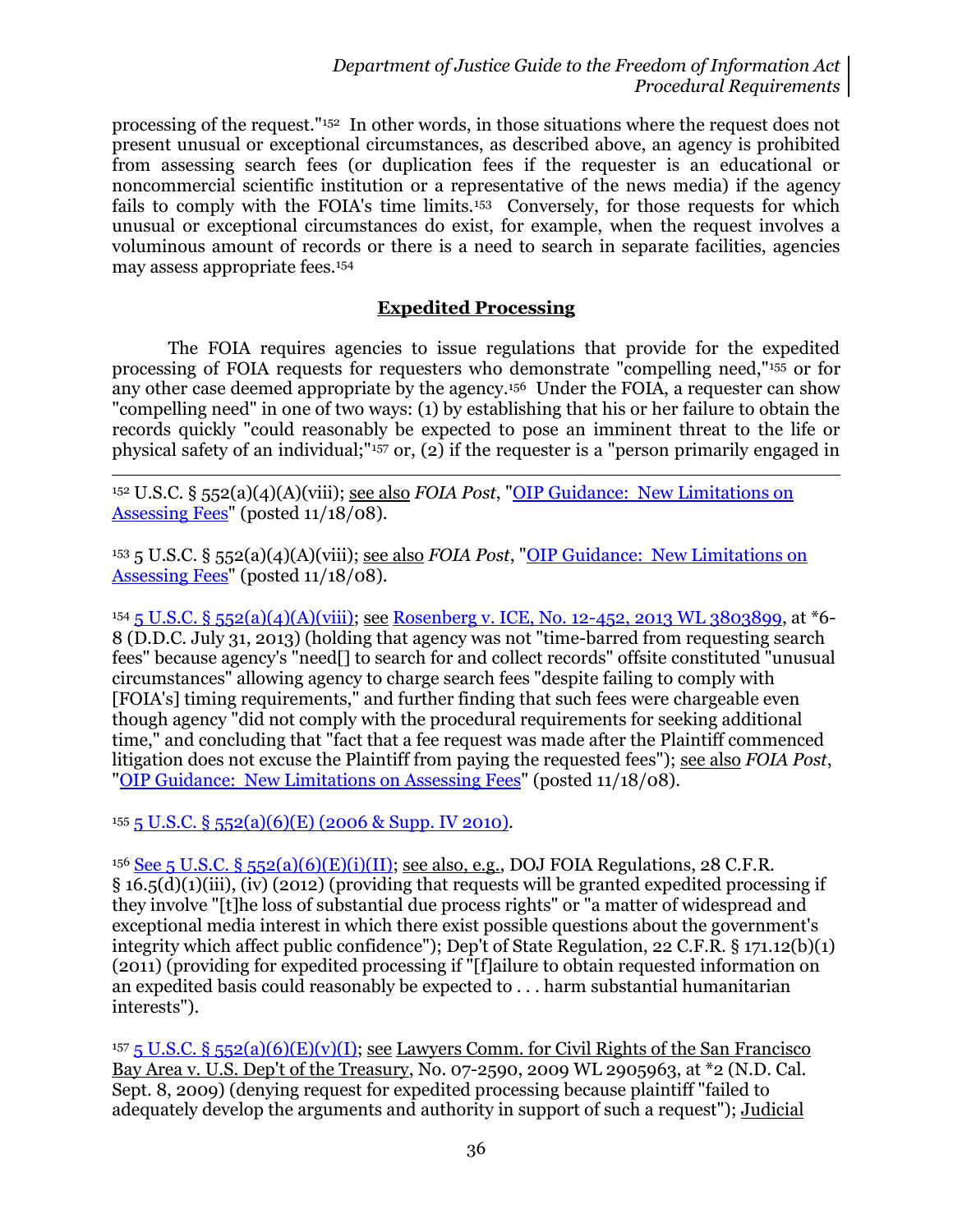processing of the request."[152] In other words, in those situations where the request does not present unusual or exceptional circumstances, as described above, an agency is prohibited from assessing search fees (or duplication fees if the requester is an educational or noncommercial scientific institution or a representative of the news media) if the agency fails to comply with the FOIA's time limits.[153] Conversely, for those requests for which unusual or exceptional circumstances do exist, for example, when the request involves a voluminous amount of records or there is a need to search in separate facilities, agencies may assess appropriate fees.[154]

## Expedited Processing

The FOIA requires agencies to issue regulations that provide for the expedited processing of FOIA requests for requesters who demonstrate "compelling need,"[155] or for any other case deemed appropriate by the agency.[156] Under the FOIA, a requester can show "compelling need" in one of two ways: (1) by establishing that his or her failure to obtain the records quickly "could reasonably be expected to pose an imminent threat to the life or physical safety of an individual;"[157] or, (2) if the requester is a "person primarily engaged in

---

[152] U.S.C. § 552(a)(4)(A)(viii); see also *FOIA Post*, "OIP Guidance: New Limitations on Assessing Fees" (posted 11/18/08).

[153] 5 U.S.C. § 552(a)(4)(A)(viii); see also *FOIA Post*, "OIP Guidance: New Limitations on Assessing Fees" (posted 11/18/08).

[154] 5 U.S.C. § 552(a)(4)(A)(viii); see Rosenberg v. ICE, No. 12-452, 2013 WL 3803899, at *6-8 (D.D.C. July 31, 2013) (holding that agency was not "time-barred from requesting search fees" because agency's "need[] to search for and collect records" offsite constituted "unusual circumstances" allowing agency to charge search fees "despite failing to comply with [FOIA's] timing requirements," and further finding that such fees were chargeable even though agency "did not comply with the procedural requirements for seeking additional time," and concluding that "fact that a fee request was made after the Plaintiff commenced litigation does not excuse the Plaintiff from paying the requested fees"); see also *FOIA Post*, "OIP Guidance: New Limitations on Assessing Fees" (posted 11/18/08).

[155] 5 U.S.C. § 552(a)(6)(E) (2006 & Supp. IV 2010).

[156] See 5 U.S.C. § 552(a)(6)(E)(i)(II); see also, e.g., DOJ FOIA Regulations, 28 C.F.R. § 16.5(d)(1)(iii), (iv) (2012) (providing that requests will be granted expedited processing if they involve "[t]he loss of substantial due process rights" or "a matter of widespread and exceptional media interest in which there exist possible questions about the government's integrity which affect public confidence"); Dep't of State Regulation, 22 C.F.R. § 171.12(b)(1) (2011) (providing for expedited processing if "[f]ailure to obtain requested information on an expedited basis could reasonably be expected to . . . harm substantial humanitarian interests").

[157] 5 U.S.C. § 552(a)(6)(E)(v)(I); see Lawyers Comm. for Civil Rights of the San Francisco Bay Area v. U.S. Dep't of the Treasury, No. 07-2590, 2009 WL 2905963, at *2 (N.D. Cal. Sept. 8, 2009) (denying request for expedited processing because plaintiff "failed to adequately develop the arguments and authority in support of such a request"); Judicial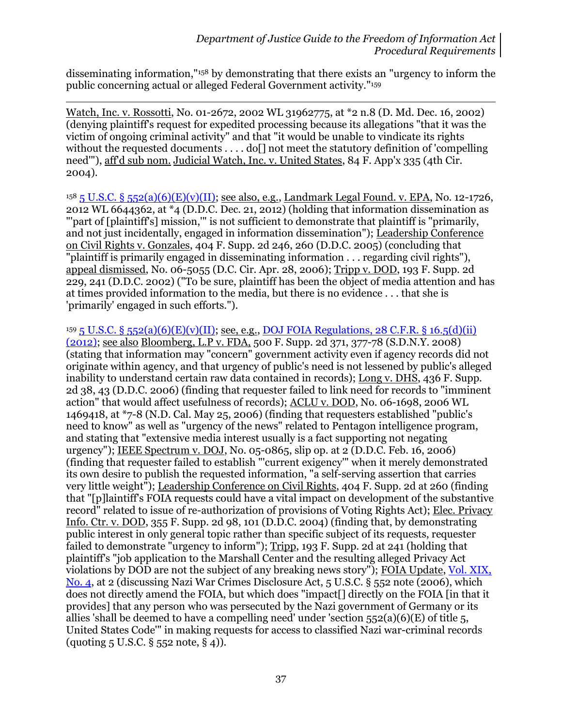disseminating information,"[158] by demonstrating that there exists an "urgency to inform the public concerning actual or alleged Federal Government activity."[159]

---

Watch, Inc. v. Rossotti, No. 01-2672, 2002 WL 31962775, at *2 n.8 (D. Md. Dec. 16, 2002) (denying plaintiff's request for expedited processing because its allegations "that it was the victim of ongoing criminal activity" and that "it would be unable to vindicate its rights without the requested documents . . . . do[] not meet the statutory definition of 'compelling need'"), aff'd sub nom. Judicial Watch, Inc. v. United States, 84 F. App'x 335 (4th Cir. 2004).

[158] 5 U.S.C. § 552(a)(6)(E)(v)(II); see also, e.g., Landmark Legal Found. v. EPA, No. 12-1726, 2012 WL 6644362, at *4 (D.D.C. Dec. 21, 2012) (holding that information dissemination as "'part of [plaintiff's] mission,'" is not sufficient to demonstrate that plaintiff is "primarily, and not just incidentally, engaged in information dissemination"); Leadership Conference on Civil Rights v. Gonzales, 404 F. Supp. 2d 246, 260 (D.D.C. 2005) (concluding that "plaintiff is primarily engaged in disseminating information . . . regarding civil rights"), appeal dismissed, No. 06-5055 (D.C. Cir. Apr. 28, 2006); Tripp v. DOD, 193 F. Supp. 2d 229, 241 (D.D.C. 2002) ("To be sure, plaintiff has been the object of media attention and has at times provided information to the media, but there is no evidence . . . that she is 'primarily' engaged in such efforts.").

[159] 5 U.S.C. § 552(a)(6)(E)(v)(II); see, e.g., DOJ FOIA Regulations, 28 C.F.R. § 16.5(d)(ii) (2012); see also Bloomberg, L.P v. FDA, 500 F. Supp. 2d 371, 377-78 (S.D.N.Y. 2008) (stating that information may "concern" government activity even if agency records did not originate within agency, and that urgency of public's need is not lessened by public's alleged inability to understand certain raw data contained in records); Long v. DHS, 436 F. Supp. 2d 38, 43 (D.D.C. 2006) (finding that requester failed to link need for records to "imminent action" that would affect usefulness of records); ACLU v. DOD, No. 06-1698, 2006 WL 1469418, at *7-8 (N.D. Cal. May 25, 2006) (finding that requesters established "public's need to know" as well as "urgency of the news" related to Pentagon intelligence program, and stating that "extensive media interest usually is a fact supporting not negating urgency"); IEEE Spectrum v. DOJ, No. 05-0865, slip op. at 2 (D.D.C. Feb. 16, 2006) (finding that requester failed to establish "'current exigency'" when it merely demonstrated its own desire to publish the requested information, "a self-serving assertion that carries very little weight"); Leadership Conference on Civil Rights, 404 F. Supp. 2d at 260 (finding that "[p]laintiff's FOIA requests could have a vital impact on development of the substantive record" related to issue of re-authorization of provisions of Voting Rights Act); Elec. Privacy Info. Ctr. v. DOD, 355 F. Supp. 2d 98, 101 (D.D.C. 2004) (finding that, by demonstrating public interest in only general topic rather than specific subject of its requests, requester failed to demonstrate "urgency to inform"); Tripp, 193 F. Supp. 2d at 241 (holding that plaintiff's "job application to the Marshall Center and the resulting alleged Privacy Act violations by DOD are not the subject of any breaking news story"); FOIA Update, Vol. XIX, No. 4, at 2 (discussing Nazi War Crimes Disclosure Act, 5 U.S.C. § 552 note (2006), which does not directly amend the FOIA, but which does "impact[] directly on the FOIA [in that it provides] that any person who was persecuted by the Nazi government of Germany or its allies 'shall be deemed to have a compelling need' under 'section 552(a)(6)(E) of title 5, United States Code'" in making requests for access to classified Nazi war-criminal records (quoting 5 U.S.C. § 552 note, § 4)).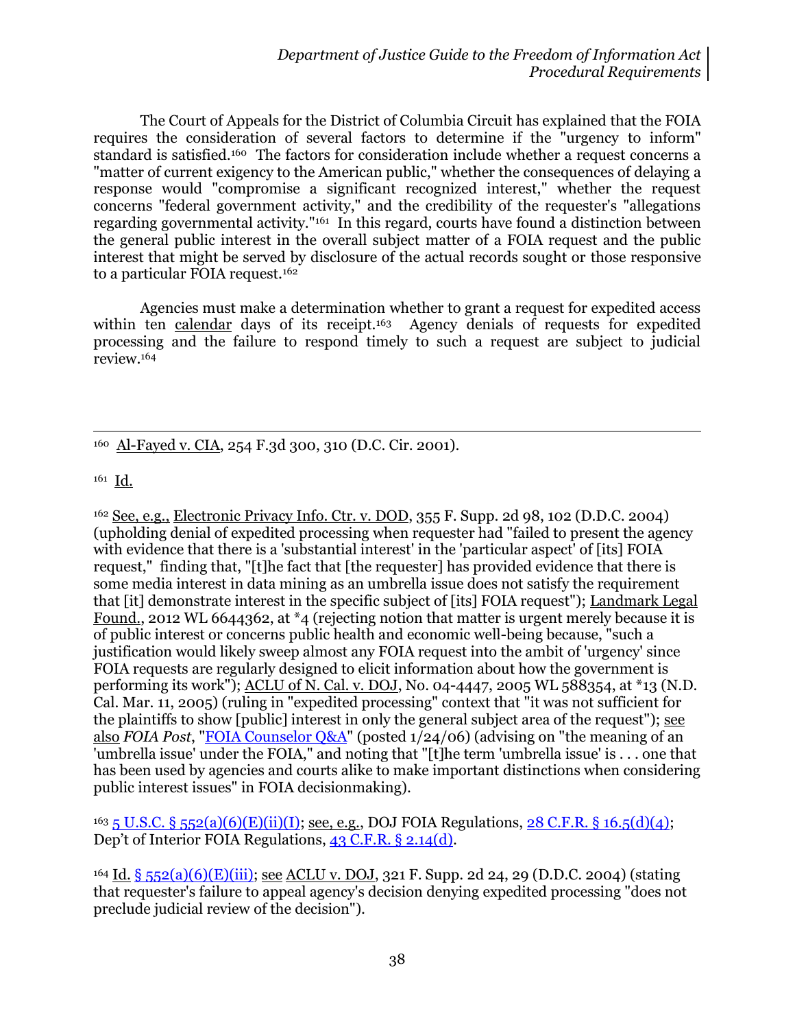The Court of Appeals for the District of Columbia Circuit has explained that the FOIA requires the consideration of several factors to determine if the "urgency to inform" standard is satisfied.[160] The factors for consideration include whether a request concerns a "matter of current exigency to the American public," whether the consequences of delaying a response would "compromise a significant recognized interest," whether the request concerns "federal government activity," and the credibility of the requester's "allegations regarding governmental activity."[161] In this regard, courts have found a distinction between the general public interest in the overall subject matter of a FOIA request and the public interest that might be served by disclosure of the actual records sought or those responsive to a particular FOIA request.[162]

Agencies must make a determination whether to grant a request for expedited access within ten calendar days of its receipt.[163] Agency denials of requests for expedited processing and the failure to respond timely to such a request are subject to judicial review.[164]

---

[160] Al-Fayed v. CIA, 254 F.3d 300, 310 (D.C. Cir. 2001).

[161] Id.

[162] See, e.g., Electronic Privacy Info. Ctr. v. DOD, 355 F. Supp. 2d 98, 102 (D.D.C. 2004) (upholding denial of expedited processing when requester had "failed to present the agency with evidence that there is a 'substantial interest' in the 'particular aspect' of [its] FOIA request," finding that, "[t]he fact that [the requester] has provided evidence that there is some media interest in data mining as an umbrella issue does not satisfy the requirement that [it] demonstrate interest in the specific subject of [its] FOIA request"); Landmark Legal Found., 2012 WL 6644362, at *4 (rejecting notion that matter is urgent merely because it is of public interest or concerns public health and economic well-being because, "such a justification would likely sweep almost any FOIA request into the ambit of 'urgency' since FOIA requests are regularly designed to elicit information about how the government is performing its work"); ACLU of N. Cal. v. DOJ, No. 04-4447, 2005 WL 588354, at *13 (N.D. Cal. Mar. 11, 2005) (ruling in "expedited processing" context that "it was not sufficient for the plaintiffs to show [public] interest in only the general subject area of the request"); see also *FOIA Post*, "FOIA Counselor Q&A" (posted 1/24/06) (advising on "the meaning of an 'umbrella issue' under the FOIA," and noting that "[t]he term 'umbrella issue' is . . . one that has been used by agencies and courts alike to make important distinctions when considering public interest issues" in FOIA decisionmaking).

[163] 5 U.S.C. § 552(a)(6)(E)(ii)(I); see, e.g., DOJ FOIA Regulations, 28 C.F.R. § 16.5(d)(4); Dep't of Interior FOIA Regulations, 43 C.F.R. § 2.14(d).

[164] Id. § 552(a)(6)(E)(iii); see ACLU v. DOJ, 321 F. Supp. 2d 24, 29 (D.D.C. 2004) (stating that requester's failure to appeal agency's decision denying expedited processing "does not preclude judicial review of the decision").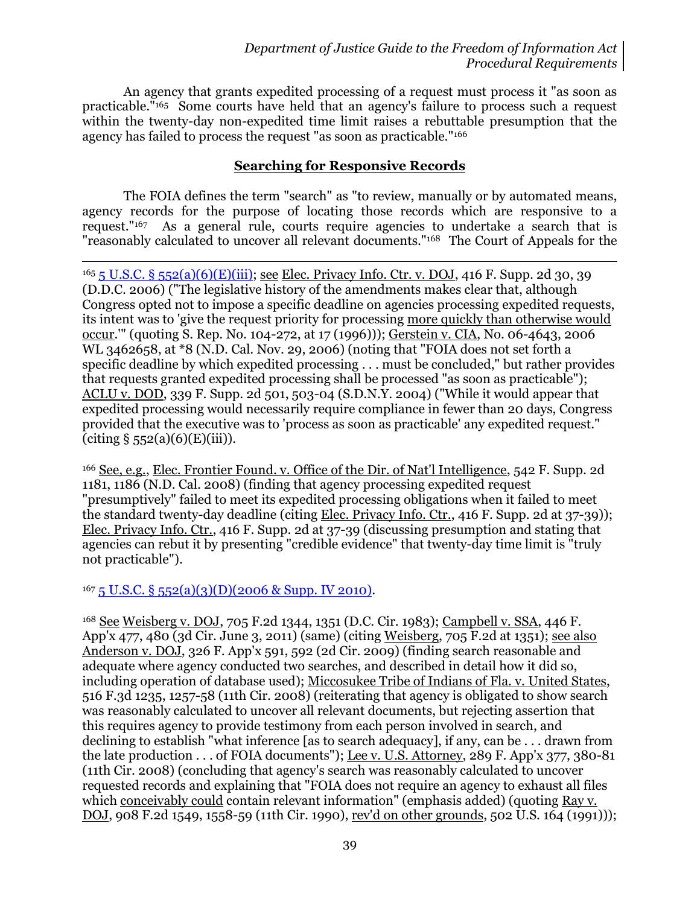An agency that grants expedited processing of a request must process it "as soon as practicable."[165] Some courts have held that an agency's failure to process such a request within the twenty-day non-expedited time limit raises a rebuttable presumption that the agency has failed to process the request "as soon as practicable."[166]

## Searching for Responsive Records

The FOIA defines the term "search" as "to review, manually or by automated means, agency records for the purpose of locating those records which are responsive to a request."[167] As a general rule, courts require agencies to undertake a search that is "reasonably calculated to uncover all relevant documents."[168] The Court of Appeals for the

---

[165] 5 U.S.C. § 552(a)(6)(E)(iii); see Elec. Privacy Info. Ctr. v. DOJ, 416 F. Supp. 2d 30, 39 (D.D.C. 2006) ("The legislative history of the amendments makes clear that, although Congress opted not to impose a specific deadline on agencies processing expedited requests, its intent was to 'give the request priority for processing more quickly than otherwise would occur.'" (quoting S. Rep. No. 104-272, at 17 (1996))); Gerstein v. CIA, No. 06-4643, 2006 WL 3462658, at *8 (N.D. Cal. Nov. 29, 2006) (noting that "FOIA does not set forth a specific deadline by which expedited processing . . . must be concluded," but rather provides that requests granted expedited processing shall be processed "as soon as practicable"); ACLU v. DOD, 339 F. Supp. 2d 501, 503-04 (S.D.N.Y. 2004) ("While it would appear that expedited processing would necessarily require compliance in fewer than 20 days, Congress provided that the executive was to 'process as soon as practicable' any expedited request." (citing § 552(a)(6)(E)(iii)).

[166] See, e.g., Elec. Frontier Found. v. Office of the Dir. of Nat'l Intelligence, 542 F. Supp. 2d 1181, 1186 (N.D. Cal. 2008) (finding that agency processing expedited request "presumptively" failed to meet its expedited processing obligations when it failed to meet the standard twenty-day deadline (citing Elec. Privacy Info. Ctr., 416 F. Supp. 2d at 37-39)); Elec. Privacy Info. Ctr., 416 F. Supp. 2d at 37-39 (discussing presumption and stating that agencies can rebut it by presenting "credible evidence" that twenty-day time limit is "truly not practicable").

[167] 5 U.S.C. § 552(a)(3)(D)(2006 & Supp. IV 2010).

[168] See Weisberg v. DOJ, 705 F.2d 1344, 1351 (D.C. Cir. 1983); Campbell v. SSA, 446 F. App'x 477, 480 (3d Cir. June 3, 2011) (same) (citing Weisberg, 705 F.2d at 1351); see also Anderson v. DOJ, 326 F. App'x 591, 592 (2d Cir. 2009) (finding search reasonable and adequate where agency conducted two searches, and described in detail how it did so, including operation of database used); Miccosukee Tribe of Indians of Fla. v. United States, 516 F.3d 1235, 1257-58 (11th Cir. 2008) (reiterating that agency is obligated to show search was reasonably calculated to uncover all relevant documents, but rejecting assertion that this requires agency to provide testimony from each person involved in search, and declining to establish "what inference [as to search adequacy], if any, can be . . . drawn from the late production . . . of FOIA documents"); Lee v. U.S. Attorney, 289 F. App'x 377, 380-81 (11th Cir. 2008) (concluding that agency's search was reasonably calculated to uncover requested records and explaining that "FOIA does not require an agency to exhaust all files which conceivably could contain relevant information" (emphasis added) (quoting Ray v. DOJ, 908 F.2d 1549, 1558-59 (11th Cir. 1990), rev'd on other grounds, 502 U.S. 164 (1991)));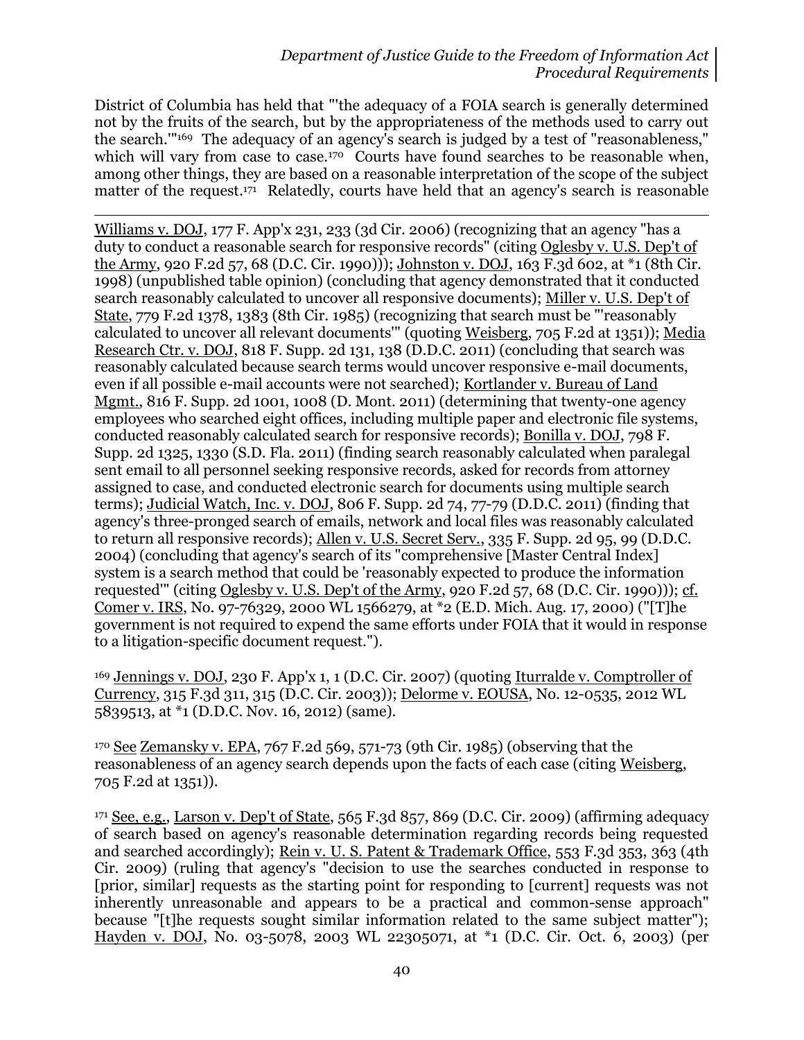District of Columbia has held that "'the adequacy of a FOIA search is generally determined not by the fruits of the search, but by the appropriateness of the methods used to carry out the search.'"[169] The adequacy of an agency's search is judged by a test of "reasonableness," which will vary from case to case.[170] Courts have found searches to be reasonable when, among other things, they are based on a reasonable interpretation of the scope of the subject matter of the request.[171] Relatedly, courts have held that an agency's search is reasonable

---

Williams v. DOJ, 177 F. App'x 231, 233 (3d Cir. 2006) (recognizing that an agency "has a duty to conduct a reasonable search for responsive records" (citing Oglesby v. U.S. Dep't of the Army, 920 F.2d 57, 68 (D.C. Cir. 1990))); Johnston v. DOJ, 163 F.3d 602, at *1 (8th Cir. 1998) (unpublished table opinion) (concluding that agency demonstrated that it conducted search reasonably calculated to uncover all responsive documents); Miller v. U.S. Dep't of State, 779 F.2d 1378, 1383 (8th Cir. 1985) (recognizing that search must be "'reasonably calculated to uncover all relevant documents'" (quoting Weisberg, 705 F.2d at 1351)); Media Research Ctr. v. DOJ, 818 F. Supp. 2d 131, 138 (D.D.C. 2011) (concluding that search was reasonably calculated because search terms would uncover responsive e-mail documents, even if all possible e-mail accounts were not searched); Kortlander v. Bureau of Land Mgmt., 816 F. Supp. 2d 1001, 1008 (D. Mont. 2011) (determining that twenty-one agency employees who searched eight offices, including multiple paper and electronic file systems, conducted reasonably calculated search for responsive records); Bonilla v. DOJ, 798 F. Supp. 2d 1325, 1330 (S.D. Fla. 2011) (finding search reasonably calculated when paralegal sent email to all personnel seeking responsive records, asked for records from attorney assigned to case, and conducted electronic search for documents using multiple search terms); Judicial Watch, Inc. v. DOJ, 806 F. Supp. 2d 74, 77-79 (D.D.C. 2011) (finding that agency's three-pronged search of emails, network and local files was reasonably calculated to return all responsive records); Allen v. U.S. Secret Serv., 335 F. Supp. 2d 95, 99 (D.D.C. 2004) (concluding that agency's search of its "comprehensive [Master Central Index] system is a search method that could be 'reasonably expected to produce the information requested'" (citing Oglesby v. U.S. Dep't of the Army, 920 F.2d 57, 68 (D.C. Cir. 1990))); cf. Comer v. IRS, No. 97-76329, 2000 WL 1566279, at *2 (E.D. Mich. Aug. 17, 2000) ("[T]he government is not required to expend the same efforts under FOIA that it would in response to a litigation-specific document request.").

[169] Jennings v. DOJ, 230 F. App'x 1, 1 (D.C. Cir. 2007) (quoting Iturralde v. Comptroller of Currency, 315 F.3d 311, 315 (D.C. Cir. 2003)); Delorme v. EOUSA, No. 12-0535, 2012 WL 5839513, at *1 (D.D.C. Nov. 16, 2012) (same).

[170] See Zemansky v. EPA, 767 F.2d 569, 571-73 (9th Cir. 1985) (observing that the reasonableness of an agency search depends upon the facts of each case (citing Weisberg, 705 F.2d at 1351)).

[171] See, e.g., Larson v. Dep't of State, 565 F.3d 857, 869 (D.C. Cir. 2009) (affirming adequacy of search based on agency's reasonable determination regarding records being requested and searched accordingly); Rein v. U. S. Patent & Trademark Office, 553 F.3d 353, 363 (4th Cir. 2009) (ruling that agency's "decision to use the searches conducted in response to [prior, similar] requests as the starting point for responding to [current] requests was not inherently unreasonable and appears to be a practical and common-sense approach" because "[t]he requests sought similar information related to the same subject matter"); Hayden v. DOJ, No. 03-5078, 2003 WL 22305071, at *1 (D.C. Cir. Oct. 6, 2003) (per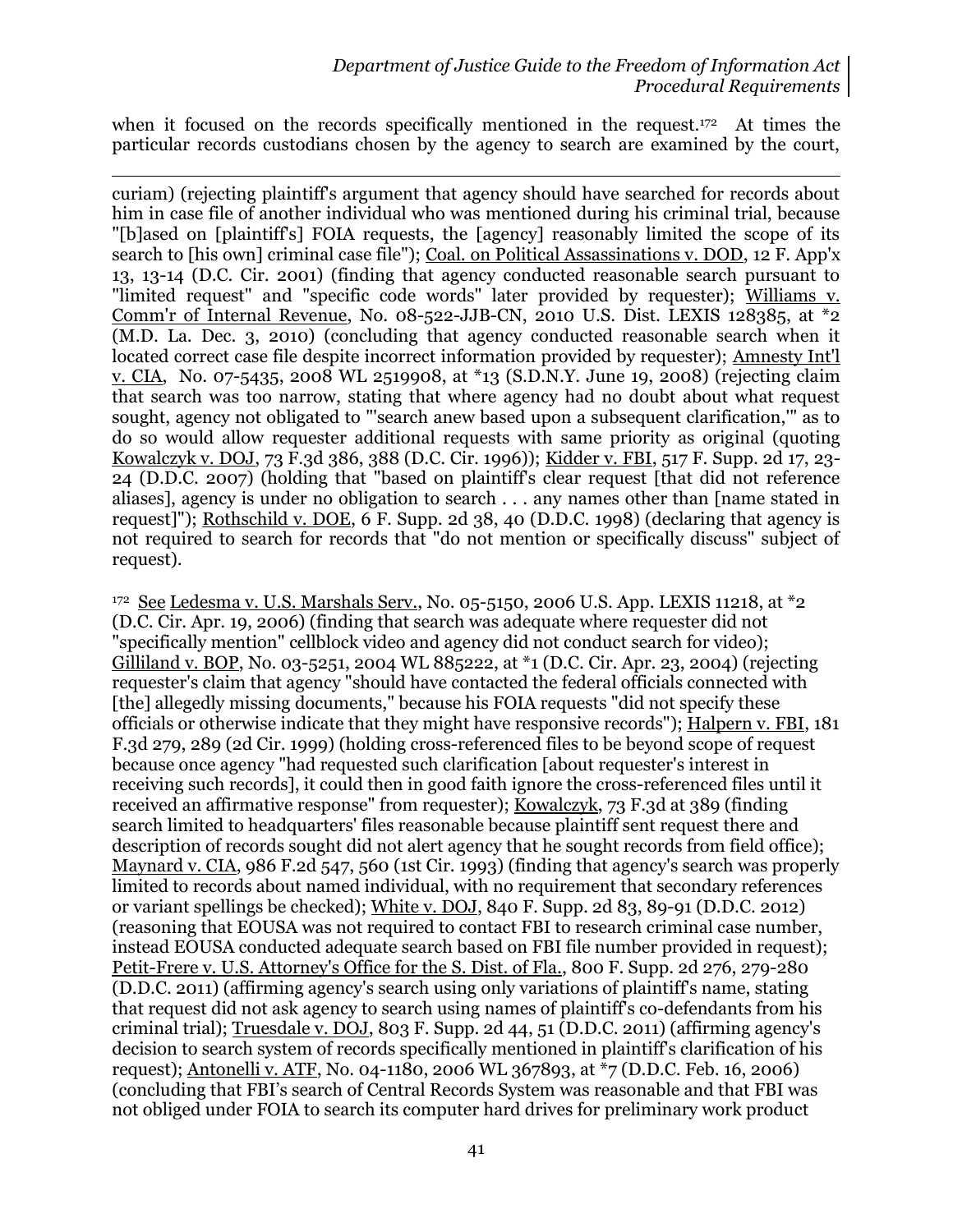when it focused on the records specifically mentioned in the request.[172] At times the particular records custodians chosen by the agency to search are examined by the court,

---

curiam) (rejecting plaintiff's argument that agency should have searched for records about him in case file of another individual who was mentioned during his criminal trial, because "[b]ased on [plaintiff's] FOIA requests, the [agency] reasonably limited the scope of its search to [his own] criminal case file"); Coal. on Political Assassinations v. DOD, 12 F. App'x 13, 13-14 (D.C. Cir. 2001) (finding that agency conducted reasonable search pursuant to "limited request" and "specific code words" later provided by requester); Williams v. Comm'r of Internal Revenue, No. 08-522-JJB-CN, 2010 U.S. Dist. LEXIS 128385, at *2 (M.D. La. Dec. 3, 2010) (concluding that agency conducted reasonable search when it located correct case file despite incorrect information provided by requester); Amnesty Int'l v. CIA, No. 07-5435, 2008 WL 2519908, at *13 (S.D.N.Y. June 19, 2008) (rejecting claim that search was too narrow, stating that where agency had no doubt about what request sought, agency not obligated to "'search anew based upon a subsequent clarification,'" as to do so would allow requester additional requests with same priority as original (quoting Kowalczyk v. DOJ, 73 F.3d 386, 388 (D.C. Cir. 1996)); Kidder v. FBI, 517 F. Supp. 2d 17, 23-24 (D.D.C. 2007) (holding that "based on plaintiff's clear request [that did not reference aliases], agency is under no obligation to search . . . any names other than [name stated in request]"); Rothschild v. DOE, 6 F. Supp. 2d 38, 40 (D.D.C. 1998) (declaring that agency is not required to search for records that "do not mention or specifically discuss" subject of request).

[172] See Ledesma v. U.S. Marshals Serv., No. 05-5150, 2006 U.S. App. LEXIS 11218, at *2 (D.C. Cir. Apr. 19, 2006) (finding that search was adequate where requester did not "specifically mention" cellblock video and agency did not conduct search for video); Gilliland v. BOP, No. 03-5251, 2004 WL 885222, at *1 (D.C. Cir. Apr. 23, 2004) (rejecting requester's claim that agency "should have contacted the federal officials connected with [the] allegedly missing documents," because his FOIA requests "did not specify these officials or otherwise indicate that they might have responsive records"); Halpern v. FBI, 181 F.3d 279, 289 (2d Cir. 1999) (holding cross-referenced files to be beyond scope of request because once agency "had requested such clarification [about requester's interest in receiving such records], it could then in good faith ignore the cross-referenced files until it received an affirmative response" from requester); Kowalczyk, 73 F.3d at 389 (finding search limited to headquarters' files reasonable because plaintiff sent request there and description of records sought did not alert agency that he sought records from field office); Maynard v. CIA, 986 F.2d 547, 560 (1st Cir. 1993) (finding that agency's search was properly limited to records about named individual, with no requirement that secondary references or variant spellings be checked); White v. DOJ, 840 F. Supp. 2d 83, 89-91 (D.D.C. 2012) (reasoning that EOUSA was not required to contact FBI to research criminal case number, instead EOUSA conducted adequate search based on FBI file number provided in request); Petit-Frere v. U.S. Attorney's Office for the S. Dist. of Fla., 800 F. Supp. 2d 276, 279-280 (D.D.C. 2011) (affirming agency's search using only variations of plaintiff's name, stating that request did not ask agency to search using names of plaintiff's co-defendants from his criminal trial); Truesdale v. DOJ, 803 F. Supp. 2d 44, 51 (D.D.C. 2011) (affirming agency's decision to search system of records specifically mentioned in plaintiff's clarification of his request); Antonelli v. ATF, No. 04-1180, 2006 WL 367893, at *7 (D.D.C. Feb. 16, 2006) (concluding that FBI's search of Central Records System was reasonable and that FBI was not obliged under FOIA to search its computer hard drives for preliminary work product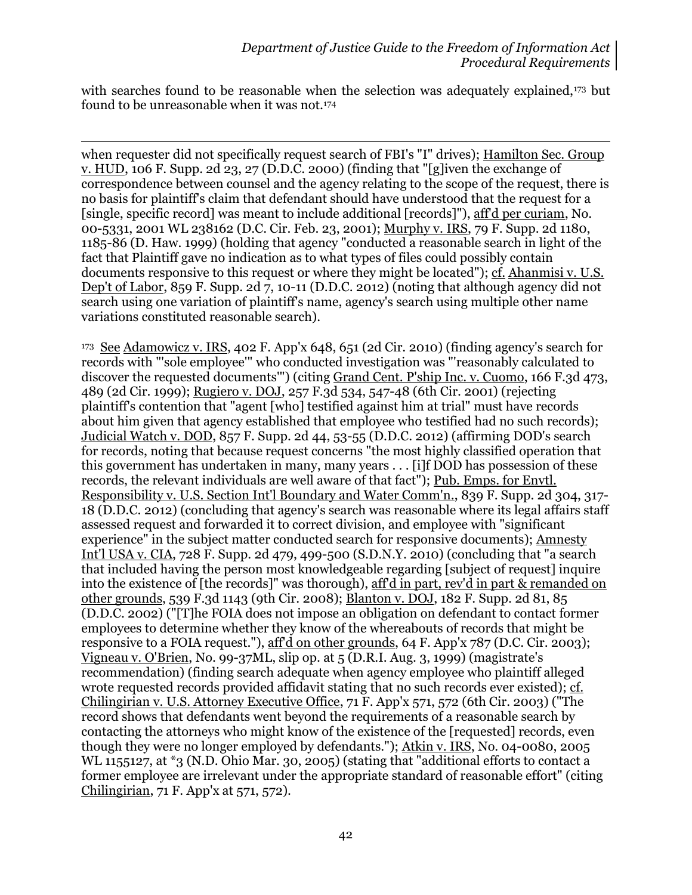with searches found to be reasonable when the selection was adequately explained,[173] but found to be unreasonable when it was not.[174]

---

when requester did not specifically request search of FBI's "I" drives); Hamilton Sec. Group v. HUD, 106 F. Supp. 2d 23, 27 (D.D.C. 2000) (finding that "[g]iven the exchange of correspondence between counsel and the agency relating to the scope of the request, there is no basis for plaintiff's claim that defendant should have understood that the request for a [single, specific record] was meant to include additional [records]"), aff'd per curiam, No. 00-5331, 2001 WL 238162 (D.C. Cir. Feb. 23, 2001); Murphy v. IRS, 79 F. Supp. 2d 1180, 1185-86 (D. Haw. 1999) (holding that agency "conducted a reasonable search in light of the fact that Plaintiff gave no indication as to what types of files could possibly contain documents responsive to this request or where they might be located"); cf. Ahanmisi v. U.S. Dep't of Labor, 859 F. Supp. 2d 7, 10-11 (D.D.C. 2012) (noting that although agency did not search using one variation of plaintiff's name, agency's search using multiple other name variations constituted reasonable search).

[173] See Adamowicz v. IRS, 402 F. App'x 648, 651 (2d Cir. 2010) (finding agency's search for records with "'sole employee'" who conducted investigation was "'reasonably calculated to discover the requested documents'") (citing Grand Cent. P'ship Inc. v. Cuomo, 166 F.3d 473, 489 (2d Cir. 1999); Rugiero v. DOJ, 257 F.3d 534, 547-48 (6th Cir. 2001) (rejecting plaintiff's contention that "agent [who] testified against him at trial" must have records about him given that agency established that employee who testified had no such records); Judicial Watch v. DOD, 857 F. Supp. 2d 44, 53-55 (D.D.C. 2012) (affirming DOD's search for records, noting that because request concerns "the most highly classified operation that this government has undertaken in many, many years . . . [i]f DOD has possession of these records, the relevant individuals are well aware of that fact"); Pub. Emps. for Envtl. Responsibility v. U.S. Section Int'l Boundary and Water Comm'n., 839 F. Supp. 2d 304, 317-18 (D.D.C. 2012) (concluding that agency's search was reasonable where its legal affairs staff assessed request and forwarded it to correct division, and employee with "significant experience" in the subject matter conducted search for responsive documents); Amnesty Int'l USA v. CIA, 728 F. Supp. 2d 479, 499-500 (S.D.N.Y. 2010) (concluding that "a search that included having the person most knowledgeable regarding [subject of request] inquire into the existence of [the records]" was thorough), aff'd in part, rev'd in part & remanded on other grounds, 539 F.3d 1143 (9th Cir. 2008); Blanton v. DOJ, 182 F. Supp. 2d 81, 85 (D.D.C. 2002) ("[T]he FOIA does not impose an obligation on defendant to contact former employees to determine whether they know of the whereabouts of records that might be responsive to a FOIA request."), aff'd on other grounds, 64 F. App'x 787 (D.C. Cir. 2003); Vigneau v. O'Brien, No. 99-37ML, slip op. at 5 (D.R.I. Aug. 3, 1999) (magistrate's recommendation) (finding search adequate when agency employee who plaintiff alleged wrote requested records provided affidavit stating that no such records ever existed); cf. Chilingirian v. U.S. Attorney Executive Office, 71 F. App'x 571, 572 (6th Cir. 2003) ("The record shows that defendants went beyond the requirements of a reasonable search by contacting the attorneys who might know of the existence of the [requested] records, even though they were no longer employed by defendants."); Atkin v. IRS, No. 04-0080, 2005 WL 1155127, at *3 (N.D. Ohio Mar. 30, 2005) (stating that "additional efforts to contact a former employee are irrelevant under the appropriate standard of reasonable effort" (citing Chilingirian, 71 F. App'x at 571, 572).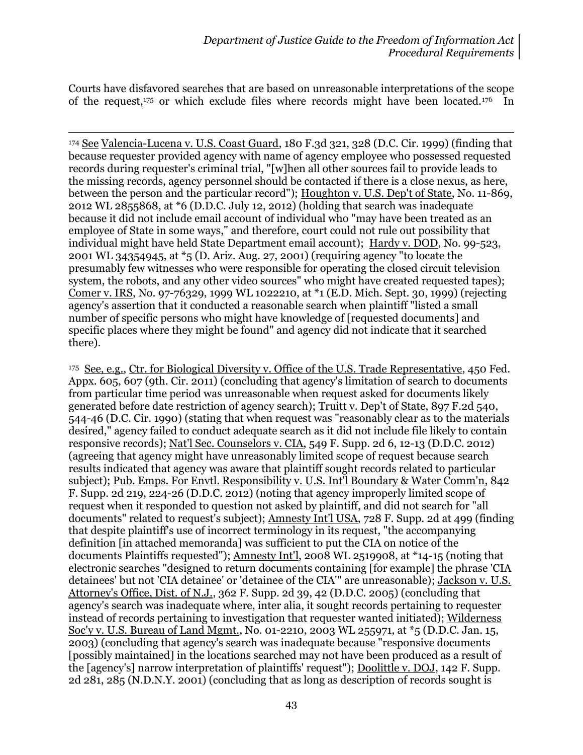Courts have disfavored searches that are based on unreasonable interpretations of the scope of the request,[175] or which exclude files where records might have been located.[176] In

---

[174] See Valencia-Lucena v. U.S. Coast Guard, 180 F.3d 321, 328 (D.C. Cir. 1999) (finding that because requester provided agency with name of agency employee who possessed requested records during requester's criminal trial, "[w]hen all other sources fail to provide leads to the missing records, agency personnel should be contacted if there is a close nexus, as here, between the person and the particular record"); Houghton v. U.S. Dep't of State, No. 11-869, 2012 WL 2855868, at *6 (D.D.C. July 12, 2012) (holding that search was inadequate because it did not include email account of individual who "may have been treated as an employee of State in some ways," and therefore, court could not rule out possibility that individual might have held State Department email account); Hardy v. DOD, No. 99-523, 2001 WL 34354945, at *5 (D. Ariz. Aug. 27, 2001) (requiring agency "to locate the presumably few witnesses who were responsible for operating the closed circuit television system, the robots, and any other video sources" who might have created requested tapes); Comer v. IRS, No. 97-76329, 1999 WL 1022210, at *1 (E.D. Mich. Sept. 30, 1999) (rejecting agency's assertion that it conducted a reasonable search when plaintiff "listed a small number of specific persons who might have knowledge of [requested documents] and specific places where they might be found" and agency did not indicate that it searched there).

[175] See, e.g., Ctr. for Biological Diversity v. Office of the U.S. Trade Representative, 450 Fed. Appx. 605, 607 (9th. Cir. 2011) (concluding that agency's limitation of search to documents from particular time period was unreasonable when request asked for documents likely generated before date restriction of agency search); Truitt v. Dep't of State, 897 F.2d 540, 544-46 (D.C. Cir. 1990) (stating that when request was "reasonably clear as to the materials desired," agency failed to conduct adequate search as it did not include file likely to contain responsive records); Nat'l Sec. Counselors v. CIA, 549 F. Supp. 2d 6, 12-13 (D.D.C. 2012) (agreeing that agency might have unreasonably limited scope of request because search results indicated that agency was aware that plaintiff sought records related to particular subject); Pub. Emps. For Envtl. Responsibility v. U.S. Int'l Boundary & Water Comm'n, 842 F. Supp. 2d 219, 224-26 (D.D.C. 2012) (noting that agency improperly limited scope of request when it responded to question not asked by plaintiff, and did not search for "all documents" related to request's subject); Amnesty Int'l USA, 728 F. Supp. 2d at 499 (finding that despite plaintiff's use of incorrect terminology in its request, "the accompanying definition [in attached memoranda] was sufficient to put the CIA on notice of the documents Plaintiffs requested"); Amnesty Int'l, 2008 WL 2519908, at *14-15 (noting that electronic searches "designed to return documents containing [for example] the phrase 'CIA detainees' but not 'CIA detainee' or 'detainee of the CIA'" are unreasonable); Jackson v. U.S. Attorney's Office, Dist. of N.J., 362 F. Supp. 2d 39, 42 (D.D.C. 2005) (concluding that agency's search was inadequate where, inter alia, it sought records pertaining to requester instead of records pertaining to investigation that requester wanted initiated); Wilderness Soc'y v. U.S. Bureau of Land Mgmt., No. 01-2210, 2003 WL 255971, at *5 (D.D.C. Jan. 15, 2003) (concluding that agency's search was inadequate because "responsive documents [possibly maintained] in the locations searched may not have been produced as a result of the [agency's] narrow interpretation of plaintiffs' request"); Doolittle v. DOJ, 142 F. Supp. 2d 281, 285 (N.D.N.Y. 2001) (concluding that as long as description of records sought is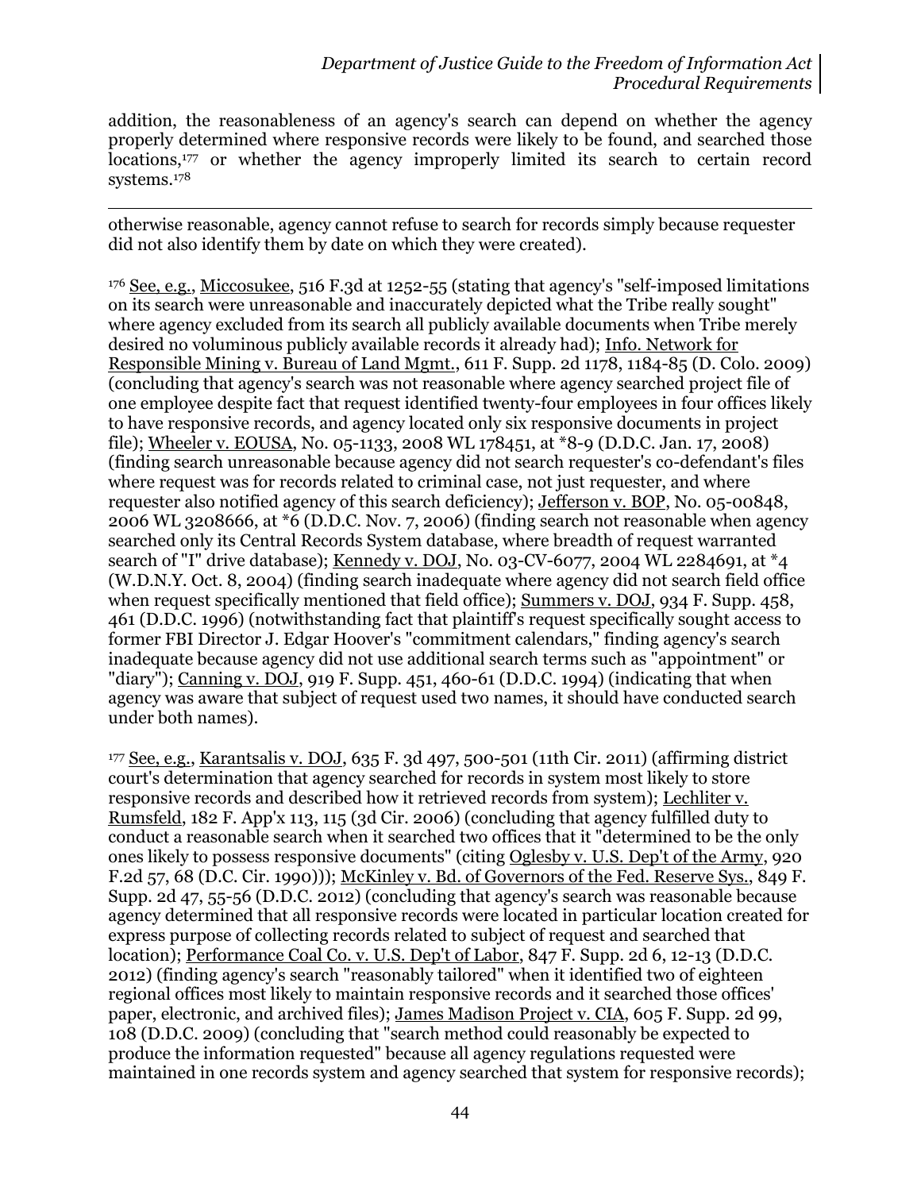addition, the reasonableness of an agency's search can depend on whether the agency properly determined where responsive records were likely to be found, and searched those locations,[177] or whether the agency improperly limited its search to certain record systems.[178]

---

otherwise reasonable, agency cannot refuse to search for records simply because requester did not also identify them by date on which they were created).

[176] See, e.g., Miccosukee, 516 F.3d at 1252-55 (stating that agency's "self-imposed limitations on its search were unreasonable and inaccurately depicted what the Tribe really sought" where agency excluded from its search all publicly available documents when Tribe merely desired no voluminous publicly available records it already had); Info. Network for Responsible Mining v. Bureau of Land Mgmt., 611 F. Supp. 2d 1178, 1184-85 (D. Colo. 2009) (concluding that agency's search was not reasonable where agency searched project file of one employee despite fact that request identified twenty-four employees in four offices likely to have responsive records, and agency located only six responsive documents in project file); Wheeler v. EOUSA, No. 05-1133, 2008 WL 178451, at *8-9 (D.D.C. Jan. 17, 2008) (finding search unreasonable because agency did not search requester's co-defendant's files where request was for records related to criminal case, not just requester, and where requester also notified agency of this search deficiency); Jefferson v. BOP, No. 05-00848, 2006 WL 3208666, at *6 (D.D.C. Nov. 7, 2006) (finding search not reasonable when agency searched only its Central Records System database, where breadth of request warranted search of "I" drive database); Kennedy v. DOJ, No. 03-CV-6077, 2004 WL 2284691, at *4 (W.D.N.Y. Oct. 8, 2004) (finding search inadequate where agency did not search field office when request specifically mentioned that field office); Summers v. DOJ, 934 F. Supp. 458, 461 (D.D.C. 1996) (notwithstanding fact that plaintiff's request specifically sought access to former FBI Director J. Edgar Hoover's "commitment calendars," finding agency's search inadequate because agency did not use additional search terms such as "appointment" or "diary"); Canning v. DOJ, 919 F. Supp. 451, 460-61 (D.D.C. 1994) (indicating that when agency was aware that subject of request used two names, it should have conducted search under both names).

[177] See, e.g., Karantsalis v. DOJ, 635 F. 3d 497, 500-501 (11th Cir. 2011) (affirming district court's determination that agency searched for records in system most likely to store responsive records and described how it retrieved records from system); Lechliter v. Rumsfeld, 182 F. App'x 113, 115 (3d Cir. 2006) (concluding that agency fulfilled duty to conduct a reasonable search when it searched two offices that it "determined to be the only ones likely to possess responsive documents" (citing Oglesby v. U.S. Dep't of the Army, 920 F.2d 57, 68 (D.C. Cir. 1990))); McKinley v. Bd. of Governors of the Fed. Reserve Sys., 849 F. Supp. 2d 47, 55-56 (D.D.C. 2012) (concluding that agency's search was reasonable because agency determined that all responsive records were located in particular location created for express purpose of collecting records related to subject of request and searched that location); Performance Coal Co. v. U.S. Dep't of Labor, 847 F. Supp. 2d 6, 12-13 (D.D.C. 2012) (finding agency's search "reasonably tailored" when it identified two of eighteen regional offices most likely to maintain responsive records and it searched those offices' paper, electronic, and archived files); James Madison Project v. CIA, 605 F. Supp. 2d 99, 108 (D.D.C. 2009) (concluding that "search method could reasonably be expected to produce the information requested" because all agency regulations requested were maintained in one records system and agency searched that system for responsive records);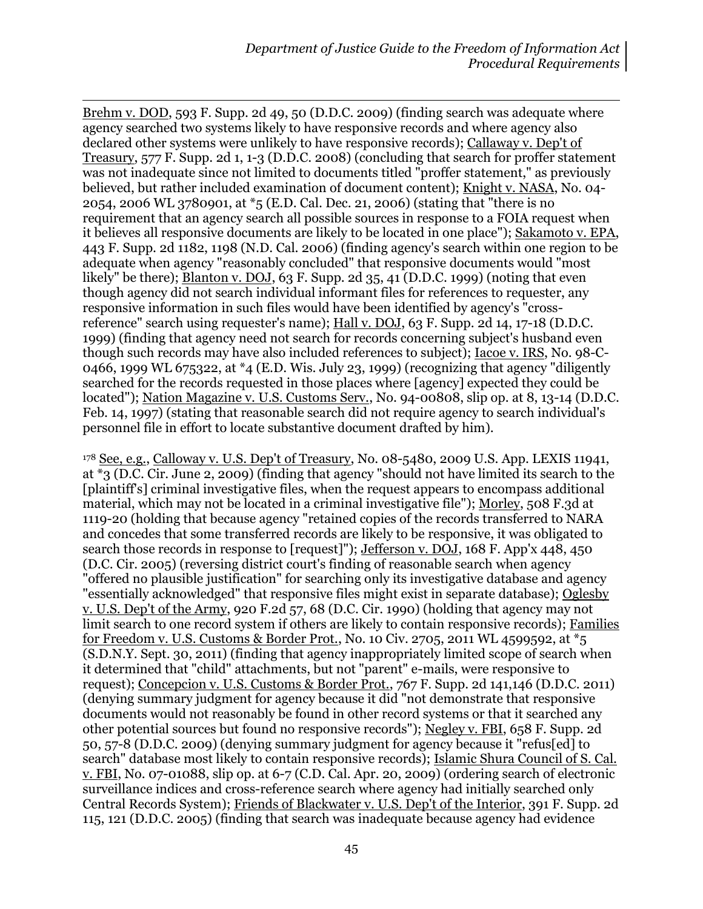Brehm v. DOD, 593 F. Supp. 2d 49, 50 (D.D.C. 2009) (finding search was adequate where agency searched two systems likely to have responsive records and where agency also declared other systems were unlikely to have responsive records); Callaway v. Dep't of Treasury, 577 F. Supp. 2d 1, 1-3 (D.D.C. 2008) (concluding that search for proffer statement was not inadequate since not limited to documents titled "proffer statement," as previously believed, but rather included examination of document content); Knight v. NASA, No. 04-2054, 2006 WL 3780901, at *5 (E.D. Cal. Dec. 21, 2006) (stating that "there is no requirement that an agency search all possible sources in response to a FOIA request when it believes all responsive documents are likely to be located in one place"); Sakamoto v. EPA, 443 F. Supp. 2d 1182, 1198 (N.D. Cal. 2006) (finding agency's search within one region to be adequate when agency "reasonably concluded" that responsive documents would "most likely" be there); Blanton v. DOJ, 63 F. Supp. 2d 35, 41 (D.D.C. 1999) (noting that even though agency did not search individual informant files for references to requester, any responsive information in such files would have been identified by agency's "cross-reference" search using requester's name); Hall v. DOJ, 63 F. Supp. 2d 14, 17-18 (D.D.C. 1999) (finding that agency need not search for records concerning subject's husband even though such records may have also included references to subject); Iacoe v. IRS, No. 98-C-0466, 1999 WL 675322, at *4 (E.D. Wis. July 23, 1999) (recognizing that agency "diligently searched for the records requested in those places where [agency] expected they could be located"); Nation Magazine v. U.S. Customs Serv., No. 94-00808, slip op. at 8, 13-14 (D.D.C. Feb. 14, 1997) (stating that reasonable search did not require agency to search individual's personnel file in effort to locate substantive document drafted by him).

[178] See, e.g., Calloway v. U.S. Dep't of Treasury, No. 08-5480, 2009 U.S. App. LEXIS 11941, at *3 (D.C. Cir. June 2, 2009) (finding that agency "should not have limited its search to the [plaintiff's] criminal investigative files, when the request appears to encompass additional material, which may not be located in a criminal investigative file"); Morley, 508 F.3d at 1119-20 (holding that because agency "retained copies of the records transferred to NARA and concedes that some transferred records are likely to be responsive, it was obligated to search those records in response to [request]"); Jefferson v. DOJ, 168 F. App'x 448, 450 (D.C. Cir. 2005) (reversing district court's finding of reasonable search when agency "offered no plausible justification" for searching only its investigative database and agency "essentially acknowledged" that responsive files might exist in separate database); Oglesby v. U.S. Dep't of the Army, 920 F.2d 57, 68 (D.C. Cir. 1990) (holding that agency may not limit search to one record system if others are likely to contain responsive records); Families for Freedom v. U.S. Customs & Border Prot., No. 10 Civ. 2705, 2011 WL 4599592, at *5 (S.D.N.Y. Sept. 30, 2011) (finding that agency inappropriately limited scope of search when it determined that "child" attachments, but not "parent" e-mails, were responsive to request); Concepcion v. U.S. Customs & Border Prot., 767 F. Supp. 2d 141,146 (D.D.C. 2011) (denying summary judgment for agency because it did "not demonstrate that responsive documents would not reasonably be found in other record systems or that it searched any other potential sources but found no responsive records"); Negley v. FBI, 658 F. Supp. 2d 50, 57-8 (D.D.C. 2009) (denying summary judgment for agency because it "refus[ed] to search" database most likely to contain responsive records); Islamic Shura Council of S. Cal. v. FBI, No. 07-01088, slip op. at 6-7 (C.D. Cal. Apr. 20, 2009) (ordering search of electronic surveillance indices and cross-reference search where agency had initially searched only Central Records System); Friends of Blackwater v. U.S. Dep't of the Interior, 391 F. Supp. 2d 115, 121 (D.D.C. 2005) (finding that search was inadequate because agency had evidence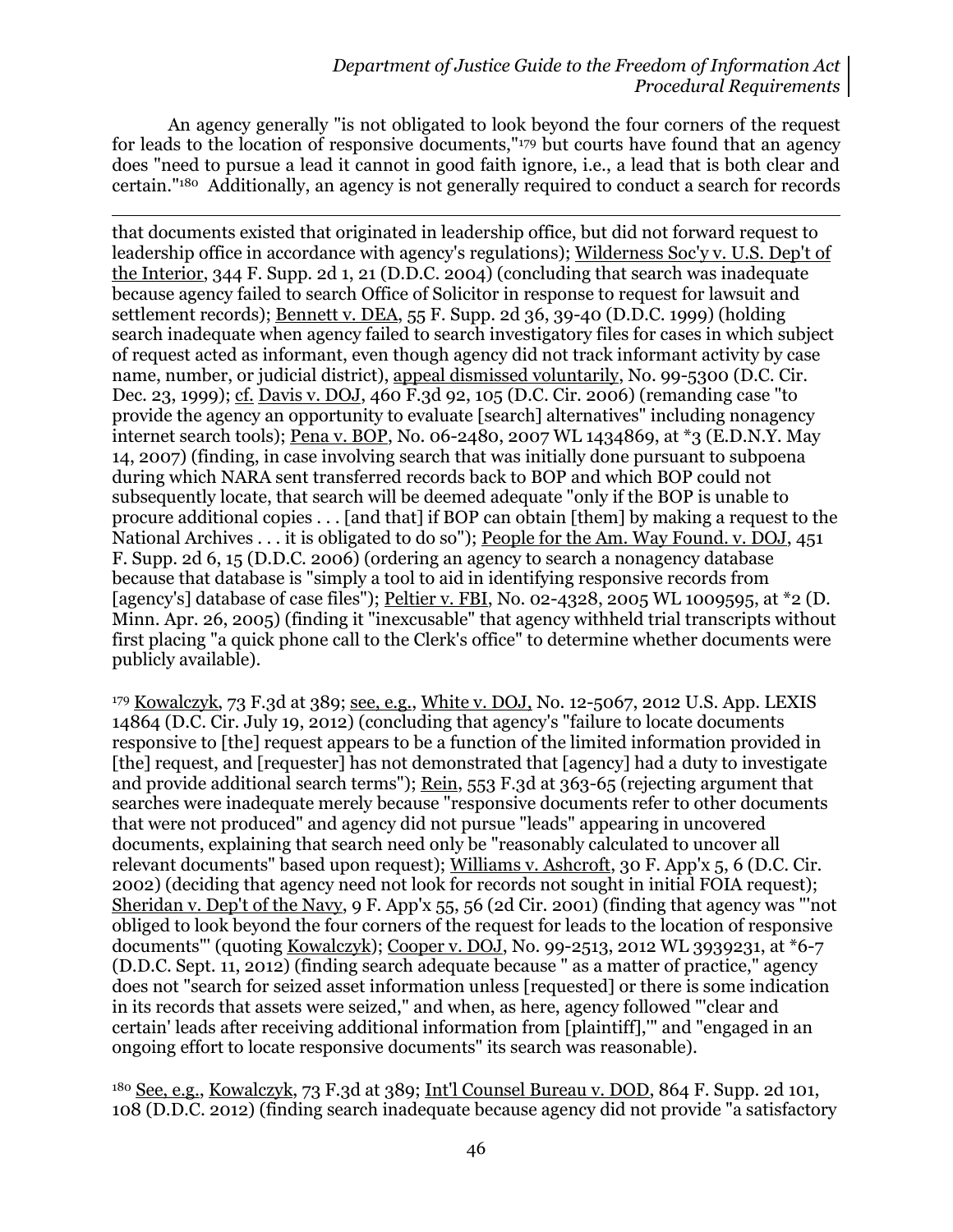An agency generally "is not obligated to look beyond the four corners of the request for leads to the location of responsive documents,"[179] but courts have found that an agency does "need to pursue a lead it cannot in good faith ignore, i.e., a lead that is both clear and certain."[180] Additionally, an agency is not generally required to conduct a search for records

---

that documents existed that originated in leadership office, but did not forward request to leadership office in accordance with agency's regulations); Wilderness Soc'y v. U.S. Dep't of the Interior, 344 F. Supp. 2d 1, 21 (D.D.C. 2004) (concluding that search was inadequate because agency failed to search Office of Solicitor in response to request for lawsuit and settlement records); Bennett v. DEA, 55 F. Supp. 2d 36, 39-40 (D.D.C. 1999) (holding search inadequate when agency failed to search investigatory files for cases in which subject of request acted as informant, even though agency did not track informant activity by case name, number, or judicial district), appeal dismissed voluntarily, No. 99-5300 (D.C. Cir. Dec. 23, 1999); cf. Davis v. DOJ, 460 F.3d 92, 105 (D.C. Cir. 2006) (remanding case "to provide the agency an opportunity to evaluate [search] alternatives" including nonagency internet search tools); Pena v. BOP, No. 06-2480, 2007 WL 1434869, at *3 (E.D.N.Y. May 14, 2007) (finding, in case involving search that was initially done pursuant to subpoena during which NARA sent transferred records back to BOP and which BOP could not subsequently locate, that search will be deemed adequate "only if the BOP is unable to procure additional copies . . . [and that] if BOP can obtain [them] by making a request to the National Archives . . . it is obligated to do so"); People for the Am. Way Found. v. DOJ, 451 F. Supp. 2d 6, 15 (D.D.C. 2006) (ordering an agency to search a nonagency database because that database is "simply a tool to aid in identifying responsive records from [agency's] database of case files"); Peltier v. FBI, No. 02-4328, 2005 WL 1009595, at *2 (D. Minn. Apr. 26, 2005) (finding it "inexcusable" that agency withheld trial transcripts without first placing "a quick phone call to the Clerk's office" to determine whether documents were publicly available).

[179] Kowalczyk, 73 F.3d at 389; see, e.g., White v. DOJ, No. 12-5067, 2012 U.S. App. LEXIS 14864 (D.C. Cir. July 19, 2012) (concluding that agency's "failure to locate documents responsive to [the] request appears to be a function of the limited information provided in [the] request, and [requester] has not demonstrated that [agency] had a duty to investigate and provide additional search terms"); Rein, 553 F.3d at 363-65 (rejecting argument that searches were inadequate merely because "responsive documents refer to other documents that were not produced" and agency did not pursue "leads" appearing in uncovered documents, explaining that search need only be "reasonably calculated to uncover all relevant documents" based upon request); Williams v. Ashcroft, 30 F. App'x 5, 6 (D.C. Cir. 2002) (deciding that agency need not look for records not sought in initial FOIA request); Sheridan v. Dep't of the Navy, 9 F. App'x 55, 56 (2d Cir. 2001) (finding that agency was "'not obliged to look beyond the four corners of the request for leads to the location of responsive documents'" (quoting Kowalczyk); Cooper v. DOJ, No. 99-2513, 2012 WL 3939231, at *6-7 (D.D.C. Sept. 11, 2012) (finding search adequate because " as a matter of practice," agency does not "search for seized asset information unless [requested] or there is some indication in its records that assets were seized," and when, as here, agency followed "'clear and certain' leads after receiving additional information from [plaintiff],'" and "engaged in an ongoing effort to locate responsive documents" its search was reasonable).

[180] See, e.g., Kowalczyk, 73 F.3d at 389; Int'l Counsel Bureau v. DOD, 864 F. Supp. 2d 101, 108 (D.D.C. 2012) (finding search inadequate because agency did not provide "a satisfactory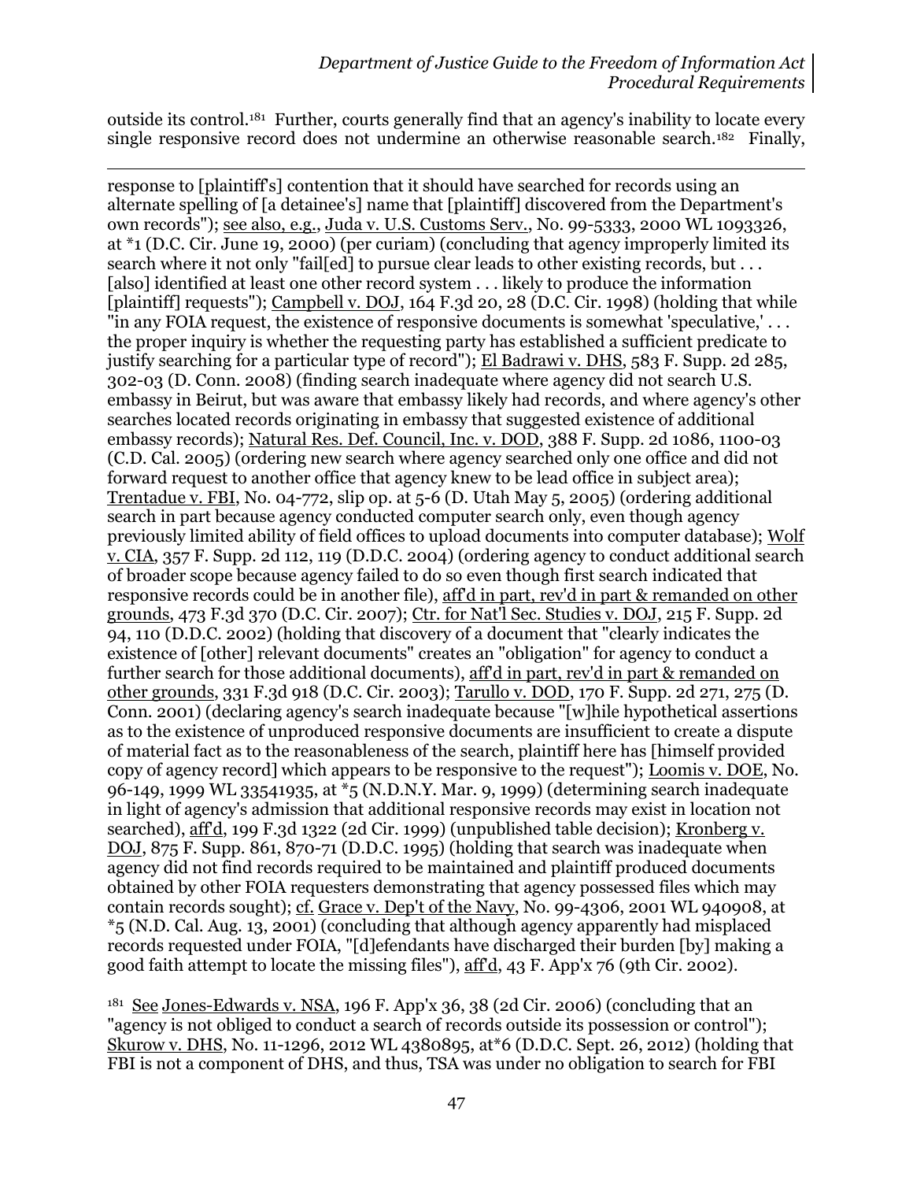outside its control.[181] Further, courts generally find that an agency's inability to locate every single responsive record does not undermine an otherwise reasonable search.[182] Finally,

---

response to [plaintiff's] contention that it should have searched for records using an alternate spelling of [a detainee's] name that [plaintiff] discovered from the Department's own records"); see also, e.g., Juda v. U.S. Customs Serv., No. 99-5333, 2000 WL 1093326, at *1 (D.C. Cir. June 19, 2000) (per curiam) (concluding that agency improperly limited its search where it not only "fail[ed] to pursue clear leads to other existing records, but . . . [also] identified at least one other record system . . . likely to produce the information [plaintiff] requests"); Campbell v. DOJ, 164 F.3d 20, 28 (D.C. Cir. 1998) (holding that while "in any FOIA request, the existence of responsive documents is somewhat 'speculative,' . . . the proper inquiry is whether the requesting party has established a sufficient predicate to justify searching for a particular type of record"); El Badrawi v. DHS, 583 F. Supp. 2d 285, 302-03 (D. Conn. 2008) (finding search inadequate where agency did not search U.S. embassy in Beirut, but was aware that embassy likely had records, and where agency's other searches located records originating in embassy that suggested existence of additional embassy records); Natural Res. Def. Council, Inc. v. DOD, 388 F. Supp. 2d 1086, 1100-03 (C.D. Cal. 2005) (ordering new search where agency searched only one office and did not forward request to another office that agency knew to be lead office in subject area); Trentadue v. FBI, No. 04-772, slip op. at 5-6 (D. Utah May 5, 2005) (ordering additional search in part because agency conducted computer search only, even though agency previously limited ability of field offices to upload documents into computer database); Wolf v. CIA, 357 F. Supp. 2d 112, 119 (D.D.C. 2004) (ordering agency to conduct additional search of broader scope because agency failed to do so even though first search indicated that responsive records could be in another file), aff'd in part, rev'd in part & remanded on other grounds, 473 F.3d 370 (D.C. Cir. 2007); Ctr. for Nat'l Sec. Studies v. DOJ, 215 F. Supp. 2d 94, 110 (D.D.C. 2002) (holding that discovery of a document that "clearly indicates the existence of [other] relevant documents" creates an "obligation" for agency to conduct a further search for those additional documents), aff'd in part, rev'd in part & remanded on other grounds, 331 F.3d 918 (D.C. Cir. 2003); Tarullo v. DOD, 170 F. Supp. 2d 271, 275 (D. Conn. 2001) (declaring agency's search inadequate because "[w]hile hypothetical assertions as to the existence of unproduced responsive documents are insufficient to create a dispute of material fact as to the reasonableness of the search, plaintiff here has [himself provided copy of agency record] which appears to be responsive to the request"); Loomis v. DOE, No. 96-149, 1999 WL 33541935, at *5 (N.D.N.Y. Mar. 9, 1999) (determining search inadequate in light of agency's admission that additional responsive records may exist in location not searched), aff'd, 199 F.3d 1322 (2d Cir. 1999) (unpublished table decision); Kronberg v. DOJ, 875 F. Supp. 861, 870-71 (D.D.C. 1995) (holding that search was inadequate when agency did not find records required to be maintained and plaintiff produced documents obtained by other FOIA requesters demonstrating that agency possessed files which may contain records sought); cf. Grace v. Dep't of the Navy, No. 99-4306, 2001 WL 940908, at *5 (N.D. Cal. Aug. 13, 2001) (concluding that although agency apparently had misplaced records requested under FOIA, "[d]efendants have discharged their burden [by] making a good faith attempt to locate the missing files"), aff'd, 43 F. App'x 76 (9th Cir. 2002).

[181] See Jones-Edwards v. NSA, 196 F. App'x 36, 38 (2d Cir. 2006) (concluding that an "agency is not obliged to conduct a search of records outside its possession or control"); Skurow v. DHS, No. 11-1296, 2012 WL 4380895, at*6 (D.D.C. Sept. 26, 2012) (holding that FBI is not a component of DHS, and thus, TSA was under no obligation to search for FBI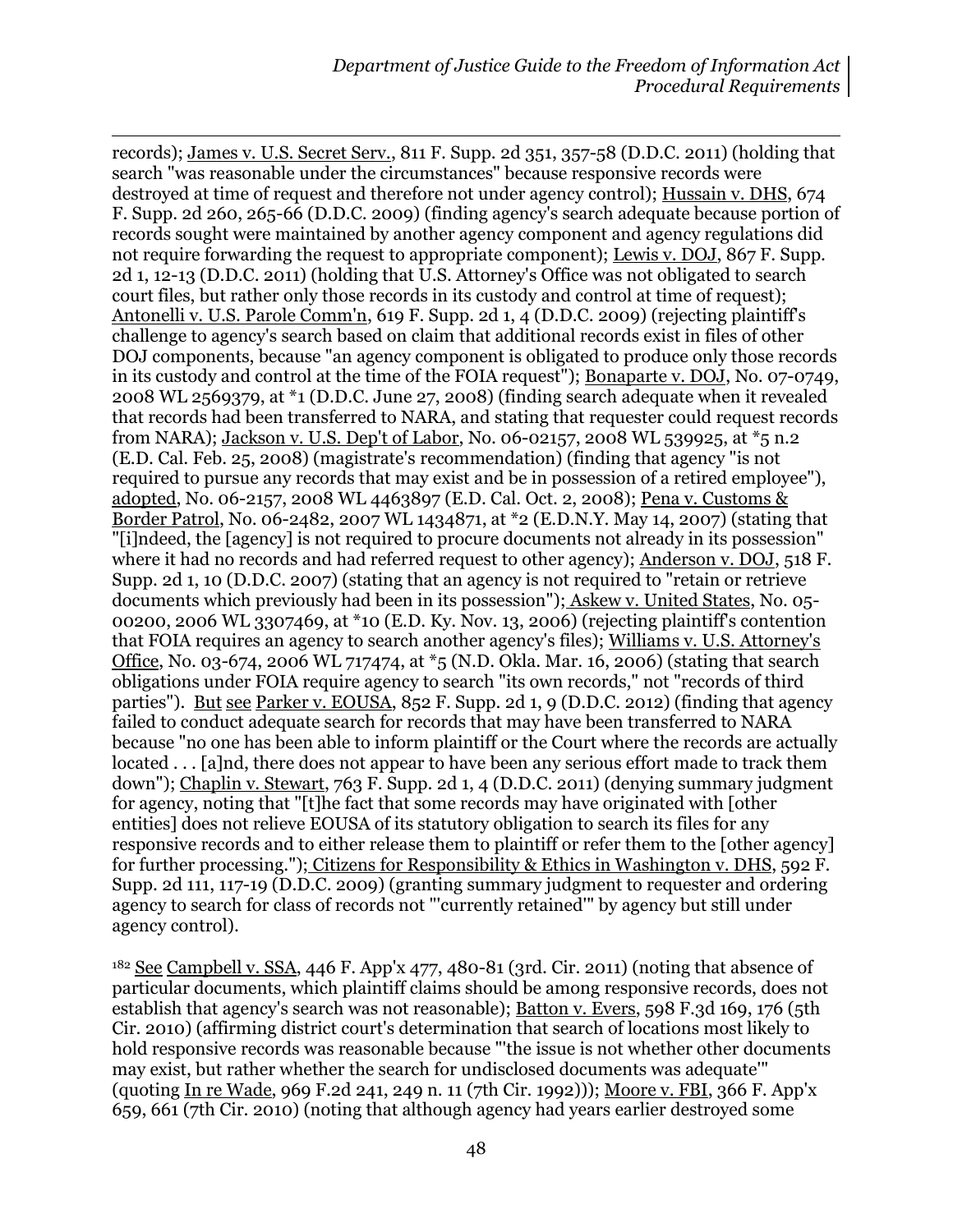records); James v. U.S. Secret Serv., 811 F. Supp. 2d 351, 357-58 (D.D.C. 2011) (holding that search "was reasonable under the circumstances" because responsive records were destroyed at time of request and therefore not under agency control); Hussain v. DHS, 674 F. Supp. 2d 260, 265-66 (D.D.C. 2009) (finding agency's search adequate because portion of records sought were maintained by another agency component and agency regulations did not require forwarding the request to appropriate component); Lewis v. DOJ, 867 F. Supp. 2d 1, 12-13 (D.D.C. 2011) (holding that U.S. Attorney's Office was not obligated to search court files, but rather only those records in its custody and control at time of request); Antonelli v. U.S. Parole Comm'n, 619 F. Supp. 2d 1, 4 (D.D.C. 2009) (rejecting plaintiff's challenge to agency's search based on claim that additional records exist in files of other DOJ components, because "an agency component is obligated to produce only those records in its custody and control at the time of the FOIA request"); Bonaparte v. DOJ, No. 07-0749, 2008 WL 2569379, at *1 (D.D.C. June 27, 2008) (finding search adequate when it revealed that records had been transferred to NARA, and stating that requester could request records from NARA); Jackson v. U.S. Dep't of Labor, No. 06-02157, 2008 WL 539925, at *5 n.2 (E.D. Cal. Feb. 25, 2008) (magistrate's recommendation) (finding that agency "is not required to pursue any records that may exist and be in possession of a retired employee"), adopted, No. 06-2157, 2008 WL 4463897 (E.D. Cal. Oct. 2, 2008); Pena v. Customs & Border Patrol, No. 06-2482, 2007 WL 1434871, at *2 (E.D.N.Y. May 14, 2007) (stating that "[i]ndeed, the [agency] is not required to procure documents not already in its possession" where it had no records and had referred request to other agency); Anderson v. DOJ, 518 F. Supp. 2d 1, 10 (D.D.C. 2007) (stating that an agency is not required to "retain or retrieve documents which previously had been in its possession"); Askew v. United States, No. 05-00200, 2006 WL 3307469, at *10 (E.D. Ky. Nov. 13, 2006) (rejecting plaintiff's contention that FOIA requires an agency to search another agency's files); Williams v. U.S. Attorney's Office, No. 03-674, 2006 WL 717474, at *5 (N.D. Okla. Mar. 16, 2006) (stating that search obligations under FOIA require agency to search "its own records," not "records of third parties"). But see Parker v. EOUSA, 852 F. Supp. 2d 1, 9 (D.D.C. 2012) (finding that agency failed to conduct adequate search for records that may have been transferred to NARA because "no one has been able to inform plaintiff or the Court where the records are actually located . . . [a]nd, there does not appear to have been any serious effort made to track them down"); Chaplin v. Stewart, 763 F. Supp. 2d 1, 4 (D.D.C. 2011) (denying summary judgment for agency, noting that "[t]he fact that some records may have originated with [other entities] does not relieve EOUSA of its statutory obligation to search its files for any responsive records and to either release them to plaintiff or refer them to the [other agency] for further processing."); Citizens for Responsibility & Ethics in Washington v. DHS, 592 F. Supp. 2d 111, 117-19 (D.D.C. 2009) (granting summary judgment to requester and ordering agency to search for class of records not "'currently retained'" by agency but still under agency control).

[182] See Campbell v. SSA, 446 F. App'x 477, 480-81 (3rd. Cir. 2011) (noting that absence of particular documents, which plaintiff claims should be among responsive records, does not establish that agency's search was not reasonable); Batton v. Evers, 598 F.3d 169, 176 (5th Cir. 2010) (affirming district court's determination that search of locations most likely to hold responsive records was reasonable because "'the issue is not whether other documents may exist, but rather whether the search for undisclosed documents was adequate'" (quoting In re Wade, 969 F.2d 241, 249 n. 11 (7th Cir. 1992))); Moore v. FBI, 366 F. App'x 659, 661 (7th Cir. 2010) (noting that although agency had years earlier destroyed some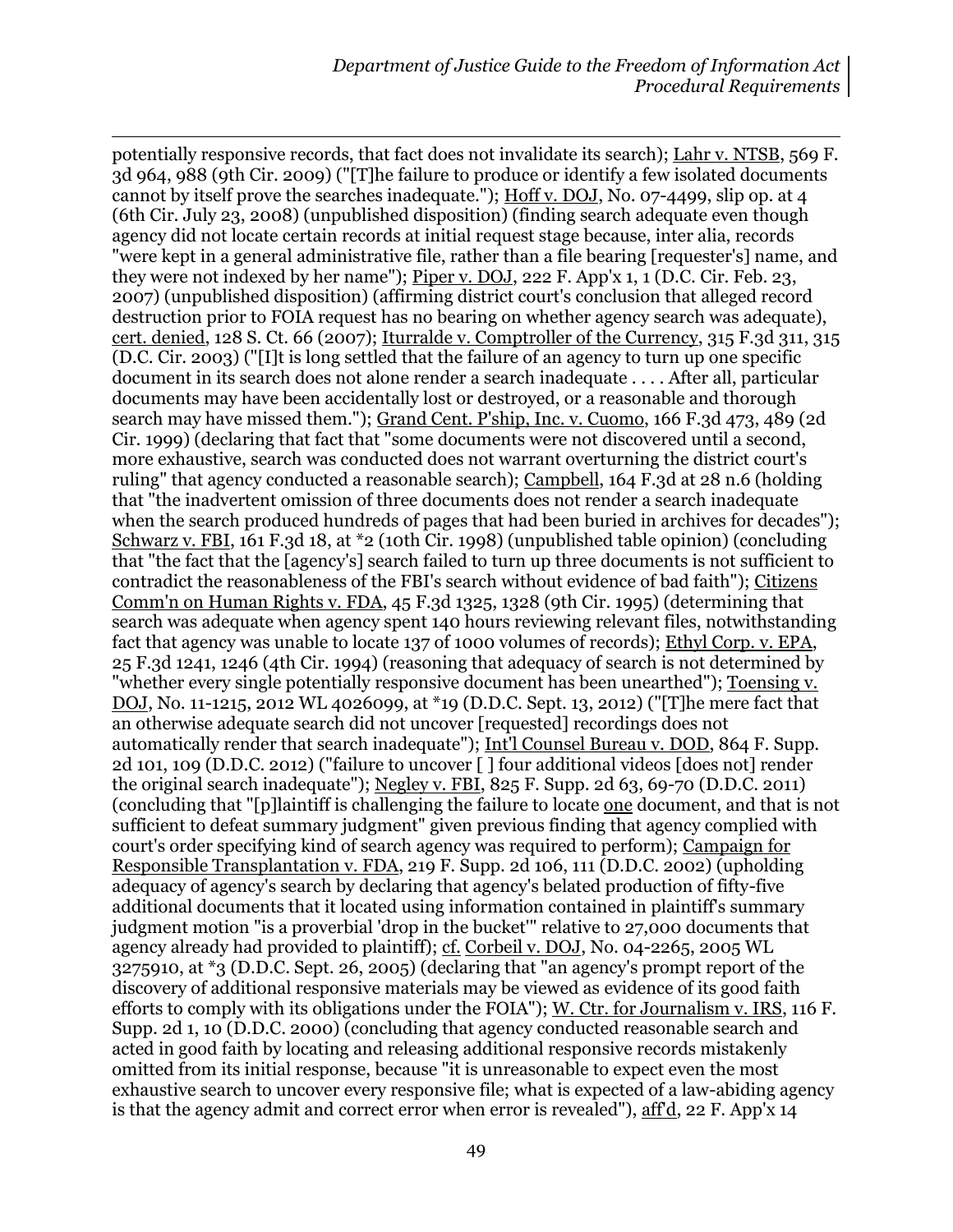potentially responsive records, that fact does not invalidate its search); Lahr v. NTSB, 569 F. 3d 964, 988 (9th Cir. 2009) ("[T]he failure to produce or identify a few isolated documents cannot by itself prove the searches inadequate."); Hoff v. DOJ, No. 07-4499, slip op. at 4 (6th Cir. July 23, 2008) (unpublished disposition) (finding search adequate even though agency did not locate certain records at initial request stage because, inter alia, records "were kept in a general administrative file, rather than a file bearing [requester's] name, and they were not indexed by her name"); Piper v. DOJ, 222 F. App'x 1, 1 (D.C. Cir. Feb. 23, 2007) (unpublished disposition) (affirming district court's conclusion that alleged record destruction prior to FOIA request has no bearing on whether agency search was adequate), cert. denied, 128 S. Ct. 66 (2007); Iturralde v. Comptroller of the Currency, 315 F.3d 311, 315 (D.C. Cir. 2003) ("[I]t is long settled that the failure of an agency to turn up one specific document in its search does not alone render a search inadequate . . . . After all, particular documents may have been accidentally lost or destroyed, or a reasonable and thorough search may have missed them."); Grand Cent. P'ship, Inc. v. Cuomo, 166 F.3d 473, 489 (2d Cir. 1999) (declaring that fact that "some documents were not discovered until a second, more exhaustive, search was conducted does not warrant overturning the district court's ruling" that agency conducted a reasonable search); Campbell, 164 F.3d at 28 n.6 (holding that "the inadvertent omission of three documents does not render a search inadequate when the search produced hundreds of pages that had been buried in archives for decades"); Schwarz v. FBI, 161 F.3d 18, at *2 (10th Cir. 1998) (unpublished table opinion) (concluding that "the fact that the [agency's] search failed to turn up three documents is not sufficient to contradict the reasonableness of the FBI's search without evidence of bad faith"); Citizens Comm'n on Human Rights v. FDA, 45 F.3d 1325, 1328 (9th Cir. 1995) (determining that search was adequate when agency spent 140 hours reviewing relevant files, notwithstanding fact that agency was unable to locate 137 of 1000 volumes of records); Ethyl Corp. v. EPA, 25 F.3d 1241, 1246 (4th Cir. 1994) (reasoning that adequacy of search is not determined by "whether every single potentially responsive document has been unearthed"); Toensing v. DOJ, No. 11-1215, 2012 WL 4026099, at *19 (D.D.C. Sept. 13, 2012) ("[T]he mere fact that an otherwise adequate search did not uncover [requested] recordings does not automatically render that search inadequate"); Int'l Counsel Bureau v. DOD, 864 F. Supp. 2d 101, 109 (D.D.C. 2012) ("failure to uncover [ ] four additional videos [does not] render the original search inadequate"); Negley v. FBI, 825 F. Supp. 2d 63, 69-70 (D.D.C. 2011) (concluding that "[p]laintiff is challenging the failure to locate one document, and that is not sufficient to defeat summary judgment" given previous finding that agency complied with court's order specifying kind of search agency was required to perform); Campaign for Responsible Transplantation v. FDA, 219 F. Supp. 2d 106, 111 (D.D.C. 2002) (upholding adequacy of agency's search by declaring that agency's belated production of fifty-five additional documents that it located using information contained in plaintiff's summary judgment motion "is a proverbial 'drop in the bucket'" relative to 27,000 documents that agency already had provided to plaintiff); cf. Corbeil v. DOJ, No. 04-2265, 2005 WL 3275910, at *3 (D.D.C. Sept. 26, 2005) (declaring that "an agency's prompt report of the discovery of additional responsive materials may be viewed as evidence of its good faith efforts to comply with its obligations under the FOIA"); W. Ctr. for Journalism v. IRS, 116 F. Supp. 2d 1, 10 (D.D.C. 2000) (concluding that agency conducted reasonable search and acted in good faith by locating and releasing additional responsive records mistakenly omitted from its initial response, because "it is unreasonable to expect even the most exhaustive search to uncover every responsive file; what is expected of a law-abiding agency is that the agency admit and correct error when error is revealed"), aff'd, 22 F. App'x 14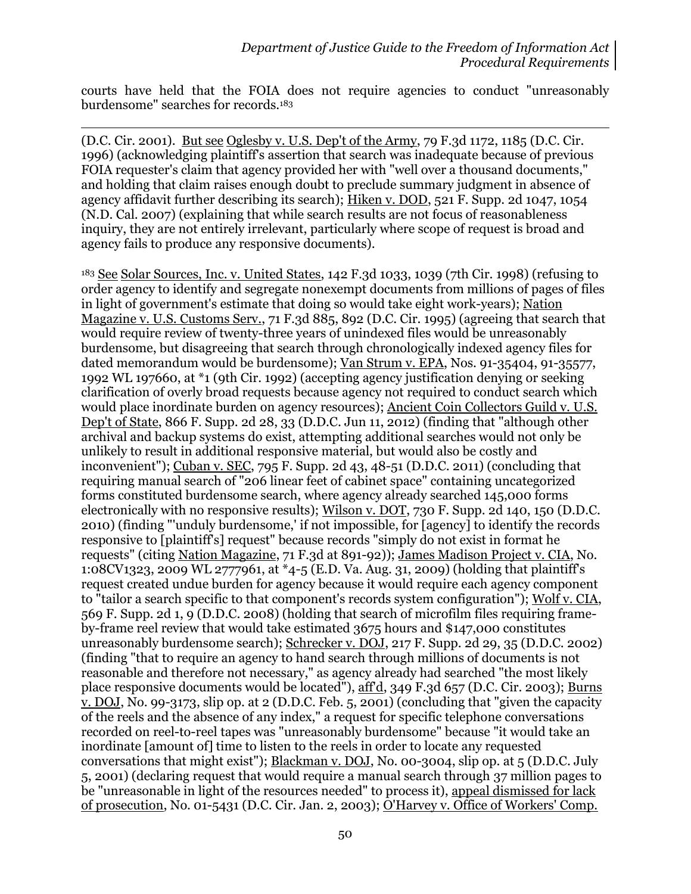courts have held that the FOIA does not require agencies to conduct "unreasonably burdensome" searches for records.[183]

---

(D.C. Cir. 2001). But see Oglesby v. U.S. Dep't of the Army, 79 F.3d 1172, 1185 (D.C. Cir. 1996) (acknowledging plaintiff's assertion that search was inadequate because of previous FOIA requester's claim that agency provided her with "well over a thousand documents," and holding that claim raises enough doubt to preclude summary judgment in absence of agency affidavit further describing its search); Hiken v. DOD, 521 F. Supp. 2d 1047, 1054 (N.D. Cal. 2007) (explaining that while search results are not focus of reasonableness inquiry, they are not entirely irrelevant, particularly where scope of request is broad and agency fails to produce any responsive documents).

[183] See Solar Sources, Inc. v. United States, 142 F.3d 1033, 1039 (7th Cir. 1998) (refusing to order agency to identify and segregate nonexempt documents from millions of pages of files in light of government's estimate that doing so would take eight work-years); Nation Magazine v. U.S. Customs Serv., 71 F.3d 885, 892 (D.C. Cir. 1995) (agreeing that search that would require review of twenty-three years of unindexed files would be unreasonably burdensome, but disagreeing that search through chronologically indexed agency files for dated memorandum would be burdensome); Van Strum v. EPA, Nos. 91-35404, 91-35577, 1992 WL 197660, at *1 (9th Cir. 1992) (accepting agency justification denying or seeking clarification of overly broad requests because agency not required to conduct search which would place inordinate burden on agency resources); Ancient Coin Collectors Guild v. U.S. Dep't of State, 866 F. Supp. 2d 28, 33 (D.D.C. Jun 11, 2012) (finding that "although other archival and backup systems do exist, attempting additional searches would not only be unlikely to result in additional responsive material, but would also be costly and inconvenient"); Cuban v. SEC, 795 F. Supp. 2d 43, 48-51 (D.D.C. 2011) (concluding that requiring manual search of "206 linear feet of cabinet space" containing uncategorized forms constituted burdensome search, where agency already searched 145,000 forms electronically with no responsive results); Wilson v. DOT, 730 F. Supp. 2d 140, 150 (D.D.C. 2010) (finding "'unduly burdensome,' if not impossible, for [agency] to identify the records responsive to [plaintiff's] request" because records "simply do not exist in format he requests" (citing Nation Magazine, 71 F.3d at 891-92)); James Madison Project v. CIA, No. 1:08CV1323, 2009 WL 2777961, at *4-5 (E.D. Va. Aug. 31, 2009) (holding that plaintiff's request created undue burden for agency because it would require each agency component to "tailor a search specific to that component's records system configuration"); Wolf v. CIA, 569 F. Supp. 2d 1, 9 (D.D.C. 2008) (holding that search of microfilm files requiring frame-by-frame reel review that would take estimated 3675 hours and $147,000 constitutes unreasonably burdensome search); Schrecker v. DOJ, 217 F. Supp. 2d 29, 35 (D.D.C. 2002) (finding "that to require an agency to hand search through millions of documents is not reasonable and therefore not necessary," as agency already had searched "the most likely place responsive documents would be located"), aff'd, 349 F.3d 657 (D.C. Cir. 2003); Burns v. DOJ, No. 99-3173, slip op. at 2 (D.D.C. Feb. 5, 2001) (concluding that "given the capacity of the reels and the absence of any index," a request for specific telephone conversations recorded on reel-to-reel tapes was "unreasonably burdensome" because "it would take an inordinate [amount of] time to listen to the reels in order to locate any requested conversations that might exist"); Blackman v. DOJ, No. 00-3004, slip op. at 5 (D.D.C. July 5, 2001) (declaring request that would require a manual search through 37 million pages to be "unreasonable in light of the resources needed" to process it), appeal dismissed for lack of prosecution, No. 01-5431 (D.C. Cir. Jan. 2, 2003); O'Harvey v. Office of Workers' Comp.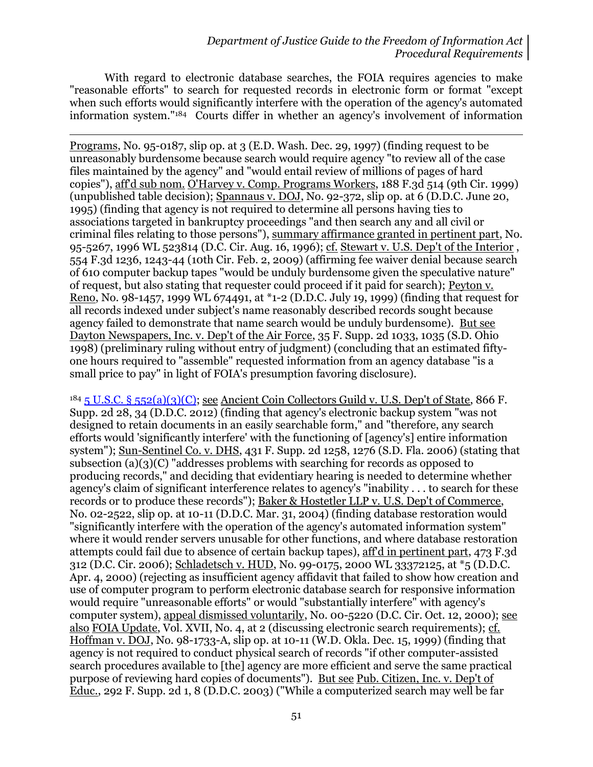With regard to electronic database searches, the FOIA requires agencies to make "reasonable efforts" to search for requested records in electronic form or format "except when such efforts would significantly interfere with the operation of the agency's automated information system."[184] Courts differ in whether an agency's involvement of information

---

Programs, No. 95-0187, slip op. at 3 (E.D. Wash. Dec. 29, 1997) (finding request to be unreasonably burdensome because search would require agency "to review all of the case files maintained by the agency" and "would entail review of millions of pages of hard copies"), aff'd sub nom. O'Harvey v. Comp. Programs Workers, 188 F.3d 514 (9th Cir. 1999) (unpublished table decision); Spannaus v. DOJ, No. 92-372, slip op. at 6 (D.D.C. June 20, 1995) (finding that agency is not required to determine all persons having ties to associations targeted in bankruptcy proceedings "and then search any and all civil or criminal files relating to those persons"), summary affirmance granted in pertinent part, No. 95-5267, 1996 WL 523814 (D.C. Cir. Aug. 16, 1996); cf. Stewart v. U.S. Dep't of the Interior, 554 F.3d 1236, 1243-44 (10th Cir. Feb. 2, 2009) (affirming fee waiver denial because search of 610 computer backup tapes "would be unduly burdensome given the speculative nature" of request, but also stating that requester could proceed if it paid for search); Peyton v. Reno, No. 98-1457, 1999 WL 674491, at *1-2 (D.D.C. July 19, 1999) (finding that request for all records indexed under subject's name reasonably described records sought because agency failed to demonstrate that name search would be unduly burdensome). But see Dayton Newspapers, Inc. v. Dep't of the Air Force, 35 F. Supp. 2d 1033, 1035 (S.D. Ohio 1998) (preliminary ruling without entry of judgment) (concluding that an estimated fifty-one hours required to "assemble" requested information from an agency database "is a small price to pay" in light of FOIA's presumption favoring disclosure).

[184] 5 U.S.C. § 552(a)(3)(C); see Ancient Coin Collectors Guild v. U.S. Dep't of State, 866 F. Supp. 2d 28, 34 (D.D.C. 2012) (finding that agency's electronic backup system "was not designed to retain documents in an easily searchable form," and "therefore, any search efforts would 'significantly interfere' with the functioning of [agency's] entire information system"); Sun-Sentinel Co. v. DHS, 431 F. Supp. 2d 1258, 1276 (S.D. Fla. 2006) (stating that subsection (a)(3)(C) "addresses problems with searching for records as opposed to producing records," and deciding that evidentiary hearing is needed to determine whether agency's claim of significant interference relates to agency's "inability . . . to search for these records or to produce these records"); Baker & Hostetler LLP v. U.S. Dep't of Commerce, No. 02-2522, slip op. at 10-11 (D.D.C. Mar. 31, 2004) (finding database restoration would "significantly interfere with the operation of the agency's automated information system" where it would render servers unusable for other functions, and where database restoration attempts could fail due to absence of certain backup tapes), aff'd in pertinent part, 473 F.3d 312 (D.C. Cir. 2006); Schladetsch v. HUD, No. 99-0175, 2000 WL 33372125, at *5 (D.D.C. Apr. 4, 2000) (rejecting as insufficient agency affidavit that failed to show how creation and use of computer program to perform electronic database search for responsive information would require "unreasonable efforts" or would "substantially interfere" with agency's computer system), appeal dismissed voluntarily, No. 00-5220 (D.C. Cir. Oct. 12, 2000); see also FOIA Update, Vol. XVII, No. 4, at 2 (discussing electronic search requirements); cf. Hoffman v. DOJ, No. 98-1733-A, slip op. at 10-11 (W.D. Okla. Dec. 15, 1999) (finding that agency is not required to conduct physical search of records "if other computer-assisted search procedures available to [the] agency are more efficient and serve the same practical purpose of reviewing hard copies of documents"). But see Pub. Citizen, Inc. v. Dep't of Educ., 292 F. Supp. 2d 1, 8 (D.D.C. 2003) ("While a computerized search may well be far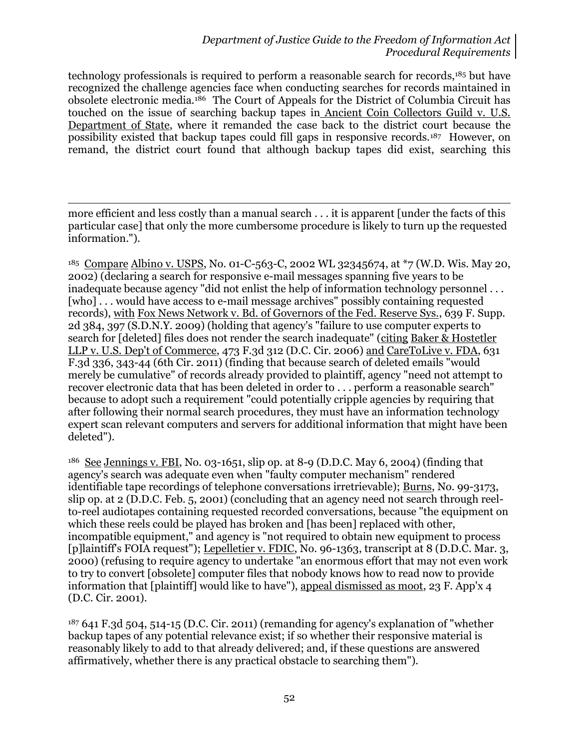technology professionals is required to perform a reasonable search for records,[185] but have recognized the challenge agencies face when conducting searches for records maintained in obsolete electronic media.[186] The Court of Appeals for the District of Columbia Circuit has touched on the issue of searching backup tapes in Ancient Coin Collectors Guild v. U.S. Department of State, where it remanded the case back to the district court because the possibility existed that backup tapes could fill gaps in responsive records.[187] However, on remand, the district court found that although backup tapes did exist, searching this

---

more efficient and less costly than a manual search . . . it is apparent [under the facts of this particular case] that only the more cumbersome procedure is likely to turn up the requested information.").

[185] Compare Albino v. USPS, No. 01-C-563-C, 2002 WL 32345674, at *7 (W.D. Wis. May 20, 2002) (declaring a search for responsive e-mail messages spanning five years to be inadequate because agency "did not enlist the help of information technology personnel . . . [who] . . . would have access to e-mail message archives" possibly containing requested records), with Fox News Network v. Bd. of Governors of the Fed. Reserve Sys., 639 F. Supp. 2d 384, 397 (S.D.N.Y. 2009) (holding that agency's "failure to use computer experts to search for [deleted] files does not render the search inadequate" (citing Baker & Hostetler LLP v. U.S. Dep't of Commerce, 473 F.3d 312 (D.C. Cir. 2006) and CareToLive v. FDA, 631 F.3d 336, 343-44 (6th Cir. 2011) (finding that because search of deleted emails "would merely be cumulative" of records already provided to plaintiff, agency "need not attempt to recover electronic data that has been deleted in order to . . . perform a reasonable search" because to adopt such a requirement "could potentially cripple agencies by requiring that after following their normal search procedures, they must have an information technology expert scan relevant computers and servers for additional information that might have been deleted").

[186] See Jennings v. FBI, No. 03-1651, slip op. at 8-9 (D.D.C. May 6, 2004) (finding that agency's search was adequate even when "faulty computer mechanism" rendered identifiable tape recordings of telephone conversations irretrievable); Burns, No. 99-3173, slip op. at 2 (D.D.C. Feb. 5, 2001) (concluding that an agency need not search through reel-to-reel audiotapes containing requested recorded conversations, because "the equipment on which these reels could be played has broken and [has been] replaced with other, incompatible equipment," and agency is "not required to obtain new equipment to process [p]laintiff's FOIA request"); Lepelletier v. FDIC, No. 96-1363, transcript at 8 (D.D.C. Mar. 3, 2000) (refusing to require agency to undertake "an enormous effort that may not even work to try to convert [obsolete] computer files that nobody knows how to read now to provide information that [plaintiff] would like to have"), appeal dismissed as moot, 23 F. App'x 4 (D.C. Cir. 2001).

[187] 641 F.3d 504, 514-15 (D.C. Cir. 2011) (remanding for agency's explanation of "whether backup tapes of any potential relevance exist; if so whether their responsive material is reasonably likely to add to that already delivered; and, if these questions are answered affirmatively, whether there is any practical obstacle to searching them").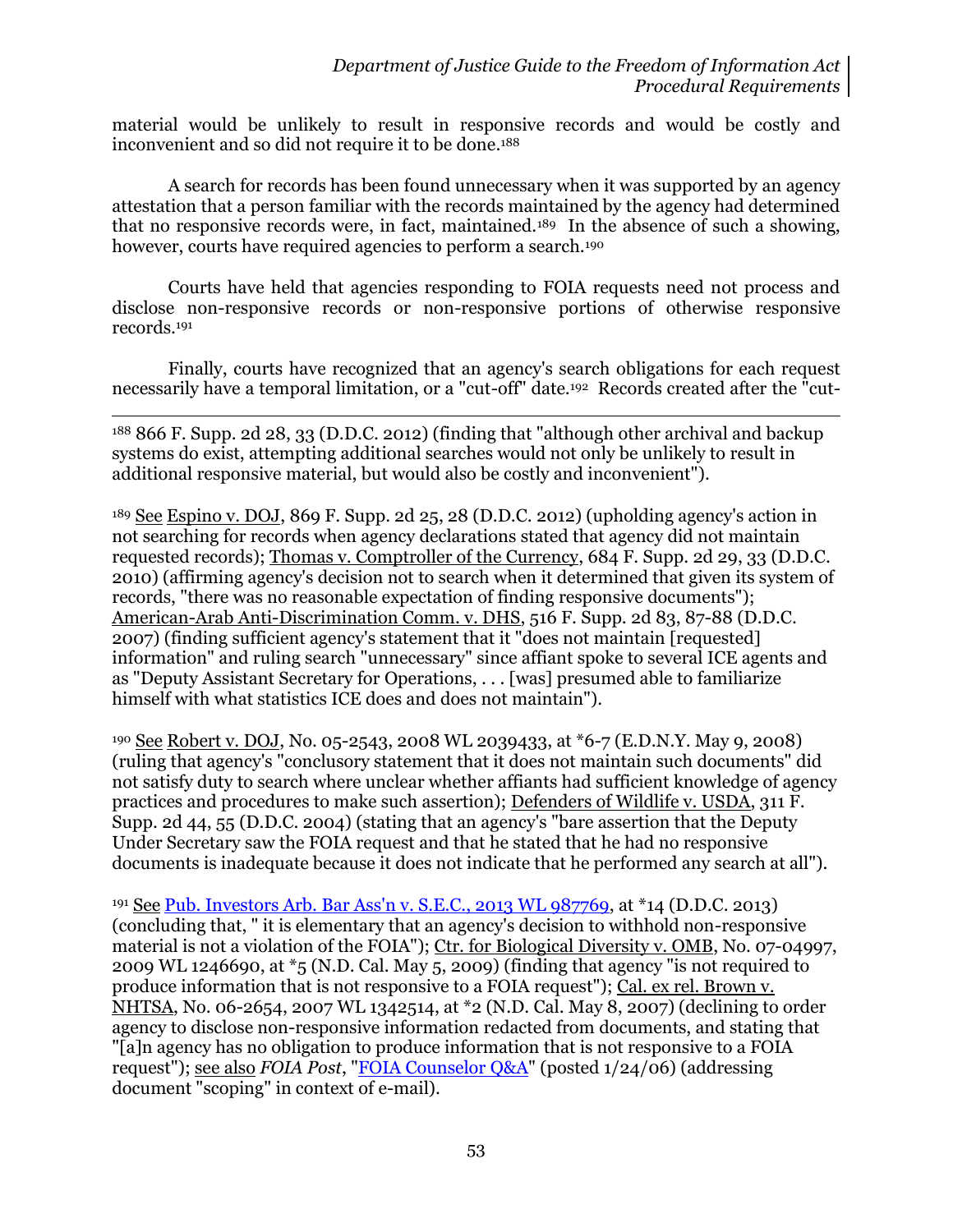material would be unlikely to result in responsive records and would be costly and inconvenient and so did not require it to be done.[188]

A search for records has been found unnecessary when it was supported by an agency attestation that a person familiar with the records maintained by the agency had determined that no responsive records were, in fact, maintained.[189] In the absence of such a showing, however, courts have required agencies to perform a search.[190]

Courts have held that agencies responding to FOIA requests need not process and disclose non-responsive records or non-responsive portions of otherwise responsive records.[191]

Finally, courts have recognized that an agency's search obligations for each request necessarily have a temporal limitation, or a "cut-off" date.[192] Records created after the "cut-

---

[188] 866 F. Supp. 2d 28, 33 (D.D.C. 2012) (finding that "although other archival and backup systems do exist, attempting additional searches would not only be unlikely to result in additional responsive material, but would also be costly and inconvenient").

[189] See Espino v. DOJ, 869 F. Supp. 2d 25, 28 (D.D.C. 2012) (upholding agency's action in not searching for records when agency declarations stated that agency did not maintain requested records); Thomas v. Comptroller of the Currency, 684 F. Supp. 2d 29, 33 (D.D.C. 2010) (affirming agency's decision not to search when it determined that given its system of records, "there was no reasonable expectation of finding responsive documents"); American-Arab Anti-Discrimination Comm. v. DHS, 516 F. Supp. 2d 83, 87-88 (D.D.C. 2007) (finding sufficient agency's statement that it "does not maintain [requested] information" and ruling search "unnecessary" since affiant spoke to several ICE agents and as "Deputy Assistant Secretary for Operations, . . . [was] presumed able to familiarize himself with what statistics ICE does and does not maintain").

[190] See Robert v. DOJ, No. 05-2543, 2008 WL 2039433, at *6-7 (E.D.N.Y. May 9, 2008) (ruling that agency's "conclusory statement that it does not maintain such documents" did not satisfy duty to search where unclear whether affiants had sufficient knowledge of agency practices and procedures to make such assertion); Defenders of Wildlife v. USDA, 311 F. Supp. 2d 44, 55 (D.D.C. 2004) (stating that an agency's "bare assertion that the Deputy Under Secretary saw the FOIA request and that he stated that he had no responsive documents is inadequate because it does not indicate that he performed any search at all").

[191] See Pub. Investors Arb. Bar Ass'n v. S.E.C., 2013 WL 987769, at *14 (D.D.C. 2013) (concluding that, " it is elementary that an agency's decision to withhold non-responsive material is not a violation of the FOIA"); Ctr. for Biological Diversity v. OMB, No. 07-04997, 2009 WL 1246690, at *5 (N.D. Cal. May 5, 2009) (finding that agency "is not required to produce information that is not responsive to a FOIA request"); Cal. ex rel. Brown v. NHTSA, No. 06-2654, 2007 WL 1342514, at *2 (N.D. Cal. May 8, 2007) (declining to order agency to disclose non-responsive information redacted from documents, and stating that "[a]n agency has no obligation to produce information that is not responsive to a FOIA request"); see also *FOIA Post*, "FOIA Counselor Q&A" (posted 1/24/06) (addressing document "scoping" in context of e-mail).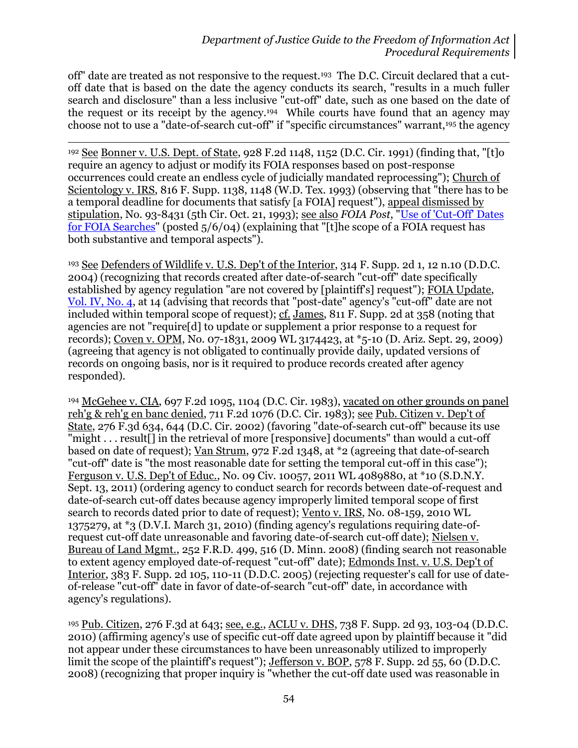off" date are treated as not responsive to the request.[193] The D.C. Circuit declared that a cut-off date that is based on the date the agency conducts its search, "results in a much fuller search and disclosure" than a less inclusive "cut-off" date, such as one based on the date of the request or its receipt by the agency.[194] While courts have found that an agency may choose not to use a "date-of-search cut-off" if "specific circumstances" warrant,[195] the agency

---

[192] See Bonner v. U.S. Dept. of State, 928 F.2d 1148, 1152 (D.C. Cir. 1991) (finding that, "[t]o require an agency to adjust or modify its FOIA responses based on post-response occurrences could create an endless cycle of judicially mandated reprocessing"); Church of Scientology v. IRS, 816 F. Supp. 1138, 1148 (W.D. Tex. 1993) (observing that "there has to be a temporal deadline for documents that satisfy [a FOIA] request"), appeal dismissed by stipulation, No. 93-8431 (5th Cir. Oct. 21, 1993); see also *FOIA Post*, "Use of 'Cut-Off' Dates for FOIA Searches" (posted 5/6/04) (explaining that "[t]he scope of a FOIA request has both substantive and temporal aspects").

[193] See Defenders of Wildlife v. U.S. Dep't of the Interior, 314 F. Supp. 2d 1, 12 n.10 (D.D.C. 2004) (recognizing that records created after date-of-search "cut-off" date specifically established by agency regulation "are not covered by [plaintiff's] request"); FOIA Update, Vol. IV, No. 4, at 14 (advising that records that "post-date" agency's "cut-off" date are not included within temporal scope of request); cf. James, 811 F. Supp. 2d at 358 (noting that agencies are not "require[d] to update or supplement a prior response to a request for records); Coven v. OPM, No. 07-1831, 2009 WL 3174423, at *5-10 (D. Ariz. Sept. 29, 2009) (agreeing that agency is not obligated to continually provide daily, updated versions of records on ongoing basis, nor is it required to produce records created after agency responded).

[194] McGehee v. CIA, 697 F.2d 1095, 1104 (D.C. Cir. 1983), vacated on other grounds on panel reh'g & reh'g en banc denied, 711 F.2d 1076 (D.C. Cir. 1983); see Pub. Citizen v. Dep't of State, 276 F.3d 634, 644 (D.C. Cir. 2002) (favoring "date-of-search cut-off" because its use "might . . . result[] in the retrieval of more [responsive] documents" than would a cut-off based on date of request); Van Strum, 972 F.2d 1348, at *2 (agreeing that date-of-search "cut-off" date is "the most reasonable date for setting the temporal cut-off in this case"); Ferguson v. U.S. Dep't of Educ., No. 09 Civ. 10057, 2011 WL 4089880, at *10 (S.D.N.Y. Sept. 13, 2011) (ordering agency to conduct search for records between date-of-request and date-of-search cut-off dates because agency improperly limited temporal scope of first search to records dated prior to date of request); Vento v. IRS, No. 08-159, 2010 WL 1375279, at *3 (D.V.I. March 31, 2010) (finding agency's regulations requiring date-of-request cut-off date unreasonable and favoring date-of-search cut-off date); Nielsen v. Bureau of Land Mgmt., 252 F.R.D. 499, 516 (D. Minn. 2008) (finding search not reasonable to extent agency employed date-of-request "cut-off" date); Edmonds Inst. v. U.S. Dep't of Interior, 383 F. Supp. 2d 105, 110-11 (D.D.C. 2005) (rejecting requester's call for use of date-of-release "cut-off" date in favor of date-of-search "cut-off" date, in accordance with agency's regulations).

[195] Pub. Citizen, 276 F.3d at 643; see, e.g., ACLU v. DHS, 738 F. Supp. 2d 93, 103-04 (D.D.C. 2010) (affirming agency's use of specific cut-off date agreed upon by plaintiff because it "did not appear under these circumstances to have been unreasonably utilized to improperly limit the scope of the plaintiff's request"); Jefferson v. BOP, 578 F. Supp. 2d 55, 60 (D.D.C. 2008) (recognizing that proper inquiry is "whether the cut-off date used was reasonable in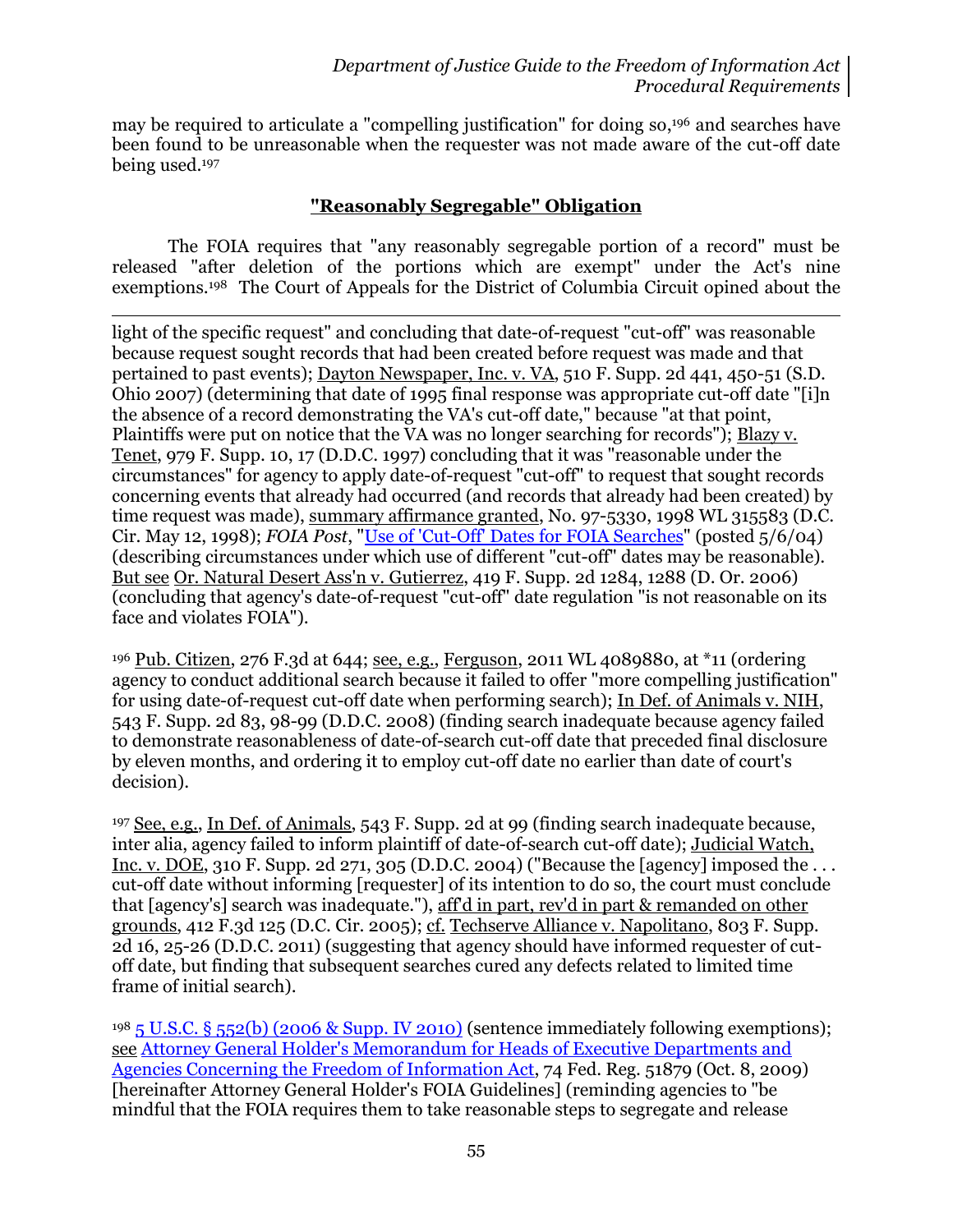may be required to articulate a "compelling justification" for doing so,[196] and searches have been found to be unreasonable when the requester was not made aware of the cut-off date being used.[197]

## "Reasonably Segregable" Obligation

The FOIA requires that "any reasonably segregable portion of a record" must be released "after deletion of the portions which are exempt" under the Act's nine exemptions.[198] The Court of Appeals for the District of Columbia Circuit opined about the

---

light of the specific request" and concluding that date-of-request "cut-off" was reasonable because request sought records that had been created before request was made and that pertained to past events); Dayton Newspaper, Inc. v. VA, 510 F. Supp. 2d 441, 450-51 (S.D. Ohio 2007) (determining that date of 1995 final response was appropriate cut-off date "[i]n the absence of a record demonstrating the VA's cut-off date," because "at that point, Plaintiffs were put on notice that the VA was no longer searching for records"); Blazy v. Tenet, 979 F. Supp. 10, 17 (D.D.C. 1997) concluding that it was "reasonable under the circumstances" for agency to apply date-of-request "cut-off" to request that sought records concerning events that already had occurred (and records that already had been created) by time request was made), summary affirmance granted, No. 97-5330, 1998 WL 315583 (D.C. Cir. May 12, 1998); *FOIA Post*, "Use of 'Cut-Off' Dates for FOIA Searches" (posted 5/6/04) (describing circumstances under which use of different "cut-off" dates may be reasonable). But see Or. Natural Desert Ass'n v. Gutierrez, 419 F. Supp. 2d 1284, 1288 (D. Or. 2006) (concluding that agency's date-of-request "cut-off" date regulation "is not reasonable on its face and violates FOIA").

[196] Pub. Citizen, 276 F.3d at 644; see, e.g., Ferguson, 2011 WL 4089880, at *11 (ordering agency to conduct additional search because it failed to offer "more compelling justification" for using date-of-request cut-off date when performing search); In Def. of Animals v. NIH, 543 F. Supp. 2d 83, 98-99 (D.D.C. 2008) (finding search inadequate because agency failed to demonstrate reasonableness of date-of-search cut-off date that preceded final disclosure by eleven months, and ordering it to employ cut-off date no earlier than date of court's decision).

[197] See, e.g., In Def. of Animals, 543 F. Supp. 2d at 99 (finding search inadequate because, inter alia, agency failed to inform plaintiff of date-of-search cut-off date); Judicial Watch, Inc. v. DOE, 310 F. Supp. 2d 271, 305 (D.D.C. 2004) ("Because the [agency] imposed the . . . cut-off date without informing [requester] of its intention to do so, the court must conclude that [agency's] search was inadequate."), aff'd in part, rev'd in part & remanded on other grounds, 412 F.3d 125 (D.C. Cir. 2005); cf. Techserve Alliance v. Napolitano, 803 F. Supp. 2d 16, 25-26 (D.D.C. 2011) (suggesting that agency should have informed requester of cut-off date, but finding that subsequent searches cured any defects related to limited time frame of initial search).

[198] 5 U.S.C. § 552(b) (2006 & Supp. IV 2010) (sentence immediately following exemptions); see Attorney General Holder's Memorandum for Heads of Executive Departments and Agencies Concerning the Freedom of Information Act, 74 Fed. Reg. 51879 (Oct. 8, 2009) [hereinafter Attorney General Holder's FOIA Guidelines] (reminding agencies to "be mindful that the FOIA requires them to take reasonable steps to segregate and release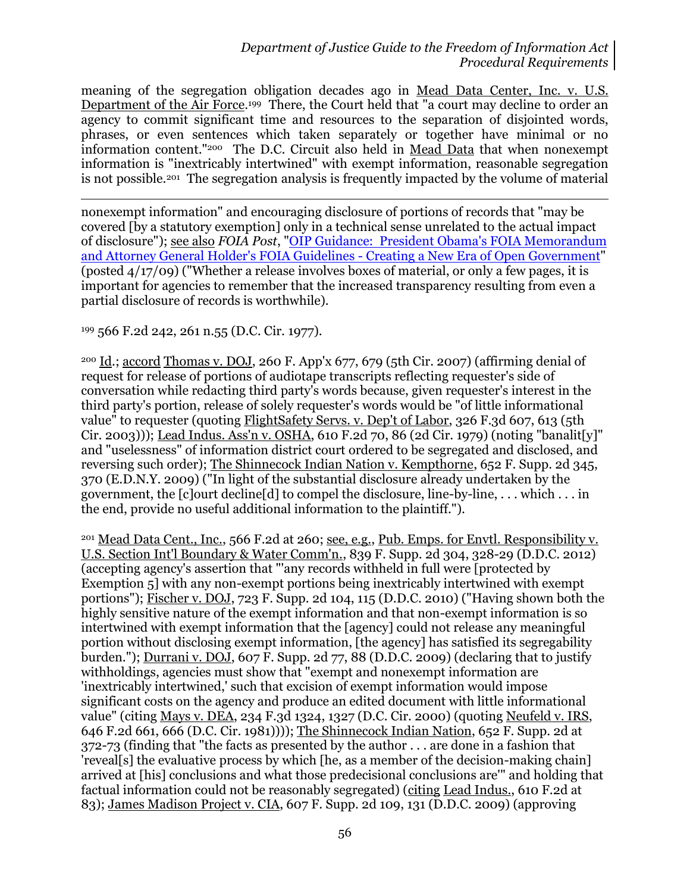meaning of the segregation obligation decades ago in Mead Data Center, Inc. v. U.S. Department of the Air Force.[199] There, the Court held that "a court may decline to order an agency to commit significant time and resources to the separation of disjointed words, phrases, or even sentences which taken separately or together have minimal or no information content."[200] The D.C. Circuit also held in Mead Data that when nonexempt information is "inextricably intertwined" with exempt information, reasonable segregation is not possible.[201] The segregation analysis is frequently impacted by the volume of material

---

nonexempt information" and encouraging disclosure of portions of records that "may be covered [by a statutory exemption] only in a technical sense unrelated to the actual impact of disclosure"); see also *FOIA Post*, "OIP Guidance: President Obama's FOIA Memorandum and Attorney General Holder's FOIA Guidelines - Creating a New Era of Open Government" (posted 4/17/09) ("Whether a release involves boxes of material, or only a few pages, it is important for agencies to remember that the increased transparency resulting from even a partial disclosure of records is worthwhile).

[199] 566 F.2d 242, 261 n.55 (D.C. Cir. 1977).

[200] Id.; accord Thomas v. DOJ, 260 F. App'x 677, 679 (5th Cir. 2007) (affirming denial of request for release of portions of audiotape transcripts reflecting requester's side of conversation while redacting third party's words because, given requester's interest in the third party's portion, release of solely requester's words would be "of little informational value" to requester (quoting FlightSafety Servs. v. Dep't of Labor, 326 F.3d 607, 613 (5th Cir. 2003))); Lead Indus. Ass'n v. OSHA, 610 F.2d 70, 86 (2d Cir. 1979) (noting "banalit[y]" and "uselessness" of information district court ordered to be segregated and disclosed, and reversing such order); The Shinnecock Indian Nation v. Kempthorne, 652 F. Supp. 2d 345, 370 (E.D.N.Y. 2009) ("In light of the substantial disclosure already undertaken by the government, the [c]ourt decline[d] to compel the disclosure, line-by-line, . . . which . . . in the end, provide no useful additional information to the plaintiff.").

[201] Mead Data Cent., Inc., 566 F.2d at 260; see, e.g., Pub. Emps. for Envtl. Responsibility v. U.S. Section Int'l Boundary & Water Comm'n., 839 F. Supp. 2d 304, 328-29 (D.D.C. 2012) (accepting agency's assertion that "'any records withheld in full were [protected by Exemption 5] with any non-exempt portions being inextricably intertwined with exempt portions"); Fischer v. DOJ, 723 F. Supp. 2d 104, 115 (D.D.C. 2010) ("Having shown both the highly sensitive nature of the exempt information and that non-exempt information is so intertwined with exempt information that the [agency] could not release any meaningful portion without disclosing exempt information, [the agency] has satisfied its segregability burden."); Durrani v. DOJ, 607 F. Supp. 2d 77, 88 (D.D.C. 2009) (declaring that to justify withholdings, agencies must show that "exempt and nonexempt information are 'inextricably intertwined,' such that excision of exempt information would impose significant costs on the agency and produce an edited document with little informational value" (citing Mays v. DEA, 234 F.3d 1324, 1327 (D.C. Cir. 2000) (quoting Neufeld v. IRS, 646 F.2d 661, 666 (D.C. Cir. 1981)))); The Shinnecock Indian Nation, 652 F. Supp. 2d at 372-73 (finding that "the facts as presented by the author . . . are done in a fashion that 'reveal[s] the evaluative process by which [he, as a member of the decision-making chain] arrived at [his] conclusions and what those predecisional conclusions are'" and holding that factual information could not be reasonably segregated) (citing Lead Indus., 610 F.2d at 83); James Madison Project v. CIA, 607 F. Supp. 2d 109, 131 (D.D.C. 2009) (approving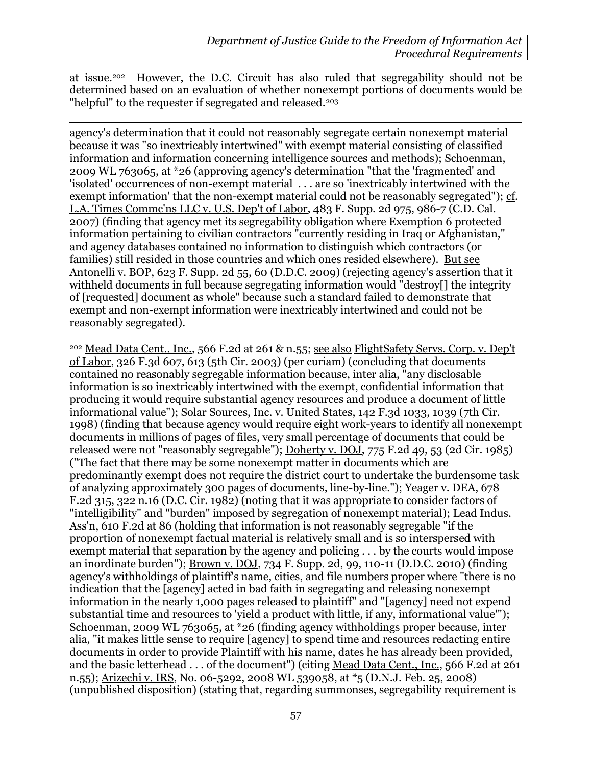at issue.[202] However, the D.C. Circuit has also ruled that segregability should not be determined based on an evaluation of whether nonexempt portions of documents would be "helpful" to the requester if segregated and released.[203]

---

agency's determination that it could not reasonably segregate certain nonexempt material because it was "so inextricably intertwined" with exempt material consisting of classified information and information concerning intelligence sources and methods); Schoenman, 2009 WL 763065, at *26 (approving agency's determination "that the 'fragmented' and 'isolated' occurrences of non-exempt material . . . are so 'inextricably intertwined with the exempt information' that the non-exempt material could not be reasonably segregated"); cf. L.A. Times Commc'ns LLC v. U.S. Dep't of Labor, 483 F. Supp. 2d 975, 986-7 (C.D. Cal. 2007) (finding that agency met its segregability obligation where Exemption 6 protected information pertaining to civilian contractors "currently residing in Iraq or Afghanistan," and agency databases contained no information to distinguish which contractors (or families) still resided in those countries and which ones resided elsewhere). But see Antonelli v. BOP, 623 F. Supp. 2d 55, 60 (D.D.C. 2009) (rejecting agency's assertion that it withheld documents in full because segregating information would "destroy[] the integrity of [requested] document as whole" because such a standard failed to demonstrate that exempt and non-exempt information were inextricably intertwined and could not be reasonably segregated).

[202] Mead Data Cent., Inc., 566 F.2d at 261 & n.55; see also FlightSafety Servs. Corp. v. Dep't of Labor, 326 F.3d 607, 613 (5th Cir. 2003) (per curiam) (concluding that documents contained no reasonably segregable information because, inter alia, "any disclosable information is so inextricably intertwined with the exempt, confidential information that producing it would require substantial agency resources and produce a document of little informational value"); Solar Sources, Inc. v. United States, 142 F.3d 1033, 1039 (7th Cir. 1998) (finding that because agency would require eight work-years to identify all nonexempt documents in millions of pages of files, very small percentage of documents that could be released were not "reasonably segregable"); Doherty v. DOJ, 775 F.2d 49, 53 (2d Cir. 1985) ("The fact that there may be some nonexempt matter in documents which are predominantly exempt does not require the district court to undertake the burdensome task of analyzing approximately 300 pages of documents, line-by-line."); Yeager v. DEA, 678 F.2d 315, 322 n.16 (D.C. Cir. 1982) (noting that it was appropriate to consider factors of "intelligibility" and "burden" imposed by segregation of nonexempt material); Lead Indus. Ass'n, 610 F.2d at 86 (holding that information is not reasonably segregable "if the proportion of nonexempt factual material is relatively small and is so interspersed with exempt material that separation by the agency and policing . . . by the courts would impose an inordinate burden"); Brown v. DOJ, 734 F. Supp. 2d, 99, 110-11 (D.D.C. 2010) (finding agency's withholdings of plaintiff's name, cities, and file numbers proper where "there is no indication that the [agency] acted in bad faith in segregating and releasing nonexempt information in the nearly 1,000 pages released to plaintiff" and "[agency] need not expend substantial time and resources to 'yield a product with little, if any, informational value'"); Schoenman, 2009 WL 763065, at *26 (finding agency withholdings proper because, inter alia, "it makes little sense to require [agency] to spend time and resources redacting entire documents in order to provide Plaintiff with his name, dates he has already been provided, and the basic letterhead . . . of the document") (citing Mead Data Cent., Inc., 566 F.2d at 261 n.55); Arizechi v. IRS, No. 06-5292, 2008 WL 539058, at *5 (D.N.J. Feb. 25, 2008) (unpublished disposition) (stating that, regarding summonses, segregability requirement is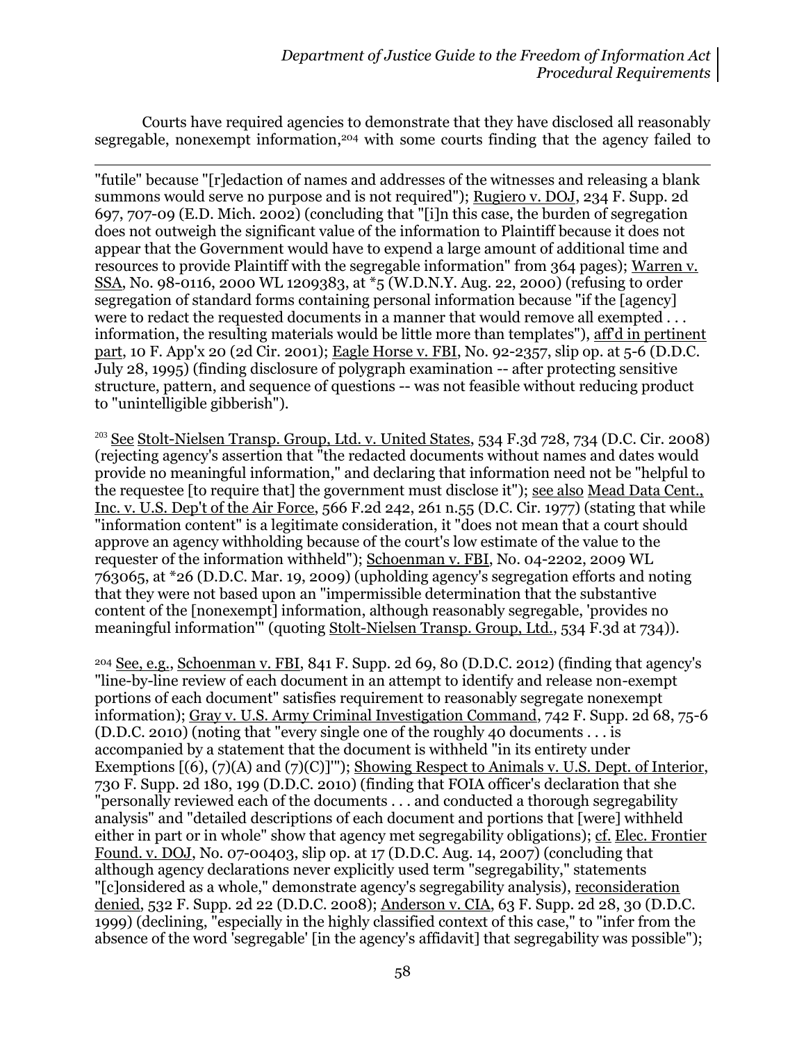Courts have required agencies to demonstrate that they have disclosed all reasonably segregable, nonexempt information,[204] with some courts finding that the agency failed to

---

"futile" because "[r]edaction of names and addresses of the witnesses and releasing a blank summons would serve no purpose and is not required"); Rugiero v. DOJ, 234 F. Supp. 2d 697, 707-09 (E.D. Mich. 2002) (concluding that "[i]n this case, the burden of segregation does not outweigh the significant value of the information to Plaintiff because it does not appear that the Government would have to expend a large amount of additional time and resources to provide Plaintiff with the segregable information" from 364 pages); Warren v. SSA, No. 98-0116, 2000 WL 1209383, at *5 (W.D.N.Y. Aug. 22, 2000) (refusing to order segregation of standard forms containing personal information because "if the [agency] were to redact the requested documents in a manner that would remove all exempted . . . information, the resulting materials would be little more than templates"), aff'd in pertinent part, 10 F. App'x 20 (2d Cir. 2001); Eagle Horse v. FBI, No. 92-2357, slip op. at 5-6 (D.D.C. July 28, 1995) (finding disclosure of polygraph examination -- after protecting sensitive structure, pattern, and sequence of questions -- was not feasible without reducing product to "unintelligible gibberish").

[203] See Stolt-Nielsen Transp. Group, Ltd. v. United States, 534 F.3d 728, 734 (D.C. Cir. 2008) (rejecting agency's assertion that "the redacted documents without names and dates would provide no meaningful information," and declaring that information need not be "helpful to the requestee [to require that] the government must disclose it"); see also Mead Data Cent., Inc. v. U.S. Dep't of the Air Force, 566 F.2d 242, 261 n.55 (D.C. Cir. 1977) (stating that while "information content" is a legitimate consideration, it "does not mean that a court should approve an agency withholding because of the court's low estimate of the value to the requester of the information withheld"); Schoenman v. FBI, No. 04-2202, 2009 WL 763065, at *26 (D.D.C. Mar. 19, 2009) (upholding agency's segregation efforts and noting that they were not based upon an "impermissible determination that the substantive content of the [nonexempt] information, although reasonably segregable, 'provides no meaningful information'" (quoting Stolt-Nielsen Transp. Group, Ltd., 534 F.3d at 734)).

[204] See, e.g., Schoenman v. FBI, 841 F. Supp. 2d 69, 80 (D.D.C. 2012) (finding that agency's "line-by-line review of each document in an attempt to identify and release non-exempt portions of each document" satisfies requirement to reasonably segregate nonexempt information); Gray v. U.S. Army Criminal Investigation Command, 742 F. Supp. 2d 68, 75-6 (D.D.C. 2010) (noting that "every single one of the roughly 40 documents . . . is accompanied by a statement that the document is withheld "in its entirety under Exemptions [(6), (7)(A) and (7)(C)]'"); Showing Respect to Animals v. U.S. Dept. of Interior, 730 F. Supp. 2d 180, 199 (D.D.C. 2010) (finding that FOIA officer's declaration that she "personally reviewed each of the documents . . . and conducted a thorough segregability analysis" and "detailed descriptions of each document and portions that [were] withheld either in part or in whole" show that agency met segregability obligations); cf. Elec. Frontier Found. v. DOJ, No. 07-00403, slip op. at 17 (D.D.C. Aug. 14, 2007) (concluding that although agency declarations never explicitly used term "segregability," statements "[c]onsidered as a whole," demonstrate agency's segregability analysis), reconsideration denied, 532 F. Supp. 2d 22 (D.D.C. 2008); Anderson v. CIA, 63 F. Supp. 2d 28, 30 (D.D.C. 1999) (declining, "especially in the highly classified context of this case," to "infer from the absence of the word 'segregable' [in the agency's affidavit] that segregability was possible");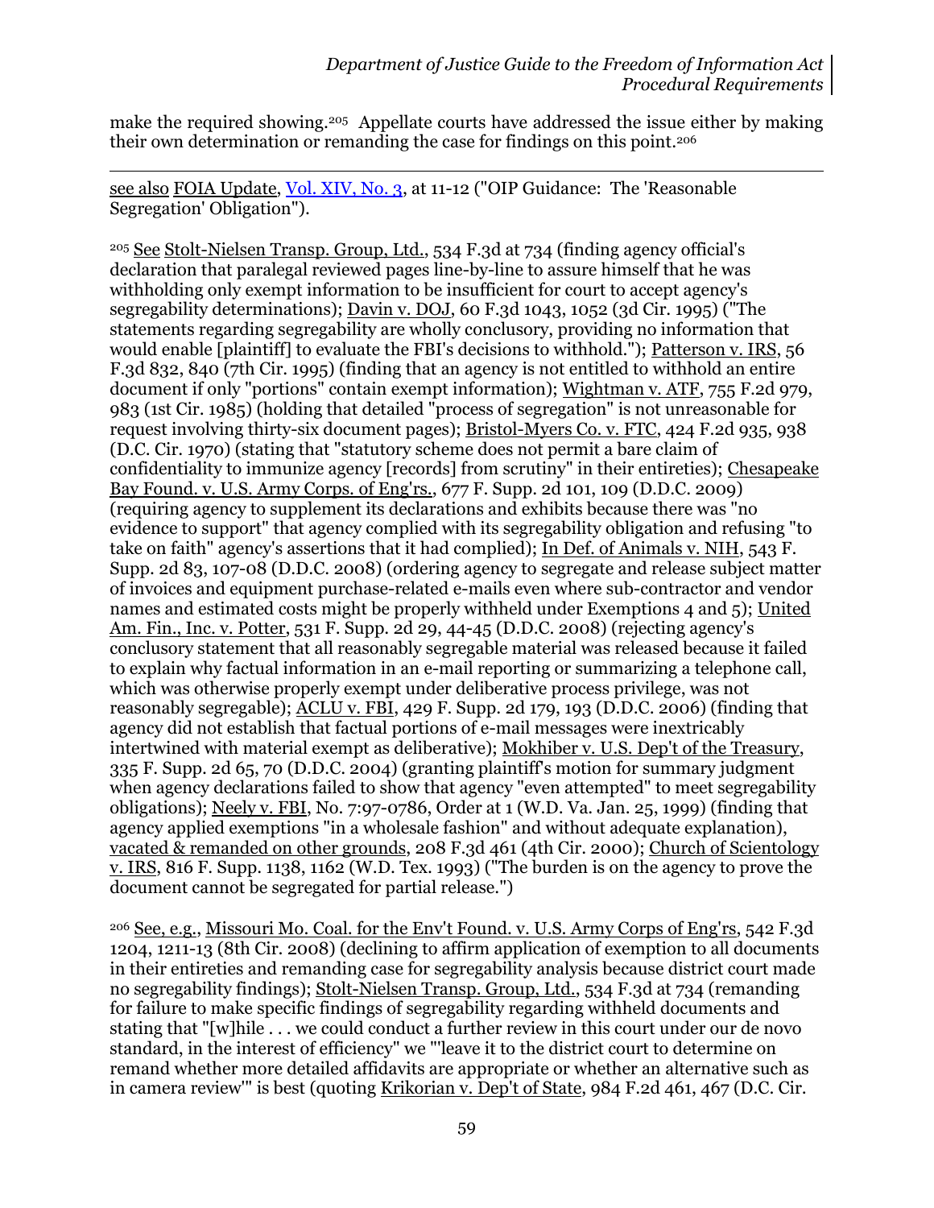make the required showing.[205] Appellate courts have addressed the issue either by making their own determination or remanding the case for findings on this point.[206]

---

see also FOIA Update, Vol. XIV, No. 3, at 11-12 ("OIP Guidance: The 'Reasonable Segregation' Obligation").

[205] See Stolt-Nielsen Transp. Group, Ltd., 534 F.3d at 734 (finding agency official's declaration that paralegal reviewed pages line-by-line to assure himself that he was withholding only exempt information to be insufficient for court to accept agency's segregability determinations); Davin v. DOJ, 60 F.3d 1043, 1052 (3d Cir. 1995) ("The statements regarding segregability are wholly conclusory, providing no information that would enable [plaintiff] to evaluate the FBI's decisions to withhold."); Patterson v. IRS, 56 F.3d 832, 840 (7th Cir. 1995) (finding that an agency is not entitled to withhold an entire document if only "portions" contain exempt information); Wightman v. ATF, 755 F.2d 979, 983 (1st Cir. 1985) (holding that detailed "process of segregation" is not unreasonable for request involving thirty-six document pages); Bristol-Myers Co. v. FTC, 424 F.2d 935, 938 (D.C. Cir. 1970) (stating that "statutory scheme does not permit a bare claim of confidentiality to immunize agency [records] from scrutiny" in their entireties); Chesapeake Bay Found. v. U.S. Army Corps. of Eng'rs., 677 F. Supp. 2d 101, 109 (D.D.C. 2009) (requiring agency to supplement its declarations and exhibits because there was "no evidence to support" that agency complied with its segregability obligation and refusing "to take on faith" agency's assertions that it had complied); In Def. of Animals v. NIH, 543 F. Supp. 2d 83, 107-08 (D.D.C. 2008) (ordering agency to segregate and release subject matter of invoices and equipment purchase-related e-mails even where sub-contractor and vendor names and estimated costs might be properly withheld under Exemptions 4 and 5); United Am. Fin., Inc. v. Potter, 531 F. Supp. 2d 29, 44-45 (D.D.C. 2008) (rejecting agency's conclusory statement that all reasonably segregable material was released because it failed to explain why factual information in an e-mail reporting or summarizing a telephone call, which was otherwise properly exempt under deliberative process privilege, was not reasonably segregable); ACLU v. FBI, 429 F. Supp. 2d 179, 193 (D.D.C. 2006) (finding that agency did not establish that factual portions of e-mail messages were inextricably intertwined with material exempt as deliberative); Mokhiber v. U.S. Dep't of the Treasury, 335 F. Supp. 2d 65, 70 (D.D.C. 2004) (granting plaintiff's motion for summary judgment when agency declarations failed to show that agency "even attempted" to meet segregability obligations); Neely v. FBI, No. 7:97-0786, Order at 1 (W.D. Va. Jan. 25, 1999) (finding that agency applied exemptions "in a wholesale fashion" and without adequate explanation), vacated & remanded on other grounds, 208 F.3d 461 (4th Cir. 2000); Church of Scientology v. IRS, 816 F. Supp. 1138, 1162 (W.D. Tex. 1993) ("The burden is on the agency to prove the document cannot be segregated for partial release.")

[206] See, e.g., Missouri Mo. Coal. for the Env't Found. v. U.S. Army Corps of Eng'rs, 542 F.3d 1204, 1211-13 (8th Cir. 2008) (declining to affirm application of exemption to all documents in their entireties and remanding case for segregability analysis because district court made no segregability findings); Stolt-Nielsen Transp. Group, Ltd., 534 F.3d at 734 (remanding for failure to make specific findings of segregability regarding withheld documents and stating that "[w]hile . . . we could conduct a further review in this court under our de novo standard, in the interest of efficiency" we "'leave it to the district court to determine on remand whether more detailed affidavits are appropriate or whether an alternative such as in camera review'" is best (quoting Krikorian v. Dep't of State, 984 F.2d 461, 467 (D.C. Cir.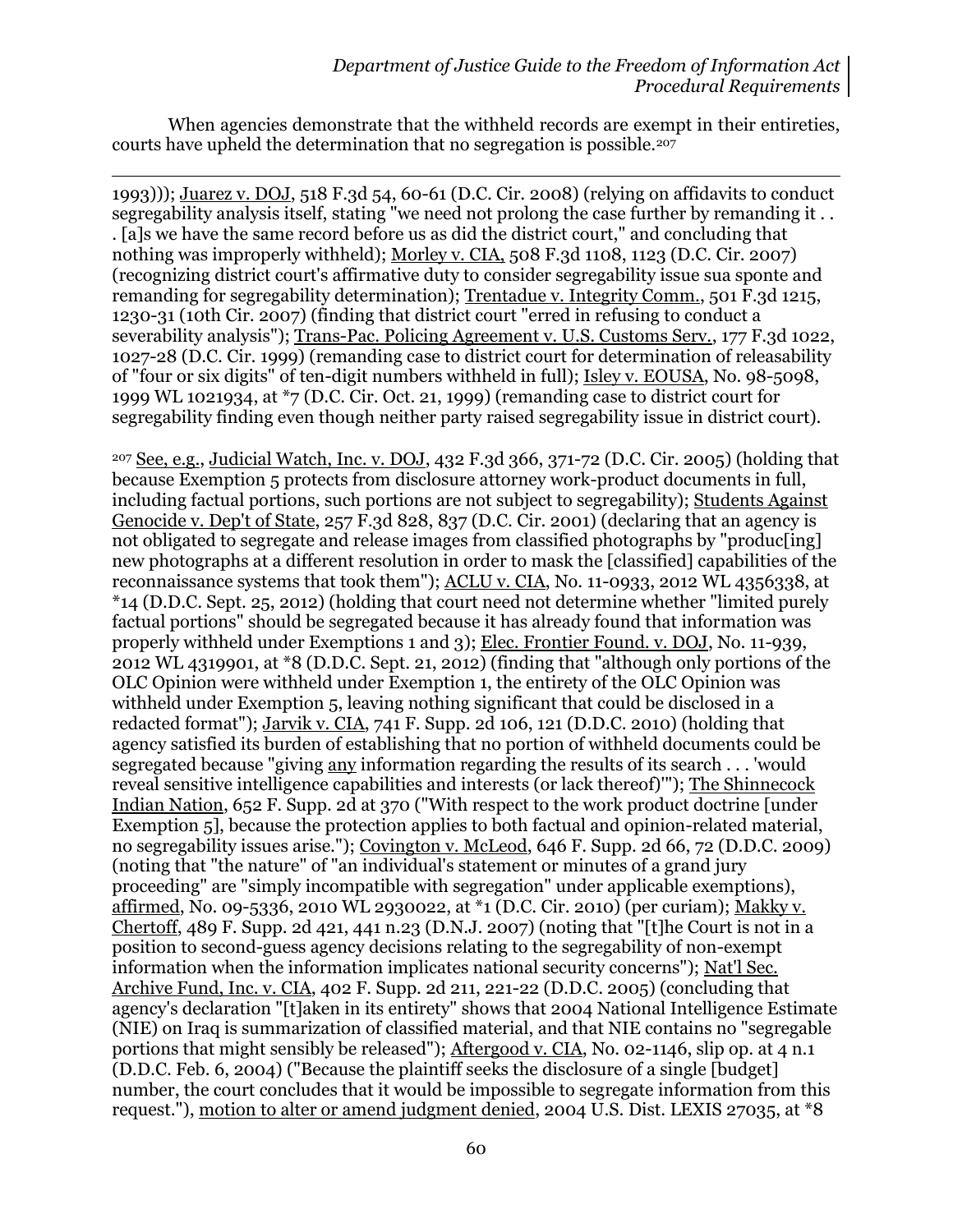When agencies demonstrate that the withheld records are exempt in their entireties, courts have upheld the determination that no segregation is possible.[207]

---

1993))); Juarez v. DOJ, 518 F.3d 54, 60-61 (D.C. Cir. 2008) (relying on affidavits to conduct segregability analysis itself, stating "we need not prolong the case further by remanding it . . . [a]s we have the same record before us as did the district court," and concluding that nothing was improperly withheld); Morley v. CIA, 508 F.3d 1108, 1123 (D.C. Cir. 2007) (recognizing district court's affirmative duty to consider segregability issue sua sponte and remanding for segregability determination); Trentadue v. Integrity Comm., 501 F.3d 1215, 1230-31 (10th Cir. 2007) (finding that district court "erred in refusing to conduct a severability analysis"); Trans-Pac. Policing Agreement v. U.S. Customs Serv., 177 F.3d 1022, 1027-28 (D.C. Cir. 1999) (remanding case to district court for determination of releasability of "four or six digits" of ten-digit numbers withheld in full); Isley v. EOUSA, No. 98-5098, 1999 WL 1021934, at *7 (D.C. Cir. Oct. 21, 1999) (remanding case to district court for segregability finding even though neither party raised segregability issue in district court).

[207] See, e.g., Judicial Watch, Inc. v. DOJ, 432 F.3d 366, 371-72 (D.C. Cir. 2005) (holding that because Exemption 5 protects from disclosure attorney work-product documents in full, including factual portions, such portions are not subject to segregability); Students Against Genocide v. Dep't of State, 257 F.3d 828, 837 (D.C. Cir. 2001) (declaring that an agency is not obligated to segregate and release images from classified photographs by "produc[ing] new photographs at a different resolution in order to mask the [classified] capabilities of the reconnaissance systems that took them"); ACLU v. CIA, No. 11-0933, 2012 WL 4356338, at *14 (D.D.C. Sept. 25, 2012) (holding that court need not determine whether "limited purely factual portions" should be segregated because it has already found that information was properly withheld under Exemptions 1 and 3); Elec. Frontier Found. v. DOJ, No. 11-939, 2012 WL 4319901, at *8 (D.D.C. Sept. 21, 2012) (finding that "although only portions of the OLC Opinion were withheld under Exemption 1, the entirety of the OLC Opinion was withheld under Exemption 5, leaving nothing significant that could be disclosed in a redacted format"); Jarvik v. CIA, 741 F. Supp. 2d 106, 121 (D.D.C. 2010) (holding that agency satisfied its burden of establishing that no portion of withheld documents could be segregated because "giving any information regarding the results of its search . . . 'would reveal sensitive intelligence capabilities and interests (or lack thereof)'"); The Shinnecock Indian Nation, 652 F. Supp. 2d at 370 ("With respect to the work product doctrine [under Exemption 5], because the protection applies to both factual and opinion-related material, no segregability issues arise."); Covington v. McLeod, 646 F. Supp. 2d 66, 72 (D.D.C. 2009) (noting that "the nature" of "an individual's statement or minutes of a grand jury proceeding" are "simply incompatible with segregation" under applicable exemptions), affirmed, No. 09-5336, 2010 WL 2930022, at *1 (D.C. Cir. 2010) (per curiam); Makky v. Chertoff, 489 F. Supp. 2d 421, 441 n.23 (D.N.J. 2007) (noting that "[t]he Court is not in a position to second-guess agency decisions relating to the segregability of non-exempt information when the information implicates national security concerns"); Nat'l Sec. Archive Fund, Inc. v. CIA, 402 F. Supp. 2d 211, 221-22 (D.D.C. 2005) (concluding that agency's declaration "[t]aken in its entirety" shows that 2004 National Intelligence Estimate (NIE) on Iraq is summarization of classified material, and that NIE contains no "segregable portions that might sensibly be released"); Aftergood v. CIA, No. 02-1146, slip op. at 4 n.1 (D.D.C. Feb. 6, 2004) ("Because the plaintiff seeks the disclosure of a single [budget] number, the court concludes that it would be impossible to segregate information from this request."), motion to alter or amend judgment denied, 2004 U.S. Dist. LEXIS 27035, at *8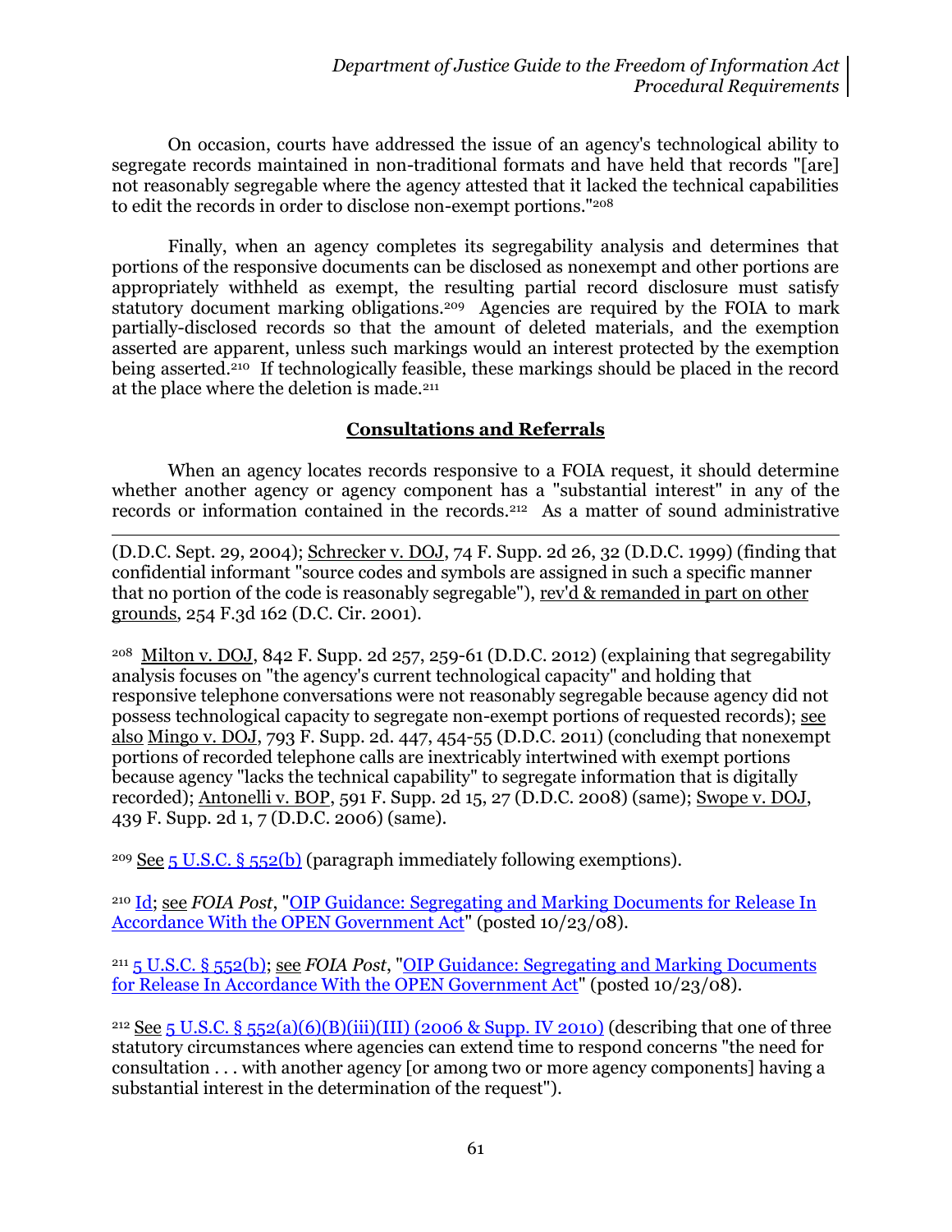On occasion, courts have addressed the issue of an agency's technological ability to segregate records maintained in non-traditional formats and have held that records "[are] not reasonably segregable where the agency attested that it lacked the technical capabilities to edit the records in order to disclose non-exempt portions."[208]

Finally, when an agency completes its segregability analysis and determines that portions of the responsive documents can be disclosed as nonexempt and other portions are appropriately withheld as exempt, the resulting partial record disclosure must satisfy statutory document marking obligations.[209] Agencies are required by the FOIA to mark partially-disclosed records so that the amount of deleted materials, and the exemption asserted are apparent, unless such markings would an interest protected by the exemption being asserted.[210] If technologically feasible, these markings should be placed in the record at the place where the deletion is made.[211]

## Consultations and Referrals

When an agency locates records responsive to a FOIA request, it should determine whether another agency or agency component has a "substantial interest" in any of the records or information contained in the records.[212] As a matter of sound administrative

---

(D.D.C. Sept. 29, 2004); Schrecker v. DOJ, 74 F. Supp. 2d 26, 32 (D.D.C. 1999) (finding that confidential informant "source codes and symbols are assigned in such a specific manner that no portion of the code is reasonably segregable"), rev'd & remanded in part on other grounds, 254 F.3d 162 (D.C. Cir. 2001).

[208] Milton v. DOJ, 842 F. Supp. 2d 257, 259-61 (D.D.C. 2012) (explaining that segregability analysis focuses on "the agency's current technological capacity" and holding that responsive telephone conversations were not reasonably segregable because agency did not possess technological capacity to segregate non-exempt portions of requested records); see also Mingo v. DOJ, 793 F. Supp. 2d. 447, 454-55 (D.D.C. 2011) (concluding that nonexempt portions of recorded telephone calls are inextricably intertwined with exempt portions because agency "lacks the technical capability" to segregate information that is digitally recorded); Antonelli v. BOP, 591 F. Supp. 2d 15, 27 (D.D.C. 2008) (same); Swope v. DOJ, 439 F. Supp. 2d 1, 7 (D.D.C. 2006) (same).

[209] See 5 U.S.C. § 552(b) (paragraph immediately following exemptions).

[210] Id; see *FOIA Post*, "OIP Guidance: Segregating and Marking Documents for Release In Accordance With the OPEN Government Act" (posted 10/23/08).

[211] 5 U.S.C. § 552(b); see *FOIA Post*, "OIP Guidance: Segregating and Marking Documents for Release In Accordance With the OPEN Government Act" (posted 10/23/08).

[212] See 5 U.S.C. § 552(a)(6)(B)(iii)(III) (2006 & Supp. IV 2010) (describing that one of three statutory circumstances where agencies can extend time to respond concerns "the need for consultation . . . with another agency [or among two or more agency components] having a substantial interest in the determination of the request").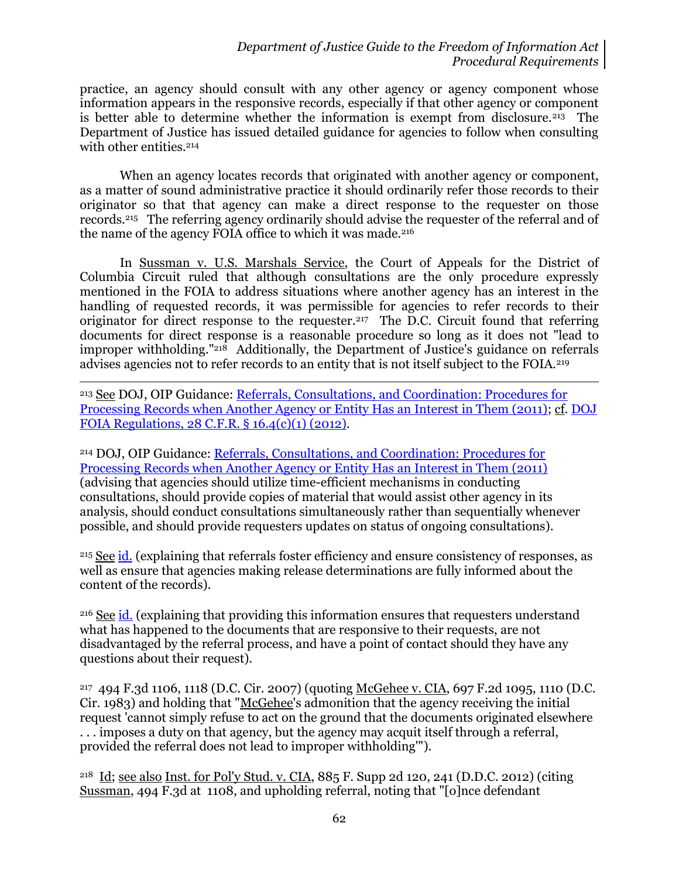practice, an agency should consult with any other agency or agency component whose information appears in the responsive records, especially if that other agency or component is better able to determine whether the information is exempt from disclosure.[213] The Department of Justice has issued detailed guidance for agencies to follow when consulting with other entities.[214]

When an agency locates records that originated with another agency or component, as a matter of sound administrative practice it should ordinarily refer those records to their originator so that that agency can make a direct response to the requester on those records.[215] The referring agency ordinarily should advise the requester of the referral and of the name of the agency FOIA office to which it was made.[216]

In Sussman v. U.S. Marshals Service, the Court of Appeals for the District of Columbia Circuit ruled that although consultations are the only procedure expressly mentioned in the FOIA to address situations where another agency has an interest in the handling of requested records, it was permissible for agencies to refer records to their originator for direct response to the requester.[217] The D.C. Circuit found that referring documents for direct response is a reasonable procedure so long as it does not "lead to improper withholding."[218] Additionally, the Department of Justice's guidance on referrals advises agencies not to refer records to an entity that is not itself subject to the FOIA.[219]

---

[213] See DOJ, OIP Guidance: Referrals, Consultations, and Coordination: Procedures for Processing Records when Another Agency or Entity Has an Interest in Them (2011); cf. DOJ FOIA Regulations, 28 C.F.R. § 16.4(c)(1) (2012).

[214] DOJ, OIP Guidance: Referrals, Consultations, and Coordination: Procedures for Processing Records when Another Agency or Entity Has an Interest in Them (2011) (advising that agencies should utilize time-efficient mechanisms in conducting consultations, should provide copies of material that would assist other agency in its analysis, should conduct consultations simultaneously rather than sequentially whenever possible, and should provide requesters updates on status of ongoing consultations).

[215] See id. (explaining that referrals foster efficiency and ensure consistency of responses, as well as ensure that agencies making release determinations are fully informed about the content of the records).

[216] See id. (explaining that providing this information ensures that requesters understand what has happened to the documents that are responsive to their requests, are not disadvantaged by the referral process, and have a point of contact should they have any questions about their request).

[217] 494 F.3d 1106, 1118 (D.C. Cir. 2007) (quoting McGehee v. CIA, 697 F.2d 1095, 1110 (D.C. Cir. 1983) and holding that "McGehee's admonition that the agency receiving the initial request 'cannot simply refuse to act on the ground that the documents originated elsewhere . . . imposes a duty on that agency, but the agency may acquit itself through a referral, provided the referral does not lead to improper withholding'").

[218] Id; see also Inst. for Pol'y Stud. v. CIA, 885 F. Supp 2d 120, 241 (D.D.C. 2012) (citing Sussman, 494 F.3d at 1108, and upholding referral, noting that "[o]nce defendant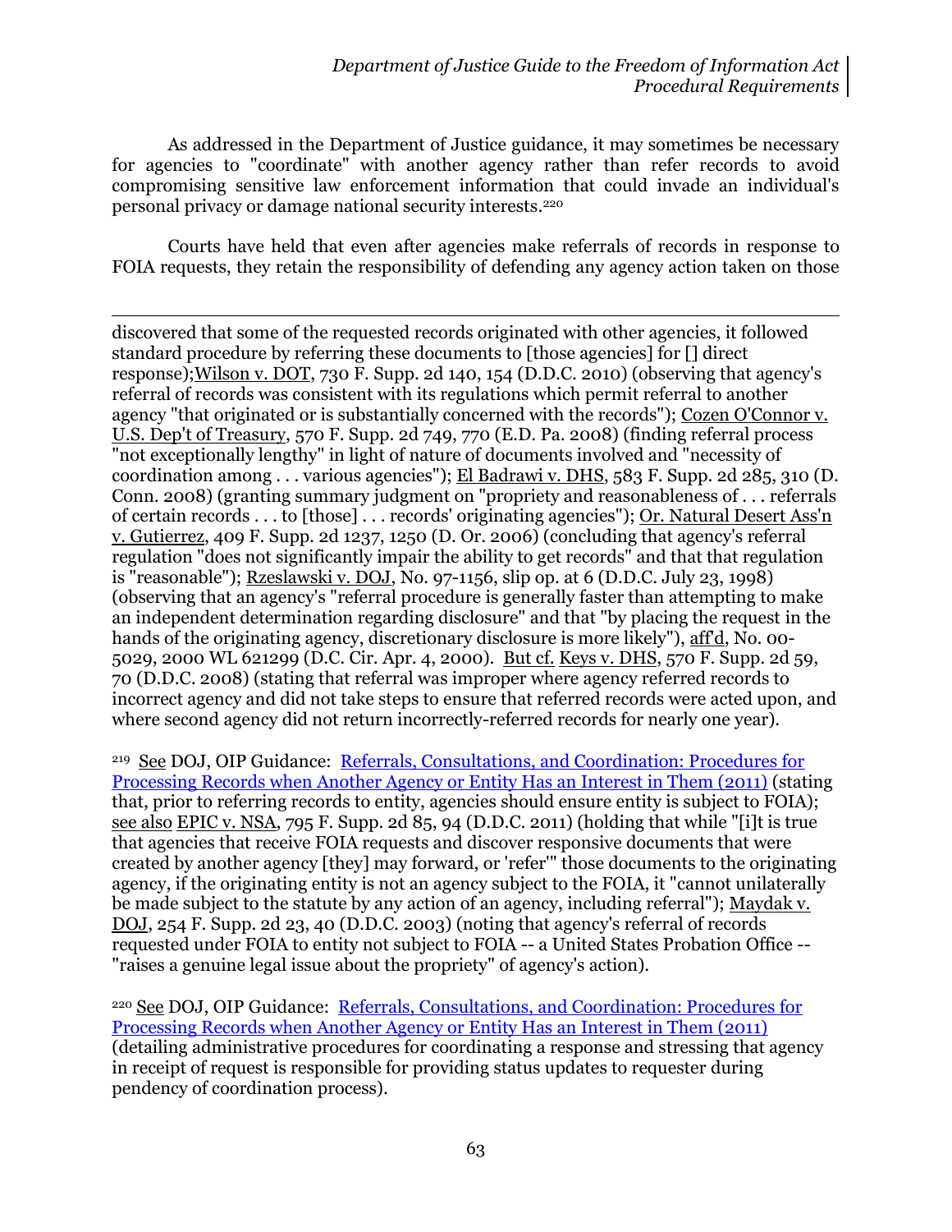As addressed in the Department of Justice guidance, it may sometimes be necessary for agencies to "coordinate" with another agency rather than refer records to avoid compromising sensitive law enforcement information that could invade an individual's personal privacy or damage national security interests.[220]

Courts have held that even after agencies make referrals of records in response to FOIA requests, they retain the responsibility of defending any agency action taken on those

---

discovered that some of the requested records originated with other agencies, it followed standard procedure by referring these documents to [those agencies] for [] direct response);Wilson v. DOT, 730 F. Supp. 2d 140, 154 (D.D.C. 2010) (observing that agency's referral of records was consistent with its regulations which permit referral to another agency "that originated or is substantially concerned with the records"); Cozen O'Connor v. U.S. Dep't of Treasury, 570 F. Supp. 2d 749, 770 (E.D. Pa. 2008) (finding referral process "not exceptionally lengthy" in light of nature of documents involved and "necessity of coordination among . . . various agencies"); El Badrawi v. DHS, 583 F. Supp. 2d 285, 310 (D. Conn. 2008) (granting summary judgment on "propriety and reasonableness of . . . referrals of certain records . . . to [those] . . . records' originating agencies"); Or. Natural Desert Ass'n v. Gutierrez, 409 F. Supp. 2d 1237, 1250 (D. Or. 2006) (concluding that agency's referral regulation "does not significantly impair the ability to get records" and that that regulation is "reasonable"); Rzeslawski v. DOJ, No. 97-1156, slip op. at 6 (D.D.C. July 23, 1998) (observing that an agency's "referral procedure is generally faster than attempting to make an independent determination regarding disclosure" and that "by placing the request in the hands of the originating agency, discretionary disclosure is more likely"), aff'd, No. 00-5029, 2000 WL 621299 (D.C. Cir. Apr. 4, 2000). But cf. Keys v. DHS, 570 F. Supp. 2d 59, 70 (D.D.C. 2008) (stating that referral was improper where agency referred records to incorrect agency and did not take steps to ensure that referred records were acted upon, and where second agency did not return incorrectly-referred records for nearly one year).

[219] See DOJ, OIP Guidance: Referrals, Consultations, and Coordination: Procedures for Processing Records when Another Agency or Entity Has an Interest in Them (2011) (stating that, prior to referring records to entity, agencies should ensure entity is subject to FOIA); see also EPIC v. NSA, 795 F. Supp. 2d 85, 94 (D.D.C. 2011) (holding that while "[i]t is true that agencies that receive FOIA requests and discover responsive documents that were created by another agency [they] may forward, or 'refer'" those documents to the originating agency, if the originating entity is not an agency subject to the FOIA, it "cannot unilaterally be made subject to the statute by any action of an agency, including referral"); Maydak v. DOJ, 254 F. Supp. 2d 23, 40 (D.D.C. 2003) (noting that agency's referral of records requested under FOIA to entity not subject to FOIA -- a United States Probation Office -- "raises a genuine legal issue about the propriety" of agency's action).

[220] See DOJ, OIP Guidance: Referrals, Consultations, and Coordination: Procedures for Processing Records when Another Agency or Entity Has an Interest in Them (2011) (detailing administrative procedures for coordinating a response and stressing that agency in receipt of request is responsible for providing status updates to requester during pendency of coordination process).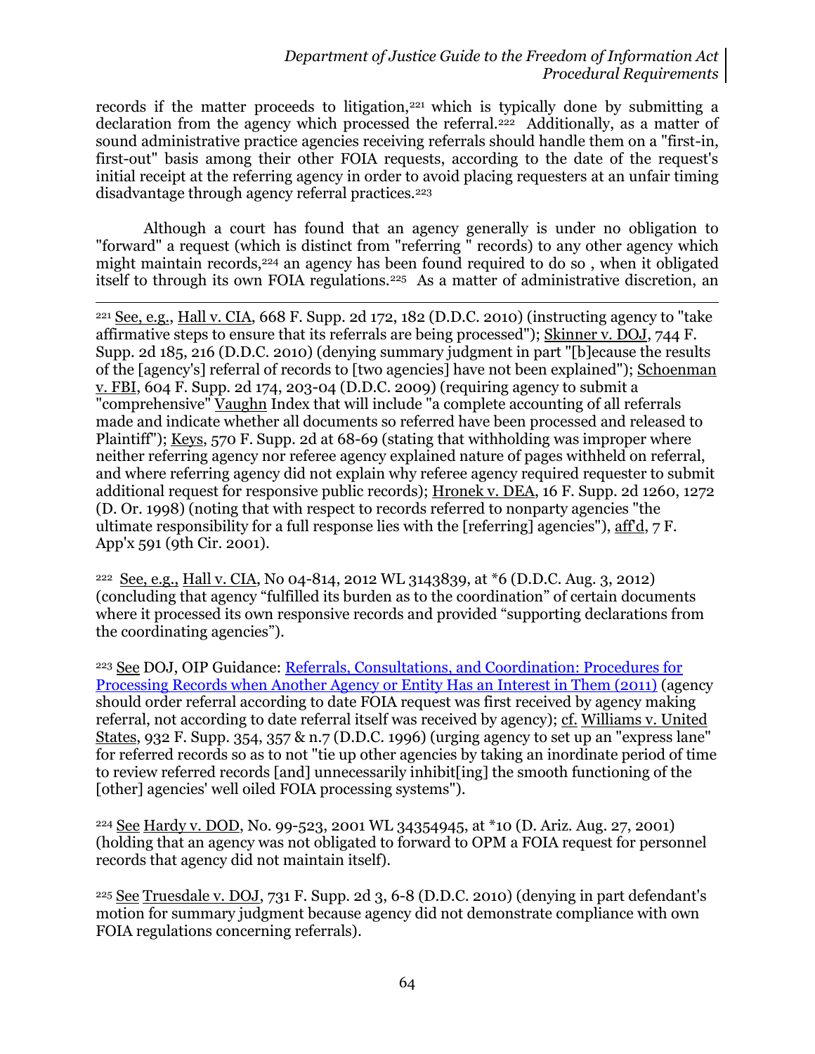records if the matter proceeds to litigation,[221] which is typically done by submitting a declaration from the agency which processed the referral.[222] Additionally, as a matter of sound administrative practice agencies receiving referrals should handle them on a "first-in, first-out" basis among their other FOIA requests, according to the date of the request's initial receipt at the referring agency in order to avoid placing requesters at an unfair timing disadvantage through agency referral practices.[223]

Although a court has found that an agency generally is under no obligation to "forward" a request (which is distinct from "referring " records) to any other agency which might maintain records,[224] an agency has been found required to do so , when it obligated itself to through its own FOIA regulations.[225] As a matter of administrative discretion, an

---

[221] See, e.g., Hall v. CIA, 668 F. Supp. 2d 172, 182 (D.D.C. 2010) (instructing agency to "take affirmative steps to ensure that its referrals are being processed"); Skinner v. DOJ, 744 F. Supp. 2d 185, 216 (D.D.C. 2010) (denying summary judgment in part "[b]ecause the results of the [agency's] referral of records to [two agencies] have not been explained"); Schoenman v. FBI, 604 F. Supp. 2d 174, 203-04 (D.D.C. 2009) (requiring agency to submit a "comprehensive" Vaughn Index that will include "a complete accounting of all referrals made and indicate whether all documents so referred have been processed and released to Plaintiff"); Keys, 570 F. Supp. 2d at 68-69 (stating that withholding was improper where neither referring agency nor referee agency explained nature of pages withheld on referral, and where referring agency did not explain why referee agency required requester to submit additional request for responsive public records); Hronek v. DEA, 16 F. Supp. 2d 1260, 1272 (D. Or. 1998) (noting that with respect to records referred to nonparty agencies "the ultimate responsibility for a full response lies with the [referring] agencies"), aff'd, 7 F. App'x 591 (9th Cir. 2001).

[222] See, e.g., Hall v. CIA, No 04-814, 2012 WL 3143839, at *6 (D.D.C. Aug. 3, 2012) (concluding that agency "fulfilled its burden as to the coordination" of certain documents where it processed its own responsive records and provided "supporting declarations from the coordinating agencies").

[223] See DOJ, OIP Guidance: Referrals, Consultations, and Coordination: Procedures for Processing Records when Another Agency or Entity Has an Interest in Them (2011) (agency should order referral according to date FOIA request was first received by agency making referral, not according to date referral itself was received by agency); cf. Williams v. United States, 932 F. Supp. 354, 357 & n.7 (D.D.C. 1996) (urging agency to set up an "express lane" for referred records so as to not "tie up other agencies by taking an inordinate period of time to review referred records [and] unnecessarily inhibit[ing] the smooth functioning of the [other] agencies' well oiled FOIA processing systems").

[224] See Hardy v. DOD, No. 99-523, 2001 WL 34354945, at *10 (D. Ariz. Aug. 27, 2001) (holding that an agency was not obligated to forward to OPM a FOIA request for personnel records that agency did not maintain itself).

[225] See Truesdale v. DOJ, 731 F. Supp. 2d 3, 6-8 (D.D.C. 2010) (denying in part defendant's motion for summary judgment because agency did not demonstrate compliance with own FOIA regulations concerning referrals).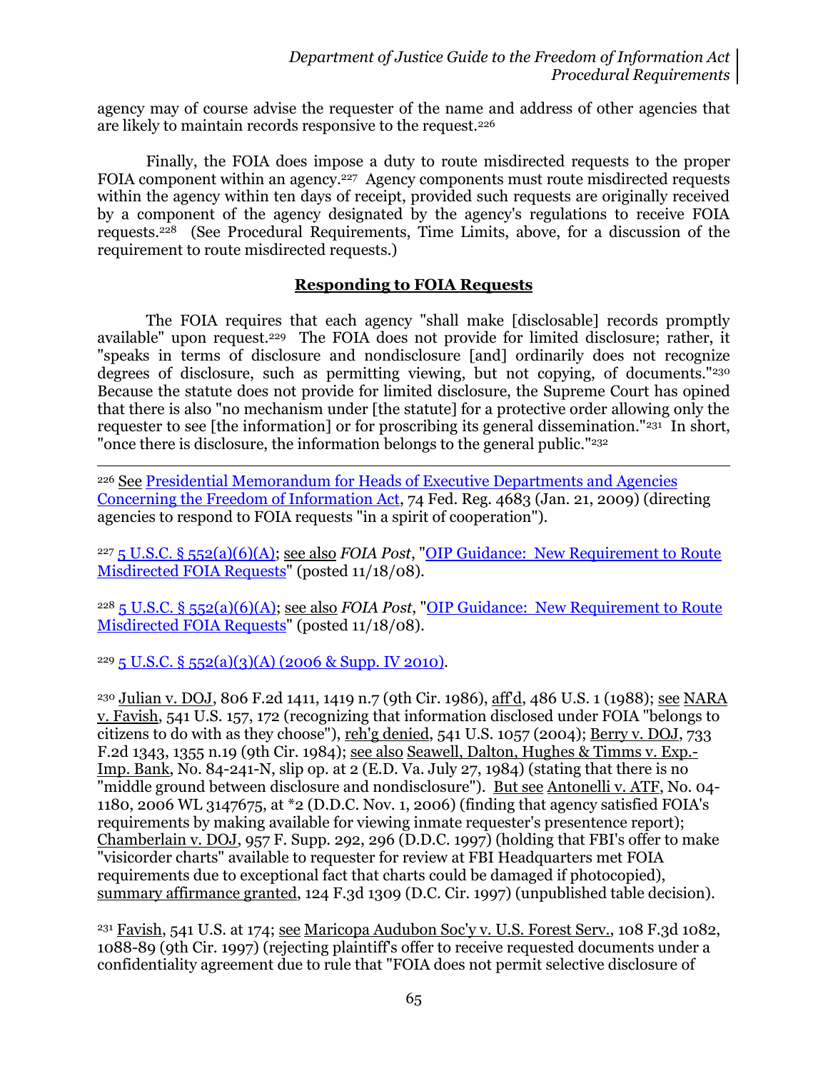agency may of course advise the requester of the name and address of other agencies that are likely to maintain records responsive to the request.[226]

Finally, the FOIA does impose a duty to route misdirected requests to the proper FOIA component within an agency.[227] Agency components must route misdirected requests within the agency within ten days of receipt, provided such requests are originally received by a component of the agency designated by the agency's regulations to receive FOIA requests.[228] (See Procedural Requirements, Time Limits, above, for a discussion of the requirement to route misdirected requests.)

## Responding to FOIA Requests

The FOIA requires that each agency "shall make [disclosable] records promptly available" upon request.[229] The FOIA does not provide for limited disclosure; rather, it "speaks in terms of disclosure and nondisclosure [and] ordinarily does not recognize degrees of disclosure, such as permitting viewing, but not copying, of documents."[230] Because the statute does not provide for limited disclosure, the Supreme Court has opined that there is also "no mechanism under [the statute] for a protective order allowing only the requester to see [the information] or for proscribing its general dissemination."[231] In short, "once there is disclosure, the information belongs to the general public."[232]

---

[226] See Presidential Memorandum for Heads of Executive Departments and Agencies Concerning the Freedom of Information Act, 74 Fed. Reg. 4683 (Jan. 21, 2009) (directing agencies to respond to FOIA requests "in a spirit of cooperation").

[227] 5 U.S.C. § 552(a)(6)(A); see also *FOIA Post*, "OIP Guidance: New Requirement to Route Misdirected FOIA Requests" (posted 11/18/08).

[228] 5 U.S.C. § 552(a)(6)(A); see also *FOIA Post*, "OIP Guidance: New Requirement to Route Misdirected FOIA Requests" (posted 11/18/08).

[229] 5 U.S.C. § 552(a)(3)(A) (2006 & Supp. IV 2010).

[230] Julian v. DOJ, 806 F.2d 1411, 1419 n.7 (9th Cir. 1986), aff'd, 486 U.S. 1 (1988); see NARA v. Favish, 541 U.S. 157, 172 (recognizing that information disclosed under FOIA "belongs to citizens to do with as they choose"), reh'g denied, 541 U.S. 1057 (2004); Berry v. DOJ, 733 F.2d 1343, 1355 n.19 (9th Cir. 1984); see also Seawell, Dalton, Hughes & Timms v. Exp.-Imp. Bank, No. 84-241-N, slip op. at 2 (E.D. Va. July 27, 1984) (stating that there is no "middle ground between disclosure and nondisclosure"). But see Antonelli v. ATF, No. 04-1180, 2006 WL 3147675, at *2 (D.D.C. Nov. 1, 2006) (finding that agency satisfied FOIA's requirements by making available for viewing inmate requester's presentence report); Chamberlain v. DOJ, 957 F. Supp. 292, 296 (D.D.C. 1997) (holding that FBI's offer to make "visicorder charts" available to requester for review at FBI Headquarters met FOIA requirements due to exceptional fact that charts could be damaged if photocopied), summary affirmance granted, 124 F.3d 1309 (D.C. Cir. 1997) (unpublished table decision).

[231] Favish, 541 U.S. at 174; see Maricopa Audubon Soc'y v. U.S. Forest Serv., 108 F.3d 1082, 1088-89 (9th Cir. 1997) (rejecting plaintiff's offer to receive requested documents under a confidentiality agreement due to rule that "FOIA does not permit selective disclosure of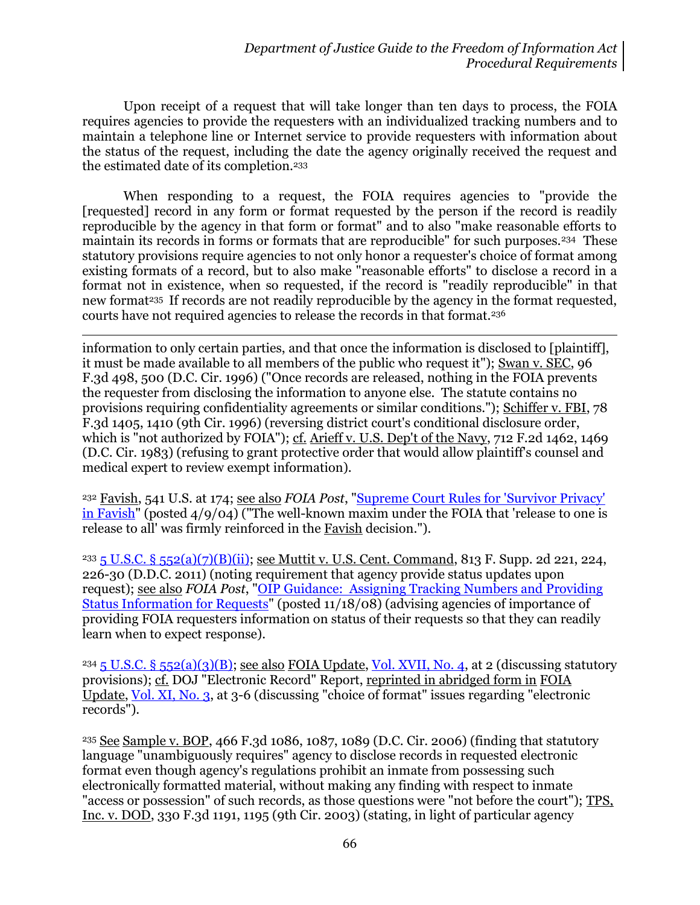Upon receipt of a request that will take longer than ten days to process, the FOIA requires agencies to provide the requesters with an individualized tracking numbers and to maintain a telephone line or Internet service to provide requesters with information about the status of the request, including the date the agency originally received the request and the estimated date of its completion.[233]

When responding to a request, the FOIA requires agencies to "provide the [requested] record in any form or format requested by the person if the record is readily reproducible by the agency in that form or format" and to also "make reasonable efforts to maintain its records in forms or formats that are reproducible" for such purposes.[234] These statutory provisions require agencies to not only honor a requester's choice of format among existing formats of a record, but to also make "reasonable efforts" to disclose a record in a format not in existence, when so requested, if the record is "readily reproducible" in that new format[235] If records are not readily reproducible by the agency in the format requested, courts have not required agencies to release the records in that format.[236]

---

information to only certain parties, and that once the information is disclosed to [plaintiff], it must be made available to all members of the public who request it"); Swan v. SEC, 96 F.3d 498, 500 (D.C. Cir. 1996) ("Once records are released, nothing in the FOIA prevents the requester from disclosing the information to anyone else. The statute contains no provisions requiring confidentiality agreements or similar conditions."); Schiffer v. FBI, 78 F.3d 1405, 1410 (9th Cir. 1996) (reversing district court's conditional disclosure order, which is "not authorized by FOIA"); cf. Arieff v. U.S. Dep't of the Navy, 712 F.2d 1462, 1469 (D.C. Cir. 1983) (refusing to grant protective order that would allow plaintiff's counsel and medical expert to review exempt information).

[232] Favish, 541 U.S. at 174; see also *FOIA Post*, "Supreme Court Rules for 'Survivor Privacy' in Favish" (posted 4/9/04) ("The well-known maxim under the FOIA that 'release to one is release to all' was firmly reinforced in the Favish decision.").

[233] 5 U.S.C. § 552(a)(7)(B)(ii); see Muttit v. U.S. Cent. Command, 813 F. Supp. 2d 221, 224, 226-30 (D.D.C. 2011) (noting requirement that agency provide status updates upon request); see also *FOIA Post*, "OIP Guidance: Assigning Tracking Numbers and Providing Status Information for Requests" (posted 11/18/08) (advising agencies of importance of providing FOIA requesters information on status of their requests so that they can readily learn when to expect response).

[234] 5 U.S.C. § 552(a)(3)(B); see also FOIA Update, Vol. XVII, No. 4, at 2 (discussing statutory provisions); cf. DOJ "Electronic Record" Report, reprinted in abridged form in FOIA Update, Vol. XI, No. 3, at 3-6 (discussing "choice of format" issues regarding "electronic records").

[235] See Sample v. BOP, 466 F.3d 1086, 1087, 1089 (D.C. Cir. 2006) (finding that statutory language "unambiguously requires" agency to disclose records in requested electronic format even though agency's regulations prohibit an inmate from possessing such electronically formatted material, without making any finding with respect to inmate "access or possession" of such records, as those questions were "not before the court"); TPS, Inc. v. DOD, 330 F.3d 1191, 1195 (9th Cir. 2003) (stating, in light of particular agency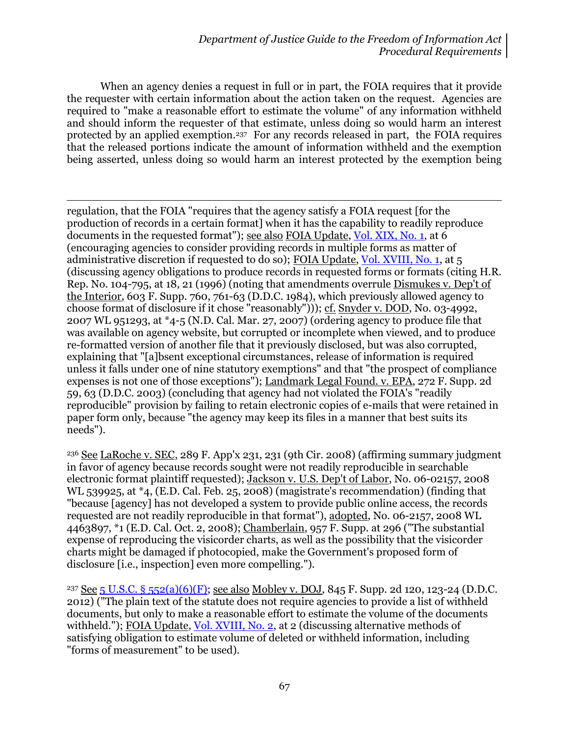When an agency denies a request in full or in part, the FOIA requires that it provide the requester with certain information about the action taken on the request. Agencies are required to "make a reasonable effort to estimate the volume" of any information withheld and should inform the requester of that estimate, unless doing so would harm an interest protected by an applied exemption.[237] For any records released in part, the FOIA requires that the released portions indicate the amount of information withheld and the exemption being asserted, unless doing so would harm an interest protected by the exemption being

---

regulation, that the FOIA "requires that the agency satisfy a FOIA request [for the production of records in a certain format] when it has the capability to readily reproduce documents in the requested format"); see also FOIA Update, Vol. XIX, No. 1, at 6 (encouraging agencies to consider providing records in multiple forms as matter of administrative discretion if requested to do so); FOIA Update, Vol. XVIII, No. 1, at 5 (discussing agency obligations to produce records in requested forms or formats (citing H.R. Rep. No. 104-795, at 18, 21 (1996) (noting that amendments overrule Dismukes v. Dep't of the Interior, 603 F. Supp. 760, 761-63 (D.D.C. 1984), which previously allowed agency to choose format of disclosure if it chose "reasonably"))); cf. Snyder v. DOD, No. 03-4992, 2007 WL 951293, at *4-5 (N.D. Cal. Mar. 27, 2007) (ordering agency to produce file that was available on agency website, but corrupted or incomplete when viewed, and to produce re-formatted version of another file that it previously disclosed, but was also corrupted, explaining that "[a]bsent exceptional circumstances, release of information is required unless it falls under one of nine statutory exemptions" and that "the prospect of compliance expenses is not one of those exceptions"); Landmark Legal Found. v. EPA, 272 F. Supp. 2d 59, 63 (D.D.C. 2003) (concluding that agency had not violated the FOIA's "readily reproducible" provision by failing to retain electronic copies of e-mails that were retained in paper form only, because "the agency may keep its files in a manner that best suits its needs").

[236] See LaRoche v. SEC, 289 F. App'x 231, 231 (9th Cir. 2008) (affirming summary judgment in favor of agency because records sought were not readily reproducible in searchable electronic format plaintiff requested); Jackson v. U.S. Dep't of Labor, No. 06-02157, 2008 WL 539925, at *4, (E.D. Cal. Feb. 25, 2008) (magistrate's recommendation) (finding that "because [agency] has not developed a system to provide public online access, the records requested are not readily reproducible in that format"), adopted, No. 06-2157, 2008 WL 4463897, *1 (E.D. Cal. Oct. 2, 2008); Chamberlain, 957 F. Supp. at 296 ("The substantial expense of reproducing the visicorder charts, as well as the possibility that the visicorder charts might be damaged if photocopied, make the Government's proposed form of disclosure [i.e., inspection] even more compelling.").

[237] See 5 U.S.C. § 552(a)(6)(F); see also Mobley v. DOJ, 845 F. Supp. 2d 120, 123-24 (D.D.C. 2012) ("The plain text of the statute does not require agencies to provide a list of withheld documents, but only to make a reasonable effort to estimate the volume of the documents withheld."); FOIA Update, Vol. XVIII, No. 2, at 2 (discussing alternative methods of satisfying obligation to estimate volume of deleted or withheld information, including "forms of measurement" to be used).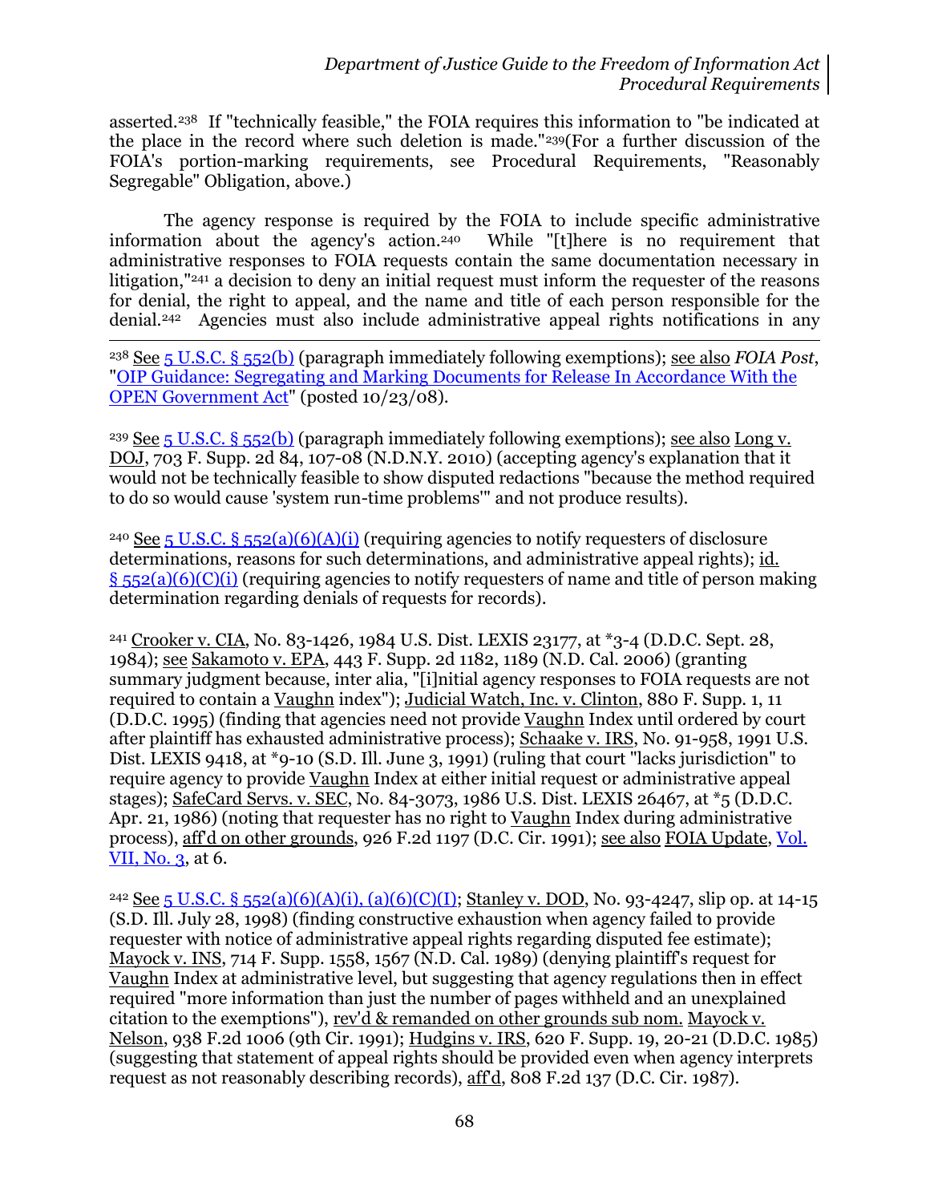asserted.[238] If "technically feasible," the FOIA requires this information to "be indicated at the place in the record where such deletion is made."[239](For a further discussion of the FOIA's portion-marking requirements, see Procedural Requirements, "Reasonably Segregable" Obligation, above.)

The agency response is required by the FOIA to include specific administrative information about the agency's action.[240] While "[t]here is no requirement that administrative responses to FOIA requests contain the same documentation necessary in litigation,"[241] a decision to deny an initial request must inform the requester of the reasons for denial, the right to appeal, and the name and title of each person responsible for the denial.[242] Agencies must also include administrative appeal rights notifications in any

---

[238] See 5 U.S.C. § 552(b) (paragraph immediately following exemptions); see also *FOIA Post*, "OIP Guidance: Segregating and Marking Documents for Release In Accordance With the OPEN Government Act" (posted 10/23/08).

[239] See 5 U.S.C. § 552(b) (paragraph immediately following exemptions); see also Long v. DOJ, 703 F. Supp. 2d 84, 107-08 (N.D.N.Y. 2010) (accepting agency's explanation that it would not be technically feasible to show disputed redactions "because the method required to do so would cause 'system run-time problems'" and not produce results).

[240] See 5 U.S.C. § 552(a)(6)(A)(i) (requiring agencies to notify requesters of disclosure determinations, reasons for such determinations, and administrative appeal rights); id. § 552(a)(6)(C)(i) (requiring agencies to notify requesters of name and title of person making determination regarding denials of requests for records).

[241] Crooker v. CIA, No. 83-1426, 1984 U.S. Dist. LEXIS 23177, at *3-4 (D.D.C. Sept. 28, 1984); see Sakamoto v. EPA, 443 F. Supp. 2d 1182, 1189 (N.D. Cal. 2006) (granting summary judgment because, inter alia, "[i]nitial agency responses to FOIA requests are not required to contain a Vaughn index"); Judicial Watch, Inc. v. Clinton, 880 F. Supp. 1, 11 (D.D.C. 1995) (finding that agencies need not provide Vaughn Index until ordered by court after plaintiff has exhausted administrative process); Schaake v. IRS, No. 91-958, 1991 U.S. Dist. LEXIS 9418, at *9-10 (S.D. Ill. June 3, 1991) (ruling that court "lacks jurisdiction" to require agency to provide Vaughn Index at either initial request or administrative appeal stages); SafeCard Servs. v. SEC, No. 84-3073, 1986 U.S. Dist. LEXIS 26467, at *5 (D.D.C. Apr. 21, 1986) (noting that requester has no right to Vaughn Index during administrative process), aff'd on other grounds, 926 F.2d 1197 (D.C. Cir. 1991); see also FOIA Update, Vol. VII, No. 3, at 6.

[242] See 5 U.S.C. § 552(a)(6)(A)(i), (a)(6)(C)(I); Stanley v. DOD, No. 93-4247, slip op. at 14-15 (S.D. Ill. July 28, 1998) (finding constructive exhaustion when agency failed to provide requester with notice of administrative appeal rights regarding disputed fee estimate); Mayock v. INS, 714 F. Supp. 1558, 1567 (N.D. Cal. 1989) (denying plaintiff's request for Vaughn Index at administrative level, but suggesting that agency regulations then in effect required "more information than just the number of pages withheld and an unexplained citation to the exemptions"), rev'd & remanded on other grounds sub nom. Mayock v. Nelson, 938 F.2d 1006 (9th Cir. 1991); Hudgins v. IRS, 620 F. Supp. 19, 20-21 (D.D.C. 1985) (suggesting that statement of appeal rights should be provided even when agency interprets request as not reasonably describing records), aff'd, 808 F.2d 137 (D.C. Cir. 1987).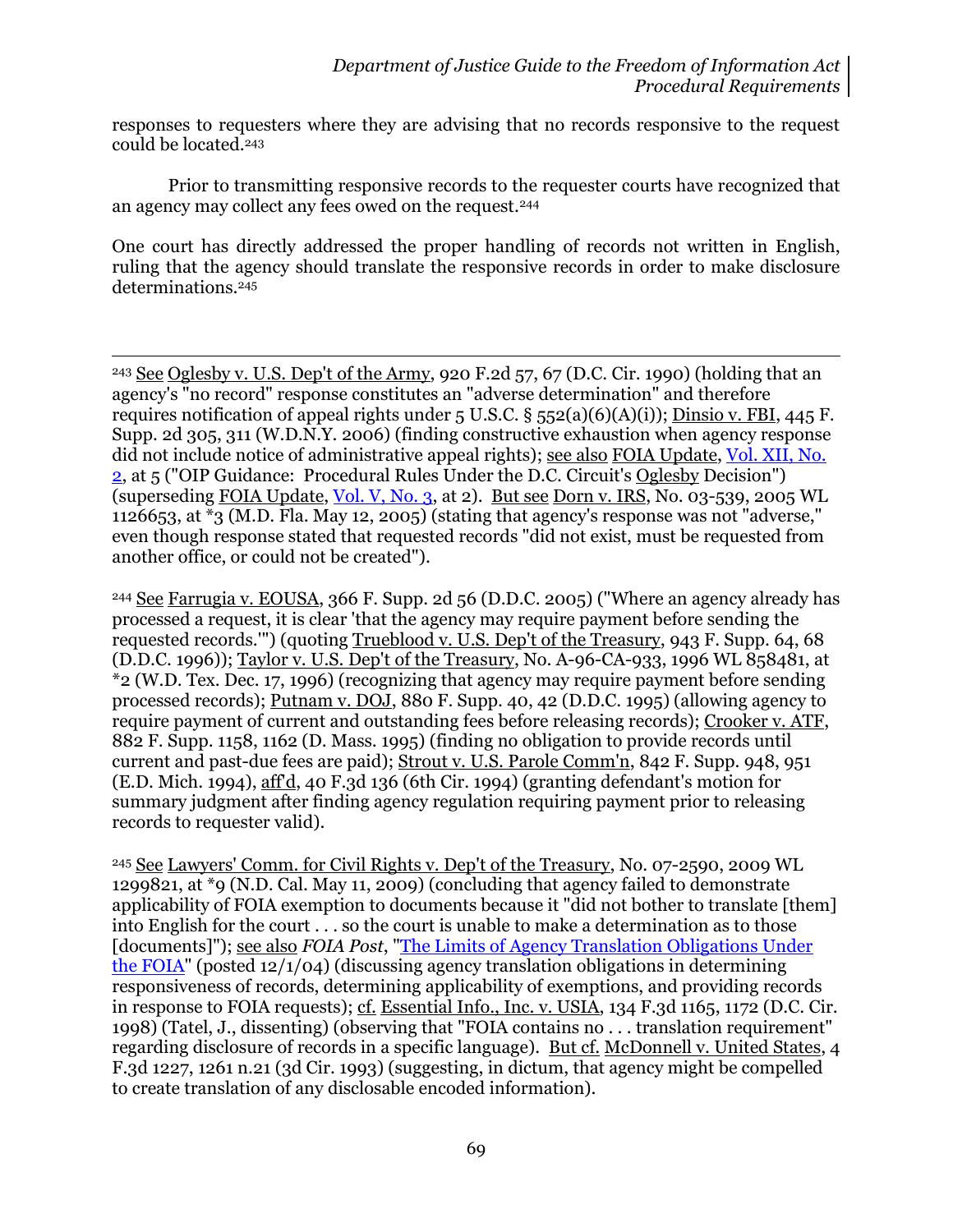responses to requesters where they are advising that no records responsive to the request could be located.[243]

Prior to transmitting responsive records to the requester courts have recognized that an agency may collect any fees owed on the request.[244]

One court has directly addressed the proper handling of records not written in English, ruling that the agency should translate the responsive records in order to make disclosure determinations.[245]

---

[243] See Oglesby v. U.S. Dep't of the Army, 920 F.2d 57, 67 (D.C. Cir. 1990) (holding that an agency's "no record" response constitutes an "adverse determination" and therefore requires notification of appeal rights under 5 U.S.C. § 552(a)(6)(A)(i)); Dinsio v. FBI, 445 F. Supp. 2d 305, 311 (W.D.N.Y. 2006) (finding constructive exhaustion when agency response did not include notice of administrative appeal rights); see also FOIA Update, Vol. XII, No. 2, at 5 ("OIP Guidance: Procedural Rules Under the D.C. Circuit's Oglesby Decision") (superseding FOIA Update, Vol. V, No. 3, at 2). But see Dorn v. IRS, No. 03-539, 2005 WL 1126653, at *3 (M.D. Fla. May 12, 2005) (stating that agency's response was not "adverse," even though response stated that requested records "did not exist, must be requested from another office, or could not be created").

[244] See Farrugia v. EOUSA, 366 F. Supp. 2d 56 (D.D.C. 2005) ("Where an agency already has processed a request, it is clear 'that the agency may require payment before sending the requested records.'") (quoting Trueblood v. U.S. Dep't of the Treasury, 943 F. Supp. 64, 68 (D.D.C. 1996)); Taylor v. U.S. Dep't of the Treasury, No. A-96-CA-933, 1996 WL 858481, at *2 (W.D. Tex. Dec. 17, 1996) (recognizing that agency may require payment before sending processed records); Putnam v. DOJ, 880 F. Supp. 40, 42 (D.D.C. 1995) (allowing agency to require payment of current and outstanding fees before releasing records); Crooker v. ATF, 882 F. Supp. 1158, 1162 (D. Mass. 1995) (finding no obligation to provide records until current and past-due fees are paid); Strout v. U.S. Parole Comm'n, 842 F. Supp. 948, 951 (E.D. Mich. 1994), aff'd, 40 F.3d 136 (6th Cir. 1994) (granting defendant's motion for summary judgment after finding agency regulation requiring payment prior to releasing records to requester valid).

[245] See Lawyers' Comm. for Civil Rights v. Dep't of the Treasury, No. 07-2590, 2009 WL 1299821, at *9 (N.D. Cal. May 11, 2009) (concluding that agency failed to demonstrate applicability of FOIA exemption to documents because it "did not bother to translate [them] into English for the court . . . so the court is unable to make a determination as to those [documents]"); see also *FOIA Post*, "The Limits of Agency Translation Obligations Under the FOIA" (posted 12/1/04) (discussing agency translation obligations in determining responsiveness of records, determining applicability of exemptions, and providing records in response to FOIA requests); cf. Essential Info., Inc. v. USIA, 134 F.3d 1165, 1172 (D.C. Cir. 1998) (Tatel, J., dissenting) (observing that "FOIA contains no . . . translation requirement" regarding disclosure of records in a specific language). But cf. McDonnell v. United States, 4 F.3d 1227, 1261 n.21 (3d Cir. 1993) (suggesting, in dictum, that agency might be compelled to create translation of any disclosable encoded information).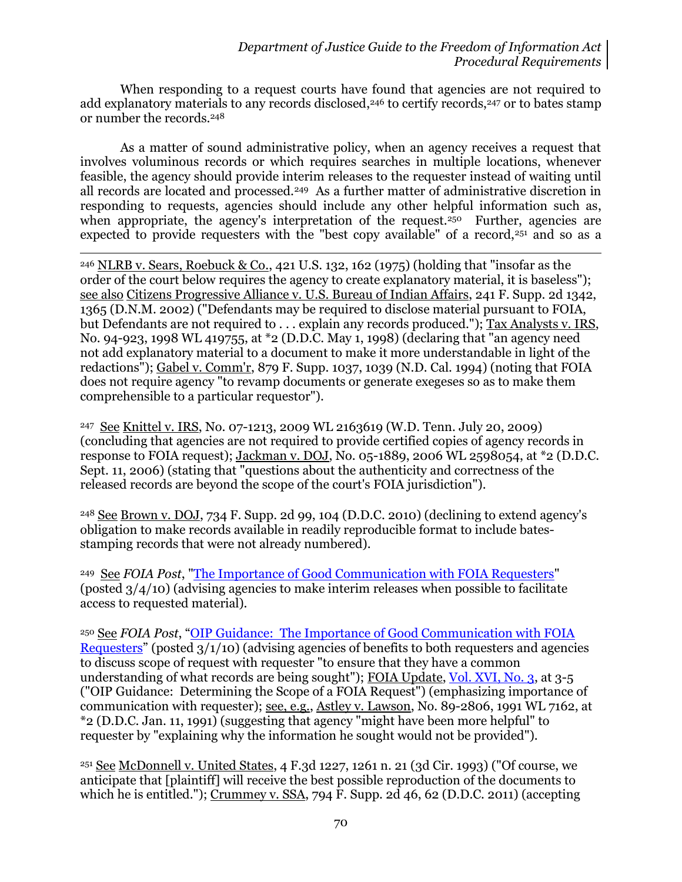When responding to a request courts have found that agencies are not required to add explanatory materials to any records disclosed,[246] to certify records,[247] or to bates stamp or number the records.[248]

As a matter of sound administrative policy, when an agency receives a request that involves voluminous records or which requires searches in multiple locations, whenever feasible, the agency should provide interim releases to the requester instead of waiting until all records are located and processed.[249] As a further matter of administrative discretion in responding to requests, agencies should include any other helpful information such as, when appropriate, the agency's interpretation of the request.[250] Further, agencies are expected to provide requesters with the "best copy available" of a record,[251] and so as a

---

[246] NLRB v. Sears, Roebuck & Co., 421 U.S. 132, 162 (1975) (holding that "insofar as the order of the court below requires the agency to create explanatory material, it is baseless"); see also Citizens Progressive Alliance v. U.S. Bureau of Indian Affairs, 241 F. Supp. 2d 1342, 1365 (D.N.M. 2002) ("Defendants may be required to disclose material pursuant to FOIA, but Defendants are not required to . . . explain any records produced."); Tax Analysts v. IRS, No. 94-923, 1998 WL 419755, at *2 (D.D.C. May 1, 1998) (declaring that "an agency need not add explanatory material to a document to make it more understandable in light of the redactions"); Gabel v. Comm'r, 879 F. Supp. 1037, 1039 (N.D. Cal. 1994) (noting that FOIA does not require agency "to revamp documents or generate exegeses so as to make them comprehensible to a particular requestor").

[247] See Knittel v. IRS, No. 07-1213, 2009 WL 2163619 (W.D. Tenn. July 20, 2009) (concluding that agencies are not required to provide certified copies of agency records in response to FOIA request); Jackman v. DOJ, No. 05-1889, 2006 WL 2598054, at *2 (D.D.C. Sept. 11, 2006) (stating that "questions about the authenticity and correctness of the released records are beyond the scope of the court's FOIA jurisdiction").

[248] See Brown v. DOJ, 734 F. Supp. 2d 99, 104 (D.D.C. 2010) (declining to extend agency's obligation to make records available in readily reproducible format to include bates-stamping records that were not already numbered).

[249] See *FOIA Post*, "The Importance of Good Communication with FOIA Requesters" (posted 3/4/10) (advising agencies to make interim releases when possible to facilitate access to requested material).

[250] See *FOIA Post*, "OIP Guidance: The Importance of Good Communication with FOIA Requesters" (posted 3/1/10) (advising agencies of benefits to both requesters and agencies to discuss scope of request with requester "to ensure that they have a common understanding of what records are being sought"); FOIA Update, Vol. XVI, No. 3, at 3-5 ("OIP Guidance: Determining the Scope of a FOIA Request") (emphasizing importance of communication with requester); see, e.g., Astley v. Lawson, No. 89-2806, 1991 WL 7162, at *2 (D.D.C. Jan. 11, 1991) (suggesting that agency "might have been more helpful" to requester by "explaining why the information he sought would not be provided").

[251] See McDonnell v. United States, 4 F.3d 1227, 1261 n. 21 (3d Cir. 1993) ("Of course, we anticipate that [plaintiff] will receive the best possible reproduction of the documents to which he is entitled."); Crummey v. SSA, 794 F. Supp. 2d 46, 62 (D.D.C. 2011) (accepting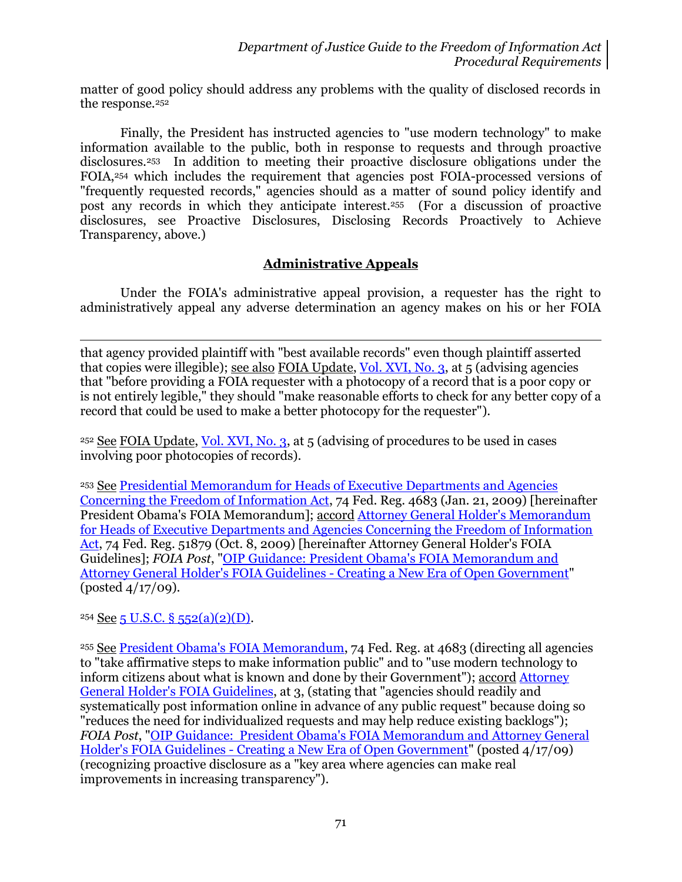matter of good policy should address any problems with the quality of disclosed records in the response.[252]

Finally, the President has instructed agencies to "use modern technology" to make information available to the public, both in response to requests and through proactive disclosures.[253] In addition to meeting their proactive disclosure obligations under the FOIA,[254] which includes the requirement that agencies post FOIA-processed versions of "frequently requested records," agencies should as a matter of sound policy identify and post any records in which they anticipate interest.[255] (For a discussion of proactive disclosures, see Proactive Disclosures, Disclosing Records Proactively to Achieve Transparency, above.)

## Administrative Appeals

Under the FOIA's administrative appeal provision, a requester has the right to administratively appeal any adverse determination an agency makes on his or her FOIA

---

that agency provided plaintiff with "best available records" even though plaintiff asserted that copies were illegible); see also FOIA Update, Vol. XVI, No. 3, at 5 (advising agencies that "before providing a FOIA requester with a photocopy of a record that is a poor copy or is not entirely legible," they should "make reasonable efforts to check for any better copy of a record that could be used to make a better photocopy for the requester").

[252] See FOIA Update, Vol. XVI, No. 3, at 5 (advising of procedures to be used in cases involving poor photocopies of records).

[253] See Presidential Memorandum for Heads of Executive Departments and Agencies Concerning the Freedom of Information Act, 74 Fed. Reg. 4683 (Jan. 21, 2009) [hereinafter President Obama's FOIA Memorandum]; accord Attorney General Holder's Memorandum for Heads of Executive Departments and Agencies Concerning the Freedom of Information Act, 74 Fed. Reg. 51879 (Oct. 8, 2009) [hereinafter Attorney General Holder's FOIA Guidelines]; *FOIA Post*, "OIP Guidance: President Obama's FOIA Memorandum and Attorney General Holder's FOIA Guidelines - Creating a New Era of Open Government" (posted 4/17/09).

[254] See 5 U.S.C. § 552(a)(2)(D).

[255] See President Obama's FOIA Memorandum, 74 Fed. Reg. at 4683 (directing all agencies to "take affirmative steps to make information public" and to "use modern technology to inform citizens about what is known and done by their Government"); accord Attorney General Holder's FOIA Guidelines, at 3, (stating that "agencies should readily and systematically post information online in advance of any public request" because doing so "reduces the need for individualized requests and may help reduce existing backlogs"); *FOIA Post*, "OIP Guidance: President Obama's FOIA Memorandum and Attorney General Holder's FOIA Guidelines - Creating a New Era of Open Government" (posted 4/17/09) (recognizing proactive disclosure as a "key area where agencies can make real improvements in increasing transparency").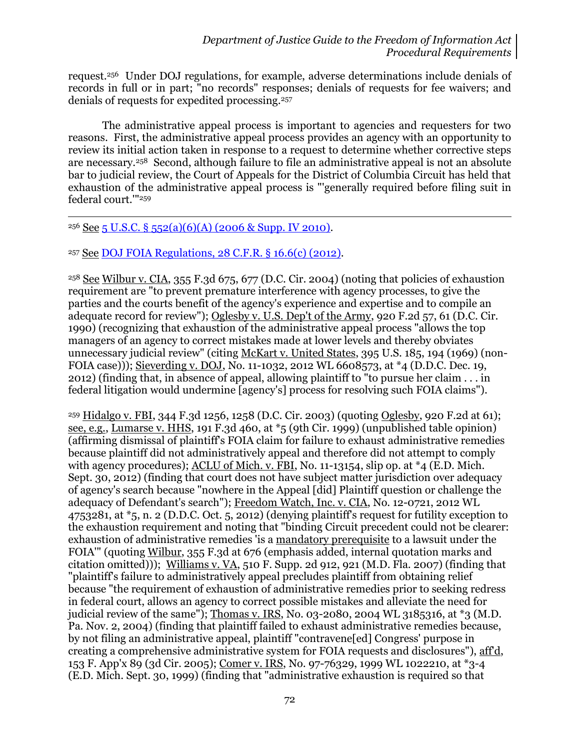request.[256] Under DOJ regulations, for example, adverse determinations include denials of records in full or in part; "no records" responses; denials of requests for fee waivers; and denials of requests for expedited processing.[257]

The administrative appeal process is important to agencies and requesters for two reasons. First, the administrative appeal process provides an agency with an opportunity to review its initial action taken in response to a request to determine whether corrective steps are necessary.[258] Second, although failure to file an administrative appeal is not an absolute bar to judicial review, the Court of Appeals for the District of Columbia Circuit has held that exhaustion of the administrative appeal process is "'generally required before filing suit in federal court.'"[259]

---

[256] See 5 U.S.C. § 552(a)(6)(A) (2006 & Supp. IV 2010).

[257] See DOJ FOIA Regulations, 28 C.F.R. § 16.6(c) (2012).

[258] See Wilbur v. CIA, 355 F.3d 675, 677 (D.C. Cir. 2004) (noting that policies of exhaustion requirement are "to prevent premature interference with agency processes, to give the parties and the courts benefit of the agency's experience and expertise and to compile an adequate record for review"); Oglesby v. U.S. Dep't of the Army, 920 F.2d 57, 61 (D.C. Cir. 1990) (recognizing that exhaustion of the administrative appeal process "allows the top managers of an agency to correct mistakes made at lower levels and thereby obviates unnecessary judicial review" (citing McKart v. United States, 395 U.S. 185, 194 (1969) (non-FOIA case))); Sieverding v. DOJ, No. 11-1032, 2012 WL 6608573, at *4 (D.D.C. Dec. 19, 2012) (finding that, in absence of appeal, allowing plaintiff to "to pursue her claim . . . in federal litigation would undermine [agency's] process for resolving such FOIA claims").

[259] Hidalgo v. FBI, 344 F.3d 1256, 1258 (D.C. Cir. 2003) (quoting Oglesby, 920 F.2d at 61); see, e.g., Lumarse v. HHS, 191 F.3d 460, at *5 (9th Cir. 1999) (unpublished table opinion) (affirming dismissal of plaintiff's FOIA claim for failure to exhaust administrative remedies because plaintiff did not administratively appeal and therefore did not attempt to comply with agency procedures); ACLU of Mich. v. FBI, No. 11-13154, slip op. at *4 (E.D. Mich. Sept. 30, 2012) (finding that court does not have subject matter jurisdiction over adequacy of agency's search because "nowhere in the Appeal [did] Plaintiff question or challenge the adequacy of Defendant's search"); Freedom Watch, Inc. v. CIA, No. 12-0721, 2012 WL 4753281, at *5, n. 2 (D.D.C. Oct. 5, 2012) (denying plaintiff's request for futility exception to the exhaustion requirement and noting that "binding Circuit precedent could not be clearer: exhaustion of administrative remedies 'is a mandatory prerequisite to a lawsuit under the FOIA'" (quoting Wilbur, 355 F.3d at 676 (emphasis added, internal quotation marks and citation omitted))); Williams v. VA, 510 F. Supp. 2d 912, 921 (M.D. Fla. 2007) (finding that "plaintiff's failure to administratively appeal precludes plaintiff from obtaining relief because "the requirement of exhaustion of administrative remedies prior to seeking redress in federal court, allows an agency to correct possible mistakes and alleviate the need for judicial review of the same"); Thomas v. IRS, No. 03-2080, 2004 WL 3185316, at *3 (M.D. Pa. Nov. 2, 2004) (finding that plaintiff failed to exhaust administrative remedies because, by not filing an administrative appeal, plaintiff "contravene[ed] Congress' purpose in creating a comprehensive administrative system for FOIA requests and disclosures"), aff'd, 153 F. App'x 89 (3d Cir. 2005); Comer v. IRS, No. 97-76329, 1999 WL 1022210, at *3-4 (E.D. Mich. Sept. 30, 1999) (finding that "administrative exhaustion is required so that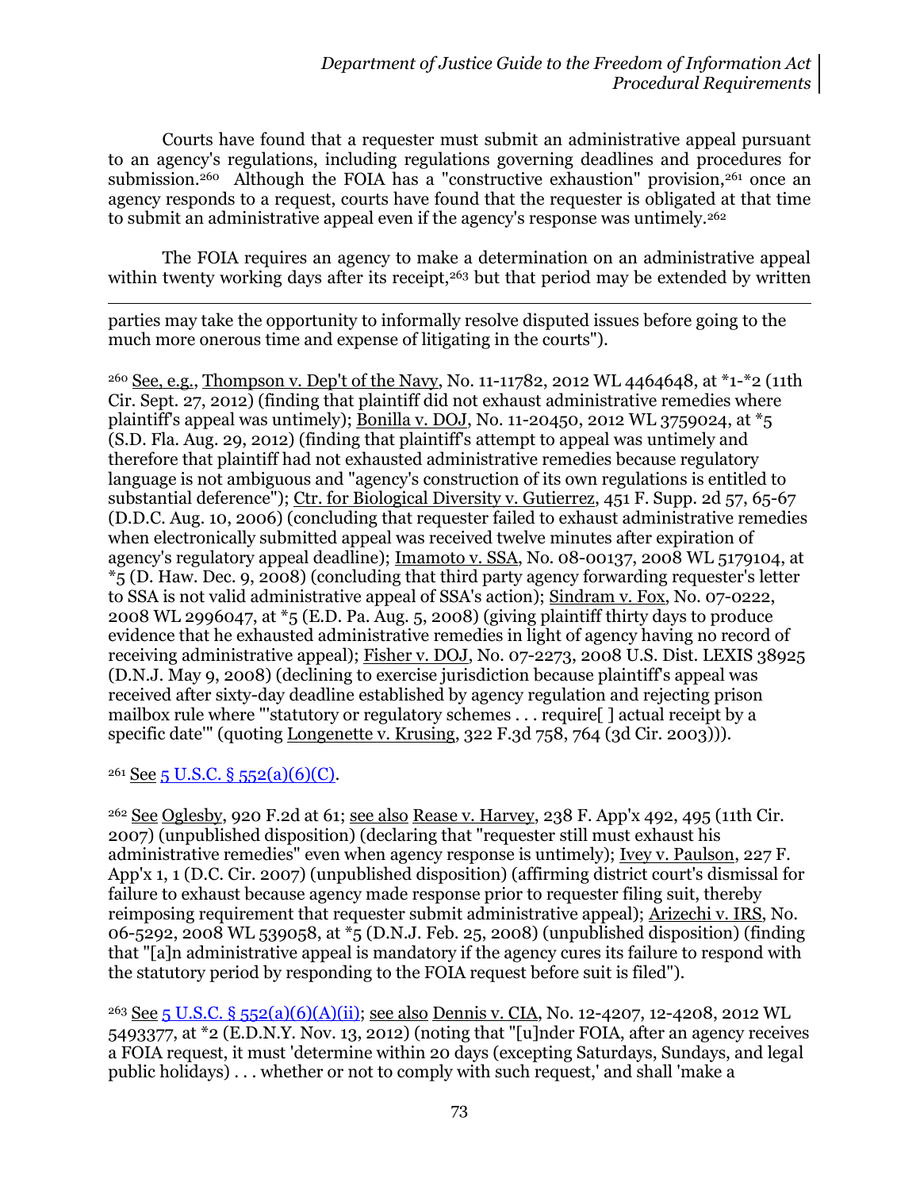Courts have found that a requester must submit an administrative appeal pursuant to an agency's regulations, including regulations governing deadlines and procedures for submission.[260] Although the FOIA has a "constructive exhaustion" provision,[261] once an agency responds to a request, courts have found that the requester is obligated at that time to submit an administrative appeal even if the agency's response was untimely.[262]

The FOIA requires an agency to make a determination on an administrative appeal within twenty working days after its receipt,[263] but that period may be extended by written

---

parties may take the opportunity to informally resolve disputed issues before going to the much more onerous time and expense of litigating in the courts").

[260] See, e.g., Thompson v. Dep't of the Navy, No. 11-11782, 2012 WL 4464648, at *1-*2 (11th Cir. Sept. 27, 2012) (finding that plaintiff did not exhaust administrative remedies where plaintiff's appeal was untimely); Bonilla v. DOJ, No. 11-20450, 2012 WL 3759024, at *5 (S.D. Fla. Aug. 29, 2012) (finding that plaintiff's attempt to appeal was untimely and therefore that plaintiff had not exhausted administrative remedies because regulatory language is not ambiguous and "agency's construction of its own regulations is entitled to substantial deference"); Ctr. for Biological Diversity v. Gutierrez, 451 F. Supp. 2d 57, 65-67 (D.D.C. Aug. 10, 2006) (concluding that requester failed to exhaust administrative remedies when electronically submitted appeal was received twelve minutes after expiration of agency's regulatory appeal deadline); Imamoto v. SSA, No. 08-00137, 2008 WL 5179104, at *5 (D. Haw. Dec. 9, 2008) (concluding that third party agency forwarding requester's letter to SSA is not valid administrative appeal of SSA's action); Sindram v. Fox, No. 07-0222, 2008 WL 2996047, at *5 (E.D. Pa. Aug. 5, 2008) (giving plaintiff thirty days to produce evidence that he exhausted administrative remedies in light of agency having no record of receiving administrative appeal); Fisher v. DOJ, No. 07-2273, 2008 U.S. Dist. LEXIS 38925 (D.N.J. May 9, 2008) (declining to exercise jurisdiction because plaintiff's appeal was received after sixty-day deadline established by agency regulation and rejecting prison mailbox rule where "'statutory or regulatory schemes . . . require[ ] actual receipt by a specific date'" (quoting Longenette v. Krusing, 322 F.3d 758, 764 (3d Cir. 2003))).

[261] See 5 U.S.C. § 552(a)(6)(C).

[262] See Oglesby, 920 F.2d at 61; see also Rease v. Harvey, 238 F. App'x 492, 495 (11th Cir. 2007) (unpublished disposition) (declaring that "requester still must exhaust his administrative remedies" even when agency response is untimely); Ivey v. Paulson, 227 F. App'x 1, 1 (D.C. Cir. 2007) (unpublished disposition) (affirming district court's dismissal for failure to exhaust because agency made response prior to requester filing suit, thereby reimposing requirement that requester submit administrative appeal); Arizechi v. IRS, No. 06-5292, 2008 WL 539058, at *5 (D.N.J. Feb. 25, 2008) (unpublished disposition) (finding that "[a]n administrative appeal is mandatory if the agency cures its failure to respond with the statutory period by responding to the FOIA request before suit is filed").

[263] See 5 U.S.C. § 552(a)(6)(A)(ii); see also Dennis v. CIA, No. 12-4207, 12-4208, 2012 WL 5493377, at *2 (E.D.N.Y. Nov. 13, 2012) (noting that "[u]nder FOIA, after an agency receives a FOIA request, it must 'determine within 20 days (excepting Saturdays, Sundays, and legal public holidays) . . . whether or not to comply with such request,' and shall 'make a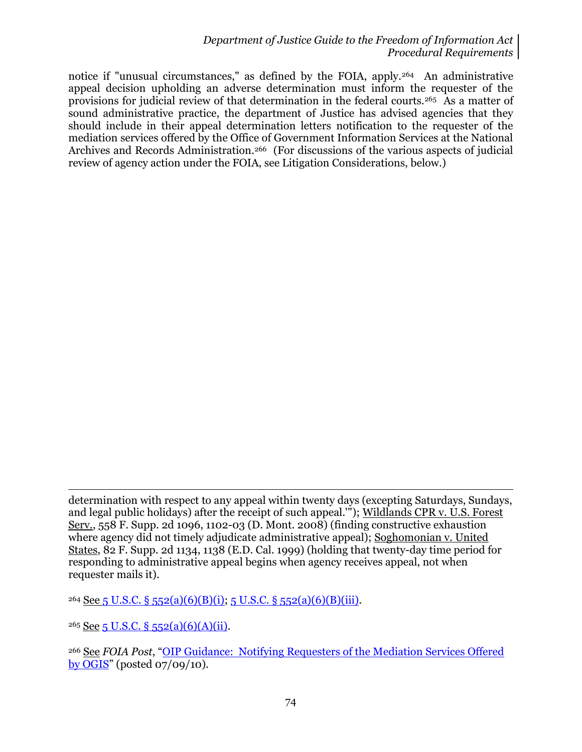notice if "unusual circumstances," as defined by the FOIA, apply.[264] An administrative appeal decision upholding an adverse determination must inform the requester of the provisions for judicial review of that determination in the federal courts.[265] As a matter of sound administrative practice, the department of Justice has advised agencies that they should include in their appeal determination letters notification to the requester of the mediation services offered by the Office of Government Information Services at the National Archives and Records Administration.[266] (For discussions of the various aspects of judicial review of agency action under the FOIA, see Litigation Considerations, below.)

---

determination with respect to any appeal within twenty days (excepting Saturdays, Sundays, and legal public holidays) after the receipt of such appeal.'"); Wildlands CPR v. U.S. Forest Serv., 558 F. Supp. 2d 1096, 1102-03 (D. Mont. 2008) (finding constructive exhaustion where agency did not timely adjudicate administrative appeal); Soghomonian v. United States, 82 F. Supp. 2d 1134, 1138 (E.D. Cal. 1999) (holding that twenty-day time period for responding to administrative appeal begins when agency receives appeal, not when requester mails it).

[264] See 5 U.S.C. § 552(a)(6)(B)(i); 5 U.S.C. § 552(a)(6)(B)(iii).

[265] See 5 U.S.C. § 552(a)(6)(A)(ii).

[266] See *FOIA Post*, "OIP Guidance: Notifying Requesters of the Mediation Services Offered by OGIS" (posted 07/09/10).